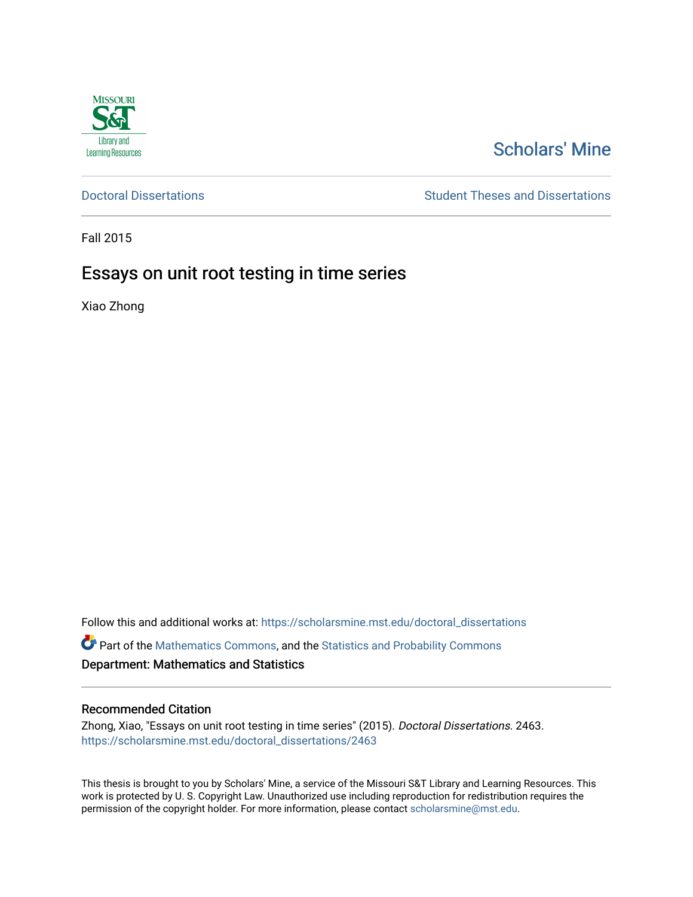Scholars' Mine

Doctoral Dissertations

Student Theses and Dissertations

Fall 2015

# Essays on unit root testing in time series

Xiao Zhong

Follow this and additional works at: https://scholarsmine.mst.edu/doctoral_dissertations

Part of the Mathematics Commons, and the Statistics and Probability Commons

Department: Mathematics and Statistics

## Recommended Citation

Zhong, Xiao, "Essays on unit root testing in time series" (2015). *Doctoral Dissertations*. 2463.
https://scholarsmine.mst.edu/doctoral_dissertations/2463

This thesis is brought to you by Scholars' Mine, a service of the Missouri S&T Library and Learning Resources. This work is protected by U. S. Copyright Law. Unauthorized use including reproduction for redistribution requires the permission of the copyright holder. For more information, please contact scholarsmine@mst.edu.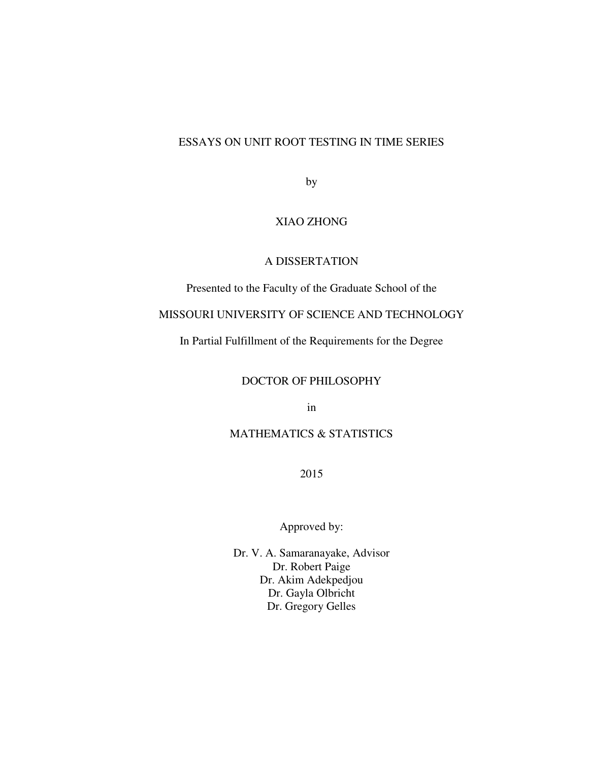# ESSAYS ON UNIT ROOT TESTING IN TIME SERIES

by

XIAO ZHONG

A DISSERTATION

Presented to the Faculty of the Graduate School of the

MISSOURI UNIVERSITY OF SCIENCE AND TECHNOLOGY

In Partial Fulfillment of the Requirements for the Degree

DOCTOR OF PHILOSOPHY

in

MATHEMATICS & STATISTICS

2015

Approved by:

Dr. V. A. Samaranayake, Advisor
Dr. Robert Paige
Dr. Akim Adekpedjou
Dr. Gayla Olbricht
Dr. Gregory Gelles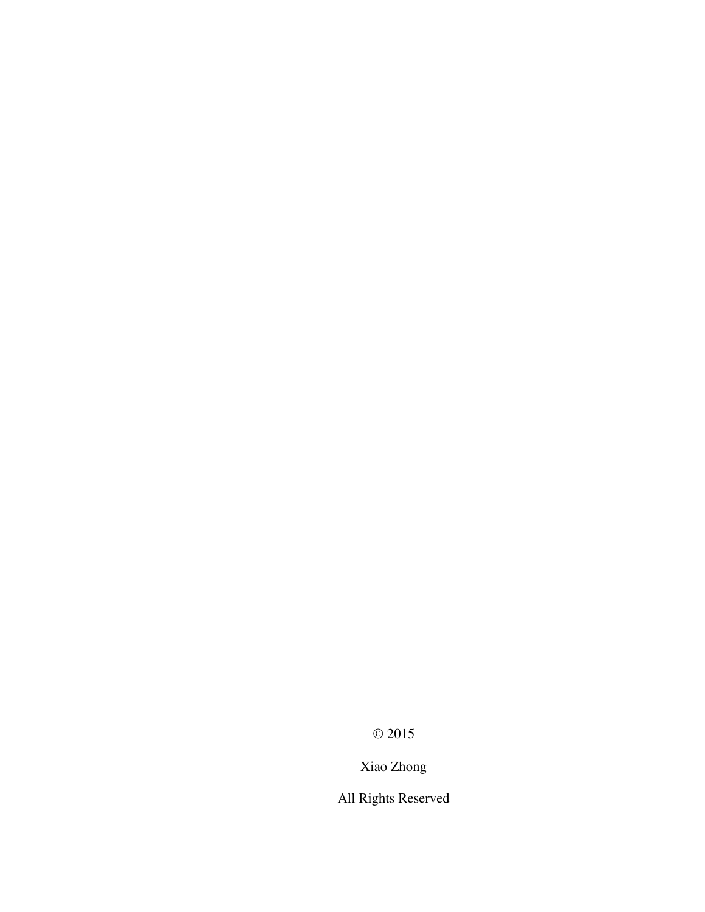© 2015

Xiao Zhong

All Rights Reserved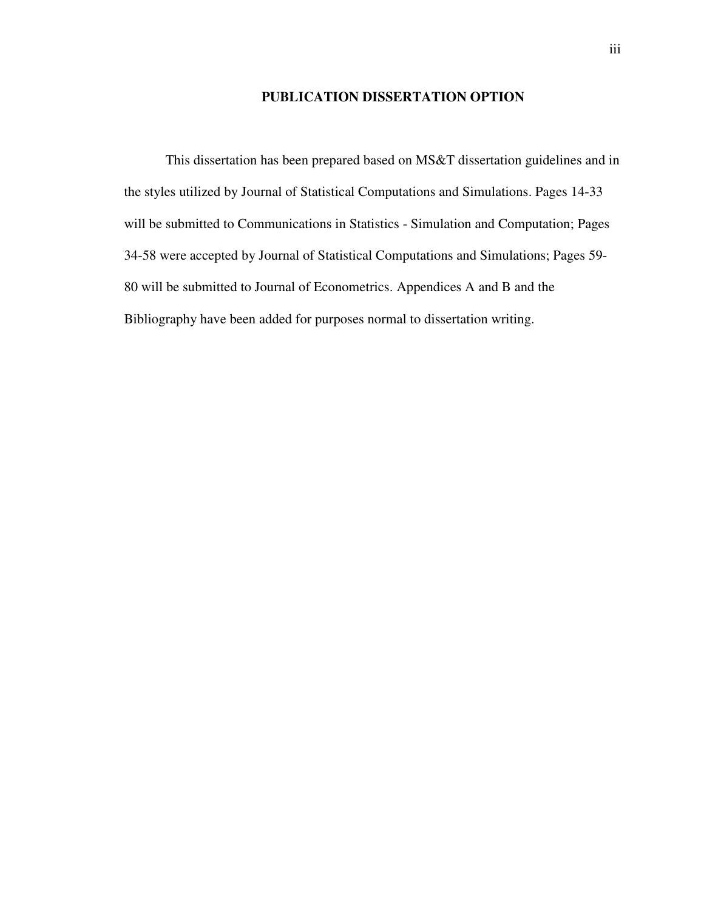# PUBLICATION DISSERTATION OPTION

This dissertation has been prepared based on MS&T dissertation guidelines and in the styles utilized by Journal of Statistical Computations and Simulations. Pages 14-33 will be submitted to Communications in Statistics - Simulation and Computation; Pages 34-58 were accepted by Journal of Statistical Computations and Simulations; Pages 59-80 will be submitted to Journal of Econometrics. Appendices A and B and the Bibliography have been added for purposes normal to dissertation writing.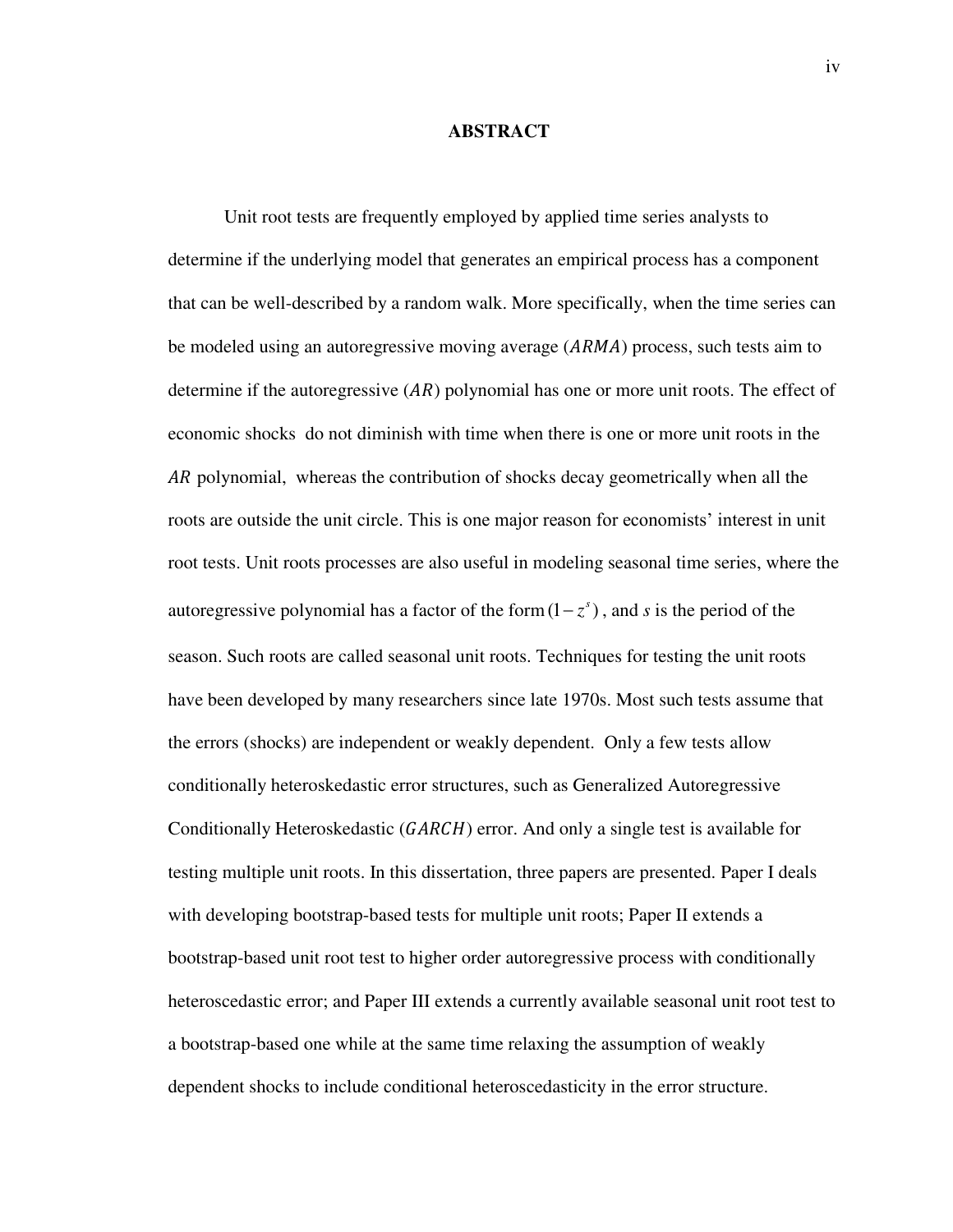# ABSTRACT

Unit root tests are frequently employed by applied time series analysts to determine if the underlying model that generates an empirical process has a component that can be well-described by a random walk. More specifically, when the time series can be modeled using an autoregressive moving average ($ARMA$) process, such tests aim to determine if the autoregressive ($AR$) polynomial has one or more unit roots. The effect of economic shocks do not diminish with time when there is one or more unit roots in the $AR$ polynomial, whereas the contribution of shocks decay geometrically when all the roots are outside the unit circle. This is one major reason for economists' interest in unit root tests. Unit roots processes are also useful in modeling seasonal time series, where the autoregressive polynomial has a factor of the form $(1-z^s)$, and $s$ is the period of the season. Such roots are called seasonal unit roots. Techniques for testing the unit roots have been developed by many researchers since late 1970s. Most such tests assume that the errors (shocks) are independent or weakly dependent. Only a few tests allow conditionally heteroskedastic error structures, such as Generalized Autoregressive Conditionally Heteroskedastic ($GARCH$) error. And only a single test is available for testing multiple unit roots. In this dissertation, three papers are presented. Paper I deals with developing bootstrap-based tests for multiple unit roots; Paper II extends a bootstrap-based unit root test to higher order autoregressive process with conditionally heteroscedastic error; and Paper III extends a currently available seasonal unit root test to a bootstrap-based one while at the same time relaxing the assumption of weakly dependent shocks to include conditional heteroscedasticity in the error structure.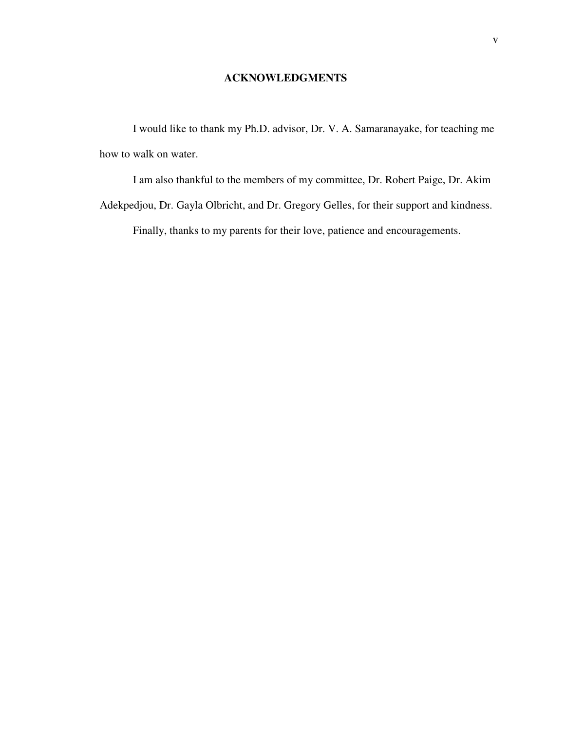## ACKNOWLEDGMENTS

I would like to thank my Ph.D. advisor, Dr. V. A. Samaranayake, for teaching me how to walk on water.

I am also thankful to the members of my committee, Dr. Robert Paige, Dr. Akim Adekpedjou, Dr. Gayla Olbricht, and Dr. Gregory Gelles, for their support and kindness.

Finally, thanks to my parents for their love, patience and encouragements.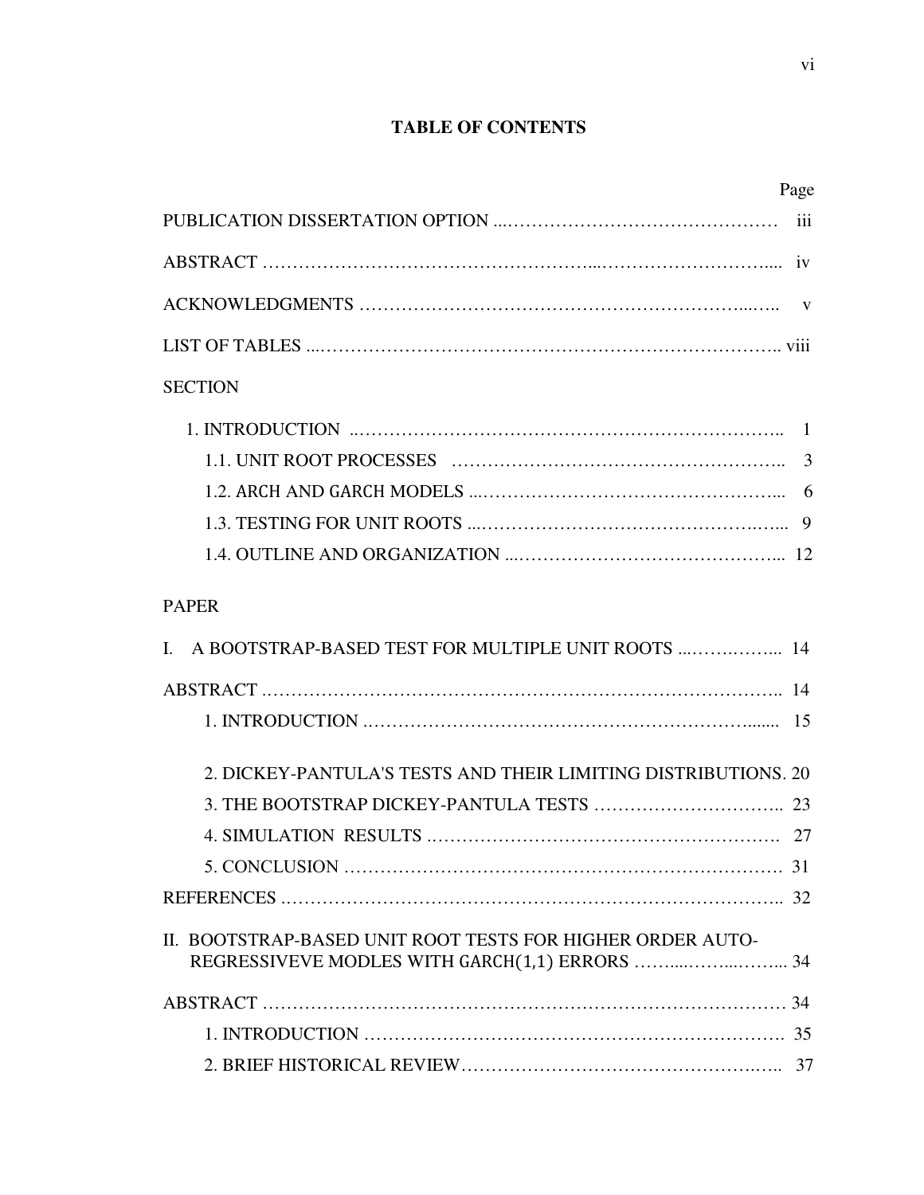**TABLE OF CONTENTS**

| | Page |
|---|---|
| PUBLICATION DISSERTATION OPTION | iii |
| ABSTRACT | iv |
| ACKNOWLEDGMENTS | v |
| LIST OF TABLES | viii |
| SECTION | |
| 1. INTRODUCTION | 1 |
| 1.1. UNIT ROOT PROCESSES | 3 |
| 1.2. ARCH AND GARCH MODELS | 6 |
| 1.3. TESTING FOR UNIT ROOTS | 9 |
| 1.4. OUTLINE AND ORGANIZATION | 12 |
| PAPER | |
| I. A BOOTSTRAP-BASED TEST FOR MULTIPLE UNIT ROOTS | 14 |
| ABSTRACT | 14 |
| 1. INTRODUCTION | 15 |
| 2. DICKEY-PANTULA'S TESTS AND THEIR LIMITING DISTRIBUTIONS | 20 |
| 3. THE BOOTSTRAP DICKEY-PANTULA TESTS | 23 |
| 4. SIMULATION RESULTS | 27 |
| 5. CONCLUSION | 31 |
| REFERENCES | 32 |
| II. BOOTSTRAP-BASED UNIT ROOT TESTS FOR HIGHER ORDER AUTO-REGRESSIVEVE MODLES WITH GARCH(1,1) ERRORS | 34 |
| ABSTRACT | 34 |
| 1. INTRODUCTION | 35 |
| 2. BRIEF HISTORICAL REVIEW | 37 |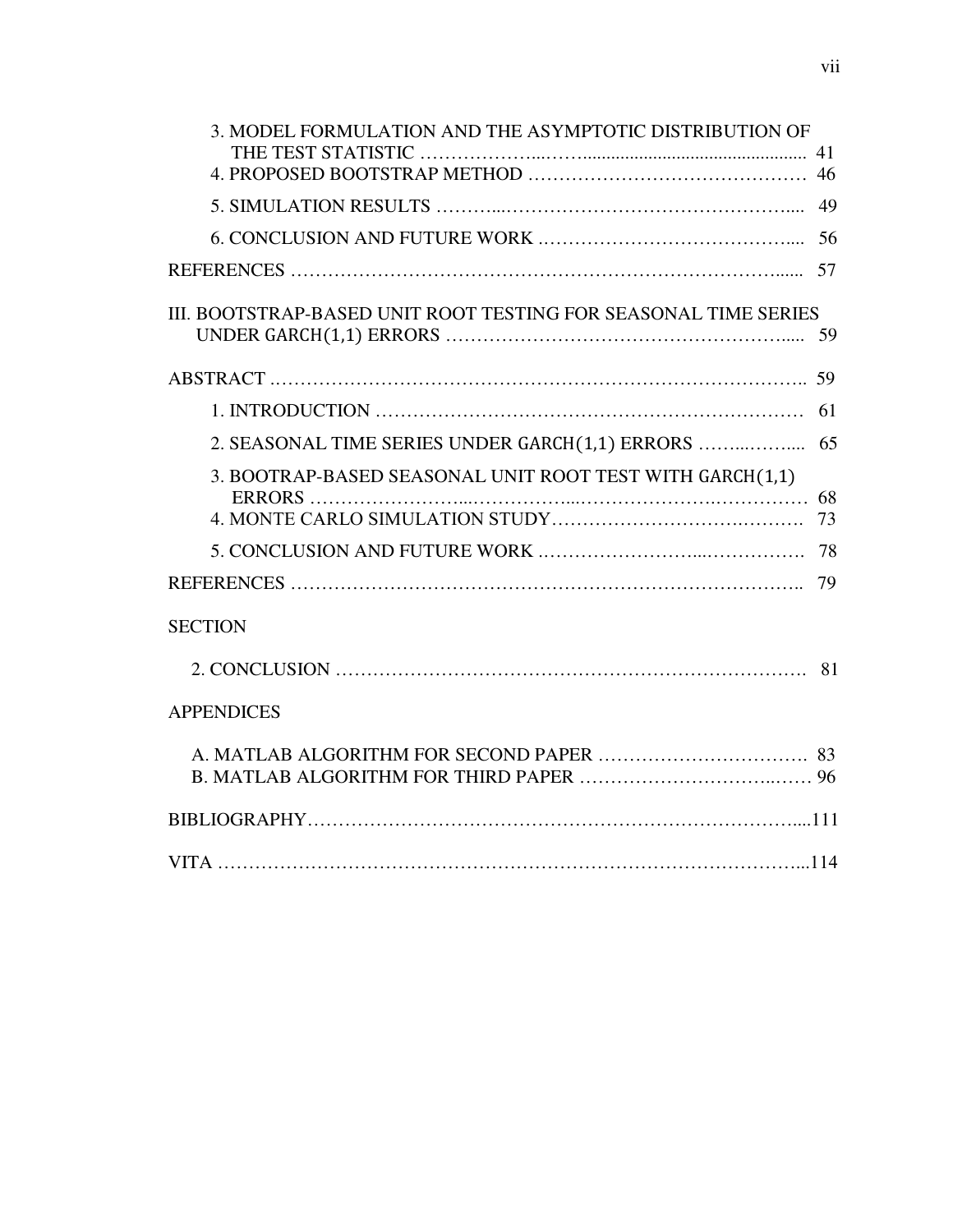3. MODEL FORMULATION AND THE ASYMPTOTIC DISTRIBUTION OF THE TEST STATISTIC ………………..……............................................... 41

4. PROPOSED BOOTSTRAP METHOD ……………………………………. 46

5. SIMULATION RESULTS ………...……………………………………..... 49

6. CONCLUSION AND FUTURE WORK .………………………………….... 56

REFERENCES …………………………………………………………………...... 57

III. BOOTSTRAP-BASED UNIT ROOT TESTING FOR SEASONAL TIME SERIES UNDER GARCH(1,1) ERRORS ……………………………………………...... 59

ABSTRACT ……………………………………………………………………….. 59

1. INTRODUCTION …………………………………………………………… 61

2. SEASONAL TIME SERIES UNDER GARCH(1,1) ERRORS ……...……..... 65

3. BOOTRAP-BASED SEASONAL UNIT ROOT TEST WITH GARCH(1,1) ERRORS …………………...……………...………………….…………… 68

4. MONTE CARLO SIMULATION STUDY…………………………….………. 73

5. CONCLUSION AND FUTURE WORK .……………………...……………. 78

REFERENCES ……………………………………………………………………….. 79

SECTION

2. CONCLUSION ……………………….……………………….……………………. 81

APPENDICES

A. MATLAB ALGORITHM FOR SECOND PAPER ……………….…………… 83

B. MATLAB ALGORITHM FOR THIRD PAPER ………………………..…… 96

BIBLIOGRAPHY……………………………………………………………………....111

VITA ………………………………………………………………………………...114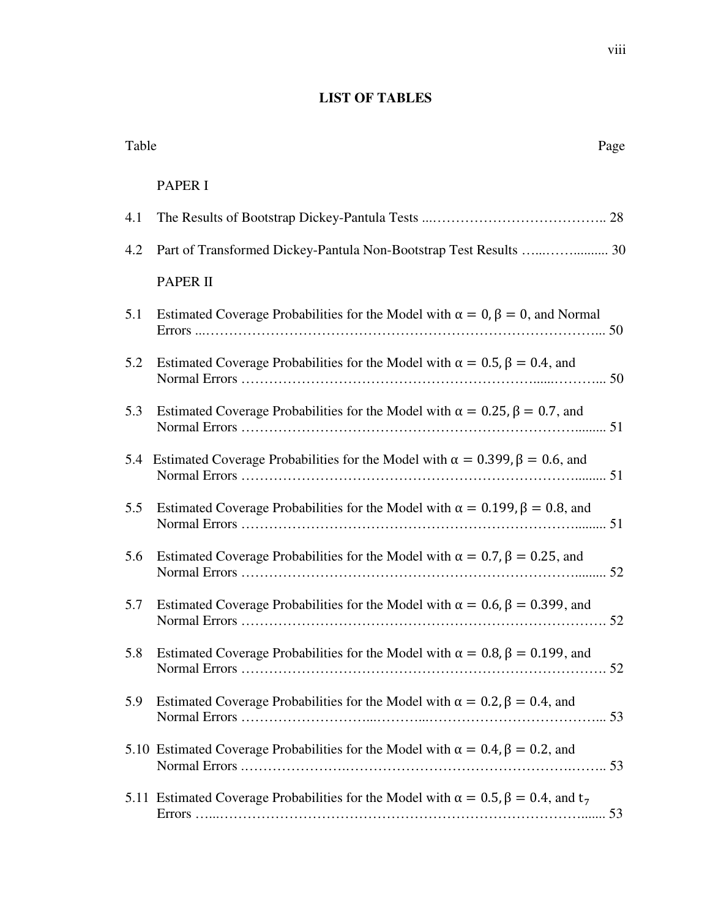# LIST OF TABLES

| Table | | Page |
|---|---|---|
| | PAPER I | |
| 4.1 | The Results of Bootstrap Dickey-Pantula Tests | 28 |
| 4.2 | Part of Transformed Dickey-Pantula Non-Bootstrap Test Results | 30 |
| | PAPER II | |
| 5.1 | Estimated Coverage Probabilities for the Model with $\alpha = 0, \beta = 0$, and Normal Errors | 50 |
| 5.2 | Estimated Coverage Probabilities for the Model with $\alpha = 0.5, \beta = 0.4$, and Normal Errors | 50 |
| 5.3 | Estimated Coverage Probabilities for the Model with $\alpha = 0.25, \beta = 0.7$, and Normal Errors | 51 |
| 5.4 | Estimated Coverage Probabilities for the Model with $\alpha = 0.399, \beta = 0.6$, and Normal Errors | 51 |
| 5.5 | Estimated Coverage Probabilities for the Model with $\alpha = 0.199, \beta = 0.8$, and Normal Errors | 51 |
| 5.6 | Estimated Coverage Probabilities for the Model with $\alpha = 0.7, \beta = 0.25$, and Normal Errors | 52 |
| 5.7 | Estimated Coverage Probabilities for the Model with $\alpha = 0.6, \beta = 0.399$, and Normal Errors | 52 |
| 5.8 | Estimated Coverage Probabilities for the Model with $\alpha = 0.8, \beta = 0.199$, and Normal Errors | 52 |
| 5.9 | Estimated Coverage Probabilities for the Model with $\alpha = 0.2, \beta = 0.4$, and Normal Errors | 53 |
| 5.10 | Estimated Coverage Probabilities for the Model with $\alpha = 0.4, \beta = 0.2$, and Normal Errors | 53 |
| 5.11 | Estimated Coverage Probabilities for the Model with $\alpha = 0.5, \beta = 0.4$, and $t_7$ Errors | 53 |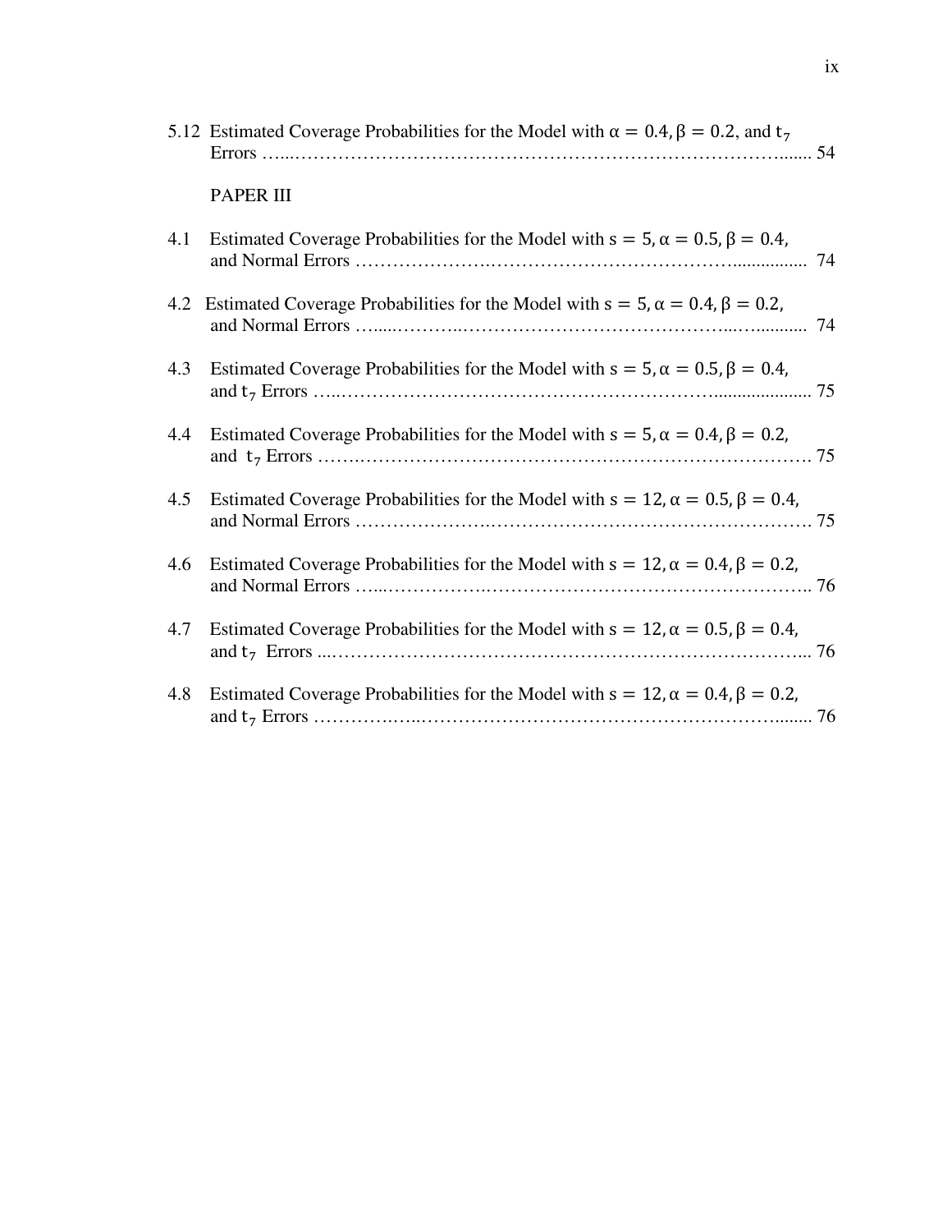5.12 Estimated Coverage Probabilities for the Model with $\alpha = 0.4, \beta = 0.2$, and $t_7$ Errors ........................................................................................ 54

PAPER III

4.1 Estimated Coverage Probabilities for the Model with $s = 5, \alpha = 0.5, \beta = 0.4$, and Normal Errors ........................................................................................ 74

4.2 Estimated Coverage Probabilities for the Model with $s = 5, \alpha = 0.4, \beta = 0.2$, and Normal Errors ........................................................................................ 74

4.3 Estimated Coverage Probabilities for the Model with $s = 5, \alpha = 0.5, \beta = 0.4$, and $t_7$ Errors ........................................................................................ 75

4.4 Estimated Coverage Probabilities for the Model with $s = 5, \alpha = 0.4, \beta = 0.2$, and $t_7$ Errors ........................................................................................ 75

4.5 Estimated Coverage Probabilities for the Model with $s = 12, \alpha = 0.5, \beta = 0.4$, and Normal Errors ........................................................................................ 75

4.6 Estimated Coverage Probabilities for the Model with $s = 12, \alpha = 0.4, \beta = 0.2$, and Normal Errors ........................................................................................ 76

4.7 Estimated Coverage Probabilities for the Model with $s = 12, \alpha = 0.5, \beta = 0.4$, and $t_7$ Errors ........................................................................................ 76

4.8 Estimated Coverage Probabilities for the Model with $s = 12, \alpha = 0.4, \beta = 0.2$, and $t_7$ Errors ........................................................................................ 76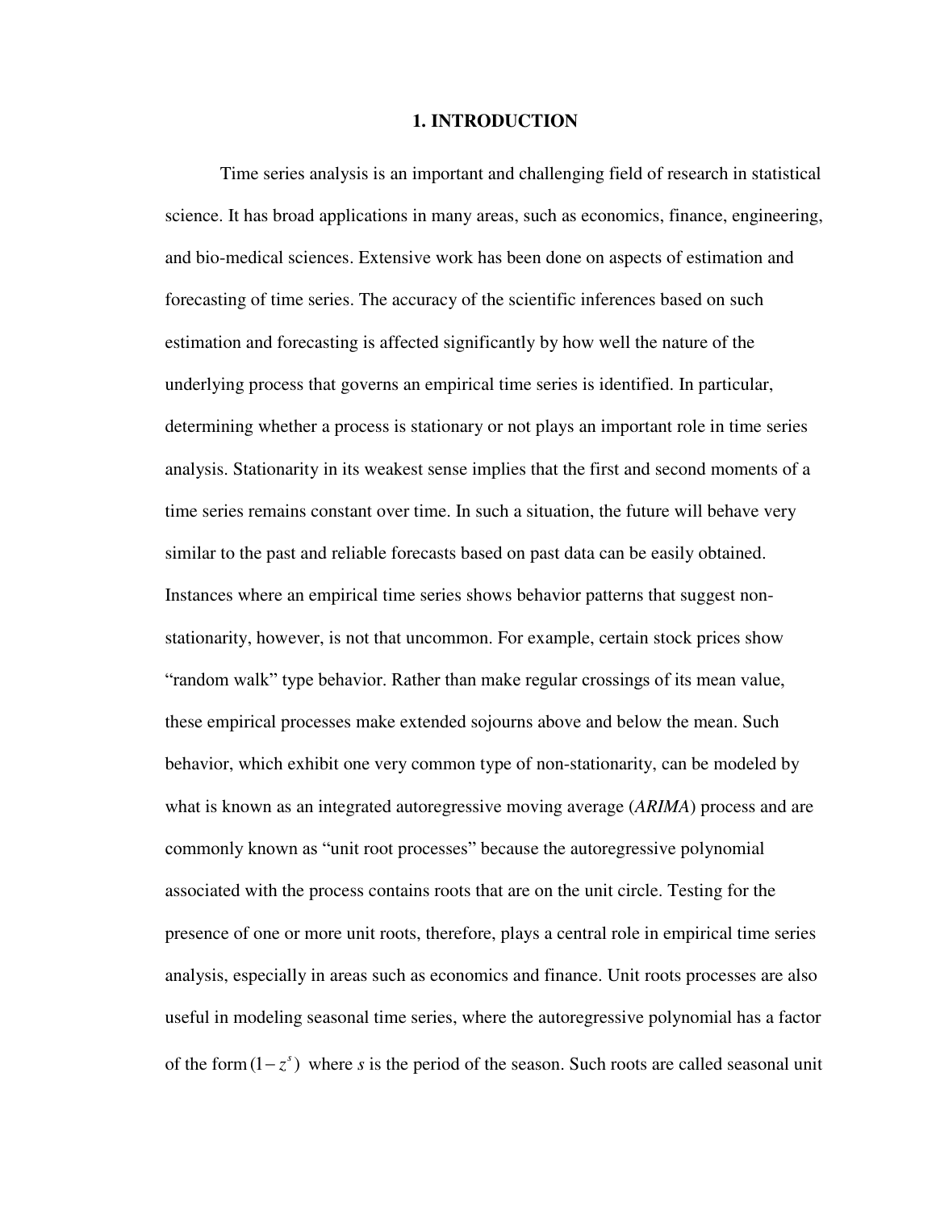# 1. INTRODUCTION

Time series analysis is an important and challenging field of research in statistical science. It has broad applications in many areas, such as economics, finance, engineering, and bio-medical sciences. Extensive work has been done on aspects of estimation and forecasting of time series. The accuracy of the scientific inferences based on such estimation and forecasting is affected significantly by how well the nature of the underlying process that governs an empirical time series is identified. In particular, determining whether a process is stationary or not plays an important role in time series analysis. Stationarity in its weakest sense implies that the first and second moments of a time series remains constant over time. In such a situation, the future will behave very similar to the past and reliable forecasts based on past data can be easily obtained. Instances where an empirical time series shows behavior patterns that suggest non-stationarity, however, is not that uncommon. For example, certain stock prices show "random walk" type behavior. Rather than make regular crossings of its mean value, these empirical processes make extended sojourns above and below the mean. Such behavior, which exhibit one very common type of non-stationarity, can be modeled by what is known as an integrated autoregressive moving average (*ARIMA*) process and are commonly known as "unit root processes" because the autoregressive polynomial associated with the process contains roots that are on the unit circle. Testing for the presence of one or more unit roots, therefore, plays a central role in empirical time series analysis, especially in areas such as economics and finance. Unit roots processes are also useful in modeling seasonal time series, where the autoregressive polynomial has a factor of the form $(1-z^s)$ where $s$ is the period of the season. Such roots are called seasonal unit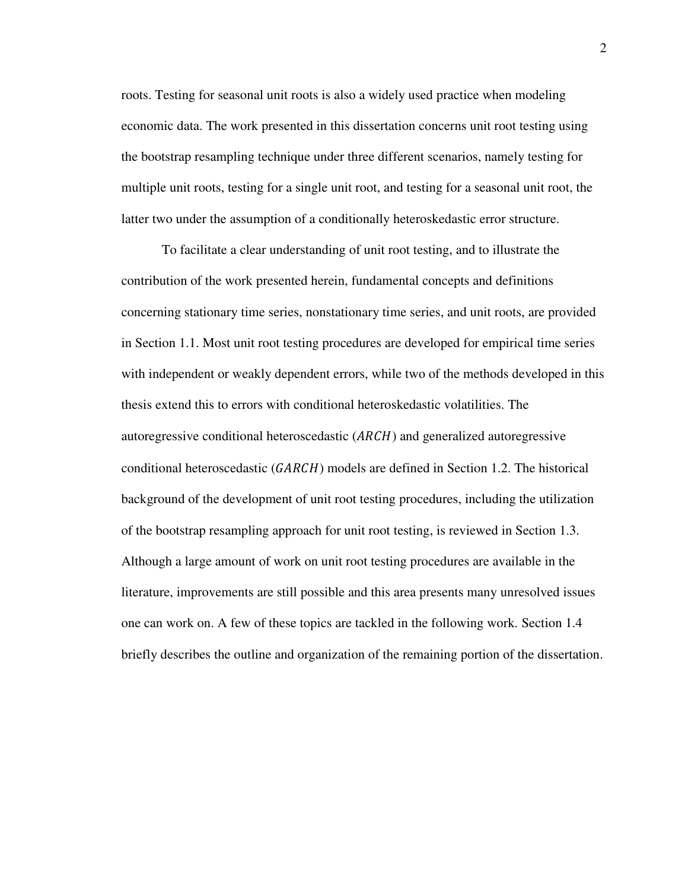roots. Testing for seasonal unit roots is also a widely used practice when modeling economic data. The work presented in this dissertation concerns unit root testing using the bootstrap resampling technique under three different scenarios, namely testing for multiple unit roots, testing for a single unit root, and testing for a seasonal unit root, the latter two under the assumption of a conditionally heteroskedastic error structure.

To facilitate a clear understanding of unit root testing, and to illustrate the contribution of the work presented herein, fundamental concepts and definitions concerning stationary time series, nonstationary time series, and unit roots, are provided in Section 1.1. Most unit root testing procedures are developed for empirical time series with independent or weakly dependent errors, while two of the methods developed in this thesis extend this to errors with conditional heteroskedastic volatilities. The autoregressive conditional heteroscedastic ($ARCH$) and generalized autoregressive conditional heteroscedastic ($GARCH$) models are defined in Section 1.2. The historical background of the development of unit root testing procedures, including the utilization of the bootstrap resampling approach for unit root testing, is reviewed in Section 1.3. Although a large amount of work on unit root testing procedures are available in the literature, improvements are still possible and this area presents many unresolved issues one can work on. A few of these topics are tackled in the following work. Section 1.4 briefly describes the outline and organization of the remaining portion of the dissertation.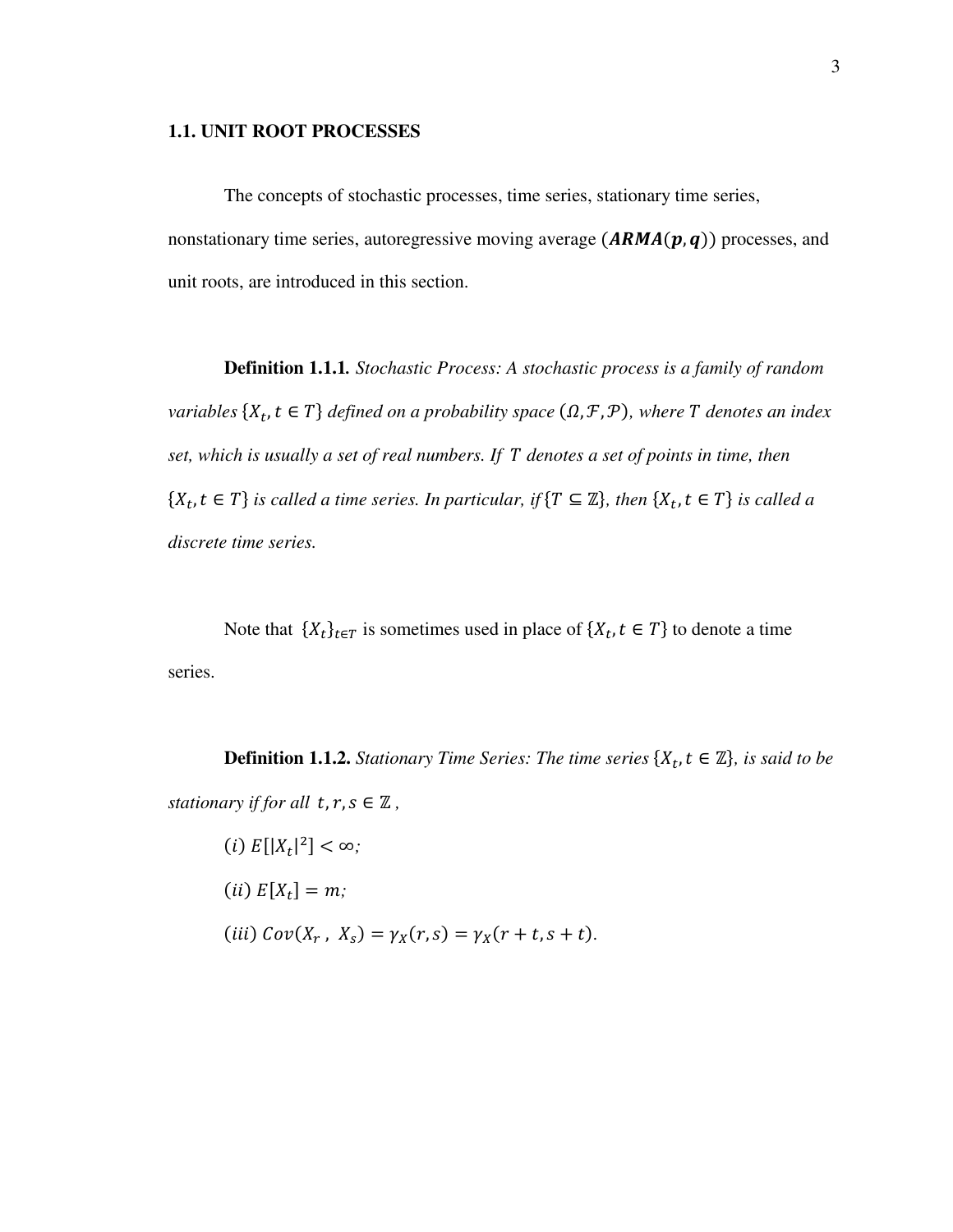### 1.1. UNIT ROOT PROCESSES

The concepts of stochastic processes, time series, stationary time series, nonstationary time series, autoregressive moving average ($\boldsymbol{ARMA(p,q)}$) processes, and unit roots, are introduced in this section.

**Definition 1.1.1.** *Stochastic Process: A stochastic process is a family of random variables $\{X_t, t \in T\}$ defined on a probability space $(\Omega, \mathcal{F}, \mathcal{P})$, where $T$ denotes an index set, which is usually a set of real numbers. If $T$ denotes a set of points in time, then $\{X_t, t \in T\}$ is called a time series. In particular, if $\{T \subseteq \mathbb{Z}\}$, then $\{X_t, t \in T\}$ is called a discrete time series.*

Note that $\{X_t\}_{t \in T}$ is sometimes used in place of $\{X_t, t \in T\}$ to denote a time series.

**Definition 1.1.2.** *Stationary Time Series: The time series $\{X_t, t \in \mathbb{Z}\}$, is said to be stationary if for all $t, r, s \in \mathbb{Z}$,*

$(i)$ $E[|X_t|^2] < \infty$;

$(ii)$ $E[X_t] = m$;

$(iii)$ $Cov(X_r, X_s) = \gamma_X(r,s) = \gamma_X(r+t, s+t)$.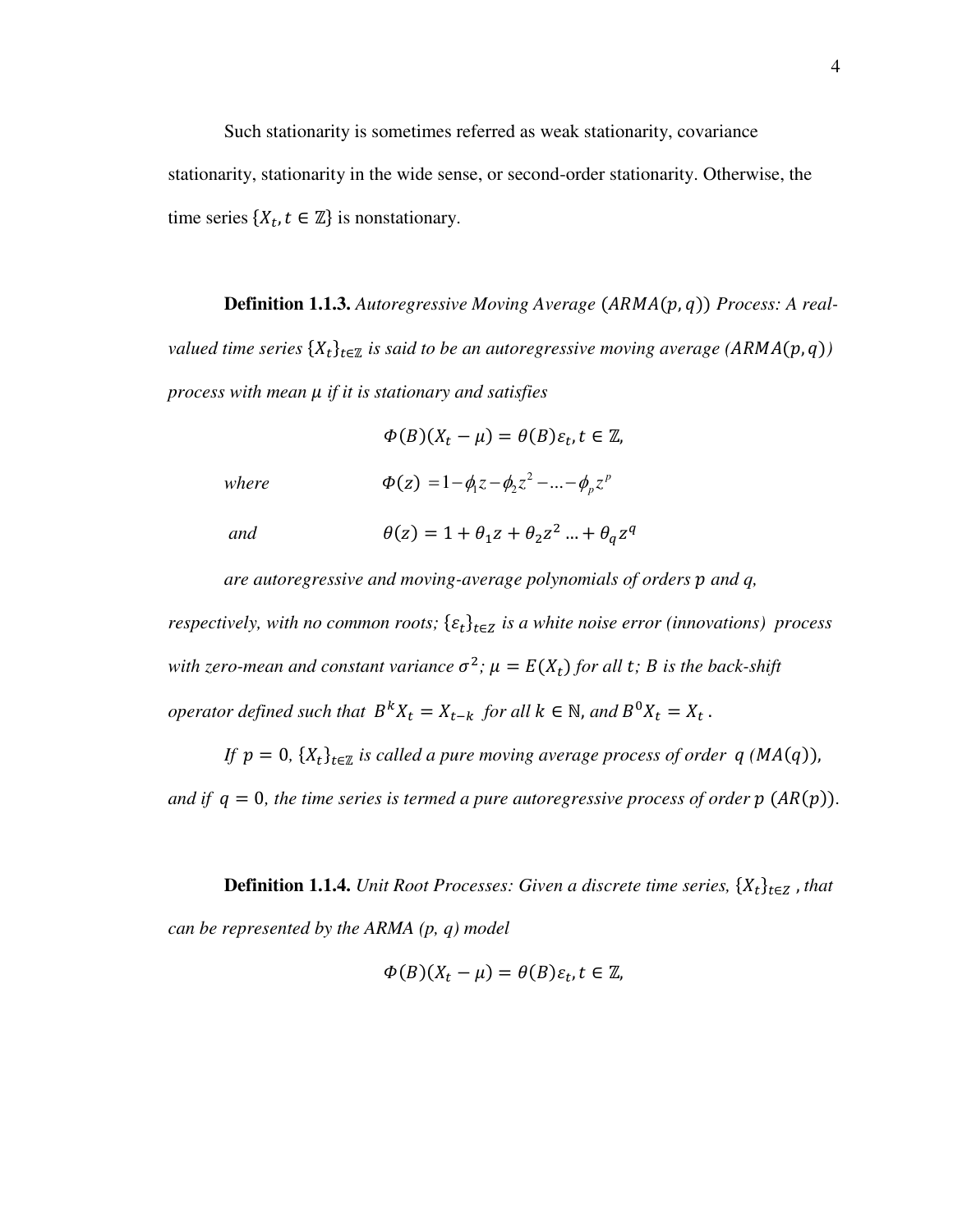Such stationarity is sometimes referred as weak stationarity, covariance stationarity, stationarity in the wide sense, or second-order stationarity. Otherwise, the time series $\{X_t, t \in \mathbb{Z}\}$ is nonstationary.

**Definition 1.1.3.** *Autoregressive Moving Average* $(ARMA(p,q))$ *Process: A real-valued time series* $\{X_t\}_{t\in\mathbb{Z}}$ *is said to be an autoregressive moving average* $(ARMA(p,q))$ *process with mean* $\mu$ *if it is stationary and satisfies*

$$\Phi(B)(X_t - \mu) = \theta(B)\varepsilon_t, t \in \mathbb{Z},$$

*where*

$$\Phi(z) = 1 - \phi_1 z - \phi_2 z^2 - \ldots - \phi_p z^p$$

*and*

$$\theta(z) = 1 + \theta_1 z + \theta_2 z^2 \ldots + \theta_q z^q$$

*are autoregressive and moving-average polynomials of orders* $p$ *and q, respectively, with no common roots;* $\{\varepsilon_t\}_{t\in Z}$ *is a white noise error (innovations) process with zero-mean and constant variance* $\sigma^2$*;* $\mu = E(X_t)$ *for all* $t$*;* $B$ *is the back-shift operator defined such that* $B^k X_t = X_{t-k}$ *for all* $k \in \mathbb{N}$*, and* $B^0 X_t = X_t$ *.*

*If* $p = 0$*,* $\{X_t\}_{t\in\mathbb{Z}}$ *is called a pure moving average process of order* $q$ $(MA(q))$*, and if* $q = 0$*, the time series is termed a pure autoregressive process of order* $p$ $(AR(p))$.

**Definition 1.1.4.** *Unit Root Processes: Given a discrete time series,* $\{X_t\}_{t\in Z}$ *, that can be represented by the ARMA (p, q) model*

$$\Phi(B)(X_t - \mu) = \theta(B)\varepsilon_t, t \in \mathbb{Z},$$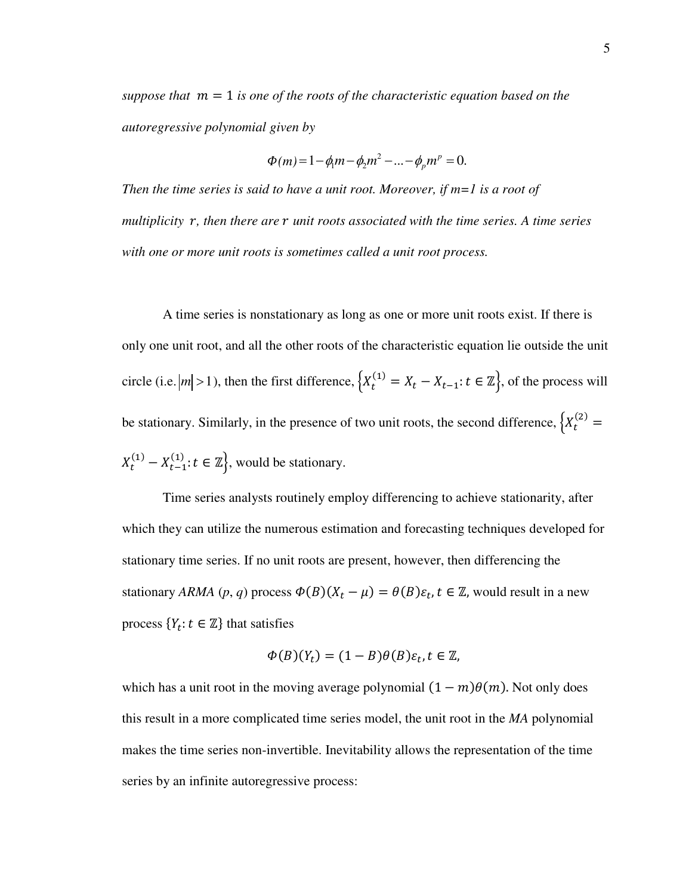*suppose that $m = 1$ is one of the roots of the characteristic equation based on the autoregressive polynomial given by*

$$\Phi(m) = 1 - \phi_1 m - \phi_2 m^2 - \ldots - \phi_p m^p = 0.$$

*Then the time series is said to have a unit root. Moreover, if $m=1$ is a root of multiplicity $r$, then there are $r$ unit roots associated with the time series. A time series with one or more unit roots is sometimes called a unit root process.*

A time series is nonstationary as long as one or more unit roots exist. If there is only one unit root, and all the other roots of the characteristic equation lie outside the unit circle (i.e. $|m| > 1$), then the first difference, $\left\{X_t^{(1)} = X_t - X_{t-1}: t \in \mathbb{Z}\right\}$, of the process will be stationary. Similarly, in the presence of two unit roots, the second difference, $\left\{X_t^{(2)} = X_t^{(1)} - X_{t-1}^{(1)}: t \in \mathbb{Z}\right\}$, would be stationary.

Time series analysts routinely employ differencing to achieve stationarity, after which they can utilize the numerous estimation and forecasting techniques developed for stationary time series. If no unit roots are present, however, then differencing the stationary *ARMA* (*p*, *q*) process $\Phi(B)(X_t - \mu) = \theta(B)\varepsilon_t, t \in \mathbb{Z}$, would result in a new process $\{Y_t: t \in \mathbb{Z}\}$ that satisfies

$$\Phi(B)(Y_t) = (1 - B)\theta(B)\varepsilon_t, t \in \mathbb{Z},$$

which has a unit root in the moving average polynomial $(1 - m)\theta(m)$. Not only does this result in a more complicated time series model, the unit root in the *MA* polynomial makes the time series non-invertible. Inevitability allows the representation of the time series by an infinite autoregressive process: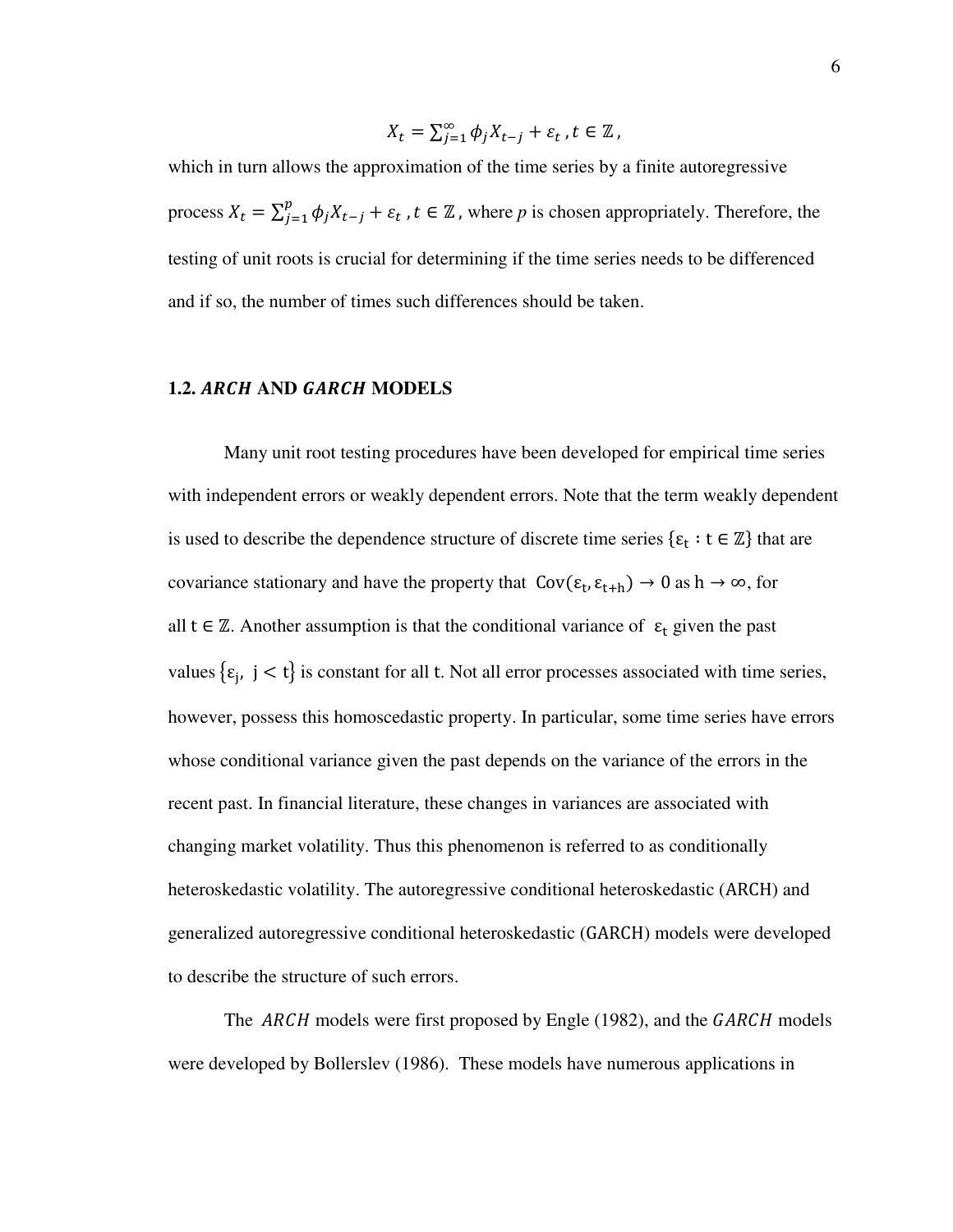$$X_t = \sum_{j=1}^{\infty} \phi_j X_{t-j} + \varepsilon_t \, , t \in \mathbb{Z} \, ,$$

which in turn allows the approximation of the time series by a finite autoregressive process $X_t = \sum_{j=1}^{p} \phi_j X_{t-j} + \varepsilon_t \, , t \in \mathbb{Z}$, where *p* is chosen appropriately. Therefore, the testing of unit roots is crucial for determining if the time series needs to be differenced and if so, the number of times such differences should be taken.

## 1.2. *ARCH* AND *GARCH* MODELS

Many unit root testing procedures have been developed for empirical time series with independent errors or weakly dependent errors. Note that the term weakly dependent is used to describe the dependence structure of discrete time series $\{\varepsilon_t : t \in \mathbb{Z}\}$ that are covariance stationary and have the property that $\mathrm{Cov}(\varepsilon_t, \varepsilon_{t+h}) \to 0$ as $h \to \infty$, for all $t \in \mathbb{Z}$. Another assumption is that the conditional variance of $\varepsilon_t$ given the past values $\{\varepsilon_j, \; j < t\}$ is constant for all $t$. Not all error processes associated with time series, however, possess this homoscedastic property. In particular, some time series have errors whose conditional variance given the past depends on the variance of the errors in the recent past. In financial literature, these changes in variances are associated with changing market volatility. Thus this phenomenon is referred to as conditionally heteroskedastic volatility. The autoregressive conditional heteroskedastic (ARCH) and generalized autoregressive conditional heteroskedastic (GARCH) models were developed to describe the structure of such errors.

The *ARCH* models were first proposed by Engle (1982), and the *GARCH* models were developed by Bollerslev (1986). These models have numerous applications in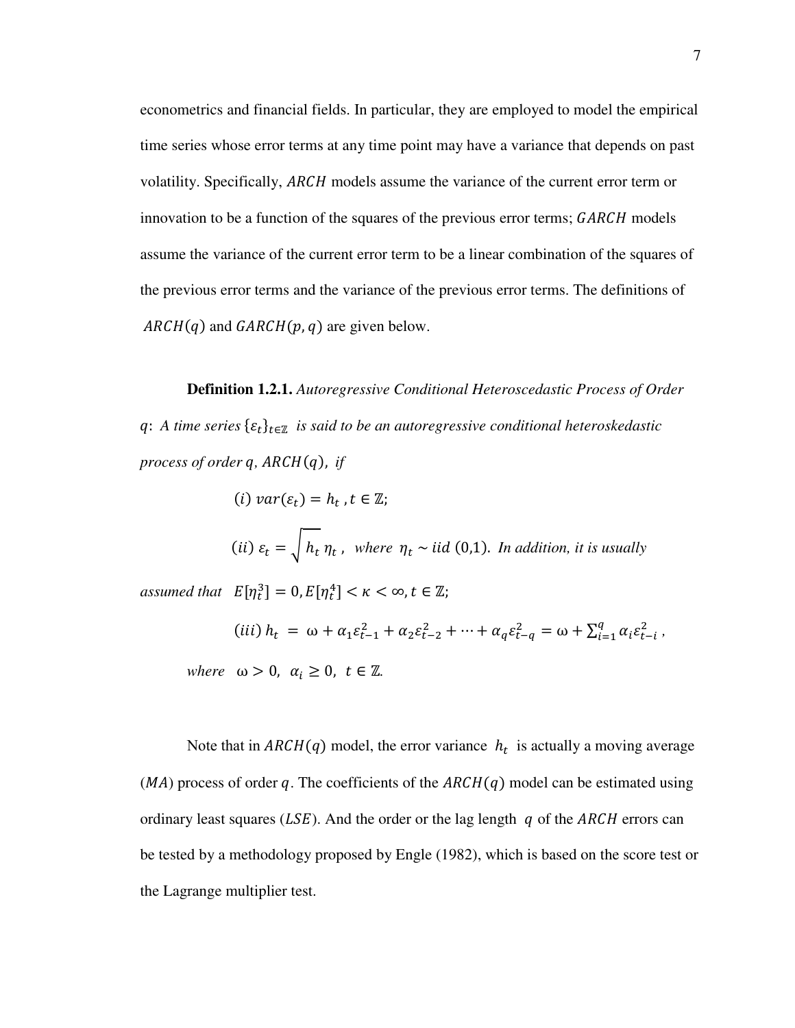econometrics and financial fields. In particular, they are employed to model the empirical time series whose error terms at any time point may have a variance that depends on past volatility. Specifically, $ARCH$ models assume the variance of the current error term or innovation to be a function of the squares of the previous error terms; $GARCH$ models assume the variance of the current error term to be a linear combination of the squares of the previous error terms and the variance of the previous error terms. The definitions of $ARCH(q)$ and $GARCH(p, q)$ are given below.

**Definition 1.2.1.** *Autoregressive Conditional Heteroscedastic Process of Order* $q$: *A time series* $\{\varepsilon_t\}_{t\in\mathbb{Z}}$ *is said to be an autoregressive conditional heteroskedastic process of order* $q$, $ARCH(q)$, *if*

$(i)\ var(\varepsilon_t) = h_t\ , t \in \mathbb{Z};$

$(ii)\ \varepsilon_t = \sqrt{h_t}\,\eta_t\ ,$ *where* $\eta_t \sim iid\ (0,1)$. *In addition, it is usually assumed that* $E[\eta_t^3] = 0, E[\eta_t^4] < \kappa < \infty, t \in \mathbb{Z};$

$(iii)\ h_t\ =\ \omega + \alpha_1\varepsilon_{t-1}^2 + \alpha_2\varepsilon_{t-2}^2 + \cdots + \alpha_q\varepsilon_{t-q}^2 = \omega + \sum_{i=1}^{q}\alpha_i\varepsilon_{t-i}^2\ ,$

*where* $\omega > 0,\ \ \alpha_i \geq 0,\ \ t \in \mathbb{Z}.$

Note that in $ARCH(q)$ model, the error variance $h_t$ is actually a moving average ($MA$) process of order $q$. The coefficients of the $ARCH(q)$ model can be estimated using ordinary least squares ($LSE$). And the order or the lag length $q$ of the $ARCH$ errors can be tested by a methodology proposed by Engle (1982), which is based on the score test or the Lagrange multiplier test.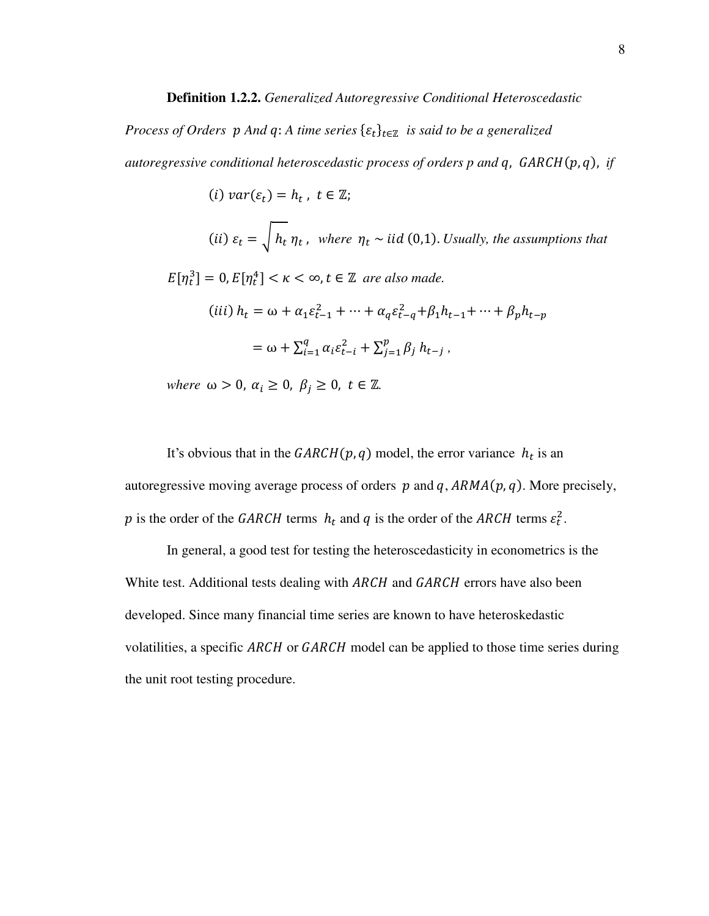**Definition 1.2.2.** *Generalized Autoregressive Conditional Heteroscedastic Process of Orders $p$ And $q$: A time series $\{\varepsilon_t\}_{t\in\mathbb{Z}}$ is said to be a generalized autoregressive conditional heteroscedastic process of orders p and $q$, $GARCH(p,q)$, if*

$(i)$ $var(\varepsilon_t) = h_t$ , $t \in \mathbb{Z}$;

$(ii)$ $\varepsilon_t = \sqrt{h_t}\,\eta_t$ , *where* $\eta_t \sim iid\,(0,1)$. *Usually, the assumptions that* $E[\eta_t^3] = 0, E[\eta_t^4] < \kappa < \infty, t \in \mathbb{Z}$ *are also made.*

$$(iii)\ h_t = \omega + \alpha_1\varepsilon_{t-1}^2 + \cdots + \alpha_q\varepsilon_{t-q}^2 + \beta_1 h_{t-1} + \cdots + \beta_p h_{t-p}$$

$$= \omega + \sum_{i=1}^{q}\alpha_i\varepsilon_{t-i}^2 + \sum_{j=1}^{p}\beta_j\, h_{t-j}\ ,$$

*where* $\omega > 0,\ \alpha_i \geq 0,\ \beta_j \geq 0,\ t \in \mathbb{Z}$.

It's obvious that in the $GARCH(p,q)$ model, the error variance $h_t$ is an autoregressive moving average process of orders $p$ and $q$, $ARMA(p,q)$. More precisely, $p$ is the order of the $GARCH$ terms $h_t$ and $q$ is the order of the $ARCH$ terms $\varepsilon_t^2$.

In general, a good test for testing the heteroscedasticity in econometrics is the White test. Additional tests dealing with $ARCH$ and $GARCH$ errors have also been developed. Since many financial time series are known to have heteroskedastic volatilities, a specific $ARCH$ or $GARCH$ model can be applied to those time series during the unit root testing procedure.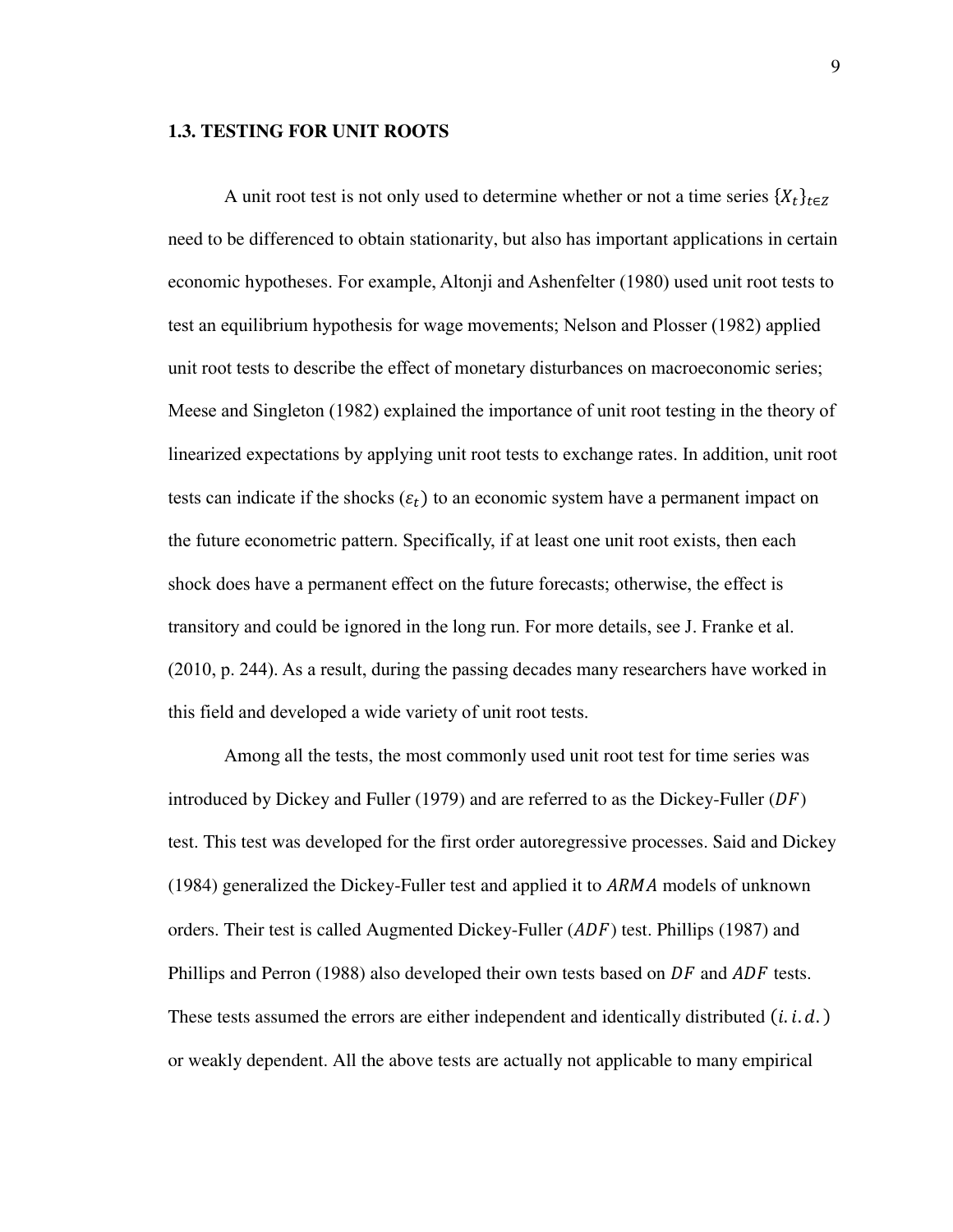## 1.3. TESTING FOR UNIT ROOTS

A unit root test is not only used to determine whether or not a time series $\{X_t\}_{t \in Z}$ need to be differenced to obtain stationarity, but also has important applications in certain economic hypotheses. For example, Altonji and Ashenfelter (1980) used unit root tests to test an equilibrium hypothesis for wage movements; Nelson and Plosser (1982) applied unit root tests to describe the effect of monetary disturbances on macroeconomic series; Meese and Singleton (1982) explained the importance of unit root testing in the theory of linearized expectations by applying unit root tests to exchange rates. In addition, unit root tests can indicate if the shocks ($\varepsilon_t$) to an economic system have a permanent impact on the future econometric pattern. Specifically, if at least one unit root exists, then each shock does have a permanent effect on the future forecasts; otherwise, the effect is transitory and could be ignored in the long run. For more details, see J. Franke et al. (2010, p. 244). As a result, during the passing decades many researchers have worked in this field and developed a wide variety of unit root tests.

Among all the tests, the most commonly used unit root test for time series was introduced by Dickey and Fuller (1979) and are referred to as the Dickey-Fuller ($DF$) test. This test was developed for the first order autoregressive processes. Said and Dickey (1984) generalized the Dickey-Fuller test and applied it to $ARMA$ models of unknown orders. Their test is called Augmented Dickey-Fuller ($ADF$) test. Phillips (1987) and Phillips and Perron (1988) also developed their own tests based on $DF$ and $ADF$ tests. These tests assumed the errors are either independent and identically distributed $(i.i.d.)$ or weakly dependent. All the above tests are actually not applicable to many empirical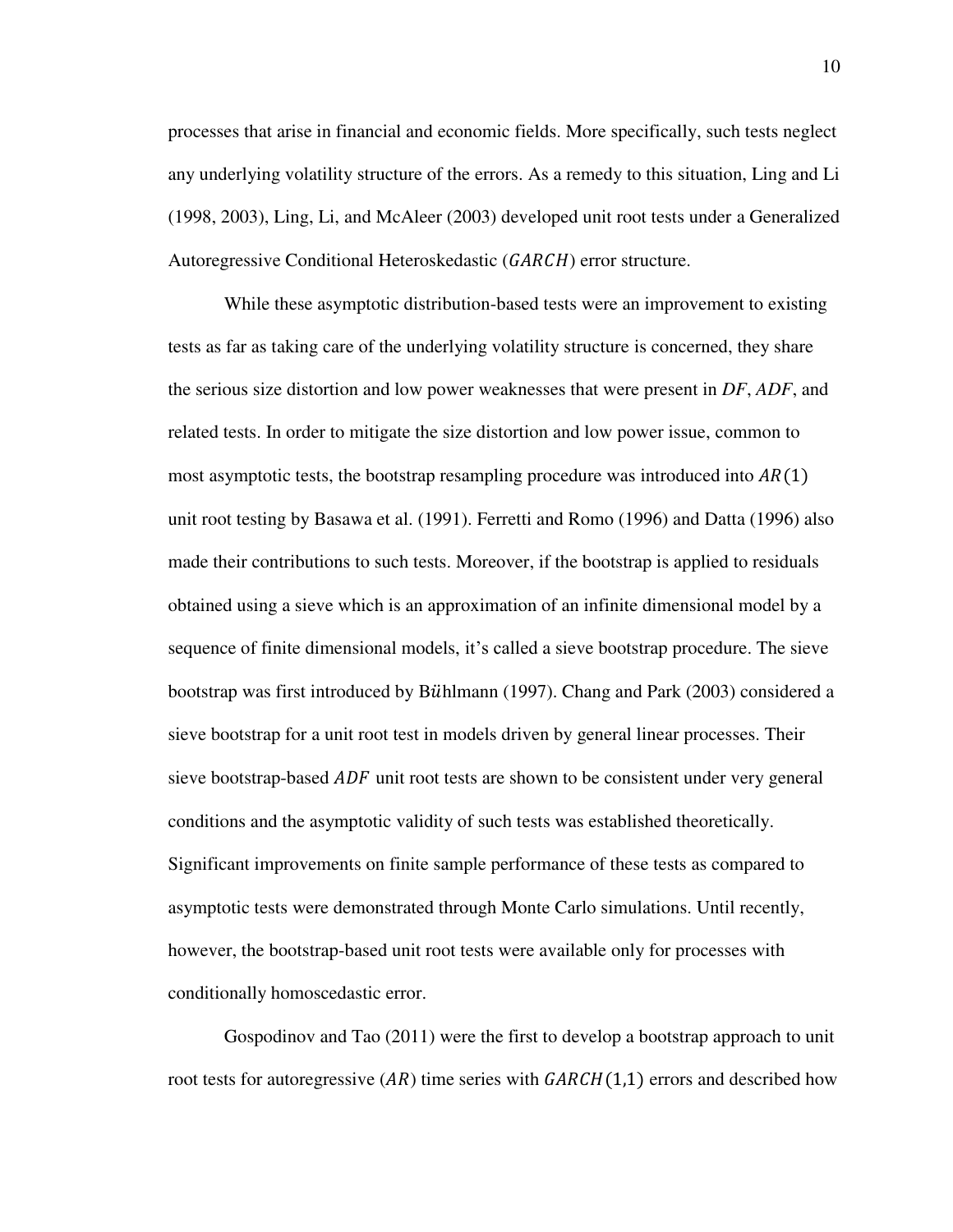processes that arise in financial and economic fields. More specifically, such tests neglect any underlying volatility structure of the errors. As a remedy to this situation, Ling and Li (1998, 2003), Ling, Li, and McAleer (2003) developed unit root tests under a Generalized Autoregressive Conditional Heteroskedastic ($GARCH$) error structure.

While these asymptotic distribution-based tests were an improvement to existing tests as far as taking care of the underlying volatility structure is concerned, they share the serious size distortion and low power weaknesses that were present in *DF*, *ADF*, and related tests. In order to mitigate the size distortion and low power issue, common to most asymptotic tests, the bootstrap resampling procedure was introduced into $AR(1)$ unit root testing by Basawa et al. (1991). Ferretti and Romo (1996) and Datta (1996) also made their contributions to such tests. Moreover, if the bootstrap is applied to residuals obtained using a sieve which is an approximation of an infinite dimensional model by a sequence of finite dimensional models, it's called a sieve bootstrap procedure. The sieve bootstrap was first introduced by Bühlmann (1997). Chang and Park (2003) considered a sieve bootstrap for a unit root test in models driven by general linear processes. Their sieve bootstrap-based $ADF$ unit root tests are shown to be consistent under very general conditions and the asymptotic validity of such tests was established theoretically. Significant improvements on finite sample performance of these tests as compared to asymptotic tests were demonstrated through Monte Carlo simulations. Until recently, however, the bootstrap-based unit root tests were available only for processes with conditionally homoscedastic error.

Gospodinov and Tao (2011) were the first to develop a bootstrap approach to unit root tests for autoregressive ($AR$) time series with $GARCH(1,1)$ errors and described how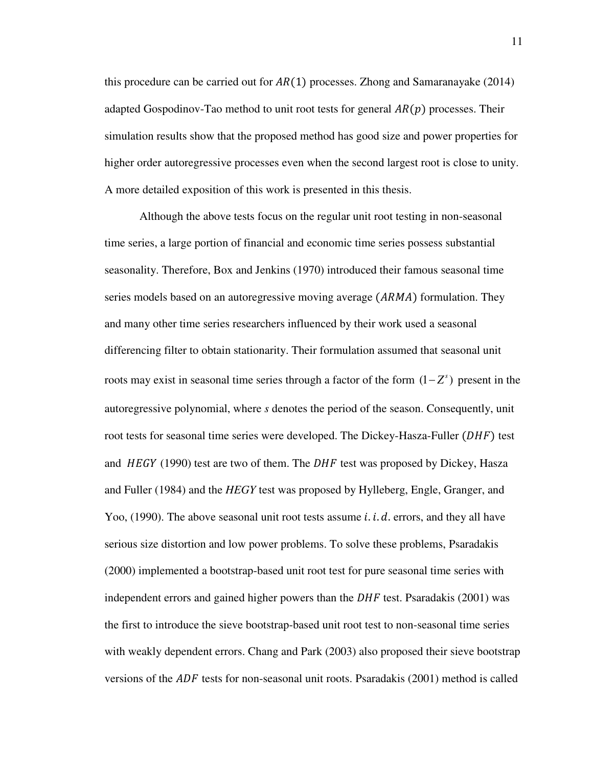this procedure can be carried out for $AR(1)$ processes. Zhong and Samaranayake (2014) adapted Gospodinov-Tao method to unit root tests for general $AR(p)$ processes. Their simulation results show that the proposed method has good size and power properties for higher order autoregressive processes even when the second largest root is close to unity. A more detailed exposition of this work is presented in this thesis.

Although the above tests focus on the regular unit root testing in non-seasonal time series, a large portion of financial and economic time series possess substantial seasonality. Therefore, Box and Jenkins (1970) introduced their famous seasonal time series models based on an autoregressive moving average ($ARMA$) formulation. They and many other time series researchers influenced by their work used a seasonal differencing filter to obtain stationarity. Their formulation assumed that seasonal unit roots may exist in seasonal time series through a factor of the form $(1-Z^s)$ present in the autoregressive polynomial, where *s* denotes the period of the season. Consequently, unit root tests for seasonal time series were developed. The Dickey-Hasza-Fuller ($DHF$) test and $HEGY$ (1990) test are two of them. The $DHF$ test was proposed by Dickey, Hasza and Fuller (1984) and the $HEGY$ test was proposed by Hylleberg, Engle, Granger, and Yoo, (1990). The above seasonal unit root tests assume $i.i.d.$ errors, and they all have serious size distortion and low power problems. To solve these problems, Psaradakis (2000) implemented a bootstrap-based unit root test for pure seasonal time series with independent errors and gained higher powers than the $DHF$ test. Psaradakis (2001) was the first to introduce the sieve bootstrap-based unit root test to non-seasonal time series with weakly dependent errors. Chang and Park (2003) also proposed their sieve bootstrap versions of the $ADF$ tests for non-seasonal unit roots. Psaradakis (2001) method is called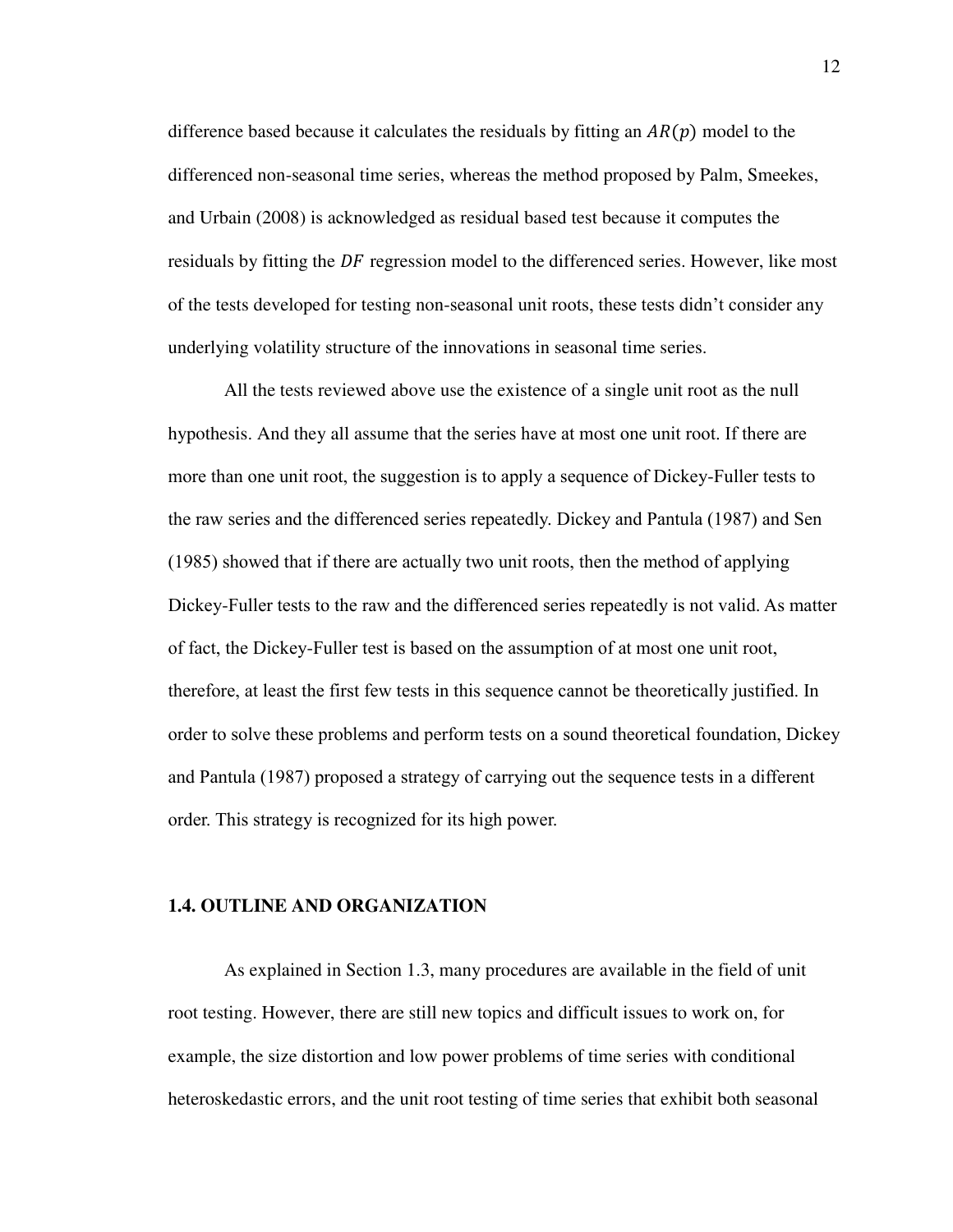difference based because it calculates the residuals by fitting an $AR(p)$ model to the differenced non-seasonal time series, whereas the method proposed by Palm, Smeekes, and Urbain (2008) is acknowledged as residual based test because it computes the residuals by fitting the $DF$ regression model to the differenced series. However, like most of the tests developed for testing non-seasonal unit roots, these tests didn't consider any underlying volatility structure of the innovations in seasonal time series.

All the tests reviewed above use the existence of a single unit root as the null hypothesis. And they all assume that the series have at most one unit root. If there are more than one unit root, the suggestion is to apply a sequence of Dickey-Fuller tests to the raw series and the differenced series repeatedly. Dickey and Pantula (1987) and Sen (1985) showed that if there are actually two unit roots, then the method of applying Dickey-Fuller tests to the raw and the differenced series repeatedly is not valid. As matter of fact, the Dickey-Fuller test is based on the assumption of at most one unit root, therefore, at least the first few tests in this sequence cannot be theoretically justified. In order to solve these problems and perform tests on a sound theoretical foundation, Dickey and Pantula (1987) proposed a strategy of carrying out the sequence tests in a different order. This strategy is recognized for its high power.

### 1.4. OUTLINE AND ORGANIZATION

As explained in Section 1.3, many procedures are available in the field of unit root testing. However, there are still new topics and difficult issues to work on, for example, the size distortion and low power problems of time series with conditional heteroskedastic errors, and the unit root testing of time series that exhibit both seasonal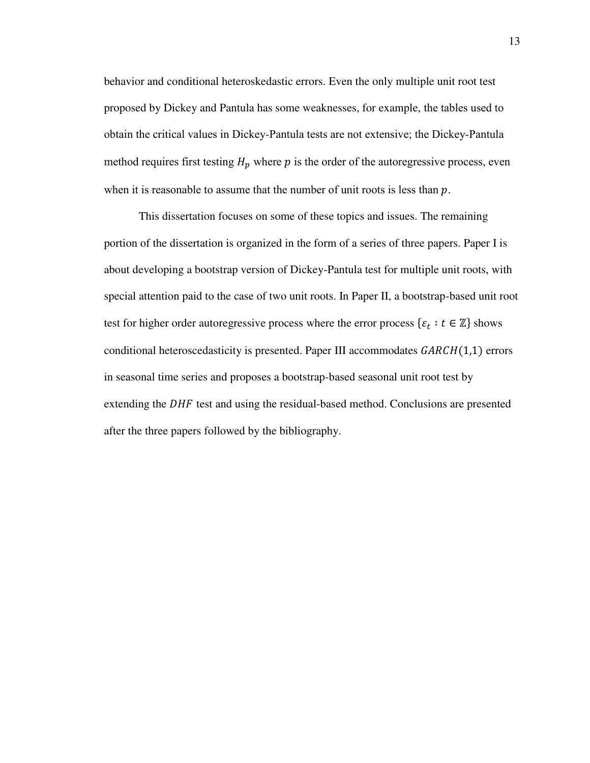behavior and conditional heteroskedastic errors. Even the only multiple unit root test proposed by Dickey and Pantula has some weaknesses, for example, the tables used to obtain the critical values in Dickey-Pantula tests are not extensive; the Dickey-Pantula method requires first testing $H_p$ where $p$ is the order of the autoregressive process, even when it is reasonable to assume that the number of unit roots is less than $p$.

This dissertation focuses on some of these topics and issues. The remaining portion of the dissertation is organized in the form of a series of three papers. Paper I is about developing a bootstrap version of Dickey-Pantula test for multiple unit roots, with special attention paid to the case of two unit roots. In Paper II, a bootstrap-based unit root test for higher order autoregressive process where the error process $\{\varepsilon_t : t \in \mathbb{Z}\}$ shows conditional heteroscedasticity is presented. Paper III accommodates $GARCH(1,1)$ errors in seasonal time series and proposes a bootstrap-based seasonal unit root test by extending the $DHF$ test and using the residual-based method. Conclusions are presented after the three papers followed by the bibliography.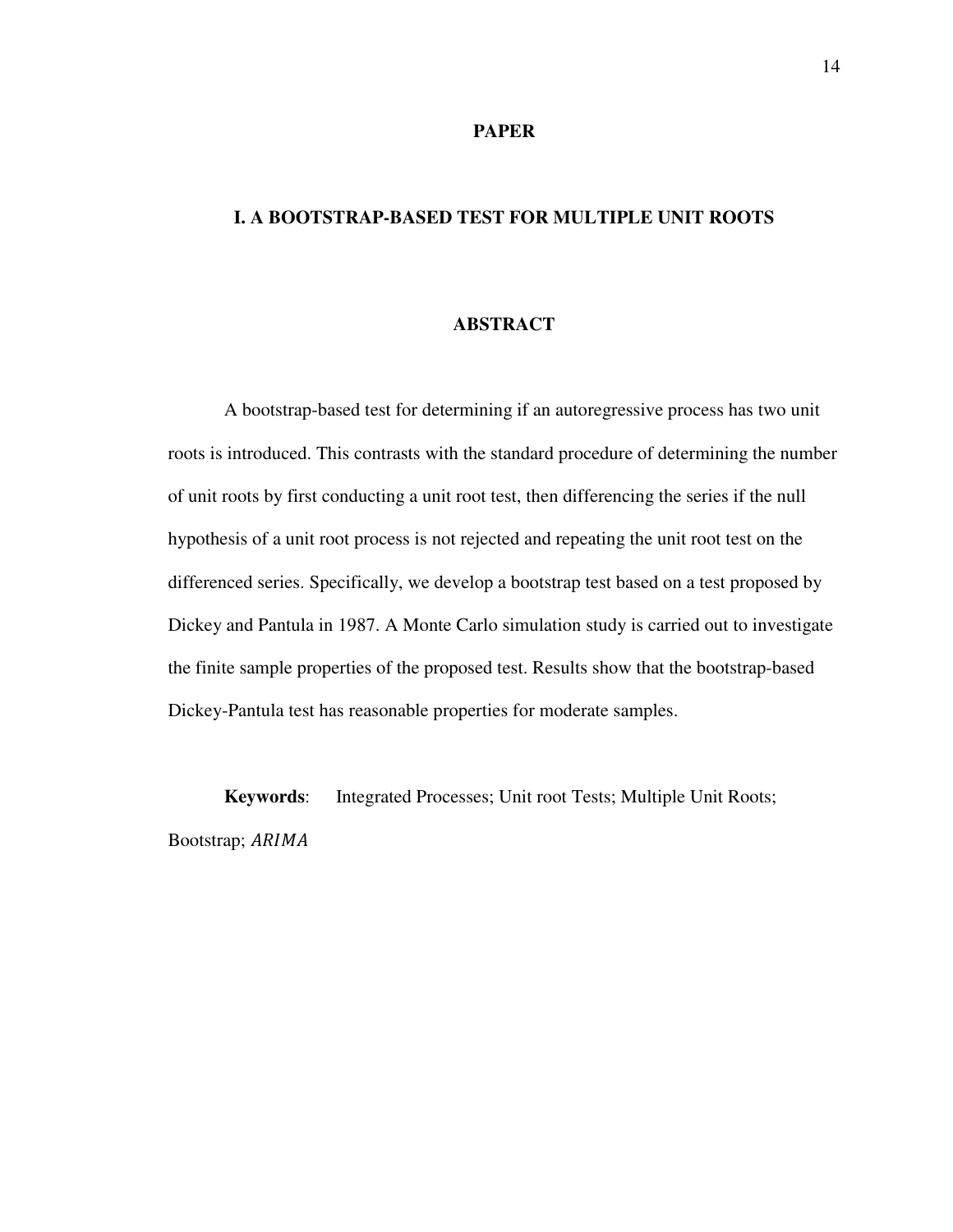# PAPER

## I. A BOOTSTRAP-BASED TEST FOR MULTIPLE UNIT ROOTS

### ABSTRACT

A bootstrap-based test for determining if an autoregressive process has two unit roots is introduced. This contrasts with the standard procedure of determining the number of unit roots by first conducting a unit root test, then differencing the series if the null hypothesis of a unit root process is not rejected and repeating the unit root test on the differenced series. Specifically, we develop a bootstrap test based on a test proposed by Dickey and Pantula in 1987. A Monte Carlo simulation study is carried out to investigate the finite sample properties of the proposed test. Results show that the bootstrap-based Dickey-Pantula test has reasonable properties for moderate samples.

**Keywords**: Integrated Processes; Unit root Tests; Multiple Unit Roots; Bootstrap; $ARIMA$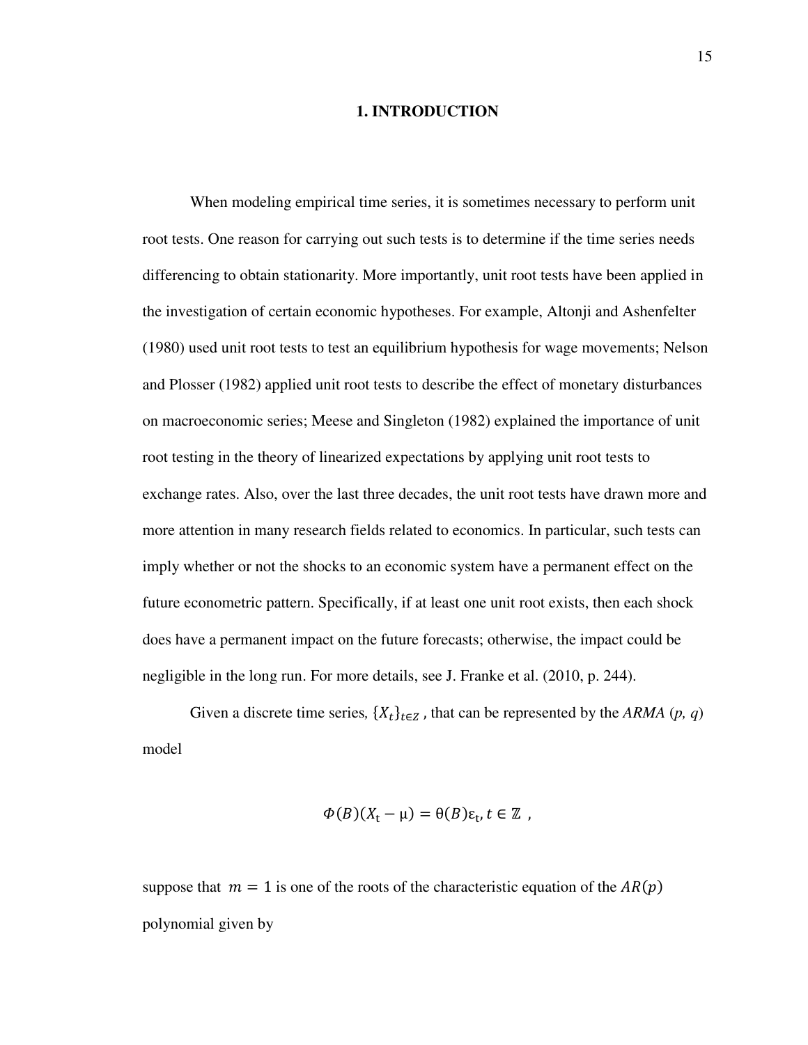// Single page: no images, page number "15" omitted as standalone page number
# 1. INTRODUCTION

When modeling empirical time series, it is sometimes necessary to perform unit root tests. One reason for carrying out such tests is to determine if the time series needs differencing to obtain stationarity. More importantly, unit root tests have been applied in the investigation of certain economic hypotheses. For example, Altonji and Ashenfelter (1980) used unit root tests to test an equilibrium hypothesis for wage movements; Nelson and Plosser (1982) applied unit root tests to describe the effect of monetary disturbances on macroeconomic series; Meese and Singleton (1982) explained the importance of unit root testing in the theory of linearized expectations by applying unit root tests to exchange rates. Also, over the last three decades, the unit root tests have drawn more and more attention in many research fields related to economics. In particular, such tests can imply whether or not the shocks to an economic system have a permanent effect on the future econometric pattern. Specifically, if at least one unit root exists, then each shock does have a permanent impact on the future forecasts; otherwise, the impact could be negligible in the long run. For more details, see J. Franke et al. (2010, p. 244).

Given a discrete time series, $\{X_t\}_{t \in Z}$ , that can be represented by the *ARMA* (*p, q*) model

$$\Phi(B)(X_t - \mu) = \theta(B)\varepsilon_t, t \in \mathbb{Z} ,$$

suppose that $m = 1$ is one of the roots of the characteristic equation of the $AR(p)$ polynomial given by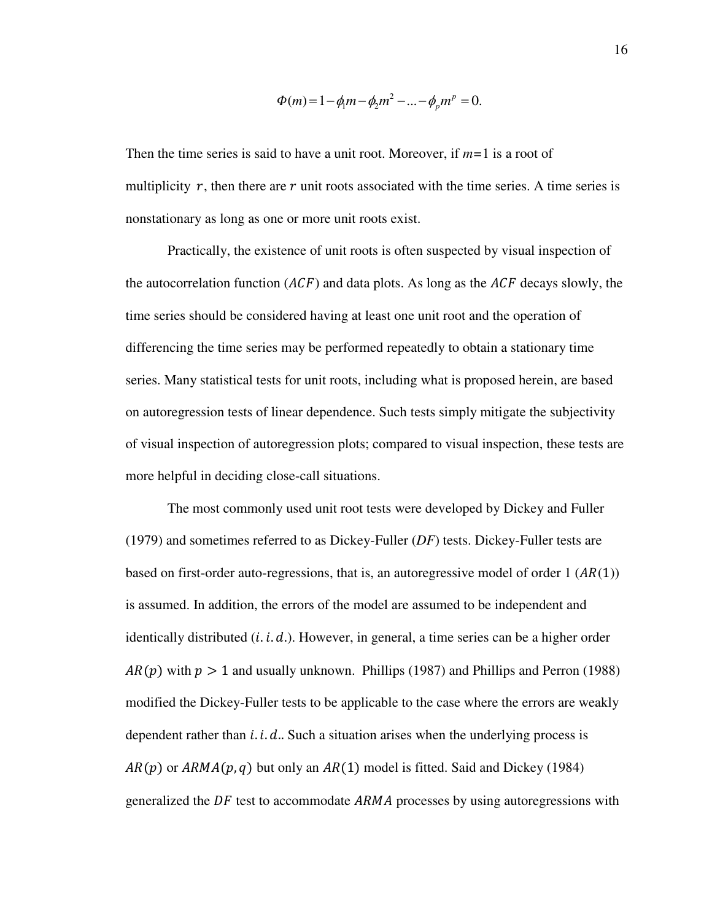$$\Phi(m) = 1 - \phi_1 m - \phi_2 m^2 - ... - \phi_p m^p = 0.$$

Then the time series is said to have a unit root. Moreover, if $m$=1 is a root of multiplicity $r$, then there are $r$ unit roots associated with the time series. A time series is nonstationary as long as one or more unit roots exist.

Practically, the existence of unit roots is often suspected by visual inspection of the autocorrelation function ($ACF$) and data plots. As long as the $ACF$ decays slowly, the time series should be considered having at least one unit root and the operation of differencing the time series may be performed repeatedly to obtain a stationary time series. Many statistical tests for unit roots, including what is proposed herein, are based on autoregression tests of linear dependence. Such tests simply mitigate the subjectivity of visual inspection of autoregression plots; compared to visual inspection, these tests are more helpful in deciding close-call situations.

The most commonly used unit root tests were developed by Dickey and Fuller (1979) and sometimes referred to as Dickey-Fuller (*DF*) tests. Dickey-Fuller tests are based on first-order auto-regressions, that is, an autoregressive model of order 1 ($AR(1)$) is assumed. In addition, the errors of the model are assumed to be independent and identically distributed ($i.i.d.$). However, in general, a time series can be a higher order $AR(p)$ with $p > 1$ and usually unknown. Phillips (1987) and Phillips and Perron (1988) modified the Dickey-Fuller tests to be applicable to the case where the errors are weakly dependent rather than $i.i.d.$. Such a situation arises when the underlying process is $AR(p)$ or $ARMA(p, q)$ but only an $AR(1)$ model is fitted. Said and Dickey (1984) generalized the $DF$ test to accommodate $ARMA$ processes by using autoregressions with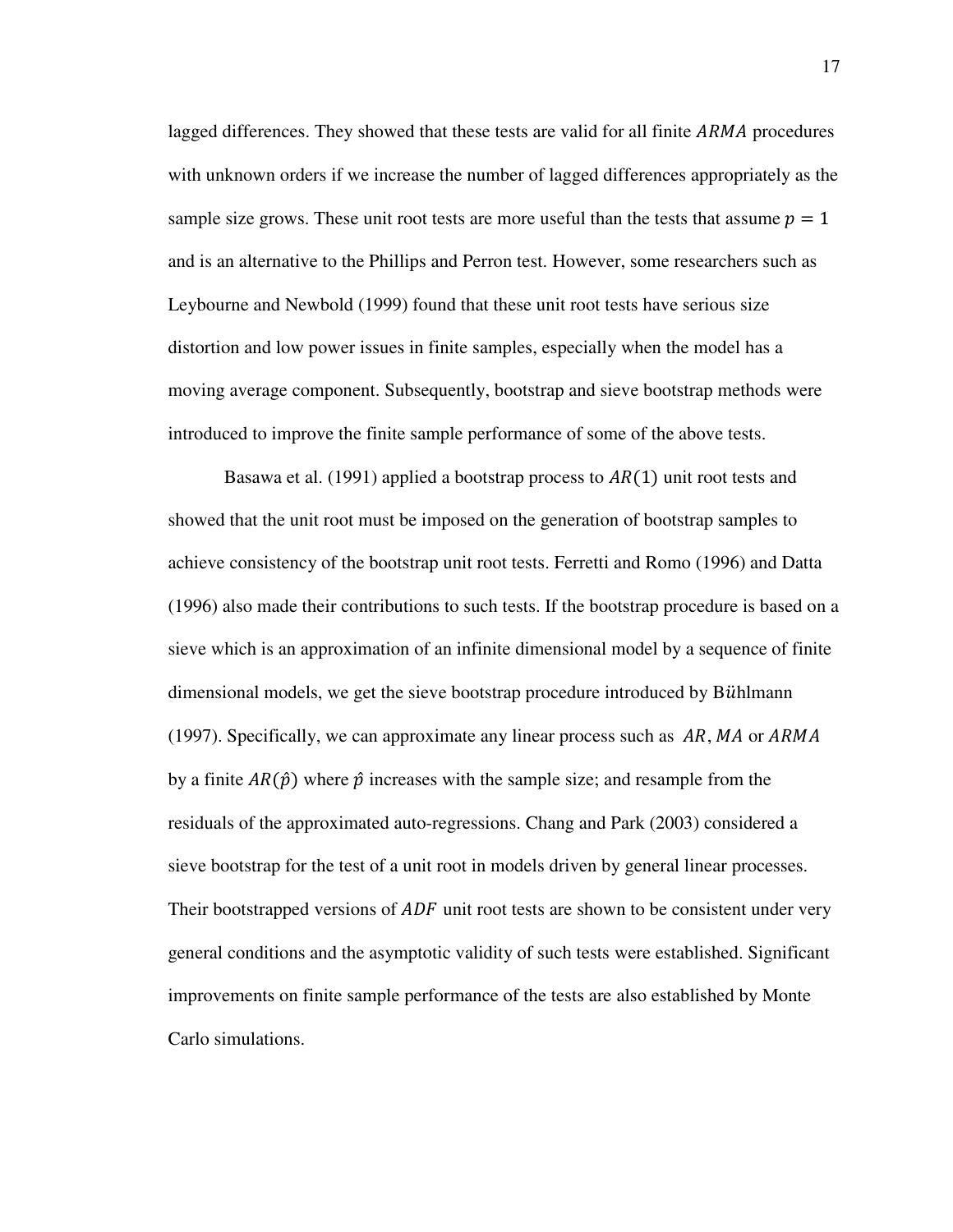lagged differences. They showed that these tests are valid for all finite $ARMA$ procedures with unknown orders if we increase the number of lagged differences appropriately as the sample size grows. These unit root tests are more useful than the tests that assume $p = 1$ and is an alternative to the Phillips and Perron test. However, some researchers such as Leybourne and Newbold (1999) found that these unit root tests have serious size distortion and low power issues in finite samples, especially when the model has a moving average component. Subsequently, bootstrap and sieve bootstrap methods were introduced to improve the finite sample performance of some of the above tests.

Basawa et al. (1991) applied a bootstrap process to $AR(1)$ unit root tests and showed that the unit root must be imposed on the generation of bootstrap samples to achieve consistency of the bootstrap unit root tests. Ferretti and Romo (1996) and Datta (1996) also made their contributions to such tests. If the bootstrap procedure is based on a sieve which is an approximation of an infinite dimensional model by a sequence of finite dimensional models, we get the sieve bootstrap procedure introduced by B$\ddot{u}$hlmann (1997). Specifically, we can approximate any linear process such as $AR$, $MA$ or $ARMA$ by a finite $AR(\hat{p})$ where $\hat{p}$ increases with the sample size; and resample from the residuals of the approximated auto-regressions. Chang and Park (2003) considered a sieve bootstrap for the test of a unit root in models driven by general linear processes. Their bootstrapped versions of $ADF$ unit root tests are shown to be consistent under very general conditions and the asymptotic validity of such tests were established. Significant improvements on finite sample performance of the tests are also established by Monte Carlo simulations.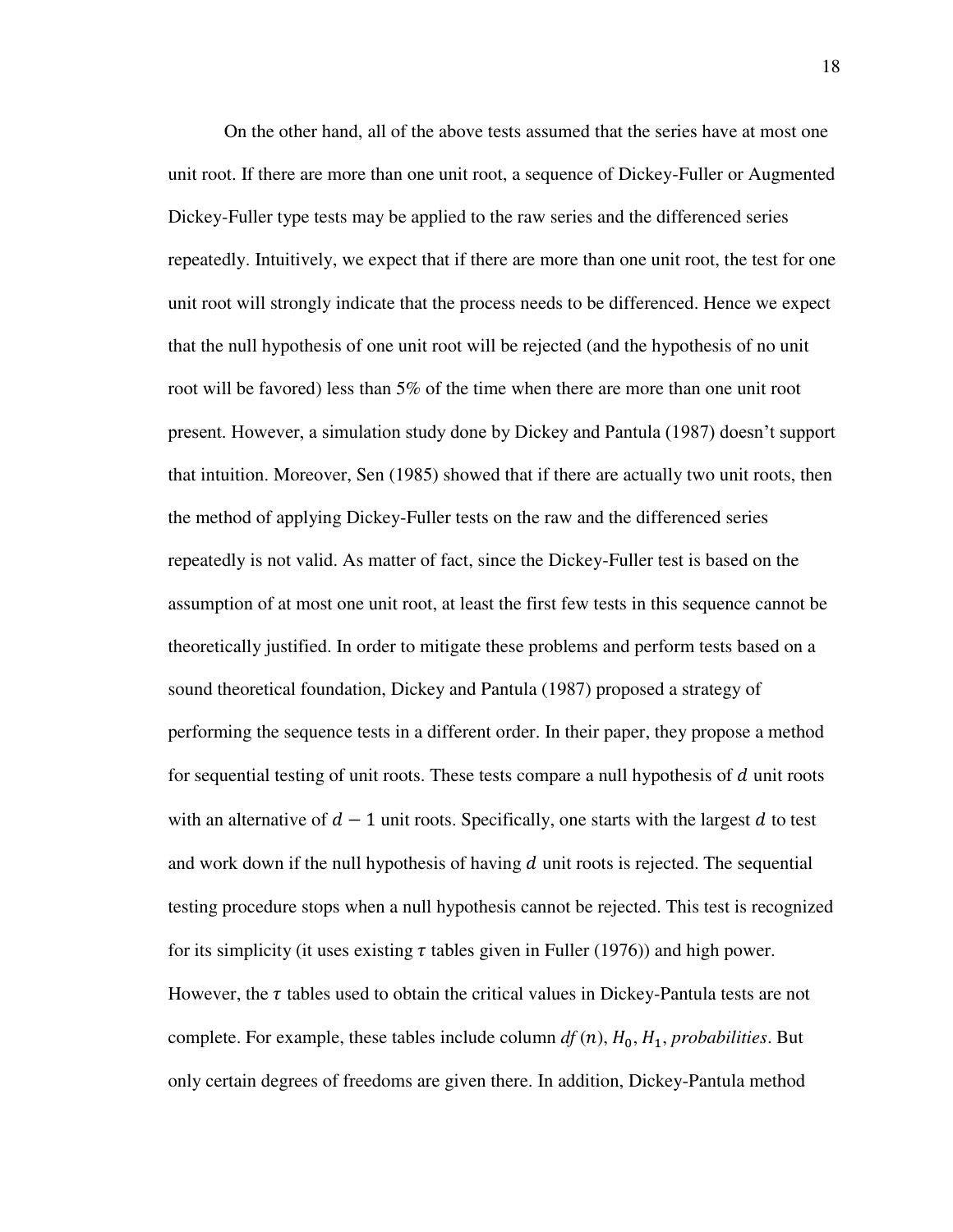On the other hand, all of the above tests assumed that the series have at most one unit root. If there are more than one unit root, a sequence of Dickey-Fuller or Augmented Dickey-Fuller type tests may be applied to the raw series and the differenced series repeatedly. Intuitively, we expect that if there are more than one unit root, the test for one unit root will strongly indicate that the process needs to be differenced. Hence we expect that the null hypothesis of one unit root will be rejected (and the hypothesis of no unit root will be favored) less than 5% of the time when there are more than one unit root present. However, a simulation study done by Dickey and Pantula (1987) doesn't support that intuition. Moreover, Sen (1985) showed that if there are actually two unit roots, then the method of applying Dickey-Fuller tests on the raw and the differenced series repeatedly is not valid. As matter of fact, since the Dickey-Fuller test is based on the assumption of at most one unit root, at least the first few tests in this sequence cannot be theoretically justified. In order to mitigate these problems and perform tests based on a sound theoretical foundation, Dickey and Pantula (1987) proposed a strategy of performing the sequence tests in a different order. In their paper, they propose a method for sequential testing of unit roots. These tests compare a null hypothesis of $d$ unit roots with an alternative of $d-1$ unit roots. Specifically, one starts with the largest $d$ to test and work down if the null hypothesis of having $d$ unit roots is rejected. The sequential testing procedure stops when a null hypothesis cannot be rejected. This test is recognized for its simplicity (it uses existing $\tau$ tables given in Fuller (1976)) and high power. However, the $\tau$ tables used to obtain the critical values in Dickey-Pantula tests are not complete. For example, these tables include column *df* $(n)$, $H_0$, $H_1$, *probabilities*. But only certain degrees of freedoms are given there. In addition, Dickey-Pantula method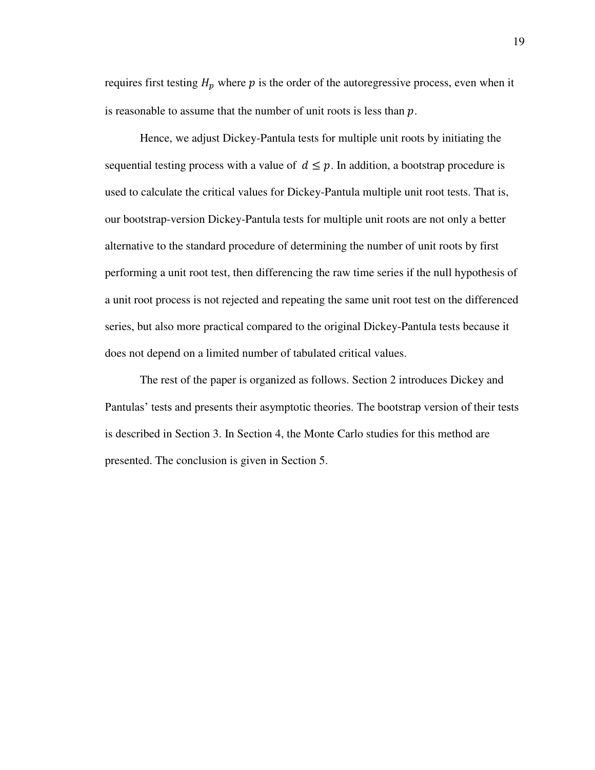requires first testing $H_p$ where $p$ is the order of the autoregressive process, even when it is reasonable to assume that the number of unit roots is less than $p$.

Hence, we adjust Dickey-Pantula tests for multiple unit roots by initiating the sequential testing process with a value of $d \leq p$. In addition, a bootstrap procedure is used to calculate the critical values for Dickey-Pantula multiple unit root tests. That is, our bootstrap-version Dickey-Pantula tests for multiple unit roots are not only a better alternative to the standard procedure of determining the number of unit roots by first performing a unit root test, then differencing the raw time series if the null hypothesis of a unit root process is not rejected and repeating the same unit root test on the differenced series, but also more practical compared to the original Dickey-Pantula tests because it does not depend on a limited number of tabulated critical values.

The rest of the paper is organized as follows. Section 2 introduces Dickey and Pantulas' tests and presents their asymptotic theories. The bootstrap version of their tests is described in Section 3. In Section 4, the Monte Carlo studies for this method are presented. The conclusion is given in Section 5.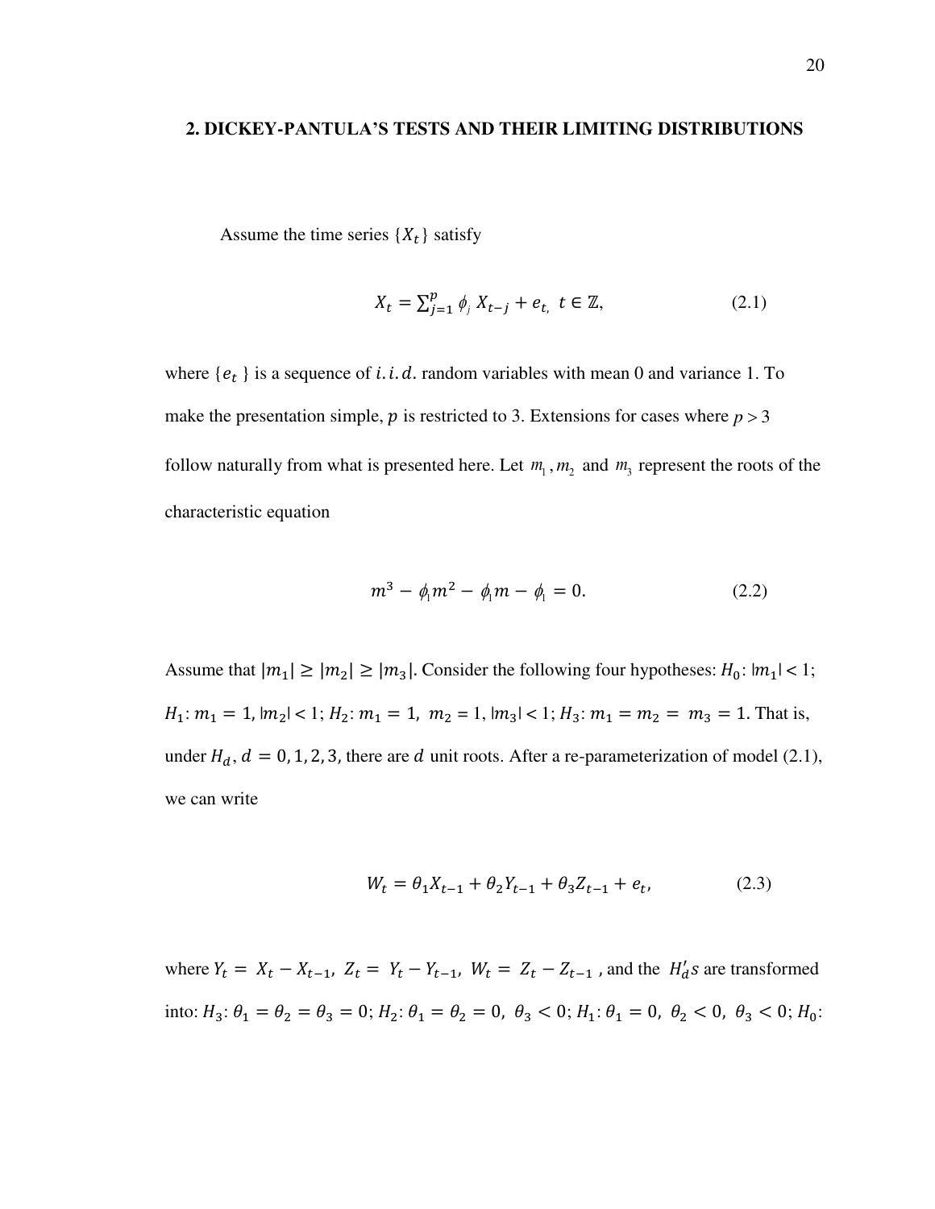## 2. DICKEY-PANTULA'S TESTS AND THEIR LIMITING DISTRIBUTIONS

Assume the time series $\{X_t\}$ satisfy

$$X_t = \sum_{j=1}^{p} \phi_j X_{t-j} + e_{t,} \ \ t \in \mathbb{Z}, \qquad (2.1)$$

where $\{e_t\}$ is a sequence of $i.i.d.$ random variables with mean 0 and variance 1. To make the presentation simple, $p$ is restricted to 3. Extensions for cases where $p > 3$ follow naturally from what is presented here. Let $m_1, m_2$ and $m_3$ represent the roots of the characteristic equation

$$m^3 - \phi_1 m^2 - \phi_1 m - \phi_1 = 0. \qquad (2.2)$$

Assume that $|m_1| \geq |m_2| \geq |m_3|$. Consider the following four hypotheses: $H_0$: $|m_1| < 1$; $H_1$: $m_1 = 1$, $|m_2| < 1$; $H_2$: $m_1 = 1, \ m_2 = 1$, $|m_3| < 1$; $H_3$: $m_1 = m_2 = m_3 = 1$. That is, under $H_d$, $d = 0, 1, 2, 3$, there are $d$ unit roots. After a re-parameterization of model (2.1), we can write

$$W_t = \theta_1 X_{t-1} + \theta_2 Y_{t-1} + \theta_3 Z_{t-1} + e_t, \qquad (2.3)$$

where $Y_t = X_t - X_{t-1}, \ Z_t = Y_t - Y_{t-1}, \ W_t = Z_t - Z_{t-1}$, and the $H_d' s$ are transformed into: $H_3$: $\theta_1 = \theta_2 = \theta_3 = 0$; $H_2$: $\theta_1 = \theta_2 = 0, \ \theta_3 < 0$; $H_1$: $\theta_1 = 0, \ \theta_2 < 0, \ \theta_3 < 0$; $H_0$: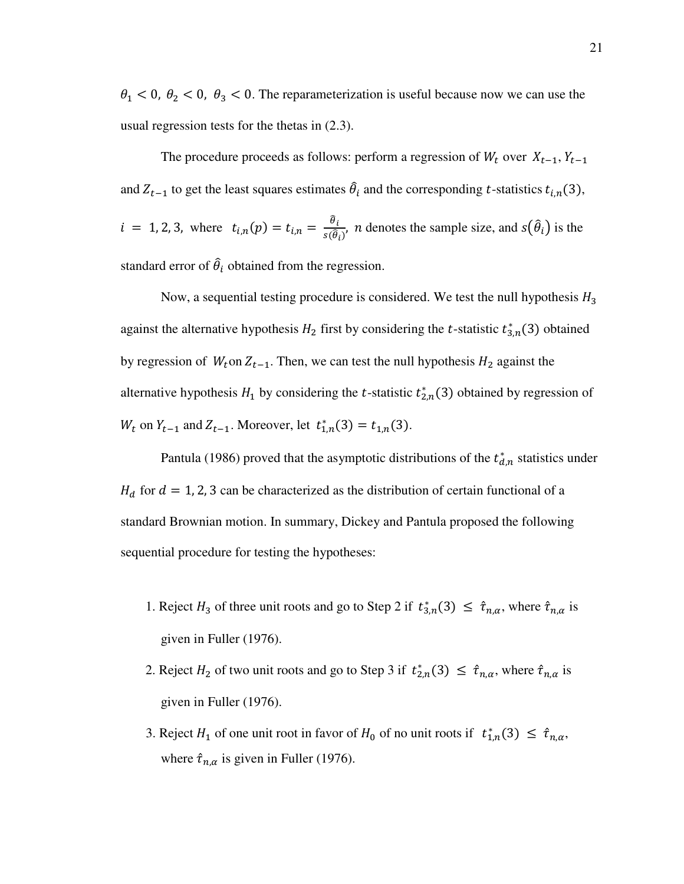$\theta_1 < 0,\ \theta_2 < 0,\ \theta_3 < 0$. The reparameterization is useful because now we can use the usual regression tests for the thetas in (2.3).

The procedure proceeds as follows: perform a regression of $W_t$ over $X_{t-1}, Y_{t-1}$ and $Z_{t-1}$ to get the least squares estimates $\hat{\theta}_i$ and the corresponding $t$-statistics $t_{i,n}(3)$, $i = 1, 2, 3$, where $t_{i,n}(p) = t_{i,n} = \frac{\hat{\theta}_i}{s(\hat{\theta}_i)}$, $n$ denotes the sample size, and $s(\hat{\theta}_i)$ is the standard error of $\hat{\theta}_i$ obtained from the regression.

Now, a sequential testing procedure is considered. We test the null hypothesis $H_3$ against the alternative hypothesis $H_2$ first by considering the $t$-statistic $t^*_{3,n}(3)$ obtained by regression of $W_t$ on $Z_{t-1}$. Then, we can test the null hypothesis $H_2$ against the alternative hypothesis $H_1$ by considering the $t$-statistic $t^*_{2,n}(3)$ obtained by regression of $W_t$ on $Y_{t-1}$ and $Z_{t-1}$. Moreover, let $t^*_{1,n}(3) = t_{1,n}(3)$.

Pantula (1986) proved that the asymptotic distributions of the $t^*_{d,n}$ statistics under $H_d$ for $d = 1, 2, 3$ can be characterized as the distribution of certain functional of a standard Brownian motion. In summary, Dickey and Pantula proposed the following sequential procedure for testing the hypotheses:

1. Reject $H_3$ of three unit roots and go to Step 2 if $t^*_{3,n}(3) \leq \hat{\tau}_{n,\alpha}$, where $\hat{\tau}_{n,\alpha}$ is given in Fuller (1976).
2. Reject $H_2$ of two unit roots and go to Step 3 if $t^*_{2,n}(3) \leq \hat{\tau}_{n,\alpha}$, where $\hat{\tau}_{n,\alpha}$ is given in Fuller (1976).
3. Reject $H_1$ of one unit root in favor of $H_0$ of no unit roots if $t^*_{1,n}(3) \leq \hat{\tau}_{n,\alpha}$, where $\hat{\tau}_{n,\alpha}$ is given in Fuller (1976).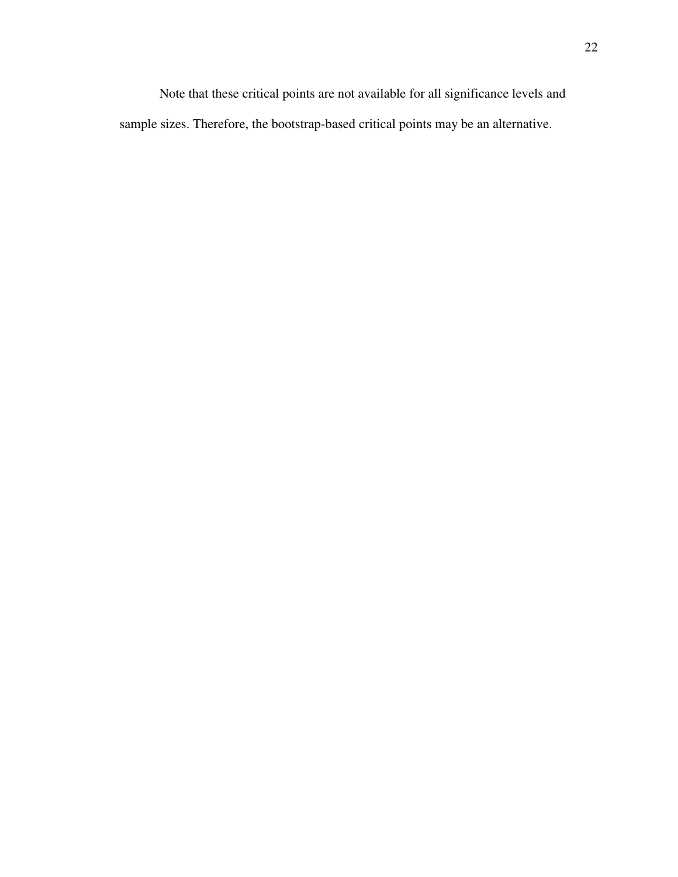Note that these critical points are not available for all significance levels and sample sizes. Therefore, the bootstrap-based critical points may be an alternative.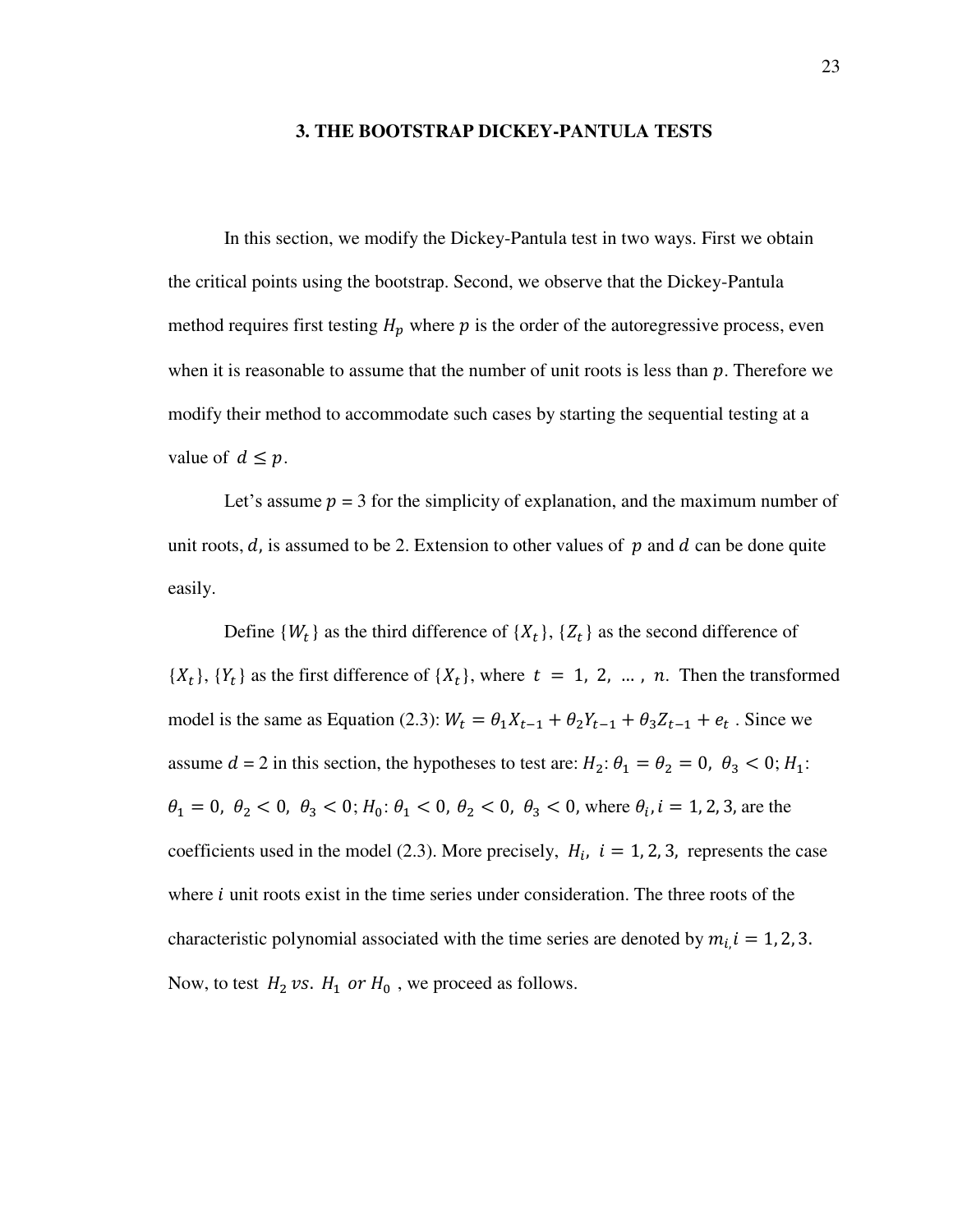## 3. THE BOOTSTRAP DICKEY-PANTULA TESTS

In this section, we modify the Dickey-Pantula test in two ways. First we obtain the critical points using the bootstrap. Second, we observe that the Dickey-Pantula method requires first testing $H_p$ where $p$ is the order of the autoregressive process, even when it is reasonable to assume that the number of unit roots is less than $p$. Therefore we modify their method to accommodate such cases by starting the sequential testing at a value of $d \leq p$.

Let's assume $p$ = 3 for the simplicity of explanation, and the maximum number of unit roots, $d$, is assumed to be 2. Extension to other values of $p$ and $d$ can be done quite easily.

Define $\{W_t\}$ as the third difference of $\{X_t\}$, $\{Z_t\}$ as the second difference of $\{X_t\}$, $\{Y_t\}$ as the first difference of $\{X_t\}$, where $t = 1, 2, \ldots, n$. Then the transformed model is the same as Equation (2.3): $W_t = \theta_1 X_{t-1} + \theta_2 Y_{t-1} + \theta_3 Z_{t-1} + e_t$ . Since we assume $d$ = 2 in this section, the hypotheses to test are: $H_2$: $\theta_1 = \theta_2 = 0,\ \theta_3 < 0$; $H_1$: $\theta_1 = 0,\ \theta_2 < 0,\ \theta_3 < 0$; $H_0$: $\theta_1 < 0,\ \theta_2 < 0,\ \theta_3 < 0$, where $\theta_i, i = 1, 2, 3$, are the coefficients used in the model (2.3). More precisely, $H_i,\ i = 1, 2, 3,$ represents the case where $i$ unit roots exist in the time series under consideration. The three roots of the characteristic polynomial associated with the time series are denoted by $m_{i,} i = 1, 2, 3$. Now, to test $H_2\ vs.\ H_1\ or\ H_0$ , we proceed as follows.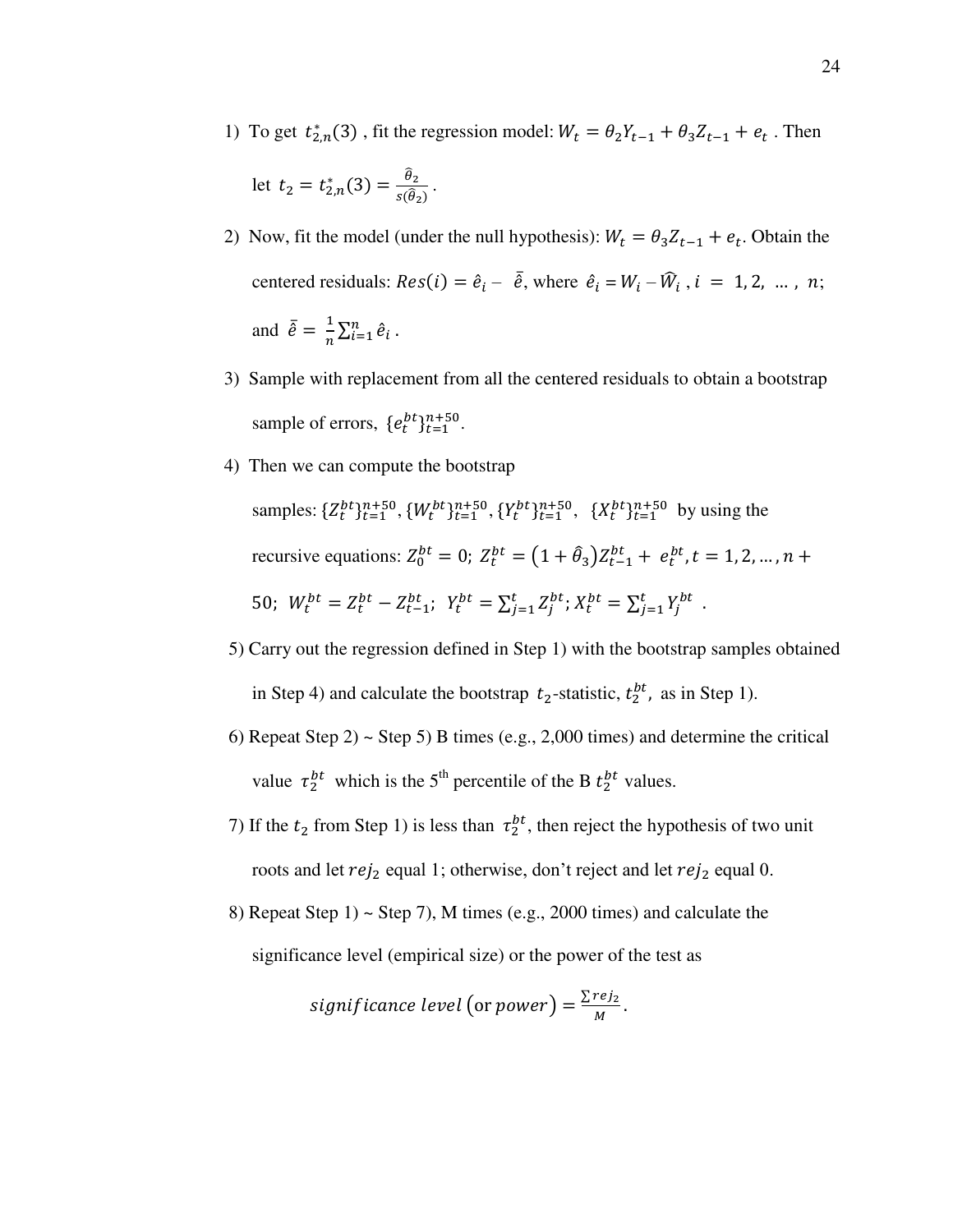1) To get $t^*_{2,n}(3)$ , fit the regression model: $W_t = \theta_2 Y_{t-1} + \theta_3 Z_{t-1} + e_t$ . Then let $t_2 = t^*_{2,n}(3) = \frac{\hat{\theta}_2}{s(\hat{\theta}_2)}$ .

2) Now, fit the model (under the null hypothesis): $W_t = \theta_3 Z_{t-1} + e_t$. Obtain the centered residuals: $Res(i) = \hat{e}_i - \bar{\hat{e}}$, where $\hat{e}_i = W_i - \widehat{W}_i$ , $i = 1, 2, \ldots, n$; and $\bar{\hat{e}} = \frac{1}{n}\sum_{i=1}^{n} \hat{e}_i$ .

3) Sample with replacement from all the centered residuals to obtain a bootstrap sample of errors, $\{e_t^{bt}\}_{t=1}^{n+50}$.

4) Then we can compute the bootstrap samples: $\{Z_t^{bt}\}_{t=1}^{n+50}, \{W_t^{bt}\}_{t=1}^{n+50}, \{Y_t^{bt}\}_{t=1}^{n+50}, \{X_t^{bt}\}_{t=1}^{n+50}$ by using the recursive equations: $Z_0^{bt} = 0$; $Z_t^{bt} = (1 + \hat{\theta}_3) Z_{t-1}^{bt} + e_t^{bt}, t = 1, 2, \ldots, n + 50$; $W_t^{bt} = Z_t^{bt} - Z_{t-1}^{bt}$; $Y_t^{bt} = \sum_{j=1}^{t} Z_j^{bt}$; $X_t^{bt} = \sum_{j=1}^{t} Y_j^{bt}$ .

5) Carry out the regression defined in Step 1) with the bootstrap samples obtained in Step 4) and calculate the bootstrap $t_2$-statistic, $t_2^{bt}$, as in Step 1).

6) Repeat Step 2) ~ Step 5) B times (e.g., 2,000 times) and determine the critical value $\tau_2^{bt}$ which is the 5th percentile of the B $t_2^{bt}$ values.

7) If the $t_2$ from Step 1) is less than $\tau_2^{bt}$, then reject the hypothesis of two unit roots and let $rej_2$ equal 1; otherwise, don't reject and let $rej_2$ equal 0.

8) Repeat Step 1) ~ Step 7), M times (e.g., 2000 times) and calculate the significance level (empirical size) or the power of the test as

$$significance\ level\ (\text{or}\ power) = \frac{\sum rej_2}{M}.$$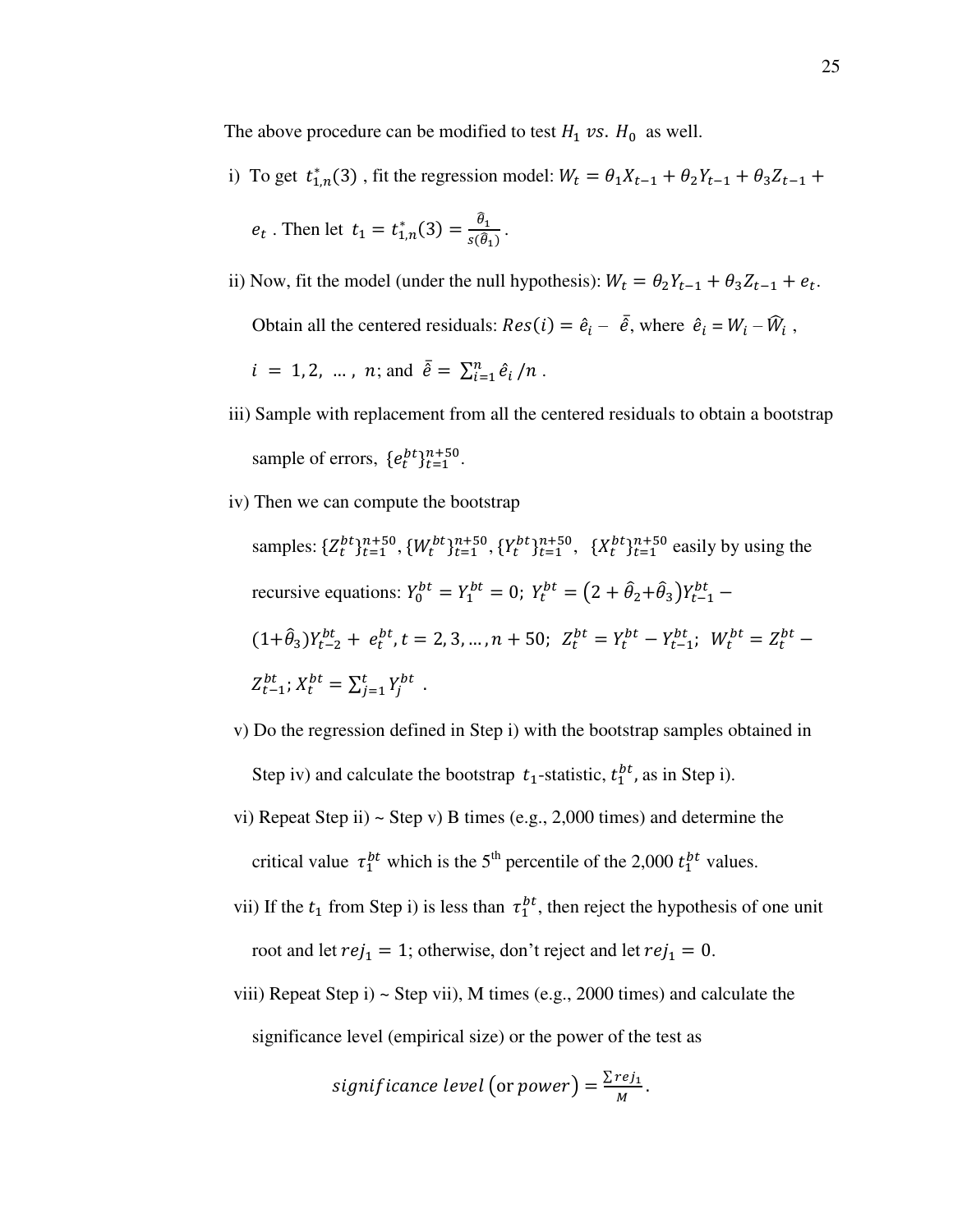The above procedure can be modified to test $H_1$ $vs.$ $H_0$ as well.

i) To get $t^*_{1,n}(3)$ , fit the regression model: $W_t = \theta_1 X_{t-1} + \theta_2 Y_{t-1} + \theta_3 Z_{t-1} + e_t$ . Then let $t_1 = t^*_{1,n}(3) = \frac{\hat{\theta}_1}{s(\hat{\theta}_1)}$.

ii) Now, fit the model (under the null hypothesis): $W_t = \theta_2 Y_{t-1} + \theta_3 Z_{t-1} + e_t$.

Obtain all the centered residuals: $Res(i) = \hat{e}_i - \bar{\hat{e}}$, where $\hat{e}_i = W_i - \widehat{W}_i$ , $i = 1, 2, \ldots, n$; and $\bar{\hat{e}} = \sum_{i=1}^{n} \hat{e}_i / n$ .

iii) Sample with replacement from all the centered residuals to obtain a bootstrap sample of errors, $\{e_t^{bt}\}_{t=1}^{n+50}$.

iv) Then we can compute the bootstrap samples: $\{Z_t^{bt}\}_{t=1}^{n+50}, \{W_t^{bt}\}_{t=1}^{n+50}, \{Y_t^{bt}\}_{t=1}^{n+50}$, $\{X_t^{bt}\}_{t=1}^{n+50}$ easily by using the recursive equations: $Y_0^{bt} = Y_1^{bt} = 0$; $Y_t^{bt} = (2 + \hat{\theta}_2 + \hat{\theta}_3)Y_{t-1}^{bt} - (1+\hat{\theta}_3)Y_{t-2}^{bt} + e_t^{bt}, t = 2, 3, \ldots, n + 50$; $Z_t^{bt} = Y_t^{bt} - Y_{t-1}^{bt}$; $W_t^{bt} = Z_t^{bt} - Z_{t-1}^{bt}$; $X_t^{bt} = \sum_{j=1}^{t} Y_j^{bt}$ .

v) Do the regression defined in Step i) with the bootstrap samples obtained in Step iv) and calculate the bootstrap $t_1$-statistic, $t_1^{bt}$, as in Step i).

vi) Repeat Step ii) ~ Step v) B times (e.g., 2,000 times) and determine the critical value $\tau_1^{bt}$ which is the 5th percentile of the 2,000 $t_1^{bt}$ values.

vii) If the $t_1$ from Step i) is less than $\tau_1^{bt}$, then reject the hypothesis of one unit root and let $rej_1 = 1$; otherwise, don't reject and let $rej_1 = 0$.

viii) Repeat Step i) ~ Step vii), M times (e.g., 2000 times) and calculate the significance level (empirical size) or the power of the test as

$$significance\ level\ (\text{or}\ power) = \frac{\sum rej_1}{M}.$$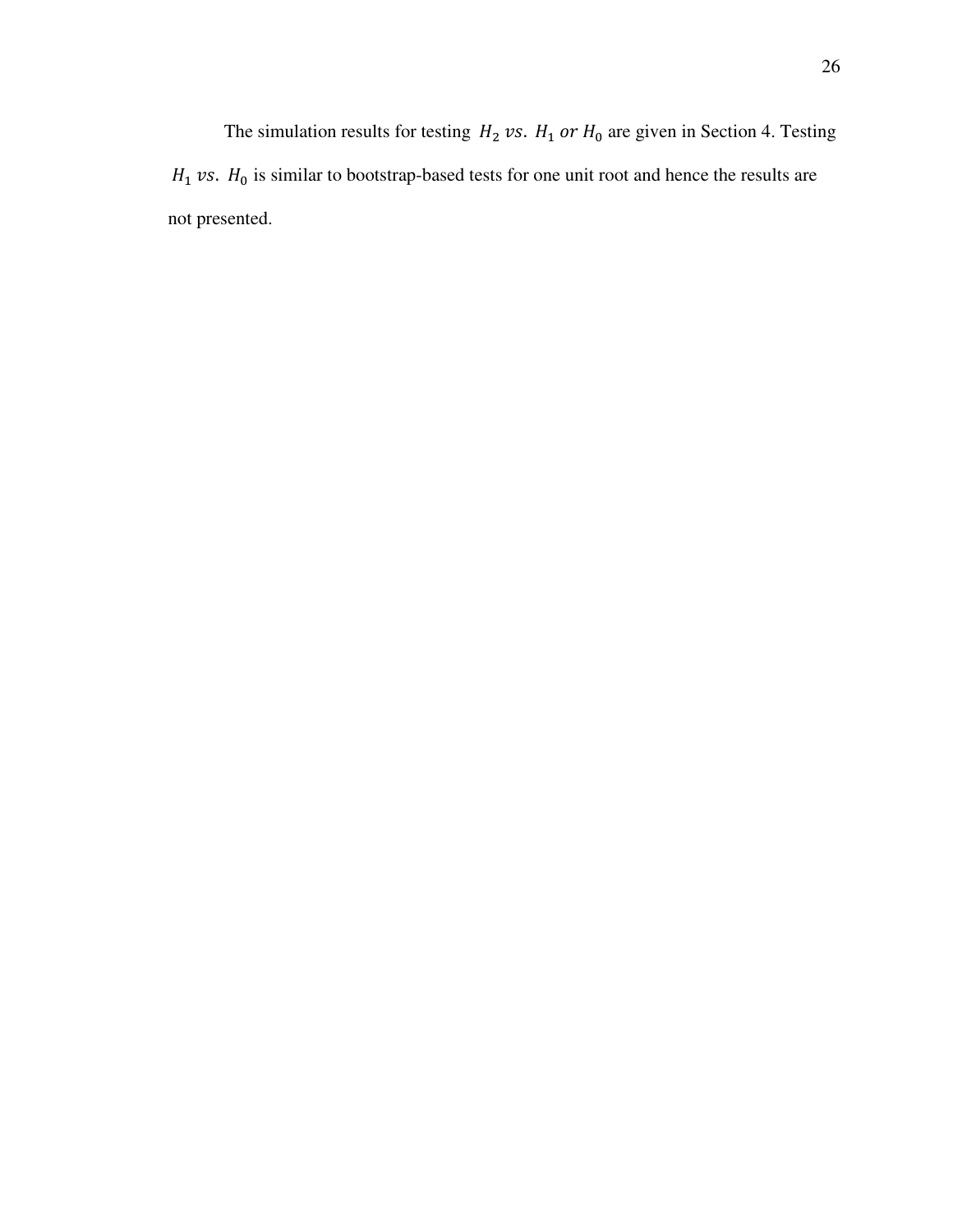The simulation results for testing $H_2\ vs.\ H_1\ or\ H_0$ are given in Section 4. Testing $H_1\ vs.\ H_0$ is similar to bootstrap-based tests for one unit root and hence the results are not presented.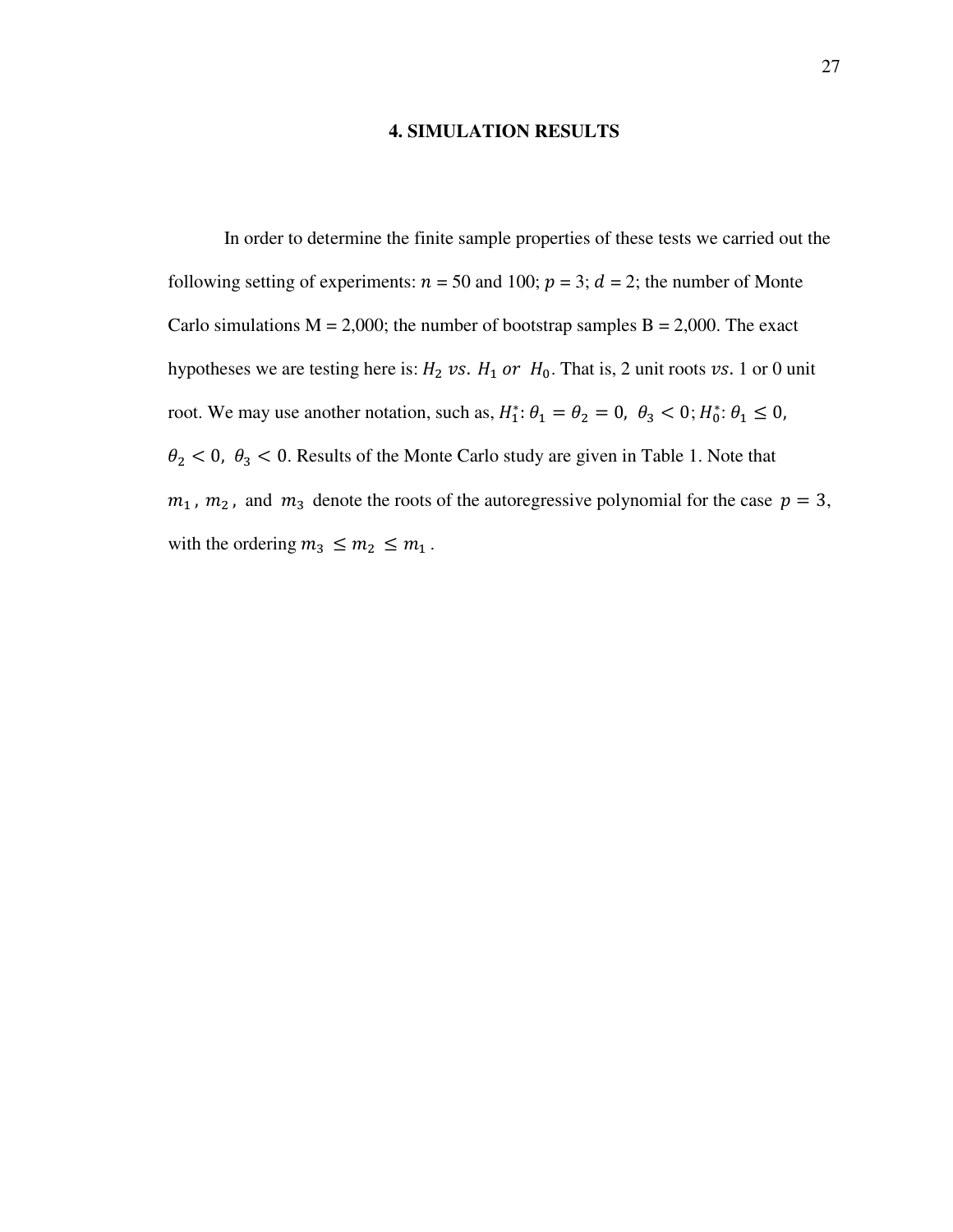# 4. SIMULATION RESULTS

In order to determine the finite sample properties of these tests we carried out the following setting of experiments: $n$ = 50 and 100; $p$ = 3; $d$ = 2; the number of Monte Carlo simulations M = 2,000; the number of bootstrap samples B = 2,000. The exact hypotheses we are testing here is: $H_2\ vs.\ H_1\ or\ \ H_0$. That is, 2 unit roots $vs.$ 1 or 0 unit root. We may use another notation, such as, $H_1^*$: $\theta_1 = \theta_2 = 0,\ \theta_3 < 0$; $H_0^*$: $\theta_1 \leq 0$, $\theta_2 < 0,\ \theta_3 < 0$. Results of the Monte Carlo study are given in Table 1. Note that $m_1$, $m_2$, and $m_3$ denote the roots of the autoregressive polynomial for the case $p = 3$, with the ordering $m_3 \leq m_2 \leq m_1$.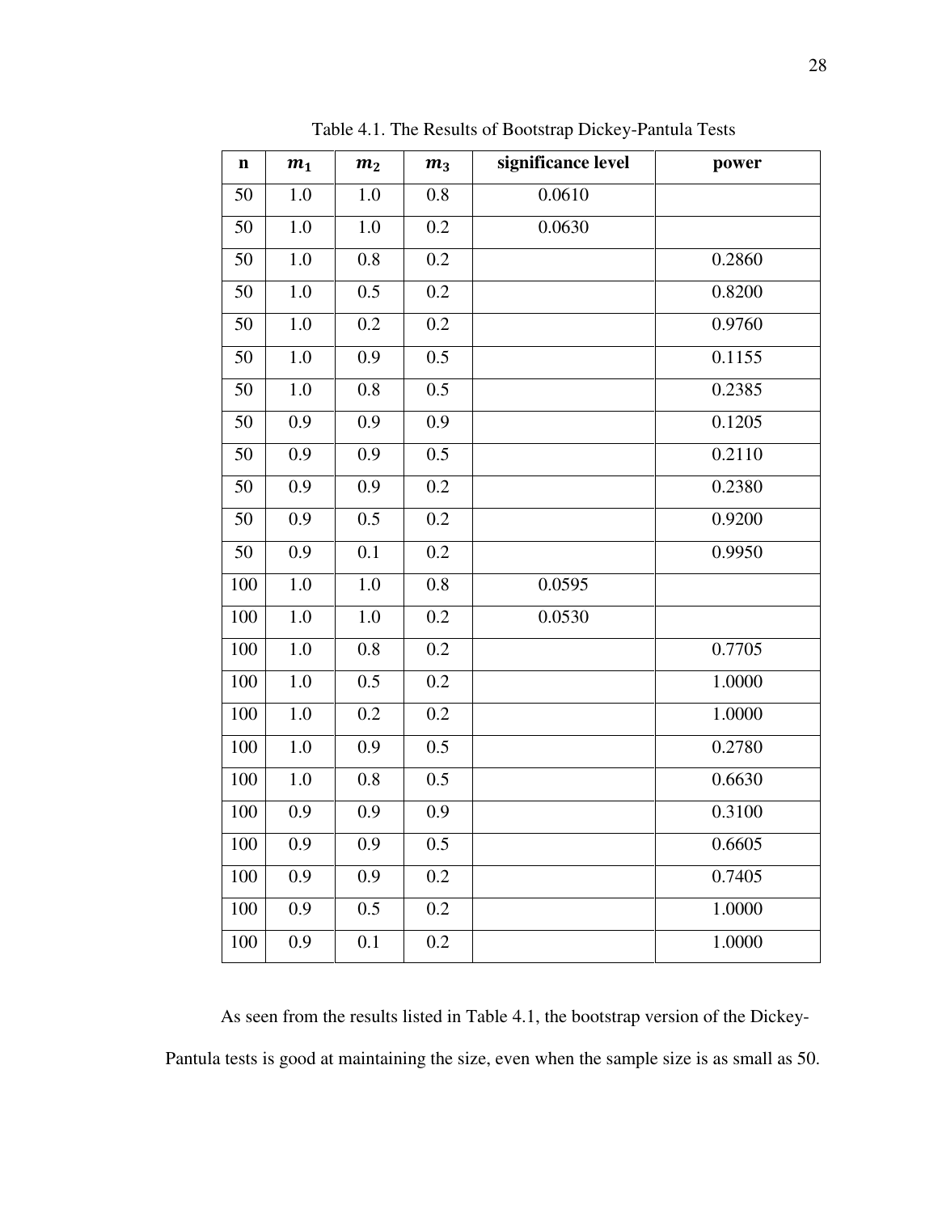Table 4.1. The Results of Bootstrap Dickey-Pantula Tests

| n | $m_1$ | $m_2$ | $m_3$ | significance level | power |
|---|---|---|---|---|---|
| 50 | 1.0 | 1.0 | 0.8 | 0.0610 | |
| 50 | 1.0 | 1.0 | 0.2 | 0.0630 | |
| 50 | 1.0 | 0.8 | 0.2 | | 0.2860 |
| 50 | 1.0 | 0.5 | 0.2 | | 0.8200 |
| 50 | 1.0 | 0.2 | 0.2 | | 0.9760 |
| 50 | 1.0 | 0.9 | 0.5 | | 0.1155 |
| 50 | 1.0 | 0.8 | 0.5 | | 0.2385 |
| 50 | 0.9 | 0.9 | 0.9 | | 0.1205 |
| 50 | 0.9 | 0.9 | 0.5 | | 0.2110 |
| 50 | 0.9 | 0.9 | 0.2 | | 0.2380 |
| 50 | 0.9 | 0.5 | 0.2 | | 0.9200 |
| 50 | 0.9 | 0.1 | 0.2 | | 0.9950 |
| 100 | 1.0 | 1.0 | 0.8 | 0.0595 | |
| 100 | 1.0 | 1.0 | 0.2 | 0.0530 | |
| 100 | 1.0 | 0.8 | 0.2 | | 0.7705 |
| 100 | 1.0 | 0.5 | 0.2 | | 1.0000 |
| 100 | 1.0 | 0.2 | 0.2 | | 1.0000 |
| 100 | 1.0 | 0.9 | 0.5 | | 0.2780 |
| 100 | 1.0 | 0.8 | 0.5 | | 0.6630 |
| 100 | 0.9 | 0.9 | 0.9 | | 0.3100 |
| 100 | 0.9 | 0.9 | 0.5 | | 0.6605 |
| 100 | 0.9 | 0.9 | 0.2 | | 0.7405 |
| 100 | 0.9 | 0.5 | 0.2 | | 1.0000 |
| 100 | 0.9 | 0.1 | 0.2 | | 1.0000 |

As seen from the results listed in Table 4.1, the bootstrap version of the Dickey-Pantula tests is good at maintaining the size, even when the sample size is as small as 50.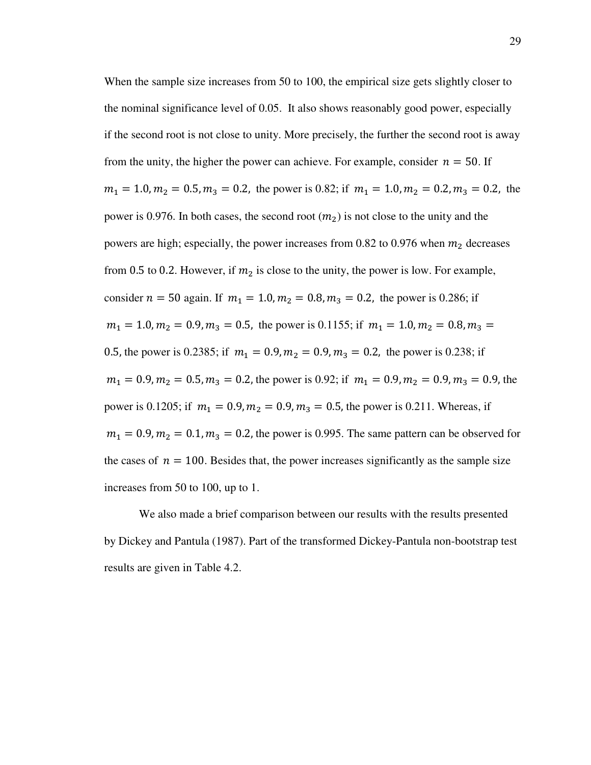When the sample size increases from 50 to 100, the empirical size gets slightly closer to the nominal significance level of 0.05. It also shows reasonably good power, especially if the second root is not close to unity. More precisely, the further the second root is away from the unity, the higher the power can achieve. For example, consider $n = 50$. If $m_1 = 1.0, m_2 = 0.5, m_3 = 0.2$, the power is 0.82; if $m_1 = 1.0, m_2 = 0.2, m_3 = 0.2$, the power is 0.976. In both cases, the second root ($m_2$) is not close to the unity and the powers are high; especially, the power increases from 0.82 to 0.976 when $m_2$ decreases from 0.5 to 0.2. However, if $m_2$ is close to the unity, the power is low. For example, consider $n = 50$ again. If $m_1 = 1.0, m_2 = 0.8, m_3 = 0.2$, the power is 0.286; if $m_1 = 1.0, m_2 = 0.9, m_3 = 0.5$, the power is 0.1155; if $m_1 = 1.0, m_2 = 0.8, m_3 = 0.5$, the power is 0.2385; if $m_1 = 0.9, m_2 = 0.9, m_3 = 0.2$, the power is 0.238; if $m_1 = 0.9, m_2 = 0.5, m_3 = 0.2$, the power is 0.92; if $m_1 = 0.9, m_2 = 0.9, m_3 = 0.9$, the power is 0.1205; if $m_1 = 0.9, m_2 = 0.9, m_3 = 0.5$, the power is 0.211. Whereas, if $m_1 = 0.9, m_2 = 0.1, m_3 = 0.2$, the power is 0.995. The same pattern can be observed for the cases of $n = 100$. Besides that, the power increases significantly as the sample size increases from 50 to 100, up to 1.

We also made a brief comparison between our results with the results presented by Dickey and Pantula (1987). Part of the transformed Dickey-Pantula non-bootstrap test results are given in Table 4.2.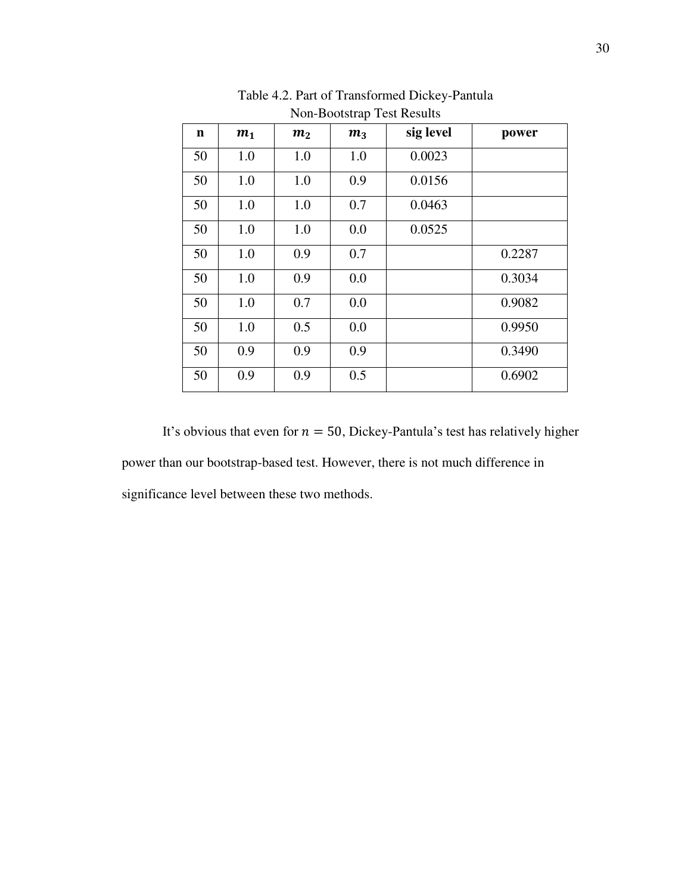Table 4.2. Part of Transformed Dickey-Pantula Non-Bootstrap Test Results

| **n** | $m_1$ | $m_2$ | $m_3$ | **sig level** | **power** |
|---|---|---|---|---|---|
| 50 | 1.0 | 1.0 | 1.0 | 0.0023 | |
| 50 | 1.0 | 1.0 | 0.9 | 0.0156 | |
| 50 | 1.0 | 1.0 | 0.7 | 0.0463 | |
| 50 | 1.0 | 1.0 | 0.0 | 0.0525 | |
| 50 | 1.0 | 0.9 | 0.7 | | 0.2287 |
| 50 | 1.0 | 0.9 | 0.0 | | 0.3034 |
| 50 | 1.0 | 0.7 | 0.0 | | 0.9082 |
| 50 | 1.0 | 0.5 | 0.0 | | 0.9950 |
| 50 | 0.9 | 0.9 | 0.9 | | 0.3490 |
| 50 | 0.9 | 0.9 | 0.5 | | 0.6902 |

It's obvious that even for $n = 50$, Dickey-Pantula's test has relatively higher power than our bootstrap-based test. However, there is not much difference in significance level between these two methods.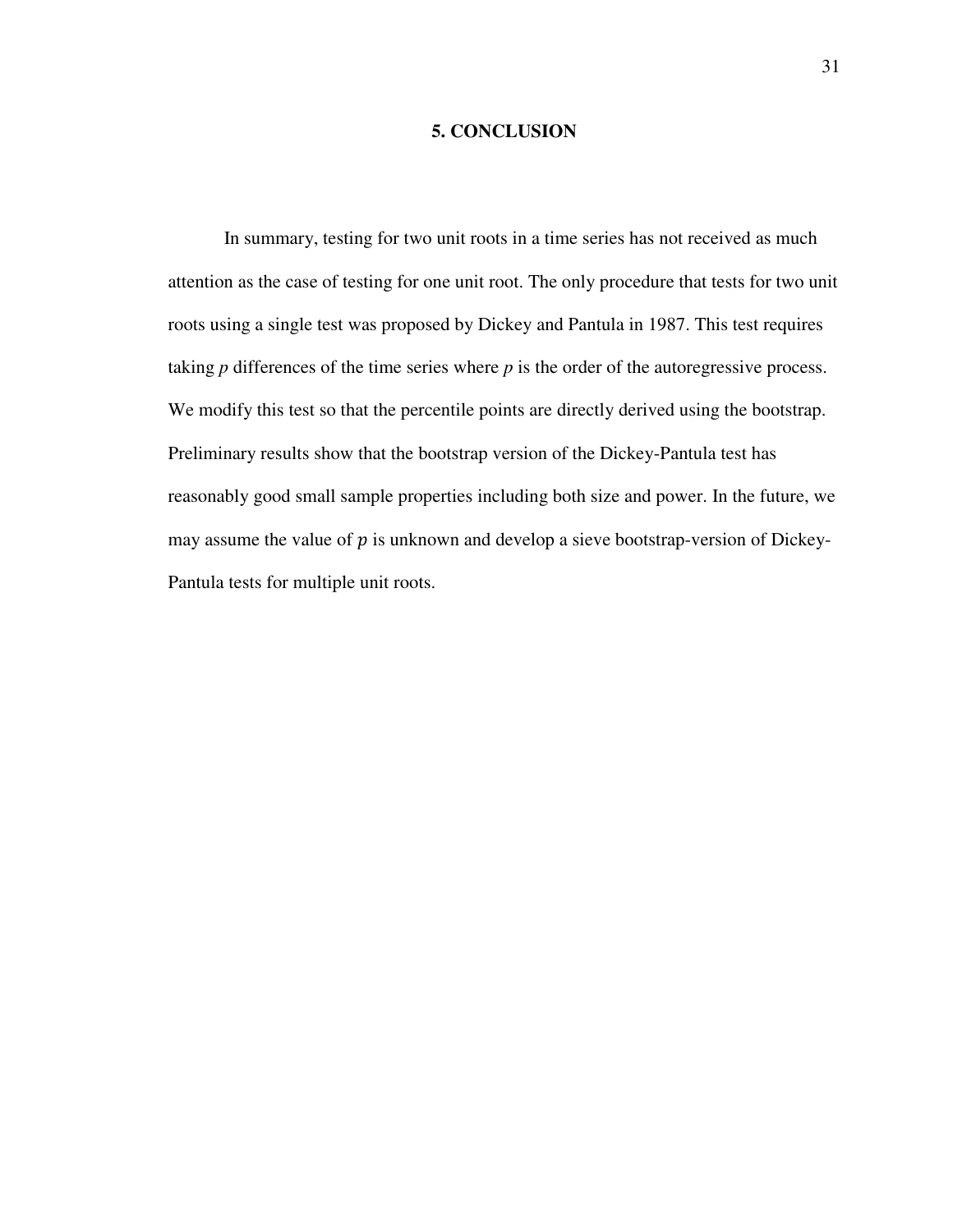# 5. CONCLUSION

In summary, testing for two unit roots in a time series has not received as much attention as the case of testing for one unit root. The only procedure that tests for two unit roots using a single test was proposed by Dickey and Pantula in 1987. This test requires taking $p$ differences of the time series where $p$ is the order of the autoregressive process. We modify this test so that the percentile points are directly derived using the bootstrap. Preliminary results show that the bootstrap version of the Dickey-Pantula test has reasonably good small sample properties including both size and power. In the future, we may assume the value of $p$ is unknown and develop a sieve bootstrap-version of Dickey-Pantula tests for multiple unit roots.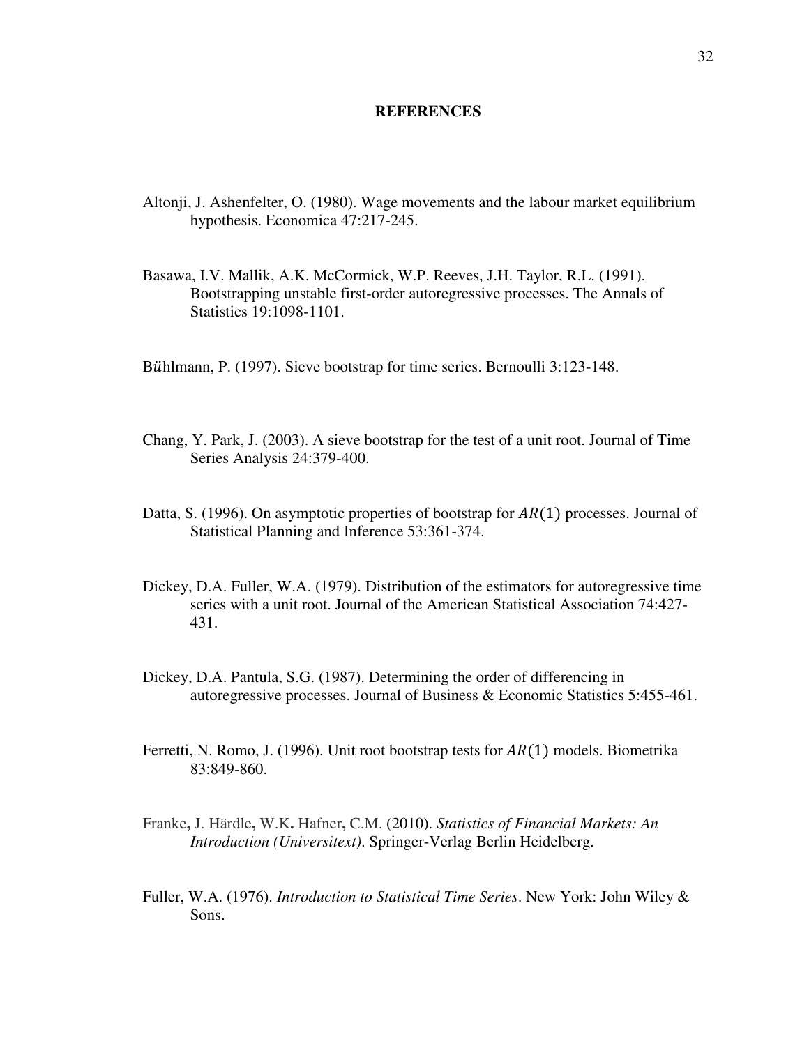# REFERENCES

Altonji, J. Ashenfelter, O. (1980). Wage movements and the labour market equilibrium hypothesis. Economica 47:217-245.

Basawa, I.V. Mallik, A.K. McCormick, W.P. Reeves, J.H. Taylor, R.L. (1991). Bootstrapping unstable first-order autoregressive processes. The Annals of Statistics 19:1098-1101.

Bühlmann, P. (1997). Sieve bootstrap for time series. Bernoulli 3:123-148.

Chang, Y. Park, J. (2003). A sieve bootstrap for the test of a unit root. Journal of Time Series Analysis 24:379-400.

Datta, S. (1996). On asymptotic properties of bootstrap for $AR(1)$ processes. Journal of Statistical Planning and Inference 53:361-374.

Dickey, D.A. Fuller, W.A. (1979). Distribution of the estimators for autoregressive time series with a unit root. Journal of the American Statistical Association 74:427-431.

Dickey, D.A. Pantula, S.G. (1987). Determining the order of differencing in autoregressive processes. Journal of Business & Economic Statistics 5:455-461.

Ferretti, N. Romo, J. (1996). Unit root bootstrap tests for $AR(1)$ models. Biometrika 83:849-860.

Franke, J. Härdle, W.K. Hafner, C.M. (2010). *Statistics of Financial Markets: An Introduction (Universitext)*. Springer-Verlag Berlin Heidelberg.

Fuller, W.A. (1976). *Introduction to Statistical Time Series*. New York: John Wiley & Sons.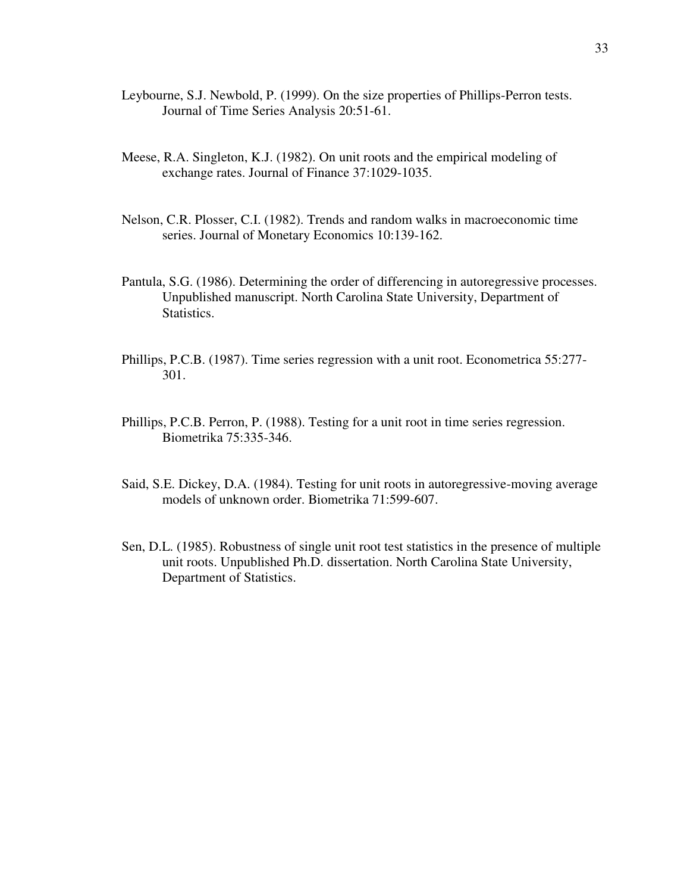Leybourne, S.J. Newbold, P. (1999). On the size properties of Phillips-Perron tests. Journal of Time Series Analysis 20:51-61.

Meese, R.A. Singleton, K.J. (1982). On unit roots and the empirical modeling of exchange rates. Journal of Finance 37:1029-1035.

Nelson, C.R. Plosser, C.I. (1982). Trends and random walks in macroeconomic time series. Journal of Monetary Economics 10:139-162.

Pantula, S.G. (1986). Determining the order of differencing in autoregressive processes. Unpublished manuscript. North Carolina State University, Department of Statistics.

Phillips, P.C.B. (1987). Time series regression with a unit root. Econometrica 55:277-301.

Phillips, P.C.B. Perron, P. (1988). Testing for a unit root in time series regression. Biometrika 75:335-346.

Said, S.E. Dickey, D.A. (1984). Testing for unit roots in autoregressive-moving average models of unknown order. Biometrika 71:599-607.

Sen, D.L. (1985). Robustness of single unit root test statistics in the presence of multiple unit roots. Unpublished Ph.D. dissertation. North Carolina State University, Department of Statistics.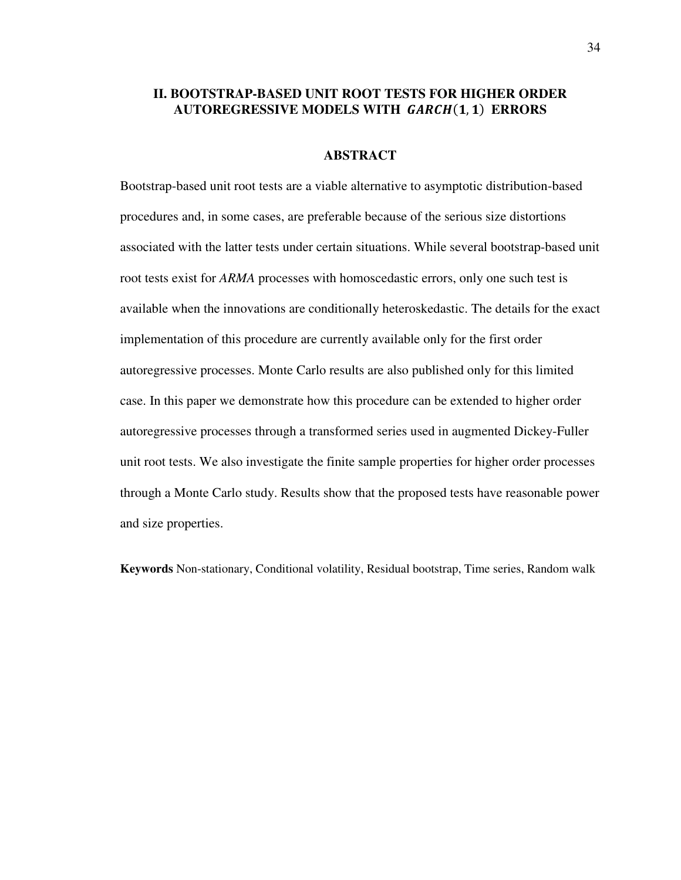# II. BOOTSTRAP-BASED UNIT ROOT TESTS FOR HIGHER ORDER AUTOREGRESSIVE MODELS WITH $GARCH(1, 1)$ ERRORS

## ABSTRACT

Bootstrap-based unit root tests are a viable alternative to asymptotic distribution-based procedures and, in some cases, are preferable because of the serious size distortions associated with the latter tests under certain situations. While several bootstrap-based unit root tests exist for *ARMA* processes with homoscedastic errors, only one such test is available when the innovations are conditionally heteroskedastic. The details for the exact implementation of this procedure are currently available only for the first order autoregressive processes. Monte Carlo results are also published only for this limited case. In this paper we demonstrate how this procedure can be extended to higher order autoregressive processes through a transformed series used in augmented Dickey-Fuller unit root tests. We also investigate the finite sample properties for higher order processes through a Monte Carlo study. Results show that the proposed tests have reasonable power and size properties.

**Keywords** Non-stationary, Conditional volatility, Residual bootstrap, Time series, Random walk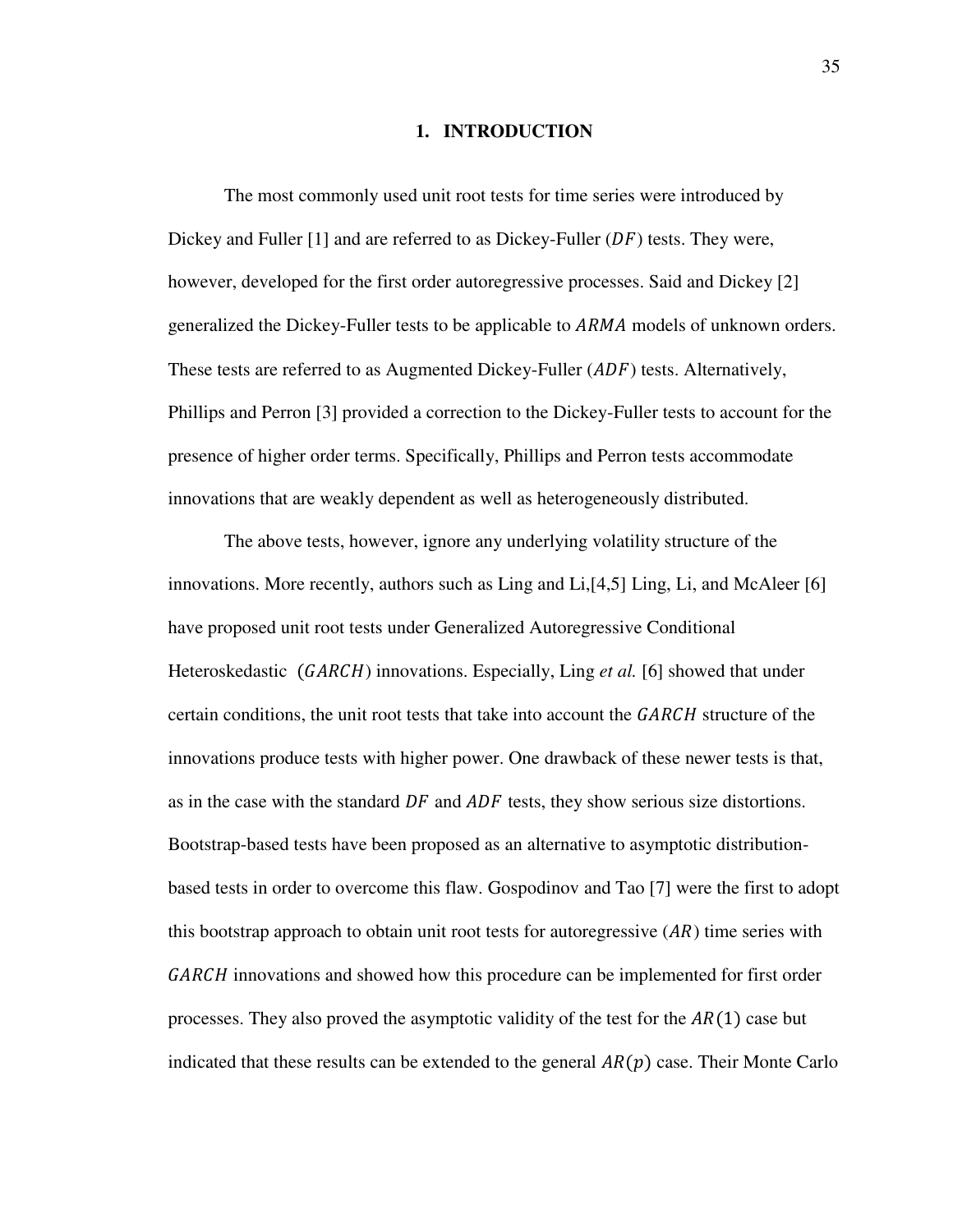# 1. INTRODUCTION

The most commonly used unit root tests for time series were introduced by Dickey and Fuller [1] and are referred to as Dickey-Fuller ($DF$) tests. They were, however, developed for the first order autoregressive processes. Said and Dickey [2] generalized the Dickey-Fuller tests to be applicable to $ARMA$ models of unknown orders. These tests are referred to as Augmented Dickey-Fuller ($ADF$) tests. Alternatively, Phillips and Perron [3] provided a correction to the Dickey-Fuller tests to account for the presence of higher order terms. Specifically, Phillips and Perron tests accommodate innovations that are weakly dependent as well as heterogeneously distributed.

The above tests, however, ignore any underlying volatility structure of the innovations. More recently, authors such as Ling and Li,[4,5] Ling, Li, and McAleer [6] have proposed unit root tests under Generalized Autoregressive Conditional Heteroskedastic ($GARCH$) innovations. Especially, Ling *et al.* [6] showed that under certain conditions, the unit root tests that take into account the $GARCH$ structure of the innovations produce tests with higher power. One drawback of these newer tests is that, as in the case with the standard $DF$ and $ADF$ tests, they show serious size distortions. Bootstrap-based tests have been proposed as an alternative to asymptotic distribution-based tests in order to overcome this flaw. Gospodinov and Tao [7] were the first to adopt this bootstrap approach to obtain unit root tests for autoregressive ($AR$) time series with $GARCH$ innovations and showed how this procedure can be implemented for first order processes. They also proved the asymptotic validity of the test for the $AR(1)$ case but indicated that these results can be extended to the general $AR(p)$ case. Their Monte Carlo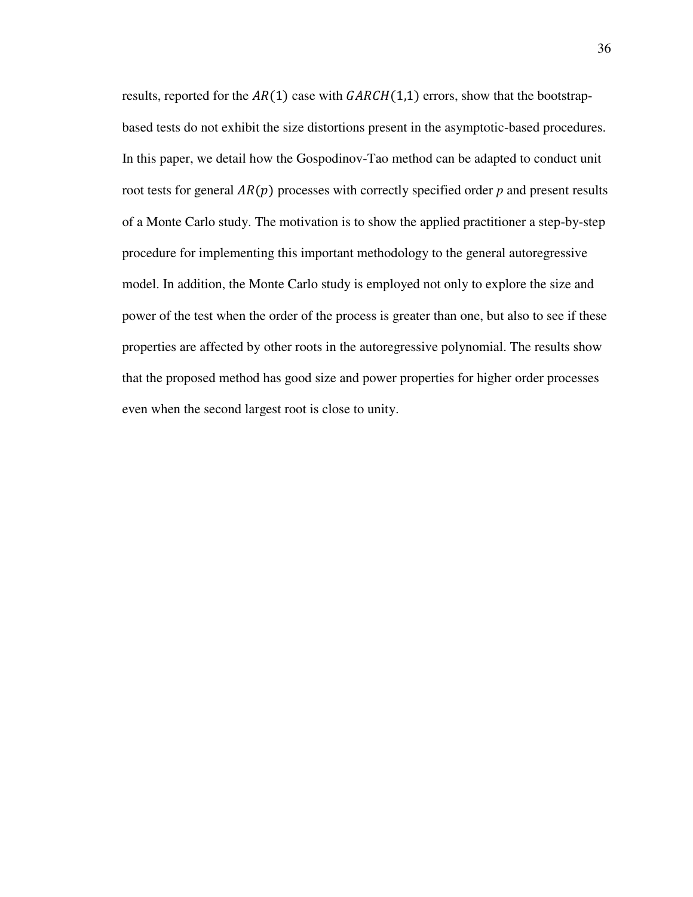results, reported for the $AR(1)$ case with $GARCH(1,1)$ errors, show that the bootstrap-based tests do not exhibit the size distortions present in the asymptotic-based procedures. In this paper, we detail how the Gospodinov-Tao method can be adapted to conduct unit root tests for general $AR(p)$ processes with correctly specified order $p$ and present results of a Monte Carlo study. The motivation is to show the applied practitioner a step-by-step procedure for implementing this important methodology to the general autoregressive model. In addition, the Monte Carlo study is employed not only to explore the size and power of the test when the order of the process is greater than one, but also to see if these properties are affected by other roots in the autoregressive polynomial. The results show that the proposed method has good size and power properties for higher order processes even when the second largest root is close to unity.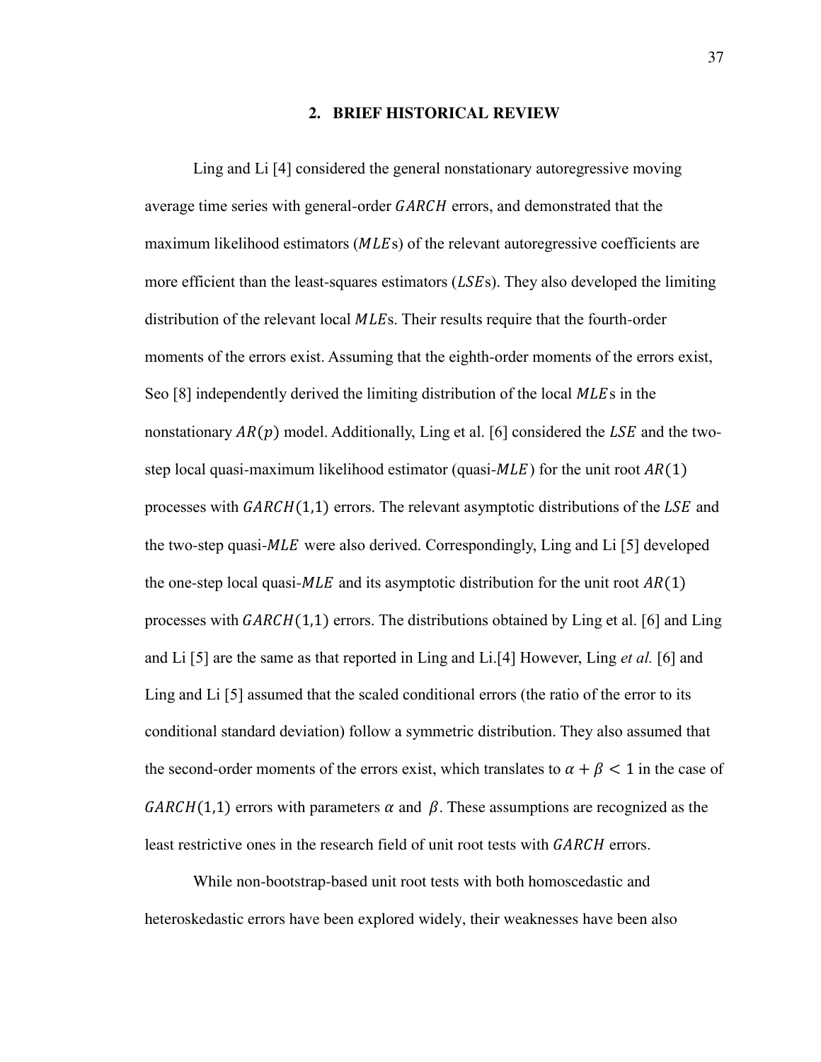## 2. BRIEF HISTORICAL REVIEW

Ling and Li [4] considered the general nonstationary autoregressive moving average time series with general-order $GARCH$ errors, and demonstrated that the maximum likelihood estimators ($MLE$s) of the relevant autoregressive coefficients are more efficient than the least-squares estimators ($LSE$s). They also developed the limiting distribution of the relevant local $MLE$s. Their results require that the fourth-order moments of the errors exist. Assuming that the eighth-order moments of the errors exist, Seo [8] independently derived the limiting distribution of the local $MLE$s in the nonstationary $AR(p)$ model. Additionally, Ling et al. [6] considered the $LSE$ and the two-step local quasi-maximum likelihood estimator (quasi-$MLE$) for the unit root $AR(1)$ processes with $GARCH(1,1)$ errors. The relevant asymptotic distributions of the $LSE$ and the two-step quasi-$MLE$ were also derived. Correspondingly, Ling and Li [5] developed the one-step local quasi-$MLE$ and its asymptotic distribution for the unit root $AR(1)$ processes with $GARCH(1,1)$ errors. The distributions obtained by Ling et al. [6] and Ling and Li [5] are the same as that reported in Ling and Li.[4] However, Ling *et al.* [6] and Ling and Li [5] assumed that the scaled conditional errors (the ratio of the error to its conditional standard deviation) follow a symmetric distribution. They also assumed that the second-order moments of the errors exist, which translates to $\alpha + \beta < 1$ in the case of $GARCH(1,1)$ errors with parameters $\alpha$ and $\beta$. These assumptions are recognized as the least restrictive ones in the research field of unit root tests with $GARCH$ errors.

While non-bootstrap-based unit root tests with both homoscedastic and heteroskedastic errors have been explored widely, their weaknesses have been also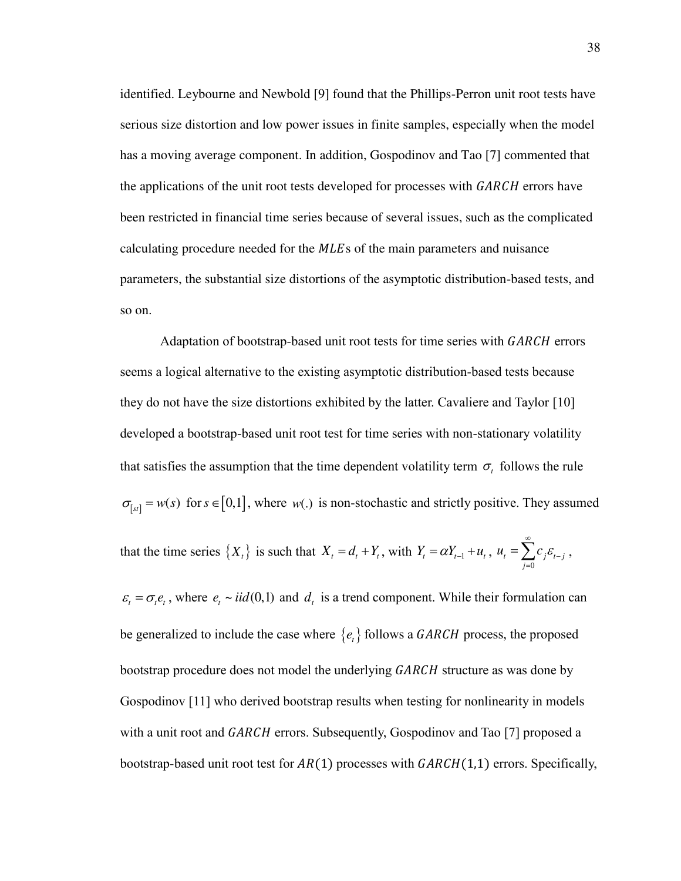identified. Leybourne and Newbold [9] found that the Phillips-Perron unit root tests have serious size distortion and low power issues in finite samples, especially when the model has a moving average component. In addition, Gospodinov and Tao [7] commented that the applications of the unit root tests developed for processes with $GARCH$ errors have been restricted in financial time series because of several issues, such as the complicated calculating procedure needed for the $MLE$s of the main parameters and nuisance parameters, the substantial size distortions of the asymptotic distribution-based tests, and so on.

Adaptation of bootstrap-based unit root tests for time series with $GARCH$ errors seems a logical alternative to the existing asymptotic distribution-based tests because they do not have the size distortions exhibited by the latter. Cavaliere and Taylor [10] developed a bootstrap-based unit root test for time series with non-stationary volatility that satisfies the assumption that the time dependent volatility term $\sigma_t$ follows the rule $\sigma_{[st]} = w(s)$ for $s \in [0,1]$, where $w(.)$ is non-stochastic and strictly positive. They assumed that the time series $\{X_t\}$ is such that $X_t = d_t + Y_t$, with $Y_t = \alpha Y_{t-1} + u_t$, $u_t = \sum_{j=0}^{\infty} c_j \varepsilon_{t-j}$, $\varepsilon_t = \sigma_t e_t$, where $e_t \sim iid(0,1)$ and $d_t$ is a trend component. While their formulation can be generalized to include the case where $\{e_t\}$ follows a $GARCH$ process, the proposed bootstrap procedure does not model the underlying $GARCH$ structure as was done by Gospodinov [11] who derived bootstrap results when testing for nonlinearity in models with a unit root and $GARCH$ errors. Subsequently, Gospodinov and Tao [7] proposed a bootstrap-based unit root test for $AR(1)$ processes with $GARCH(1,1)$ errors. Specifically,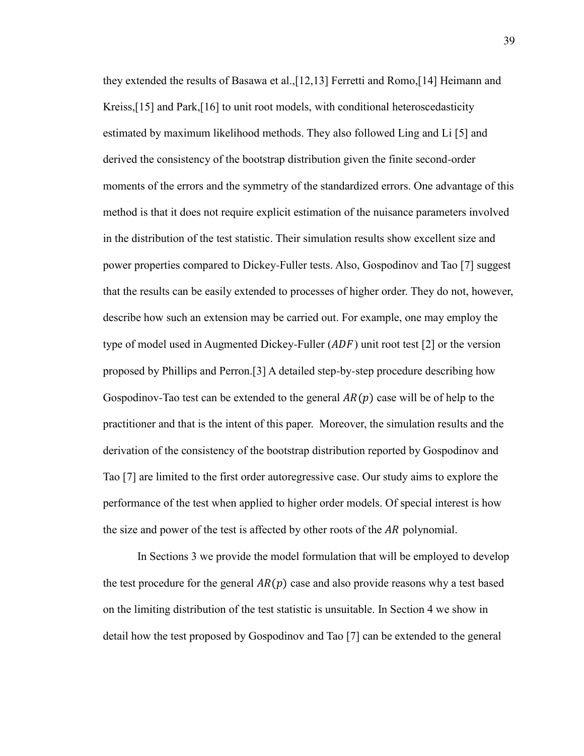they extended the results of Basawa et al.,[12,13] Ferretti and Romo,[14] Heimann and Kreiss,[15] and Park,[16] to unit root models, with conditional heteroscedasticity estimated by maximum likelihood methods. They also followed Ling and Li [5] and derived the consistency of the bootstrap distribution given the finite second-order moments of the errors and the symmetry of the standardized errors. One advantage of this method is that it does not require explicit estimation of the nuisance parameters involved in the distribution of the test statistic. Their simulation results show excellent size and power properties compared to Dickey-Fuller tests. Also, Gospodinov and Tao [7] suggest that the results can be easily extended to processes of higher order. They do not, however, describe how such an extension may be carried out. For example, one may employ the type of model used in Augmented Dickey-Fuller ($ADF$) unit root test [2] or the version proposed by Phillips and Perron.[3] A detailed step-by-step procedure describing how Gospodinov-Tao test can be extended to the general $AR(p)$ case will be of help to the practitioner and that is the intent of this paper. Moreover, the simulation results and the derivation of the consistency of the bootstrap distribution reported by Gospodinov and Tao [7] are limited to the first order autoregressive case. Our study aims to explore the performance of the test when applied to higher order models. Of special interest is how the size and power of the test is affected by other roots of the $AR$ polynomial.

In Sections 3 we provide the model formulation that will be employed to develop the test procedure for the general $AR(p)$ case and also provide reasons why a test based on the limiting distribution of the test statistic is unsuitable. In Section 4 we show in detail how the test proposed by Gospodinov and Tao [7] can be extended to the general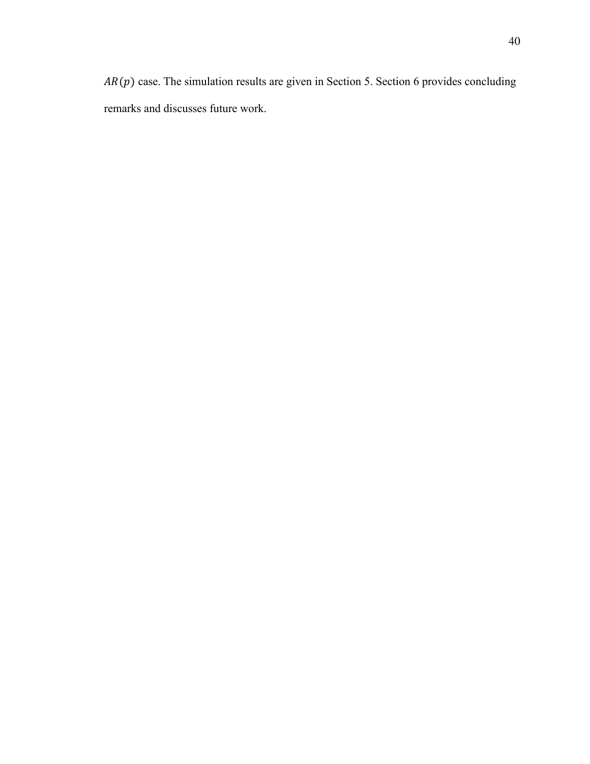$AR(p)$ case. The simulation results are given in Section 5. Section 6 provides concluding remarks and discusses future work.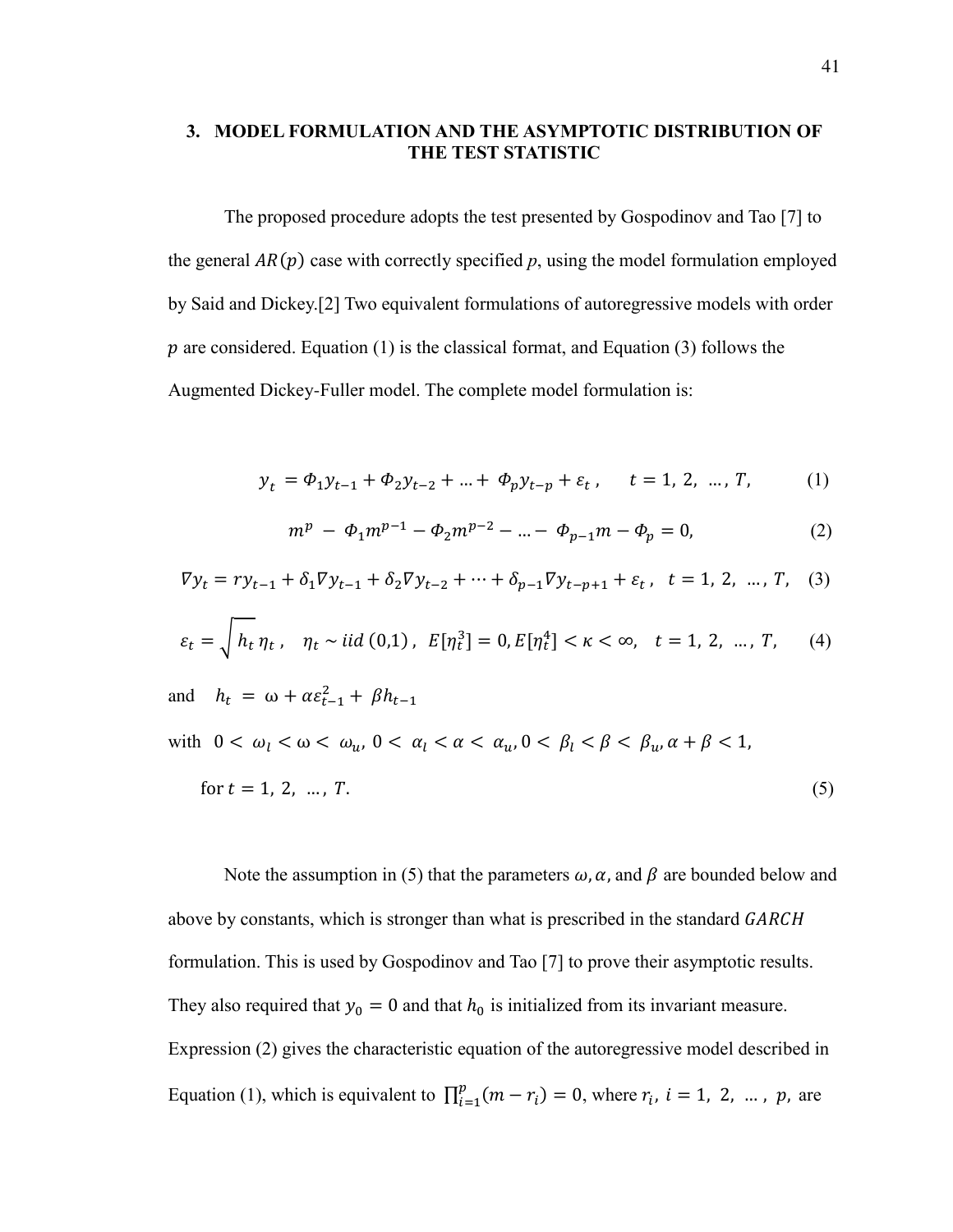## 3. MODEL FORMULATION AND THE ASYMPTOTIC DISTRIBUTION OF THE TEST STATISTIC

The proposed procedure adopts the test presented by Gospodinov and Tao [7] to the general $AR(p)$ case with correctly specified $p$, using the model formulation employed by Said and Dickey.[2] Two equivalent formulations of autoregressive models with order $p$ are considered. Equation (1) is the classical format, and Equation (3) follows the Augmented Dickey-Fuller model. The complete model formulation is:

$$y_t = \Phi_1 y_{t-1} + \Phi_2 y_{t-2} + \ldots + \Phi_p y_{t-p} + \varepsilon_t, \quad t = 1, 2, \ldots, T, \tag{1}$$

$$m^p - \Phi_1 m^{p-1} - \Phi_2 m^{p-2} - \ldots - \Phi_{p-1} m - \Phi_p = 0, \tag{2}$$

$$\nabla y_t = r y_{t-1} + \delta_1 \nabla y_{t-1} + \delta_2 \nabla y_{t-2} + \cdots + \delta_{p-1} \nabla y_{t-p+1} + \varepsilon_t, \quad t = 1, 2, \ldots, T, \tag{3}$$

$$\varepsilon_t = \sqrt{h_t}\, \eta_t, \quad \eta_t \sim iid\,(0,1), \quad E[\eta_t^3] = 0, E[\eta_t^4] < \kappa < \infty, \quad t = 1, 2, \ldots, T, \tag{4}$$

and $\quad h_t = \omega + \alpha \varepsilon_{t-1}^2 + \beta h_{t-1}$

with $\; 0 < \omega_l < \omega < \omega_u, \; 0 < \alpha_l < \alpha < \alpha_u, 0 < \beta_l < \beta < \beta_u, \alpha + \beta < 1,$

for $t = 1, 2, \ldots, T.$ $\qquad (5)$

Note the assumption in (5) that the parameters $\omega, \alpha,$ and $\beta$ are bounded below and above by constants, which is stronger than what is prescribed in the standard $GARCH$ formulation. This is used by Gospodinov and Tao [7] to prove their asymptotic results. They also required that $y_0 = 0$ and that $h_0$ is initialized from its invariant measure. Expression (2) gives the characteristic equation of the autoregressive model described in Equation (1), which is equivalent to $\prod_{i=1}^{p}(m - r_i) = 0$, where $r_i, \; i = 1, 2, \ldots, p,$ are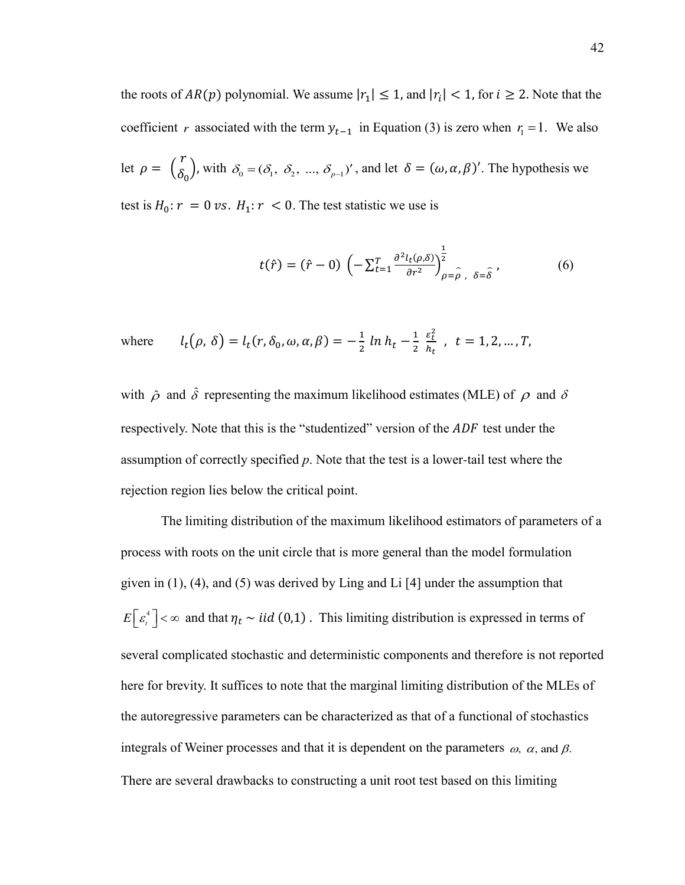the roots of $AR(p)$ polynomial. We assume $|r_1| \leq 1$, and $|r_i| < 1$, for $i \geq 2$. Note that the coefficient $r$ associated with the term $y_{t-1}$ in Equation (3) is zero when $r_1 = 1$. We also let $\rho = \binom{r}{\delta_0}$, with $\delta_0 = (\delta_1, \delta_2, \ldots, \delta_{p-1})'$, and let $\delta = (\omega, \alpha, \beta)'$. The hypothesis we test is $H_0: r = 0$ $vs.$ $H_1: r < 0$. The test statistic we use is

$$t(\hat{r}) = (\hat{r} - 0) \left( -\sum_{t=1}^{T} \frac{\partial^2 l_t(\rho, \delta)}{\partial r^2} \right)^{\frac{1}{2}}_{\rho = \hat{\rho}\ ,\ \delta = \hat{\delta}}, \tag{6}$$

where $\quad l_t(\rho, \delta) = l_t(r, \delta_0, \omega, \alpha, \beta) = -\frac{1}{2} \ln h_t - \frac{1}{2} \frac{\varepsilon_t^2}{h_t}\ ,\ t = 1, 2, \ldots, T,$

with $\hat{\rho}$ and $\hat{\delta}$ representing the maximum likelihood estimates (MLE) of $\rho$ and $\delta$ respectively. Note that this is the "studentized" version of the $ADF$ test under the assumption of correctly specified $p$. Note that the test is a lower-tail test where the rejection region lies below the critical point.

The limiting distribution of the maximum likelihood estimators of parameters of a process with roots on the unit circle that is more general than the model formulation given in (1), (4), and (5) was derived by Ling and Li [4] under the assumption that $E\left[\varepsilon_t^4\right] < \infty$ and that $\eta_t \sim iid\ (0,1)$. This limiting distribution is expressed in terms of several complicated stochastic and deterministic components and therefore is not reported here for brevity. It suffices to note that the marginal limiting distribution of the MLEs of the autoregressive parameters can be characterized as that of a functional of stochastics integrals of Weiner processes and that it is dependent on the parameters $\omega$, $\alpha$, and $\beta$. There are several drawbacks to constructing a unit root test based on this limiting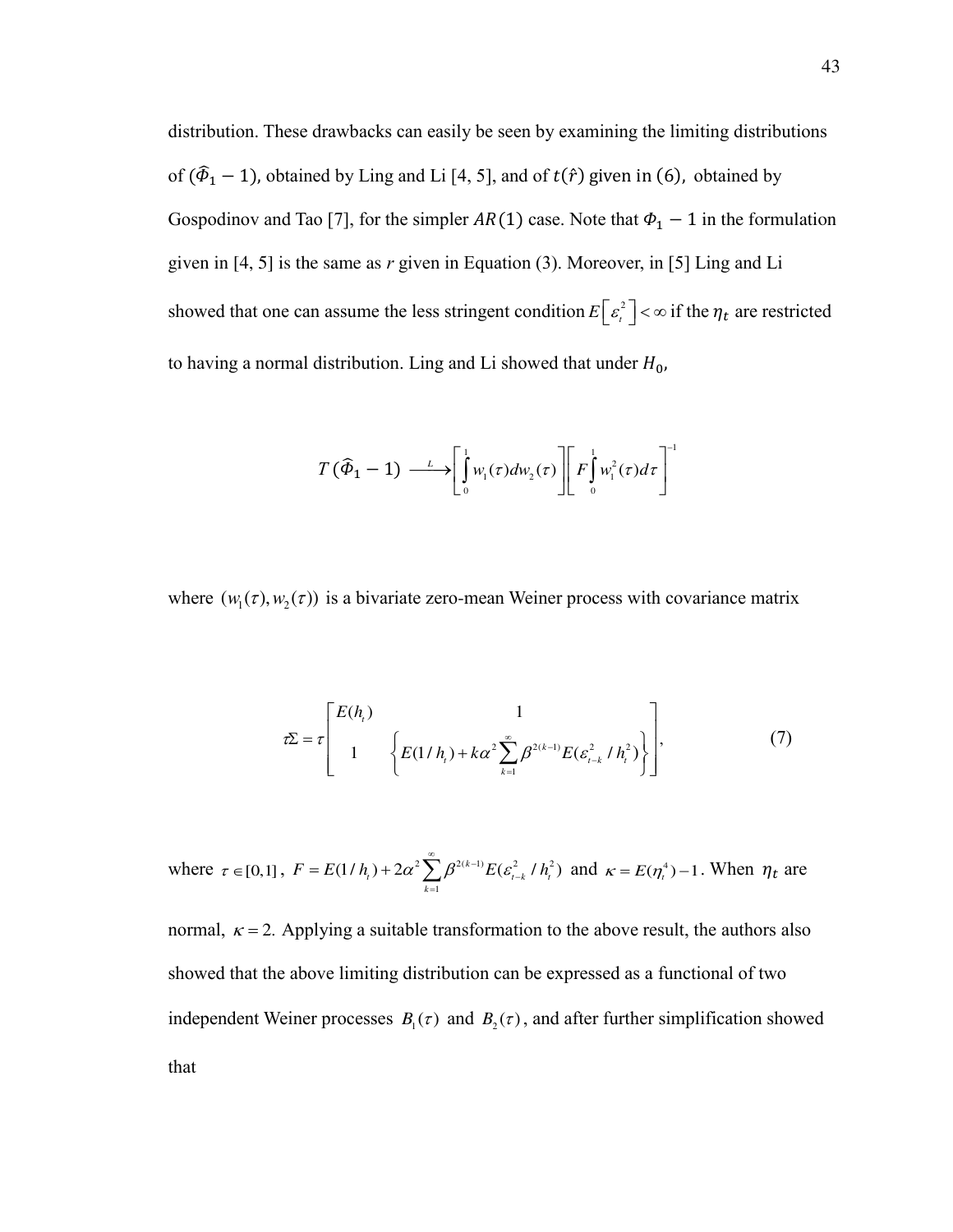distribution. These drawbacks can easily be seen by examining the limiting distributions of $(\widehat{\Phi}_1 - 1)$, obtained by Ling and Li [4, 5], and of $t(\hat{r})$ given in $(6)$, obtained by Gospodinov and Tao [7], for the simpler $AR(1)$ case. Note that $\Phi_1 - 1$ in the formulation given in [4, 5] is the same as *r* given in Equation (3). Moreover, in [5] Ling and Li showed that one can assume the less stringent condition $E\left[\varepsilon_t^2\right] < \infty$ if the $\eta_t$ are restricted to having a normal distribution. Ling and Li showed that under $H_0$,

$$T\,(\widehat{\Phi}_1 - 1) \xrightarrow{L} \left[\int_0^1 w_1(\tau)dw_2(\tau)\right]\left[F\int_0^1 w_1^2(\tau)d\tau\right]^{-1}$$

where $(w_1(\tau), w_2(\tau))$ is a bivariate zero-mean Weiner process with covariance matrix

$$\tau\Sigma = \tau\begin{bmatrix} E(h_t) & 1 \\ 1 & \left\{E(1/h_t) + k\alpha^2 \sum_{k=1}^{\infty} \beta^{2(k-1)} E(\varepsilon_{t-k}^2 / h_t^2)\right\} \end{bmatrix}, \qquad (7)$$

where $\tau \in [0,1]$, $F = E(1/h_t) + 2\alpha^2 \sum_{k=1}^{\infty} \beta^{2(k-1)} E(\varepsilon_{t-k}^2 / h_t^2)$ and $\kappa = E(\eta_t^4) - 1$. When $\eta_t$ are normal, $\kappa = 2$. Applying a suitable transformation to the above result, the authors also showed that the above limiting distribution can be expressed as a functional of two independent Weiner processes $B_1(\tau)$ and $B_2(\tau)$, and after further simplification showed that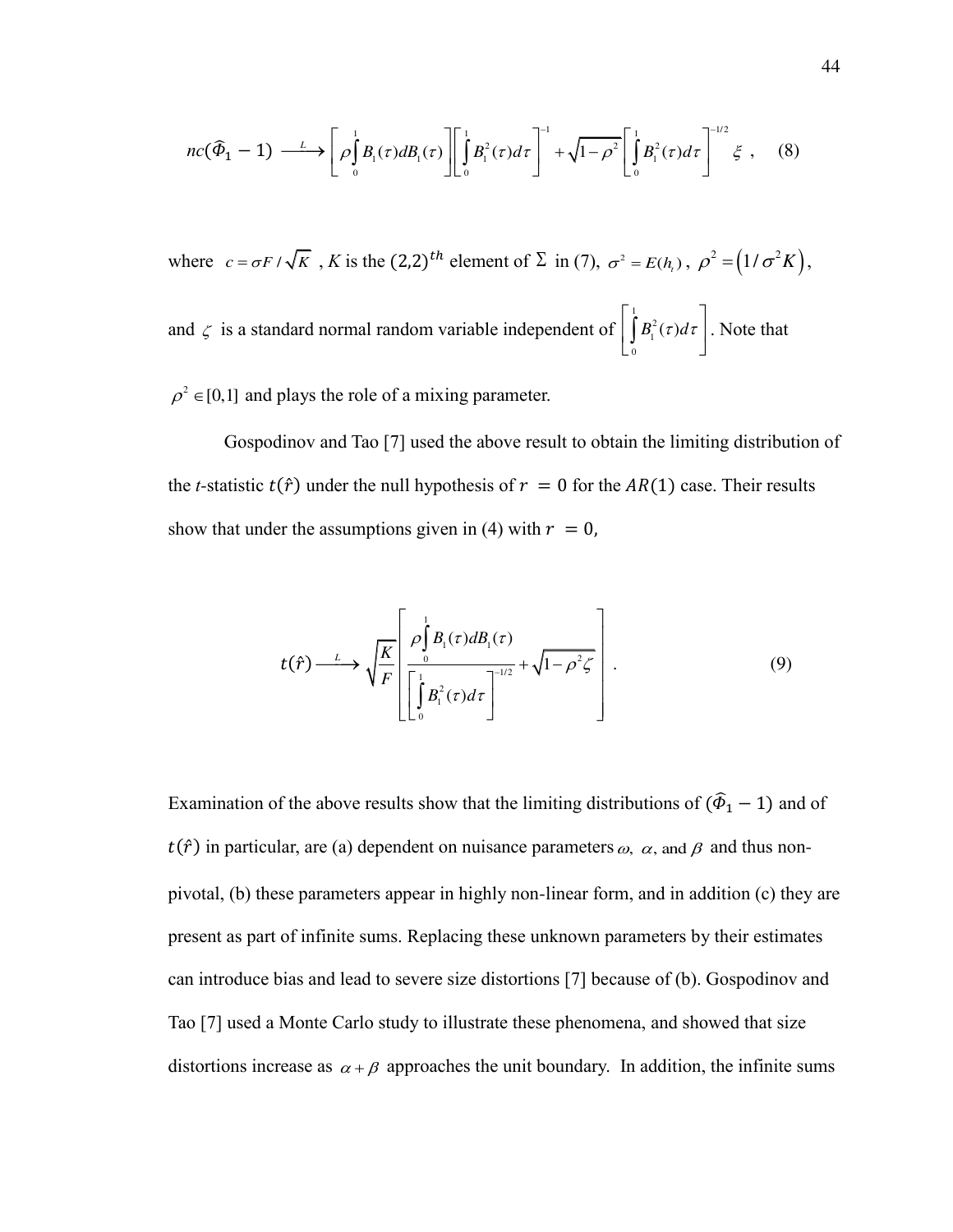$$nc(\widehat{\Phi}_1 - 1) \xrightarrow{L} \left[ \rho \int_0^1 B_1(\tau) dB_1(\tau) \right] \left[ \int_0^1 B_1^2(\tau) d\tau \right]^{-1} + \sqrt{1-\rho^2} \left[ \int_0^1 B_1^2(\tau) d\tau \right]^{-1/2} \xi \ , \qquad (8)$$

where $c = \sigma F / \sqrt{K}$ , $K$ is the $(2,2)^{th}$ element of $\Sigma$ in (7), $\sigma^2 = E(h_t)$ , $\rho^2 = \left(1/\sigma^2 K\right)$, and $\zeta$ is a standard normal random variable independent of $\left[ \int_0^1 B_1^2(\tau) d\tau \right]$. Note that $\rho^2 \in [0,1]$ and plays the role of a mixing parameter.

Gospodinov and Tao [7] used the above result to obtain the limiting distribution of the *t*-statistic $t(\hat{r})$ under the null hypothesis of $r = 0$ for the $AR(1)$ case. Their results show that under the assumptions given in (4) with $r = 0$,

$$t(\hat{r}) \xrightarrow{L} \sqrt{\frac{K}{F}} \left[ \frac{\rho \int_0^1 B_1(\tau) dB_1(\tau)}{\left[ \int_0^1 B_1^2(\tau) d\tau \right]^{-1/2}} + \sqrt{1-\rho^2 \zeta} \right] . \qquad (9)$$

Examination of the above results show that the limiting distributions of $(\widehat{\Phi}_1 - 1)$ and of $t(\hat{r})$ in particular, are (a) dependent on nuisance parameters $\omega$, $\alpha$, and $\beta$ and thus non-pivotal, (b) these parameters appear in highly non-linear form, and in addition (c) they are present as part of infinite sums. Replacing these unknown parameters by their estimates can introduce bias and lead to severe size distortions [7] because of (b). Gospodinov and Tao [7] used a Monte Carlo study to illustrate these phenomena, and showed that size distortions increase as $\alpha + \beta$ approaches the unit boundary. In addition, the infinite sums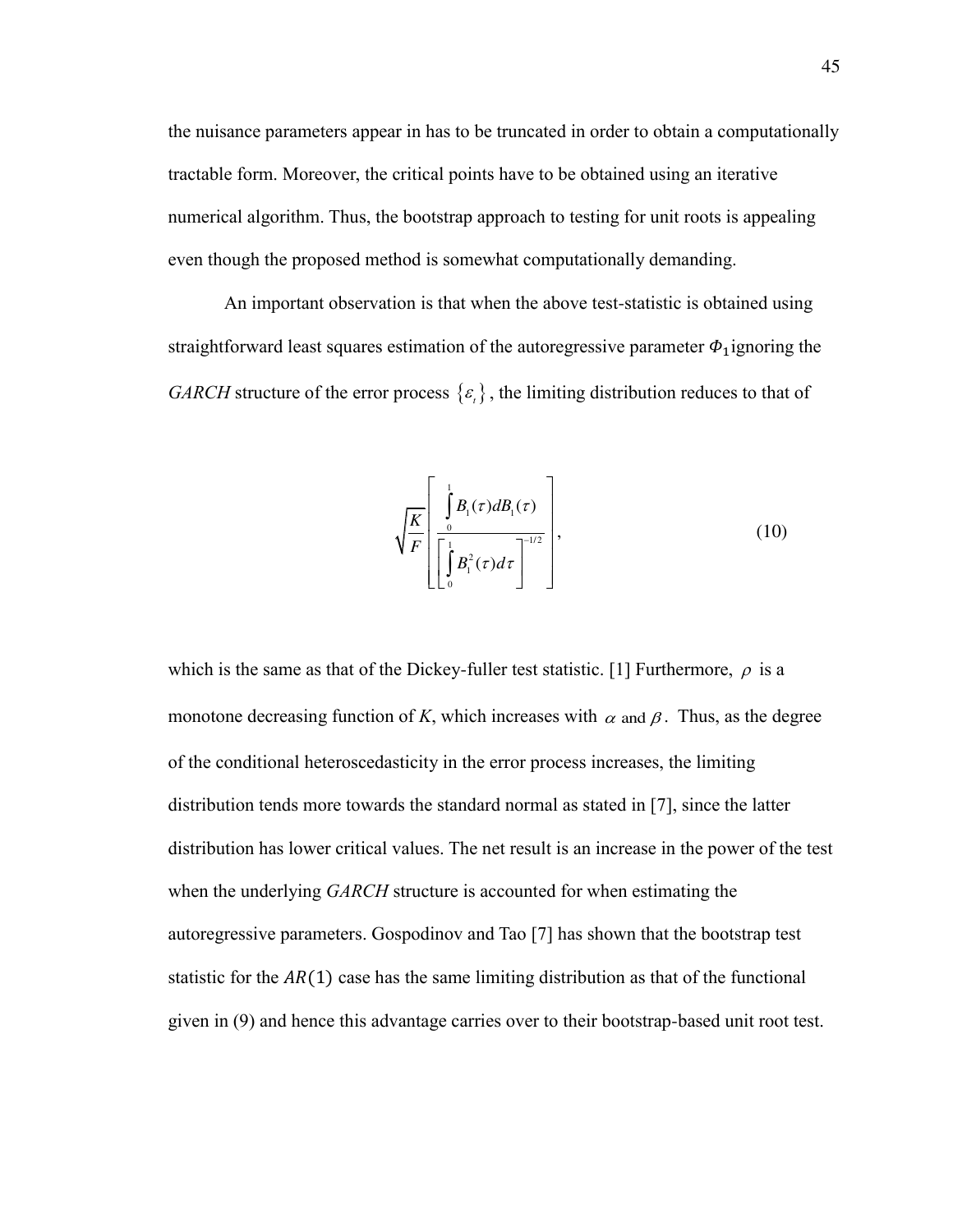the nuisance parameters appear in has to be truncated in order to obtain a computationally tractable form. Moreover, the critical points have to be obtained using an iterative numerical algorithm. Thus, the bootstrap approach to testing for unit roots is appealing even though the proposed method is somewhat computationally demanding.

An important observation is that when the above test-statistic is obtained using straightforward least squares estimation of the autoregressive parameter $\Phi_1$ ignoring the *GARCH* structure of the error process $\{\varepsilon_t\}$, the limiting distribution reduces to that of

$$\sqrt{\frac{K}{F}}\left[\frac{\int_0^1 B_1(\tau)dB_1(\tau)}{\left[\int_0^1 B_1^2(\tau)d\tau\right]^{-1/2}}\right], \tag{10}$$

which is the same as that of the Dickey-fuller test statistic. [1] Furthermore, $\rho$ is a monotone decreasing function of *K*, which increases with $\alpha$ and $\beta$. Thus, as the degree of the conditional heteroscedasticity in the error process increases, the limiting distribution tends more towards the standard normal as stated in [7], since the latter distribution has lower critical values. The net result is an increase in the power of the test when the underlying *GARCH* structure is accounted for when estimating the autoregressive parameters. Gospodinov and Tao [7] has shown that the bootstrap test statistic for the $AR(1)$ case has the same limiting distribution as that of the functional given in (9) and hence this advantage carries over to their bootstrap-based unit root test.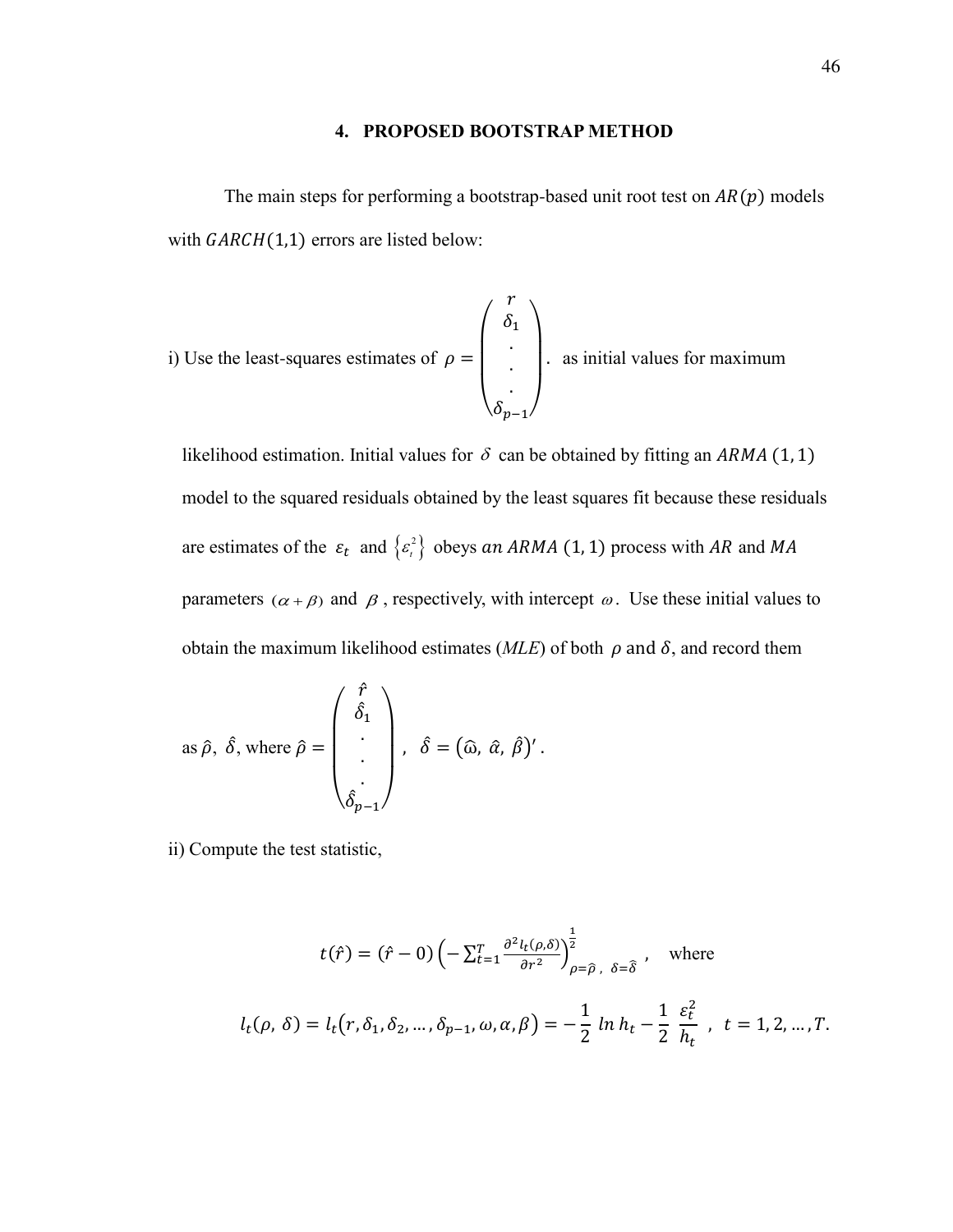# 4. PROPOSED BOOTSTRAP METHOD

The main steps for performing a bootstrap-based unit root test on $AR(p)$ models with $GARCH(1,1)$ errors are listed below:

i) Use the least-squares estimates of $\rho = \begin{pmatrix} r \\ \delta_1 \\ . \\ . \\ . \\ \delta_{p-1} \end{pmatrix}$. as initial values for maximum likelihood estimation. Initial values for $\delta$ can be obtained by fitting an $ARMA\ (1,1)$ model to the squared residuals obtained by the least squares fit because these residuals are estimates of the $\varepsilon_t$ and $\{\varepsilon_t^2\}$ obeys *an* $ARMA\ (1,1)$ process with $AR$ and $MA$ parameters $(\alpha + \beta)$ and $\beta$, respectively, with intercept $\omega$. Use these initial values to obtain the maximum likelihood estimates (*MLE*) of both $\rho$ and $\delta$, and record them as $\hat{\rho},\ \hat{\delta}$, where $\hat{\rho} = \begin{pmatrix} \hat{r} \\ \hat{\delta}_1 \\ . \\ . \\ . \\ \hat{\delta}_{p-1} \end{pmatrix}$, $\hat{\delta} = (\hat{\omega},\ \hat{\alpha},\ \hat{\beta})'$.

ii) Compute the test statistic,

$$t(\hat{r}) = (\hat{r} - 0)\left(-\sum_{t=1}^{T} \frac{\partial^2 l_t(\rho,\delta)}{\partial r^2}\right)^{\frac{1}{2}}_{\rho=\hat{\rho}\ ,\ \delta=\hat{\delta}}, \quad \text{where}$$

$$l_t(\rho,\ \delta) = l_t(r, \delta_1, \delta_2, \dots, \delta_{p-1}, \omega, \alpha, \beta) = -\frac{1}{2}\ ln\, h_t - \frac{1}{2}\ \frac{\varepsilon_t^2}{h_t}\ ,\ \ t = 1, 2, \dots, T.$$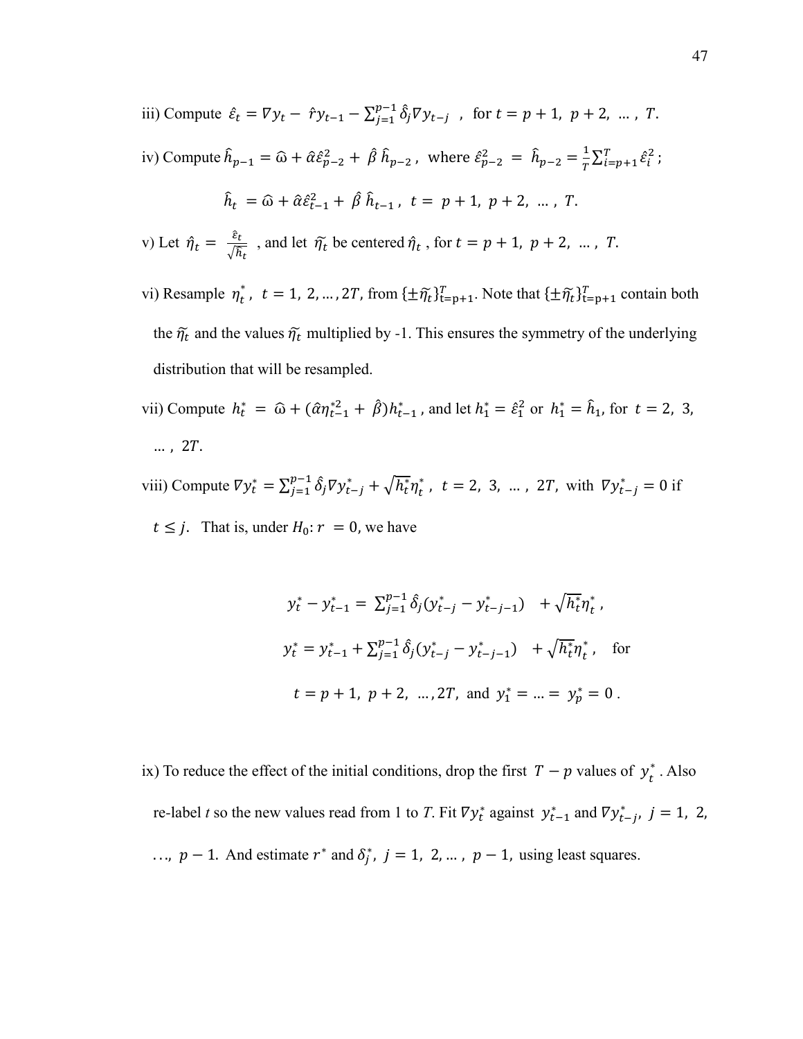iii) Compute $\hat{\varepsilon}_t = \nabla y_t - \hat{r} y_{t-1} - \sum_{j=1}^{p-1} \hat{\delta}_j \nabla y_{t-j}$ , for $t = p+1,\ p+2,\ \ldots,\ T$.

iv) Compute $\hat{h}_{p-1} = \hat{\omega} + \hat{\alpha}\hat{\varepsilon}_{p-2}^2 + \hat{\beta}\,\hat{h}_{p-2}$ , where $\hat{\varepsilon}_{p-2}^2 = \hat{h}_{p-2} = \frac{1}{T}\sum_{i=p+1}^{T} \hat{\varepsilon}_i^2$ ;

$$\hat{h}_t = \hat{\omega} + \hat{\alpha}\hat{\varepsilon}_{t-1}^2 + \hat{\beta}\,\hat{h}_{t-1},\ t = p+1,\ p+2,\ \ldots,\ T.$$

v) Let $\hat{\eta}_t = \frac{\hat{\varepsilon}_t}{\sqrt{\hat{h}_t}}$ , and let $\tilde{\eta}_t$ be centered $\hat{\eta}_t$ , for $t = p+1,\ p+2,\ \ldots,\ T$.

vi) Resample $\eta_t^*$, $t = 1,\ 2, \ldots, 2T$, from $\{\pm\tilde{\eta}_t\}_{t=p+1}^{T}$. Note that $\{\pm\tilde{\eta}_t\}_{t=p+1}^{T}$ contain both the $\tilde{\eta}_t$ and the values $\tilde{\eta}_t$ multiplied by -1. This ensures the symmetry of the underlying distribution that will be resampled.

vii) Compute $h_t^* = \hat{\omega} + (\hat{\alpha}\eta_{t-1}^{*2} + \hat{\beta})h_{t-1}^*$ , and let $h_1^* = \hat{\varepsilon}_1^2$ or $h_1^* = \hat{h}_1$, for $t = 2,\ 3,\ \ldots,\ 2T$.

viii) Compute $\nabla y_t^* = \sum_{j=1}^{p-1} \hat{\delta}_j \nabla y_{t-j}^* + \sqrt{h_t^*}\eta_t^*$ , $t = 2,\ 3,\ \ldots,\ 2T$, with $\nabla y_{t-j}^* = 0$ if $t \leq j$. That is, under $H_0$: $r = 0$, we have

$$y_t^* - y_{t-1}^* = \sum_{j=1}^{p-1} \hat{\delta}_j (y_{t-j}^* - y_{t-j-1}^*) + \sqrt{h_t^*}\eta_t^* ,$$

$$y_t^* = y_{t-1}^* + \sum_{j=1}^{p-1} \hat{\delta}_j (y_{t-j}^* - y_{t-j-1}^*) + \sqrt{h_t^*}\eta_t^* , \quad \text{for}$$

$$t = p+1,\ p+2,\ \ldots, 2T, \text{ and } y_1^* = \ldots = y_p^* = 0 .$$

ix) To reduce the effect of the initial conditions, drop the first $T - p$ values of $y_t^*$ . Also re-label *t* so the new values read from 1 to *T*. Fit $\nabla y_t^*$ against $y_{t-1}^*$ and $\nabla y_{t-j}^*$, $j = 1,\ 2,\ \ldots,\ p-1$. And estimate $r^*$ and $\delta_j^*$, $j = 1,\ 2, \ldots,\ p-1$, using least squares.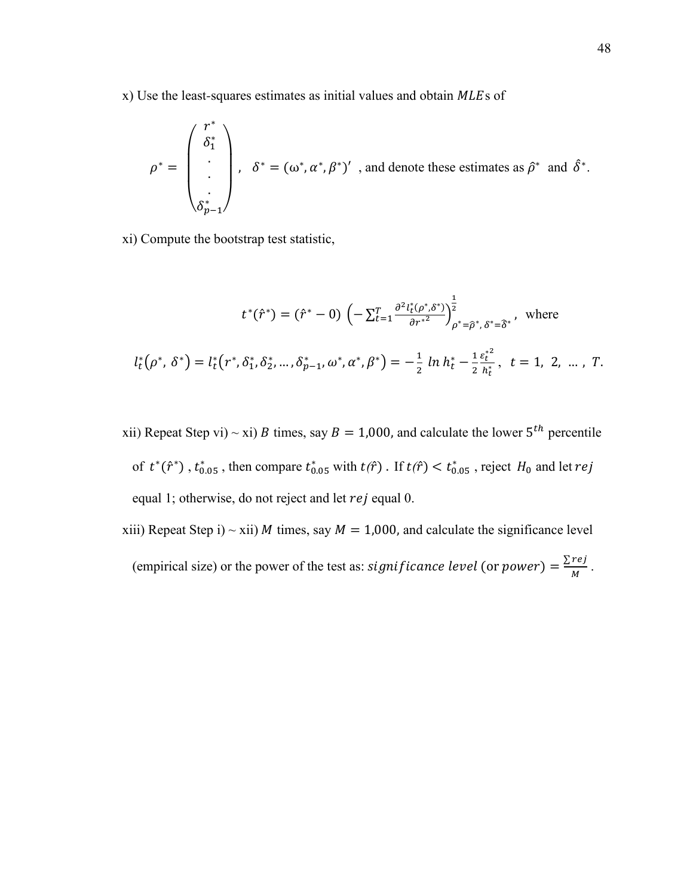x) Use the least-squares estimates as initial values and obtain $MLE$s of

$$\rho^* = \begin{pmatrix} r^* \\ \delta_1^* \\ . \\ . \\ . \\ \delta_{p-1}^* \end{pmatrix}, \quad \delta^* = (\omega^*, \alpha^*, \beta^*)' \text{ , and denote these estimates as } \hat{\rho}^* \text{ and } \hat{\delta}^*.$$

xi) Compute the bootstrap test statistic,

$$t^*(\hat{r}^*) = (\hat{r}^* - 0) \left( -\sum_{t=1}^{T} \frac{\partial^2 l_t^*(\rho^*, \delta^*)}{\partial r^{*2}} \right)^{\frac{1}{2}}_{\rho^* = \hat{\rho}^*,\, \delta^* = \hat{\delta}^*}, \text{ where}$$

$$l_t^*(\rho^*, \delta^*) = l_t^*(r^*, \delta_1^*, \delta_2^*, \dots, \delta_{p-1}^*, \omega^*, \alpha^*, \beta^*) = -\frac{1}{2} \ln h_t^* - \frac{1}{2} \frac{\varepsilon_t^{*2}}{h_t^*}, \quad t = 1, 2, \dots, T.$$

xii) Repeat Step vi) ~ xi) $B$ times, say $B = 1{,}000$, and calculate the lower $5^{th}$ percentile of $t^*(\hat{r}^*)$ , $t_{0.05}^*$ , then compare $t_{0.05}^*$ with $t(\hat{r})$ . If $t(\hat{r}) < t_{0.05}^*$ , reject $H_0$ and let $rej$ equal 1; otherwise, do not reject and let $rej$ equal 0.

xiii) Repeat Step i) ~ xii) $M$ times, say $M = 1{,}000$, and calculate the significance level (empirical size) or the power of the test as: $significance\ level$ (or $power$) $= \frac{\sum rej}{M}$ .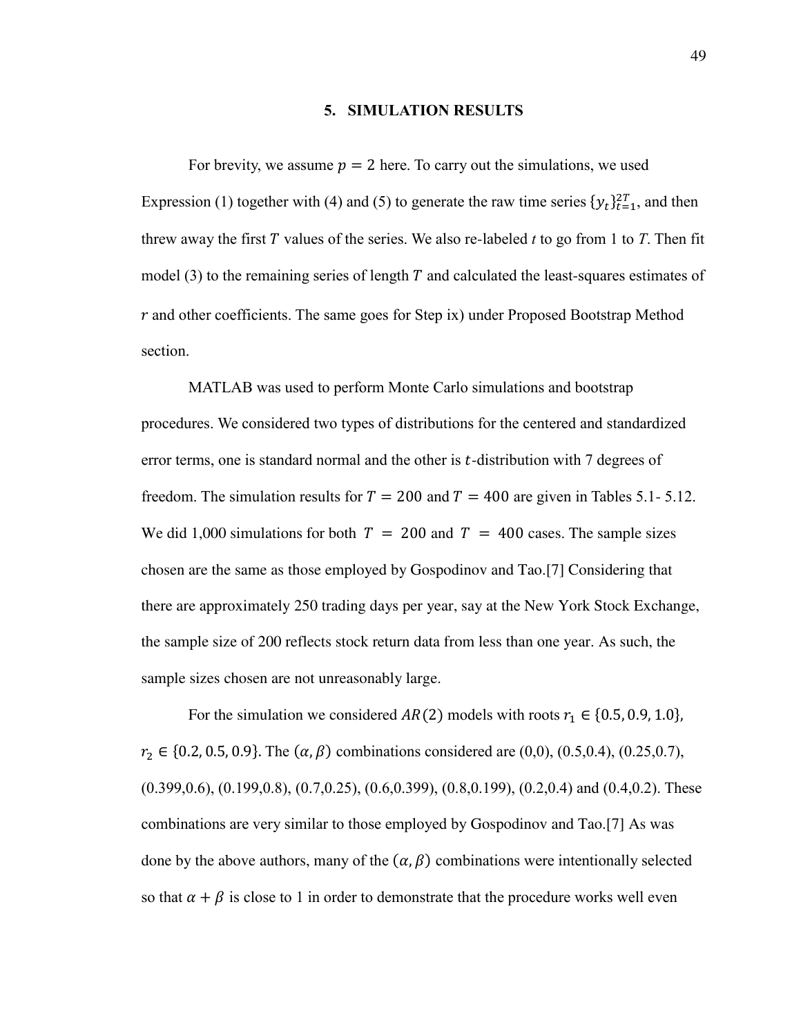# 5. SIMULATION RESULTS

For brevity, we assume $p = 2$ here. To carry out the simulations, we used Expression (1) together with (4) and (5) to generate the raw time series $\{y_t\}_{t=1}^{2T}$, and then threw away the first $T$ values of the series. We also re-labeled $t$ to go from 1 to $T$. Then fit model (3) to the remaining series of length $T$ and calculated the least-squares estimates of $r$ and other coefficients. The same goes for Step ix) under Proposed Bootstrap Method section.

MATLAB was used to perform Monte Carlo simulations and bootstrap procedures. We considered two types of distributions for the centered and standardized error terms, one is standard normal and the other is $t$-distribution with 7 degrees of freedom. The simulation results for $T = 200$ and $T = 400$ are given in Tables 5.1- 5.12. We did 1,000 simulations for both $T = 200$ and $T = 400$ cases. The sample sizes chosen are the same as those employed by Gospodinov and Tao.[7] Considering that there are approximately 250 trading days per year, say at the New York Stock Exchange, the sample size of 200 reflects stock return data from less than one year. As such, the sample sizes chosen are not unreasonably large.

For the simulation we considered $AR(2)$ models with roots $r_1 \in \{0.5, 0.9, 1.0\}$, $r_2 \in \{0.2, 0.5, 0.9\}$. The $(\alpha, \beta)$ combinations considered are (0,0), (0.5,0.4), (0.25,0.7), (0.399,0.6), (0.199,0.8), (0.7,0.25), (0.6,0.399), (0.8,0.199), (0.2,0.4) and (0.4,0.2). These combinations are very similar to those employed by Gospodinov and Tao.[7] As was done by the above authors, many of the $(\alpha, \beta)$ combinations were intentionally selected so that $\alpha + \beta$ is close to 1 in order to demonstrate that the procedure works well even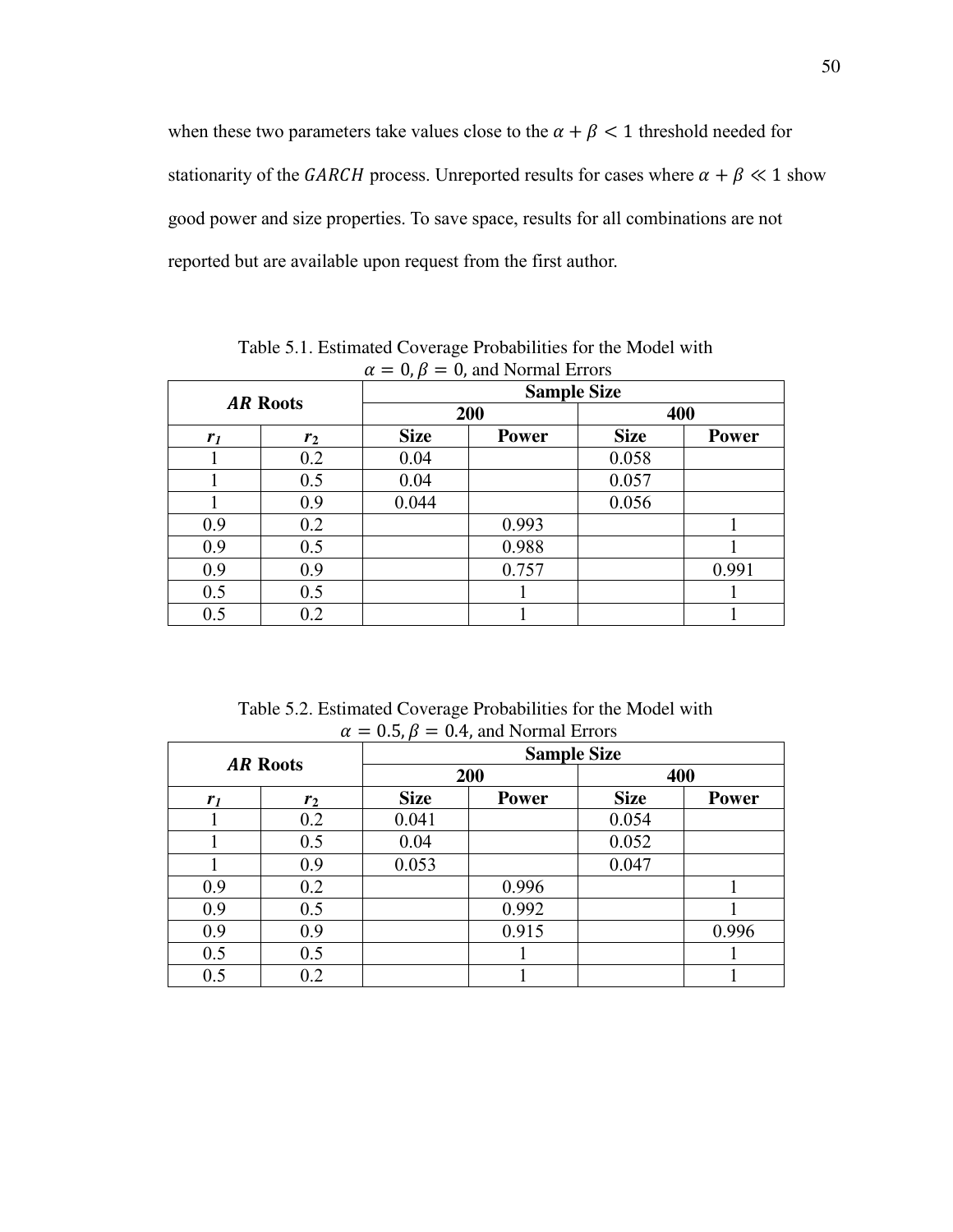when these two parameters take values close to the $\alpha + \beta < 1$ threshold needed for stationarity of the $GARCH$ process. Unreported results for cases where $\alpha + \beta \ll 1$ show good power and size properties. To save space, results for all combinations are not reported but are available upon request from the first author.

Table 5.1. Estimated Coverage Probabilities for the Model with $\alpha = 0, \beta = 0$, and Normal Errors

| ***AR* Roots** | | **Sample Size** | | | |
|---|---|---|---|---|---|
| | | **200** | | **400** | |
| $r_1$ | $r_2$ | **Size** | **Power** | **Size** | **Power** |
| 1 | 0.2 | 0.04 | | 0.058 | |
| 1 | 0.5 | 0.04 | | 0.057 | |
| 1 | 0.9 | 0.044 | | 0.056 | |
| 0.9 | 0.2 | | 0.993 | | 1 |
| 0.9 | 0.5 | | 0.988 | | 1 |
| 0.9 | 0.9 | | 0.757 | | 0.991 |
| 0.5 | 0.5 | | 1 | | 1 |
| 0.5 | 0.2 | | 1 | | 1 |

Table 5.2. Estimated Coverage Probabilities for the Model with $\alpha = 0.5, \beta = 0.4$, and Normal Errors

| ***AR* Roots** | | **Sample Size** | | | |
|---|---|---|---|---|---|
| | | **200** | | **400** | |
| $r_1$ | $r_2$ | **Size** | **Power** | **Size** | **Power** |
| 1 | 0.2 | 0.041 | | 0.054 | |
| 1 | 0.5 | 0.04 | | 0.052 | |
| 1 | 0.9 | 0.053 | | 0.047 | |
| 0.9 | 0.2 | | 0.996 | | 1 |
| 0.9 | 0.5 | | 0.992 | | 1 |
| 0.9 | 0.9 | | 0.915 | | 0.996 |
| 0.5 | 0.5 | | 1 | | 1 |
| 0.5 | 0.2 | | 1 | | 1 |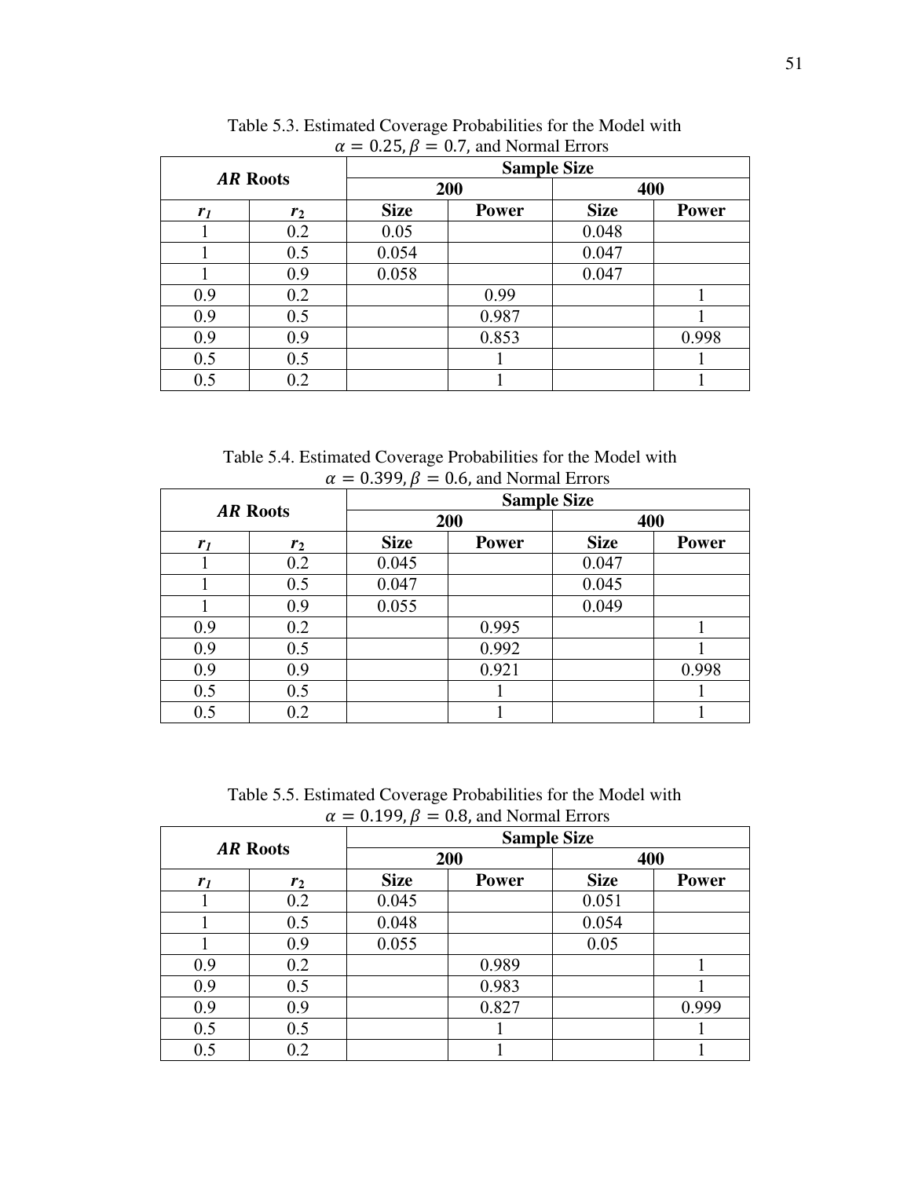Table 5.3. Estimated Coverage Probabilities for the Model with $\alpha = 0.25, \beta = 0.7$, and Normal Errors

| ***AR*** **Roots** | | **Sample Size** | | | |
|---|---|---|---|---|---|
| | | **200** | | **400** | |
| $r_1$ | $r_2$ | **Size** | **Power** | **Size** | **Power** |
| 1 | 0.2 | 0.05 | | 0.048 | |
| 1 | 0.5 | 0.054 | | 0.047 | |
| 1 | 0.9 | 0.058 | | 0.047 | |
| 0.9 | 0.2 | | 0.99 | | 1 |
| 0.9 | 0.5 | | 0.987 | | 1 |
| 0.9 | 0.9 | | 0.853 | | 0.998 |
| 0.5 | 0.5 | | 1 | | 1 |
| 0.5 | 0.2 | | 1 | | 1 |

Table 5.4. Estimated Coverage Probabilities for the Model with $\alpha = 0.399, \beta = 0.6$, and Normal Errors

| ***AR*** **Roots** | | **Sample Size** | | | |
|---|---|---|---|---|---|
| | | **200** | | **400** | |
| $r_1$ | $r_2$ | **Size** | **Power** | **Size** | **Power** |
| 1 | 0.2 | 0.045 | | 0.047 | |
| 1 | 0.5 | 0.047 | | 0.045 | |
| 1 | 0.9 | 0.055 | | 0.049 | |
| 0.9 | 0.2 | | 0.995 | | 1 |
| 0.9 | 0.5 | | 0.992 | | 1 |
| 0.9 | 0.9 | | 0.921 | | 0.998 |
| 0.5 | 0.5 | | 1 | | 1 |
| 0.5 | 0.2 | | 1 | | 1 |

Table 5.5. Estimated Coverage Probabilities for the Model with $\alpha = 0.199, \beta = 0.8$, and Normal Errors

| ***AR*** **Roots** | | **Sample Size** | | | |
|---|---|---|---|---|---|
| | | **200** | | **400** | |
| $r_1$ | $r_2$ | **Size** | **Power** | **Size** | **Power** |
| 1 | 0.2 | 0.045 | | 0.051 | |
| 1 | 0.5 | 0.048 | | 0.054 | |
| 1 | 0.9 | 0.055 | | 0.05 | |
| 0.9 | 0.2 | | 0.989 | | 1 |
| 0.9 | 0.5 | | 0.983 | | 1 |
| 0.9 | 0.9 | | 0.827 | | 0.999 |
| 0.5 | 0.5 | | 1 | | 1 |
| 0.5 | 0.2 | | 1 | | 1 |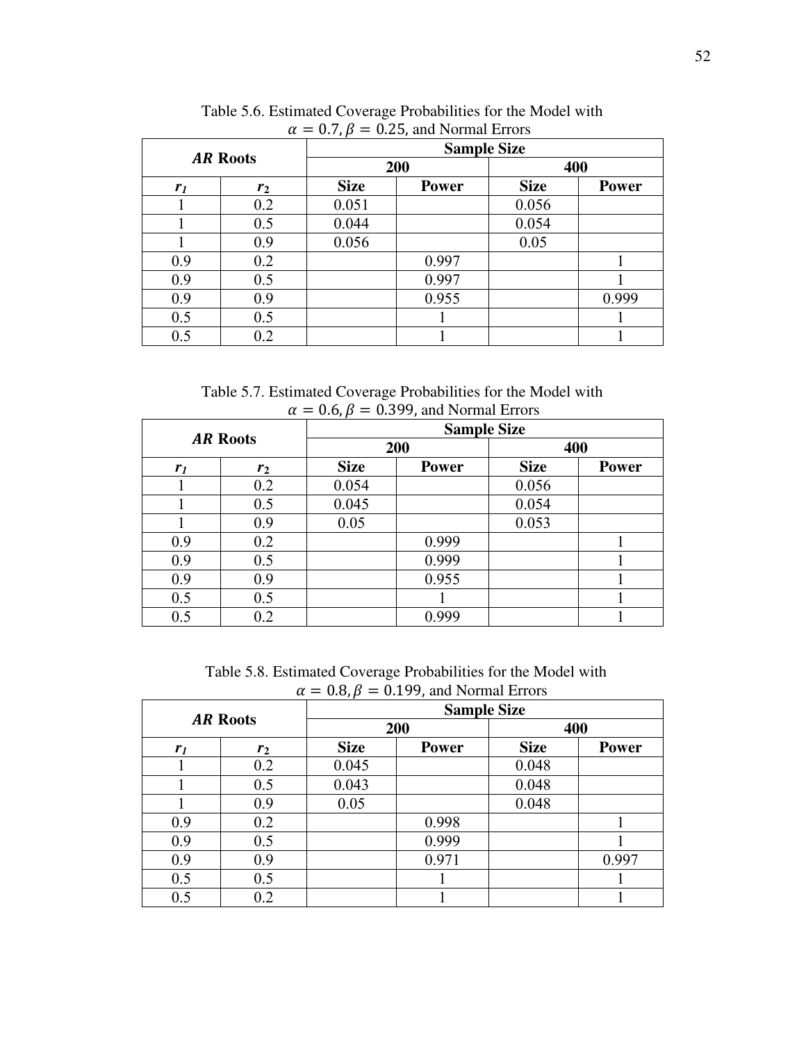Table 5.6. Estimated Coverage Probabilities for the Model with $\alpha = 0.7, \beta = 0.25$, and Normal Errors

| ***AR* Roots** | | **Sample Size** | | | |
|---|---|---|---|---|---|
| | | **200** | | **400** | |
| ***$r_1$*** | ***$r_2$*** | **Size** | **Power** | **Size** | **Power** |
| 1 | 0.2 | 0.051 | | 0.056 | |
| 1 | 0.5 | 0.044 | | 0.054 | |
| 1 | 0.9 | 0.056 | | 0.05 | |
| 0.9 | 0.2 | | 0.997 | | 1 |
| 0.9 | 0.5 | | 0.997 | | 1 |
| 0.9 | 0.9 | | 0.955 | | 0.999 |
| 0.5 | 0.5 | | 1 | | 1 |
| 0.5 | 0.2 | | 1 | | 1 |

Table 5.7. Estimated Coverage Probabilities for the Model with $\alpha = 0.6, \beta = 0.399$, and Normal Errors

| ***AR* Roots** | | **Sample Size** | | | |
|---|---|---|---|---|---|
| | | **200** | | **400** | |
| ***$r_1$*** | ***$r_2$*** | **Size** | **Power** | **Size** | **Power** |
| 1 | 0.2 | 0.054 | | 0.056 | |
| 1 | 0.5 | 0.045 | | 0.054 | |
| 1 | 0.9 | 0.05 | | 0.053 | |
| 0.9 | 0.2 | | 0.999 | | 1 |
| 0.9 | 0.5 | | 0.999 | | 1 |
| 0.9 | 0.9 | | 0.955 | | 1 |
| 0.5 | 0.5 | | 1 | | 1 |
| 0.5 | 0.2 | | 0.999 | | 1 |

Table 5.8. Estimated Coverage Probabilities for the Model with $\alpha = 0.8, \beta = 0.199$, and Normal Errors

| ***AR* Roots** | | **Sample Size** | | | |
|---|---|---|---|---|---|
| | | **200** | | **400** | |
| ***$r_1$*** | ***$r_2$*** | **Size** | **Power** | **Size** | **Power** |
| 1 | 0.2 | 0.045 | | 0.048 | |
| 1 | 0.5 | 0.043 | | 0.048 | |
| 1 | 0.9 | 0.05 | | 0.048 | |
| 0.9 | 0.2 | | 0.998 | | 1 |
| 0.9 | 0.5 | | 0.999 | | 1 |
| 0.9 | 0.9 | | 0.971 | | 0.997 |
| 0.5 | 0.5 | | 1 | | 1 |
| 0.5 | 0.2 | | 1 | | 1 |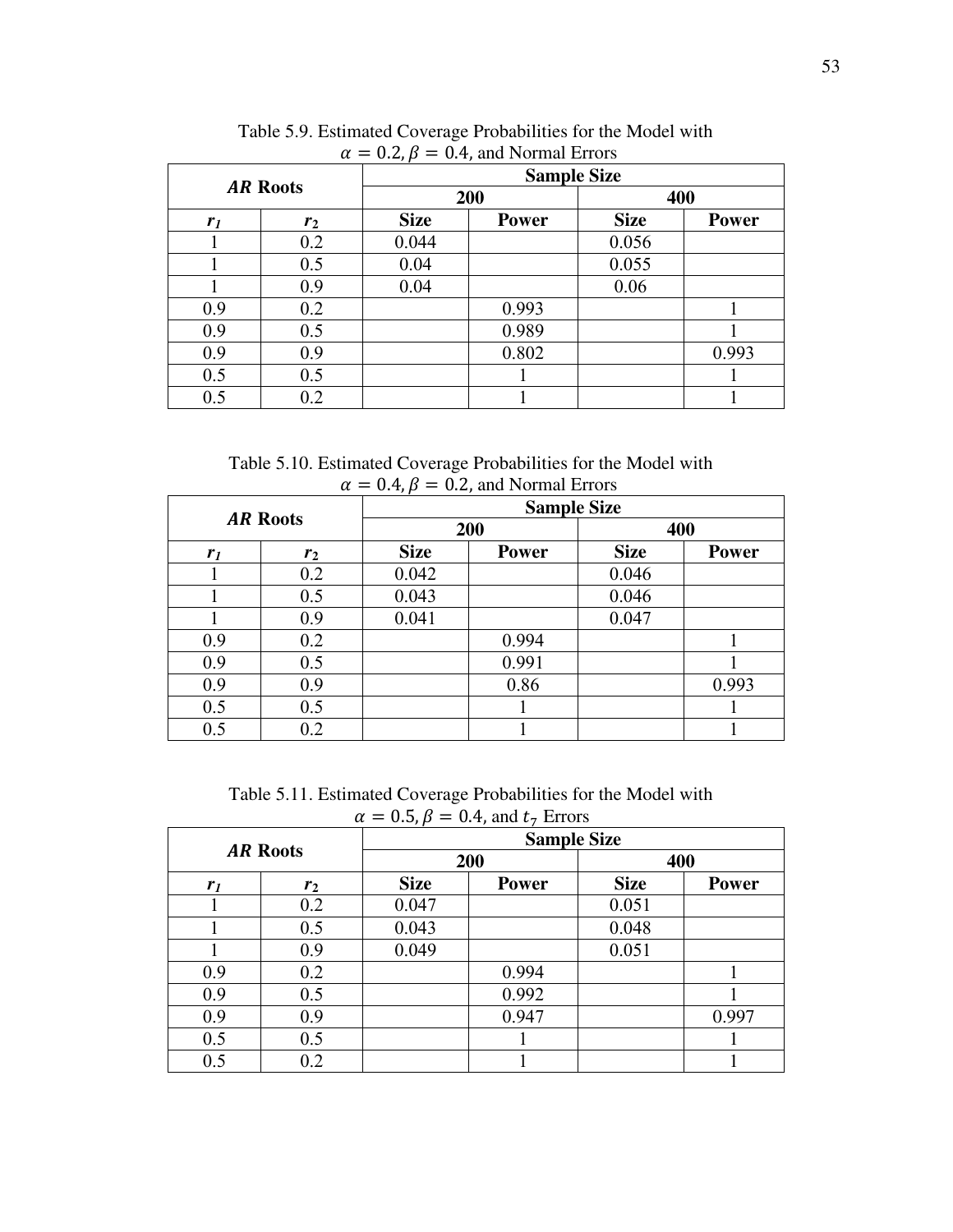Table 5.9. Estimated Coverage Probabilities for the Model with $\alpha = 0.2, \beta = 0.4$, and Normal Errors

| ***AR* Roots** | | **Sample Size** | | | |
|---|---|---|---|---|---|
| | | **200** | | **400** | |
| ***$r_1$*** | ***$r_2$*** | **Size** | **Power** | **Size** | **Power** |
| 1 | 0.2 | 0.044 | | 0.056 | |
| 1 | 0.5 | 0.04 | | 0.055 | |
| 1 | 0.9 | 0.04 | | 0.06 | |
| 0.9 | 0.2 | | 0.993 | | 1 |
| 0.9 | 0.5 | | 0.989 | | 1 |
| 0.9 | 0.9 | | 0.802 | | 0.993 |
| 0.5 | 0.5 | | 1 | | 1 |
| 0.5 | 0.2 | | 1 | | 1 |

Table 5.10. Estimated Coverage Probabilities for the Model with $\alpha = 0.4, \beta = 0.2$, and Normal Errors

| ***AR* Roots** | | **Sample Size** | | | |
|---|---|---|---|---|---|
| | | **200** | | **400** | |
| ***$r_1$*** | ***$r_2$*** | **Size** | **Power** | **Size** | **Power** |
| 1 | 0.2 | 0.042 | | 0.046 | |
| 1 | 0.5 | 0.043 | | 0.046 | |
| 1 | 0.9 | 0.041 | | 0.047 | |
| 0.9 | 0.2 | | 0.994 | | 1 |
| 0.9 | 0.5 | | 0.991 | | 1 |
| 0.9 | 0.9 | | 0.86 | | 0.993 |
| 0.5 | 0.5 | | 1 | | 1 |
| 0.5 | 0.2 | | 1 | | 1 |

Table 5.11. Estimated Coverage Probabilities for the Model with $\alpha = 0.5, \beta = 0.4$, and $t_7$ Errors

| ***AR* Roots** | | **Sample Size** | | | |
|---|---|---|---|---|---|
| | | **200** | | **400** | |
| ***$r_1$*** | ***$r_2$*** | **Size** | **Power** | **Size** | **Power** |
| 1 | 0.2 | 0.047 | | 0.051 | |
| 1 | 0.5 | 0.043 | | 0.048 | |
| 1 | 0.9 | 0.049 | | 0.051 | |
| 0.9 | 0.2 | | 0.994 | | 1 |
| 0.9 | 0.5 | | 0.992 | | 1 |
| 0.9 | 0.9 | | 0.947 | | 0.997 |
| 0.5 | 0.5 | | 1 | | 1 |
| 0.5 | 0.2 | | 1 | | 1 |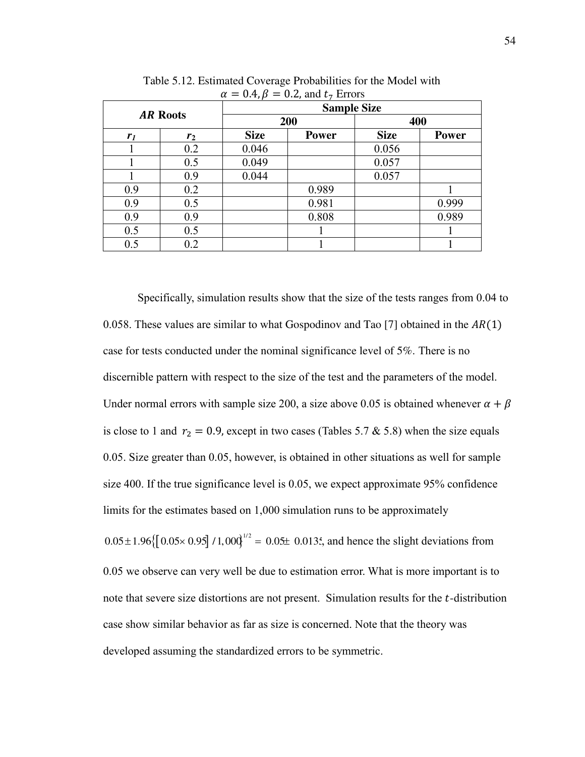Table 5.12. Estimated Coverage Probabilities for the Model with $\alpha = 0.4, \beta = 0.2$, and $t_7$ Errors

| ***AR* Roots** | | **Sample Size** | | | |
|---|---|---|---|---|---|
| | | **200** | | **400** | |
| $r_1$ | $r_2$ | **Size** | **Power** | **Size** | **Power** |
| 1 | 0.2 | 0.046 | | 0.056 | |
| 1 | 0.5 | 0.049 | | 0.057 | |
| 1 | 0.9 | 0.044 | | 0.057 | |
| 0.9 | 0.2 | | 0.989 | | 1 |
| 0.9 | 0.5 | | 0.981 | | 0.999 |
| 0.9 | 0.9 | | 0.808 | | 0.989 |
| 0.5 | 0.5 | | 1 | | 1 |
| 0.5 | 0.2 | | 1 | | 1 |

Specifically, simulation results show that the size of the tests ranges from 0.04 to 0.058. These values are similar to what Gospodinov and Tao [7] obtained in the $AR(1)$ case for tests conducted under the nominal significance level of 5%. There is no discernible pattern with respect to the size of the test and the parameters of the model. Under normal errors with sample size 200, a size above 0.05 is obtained whenever $\alpha + \beta$ is close to 1 and $r_2 = 0.9$, except in two cases (Tables 5.7 & 5.8) when the size equals 0.05. Size greater than 0.05, however, is obtained in other situations as well for sample size 400. If the true significance level is 0.05, we expect approximate 95% confidence limits for the estimates based on 1,000 simulation runs to be approximately $0.05 \pm 1.96\{[0.05 \times 0.95]/1{,}000\}^{1/2} = 0.05 \pm 0.0135$, and hence the slight deviations from 0.05 we observe can very well be due to estimation error. What is more important is to note that severe size distortions are not present. Simulation results for the $t$-distribution case show similar behavior as far as size is concerned. Note that the theory was developed assuming the standardized errors to be symmetric.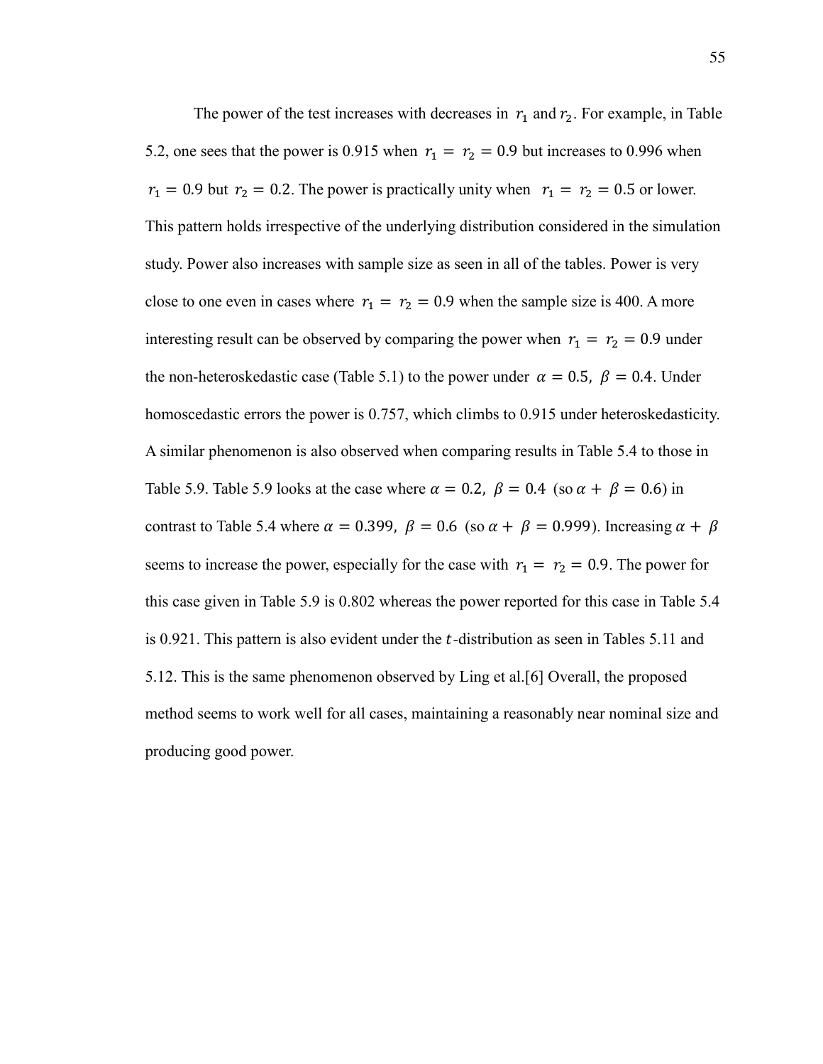The power of the test increases with decreases in $r_1$ and $r_2$. For example, in Table 5.2, one sees that the power is 0.915 when $r_1 = r_2 = 0.9$ but increases to 0.996 when $r_1 = 0.9$ but $r_2 = 0.2$. The power is practically unity when $r_1 = r_2 = 0.5$ or lower. This pattern holds irrespective of the underlying distribution considered in the simulation study. Power also increases with sample size as seen in all of the tables. Power is very close to one even in cases where $r_1 = r_2 = 0.9$ when the sample size is 400. A more interesting result can be observed by comparing the power when $r_1 = r_2 = 0.9$ under the non-heteroskedastic case (Table 5.1) to the power under $\alpha = 0.5,\ \beta = 0.4$. Under homoscedastic errors the power is 0.757, which climbs to 0.915 under heteroskedasticity. A similar phenomenon is also observed when comparing results in Table 5.4 to those in Table 5.9. Table 5.9 looks at the case where $\alpha = 0.2,\ \beta = 0.4$ (so $\alpha + \beta = 0.6$) in contrast to Table 5.4 where $\alpha = 0.399,\ \beta = 0.6$ (so $\alpha + \beta = 0.999$). Increasing $\alpha + \beta$ seems to increase the power, especially for the case with $r_1 = r_2 = 0.9$. The power for this case given in Table 5.9 is 0.802 whereas the power reported for this case in Table 5.4 is 0.921. This pattern is also evident under the $t$-distribution as seen in Tables 5.11 and 5.12. This is the same phenomenon observed by Ling et al.[6] Overall, the proposed method seems to work well for all cases, maintaining a reasonably near nominal size and producing good power.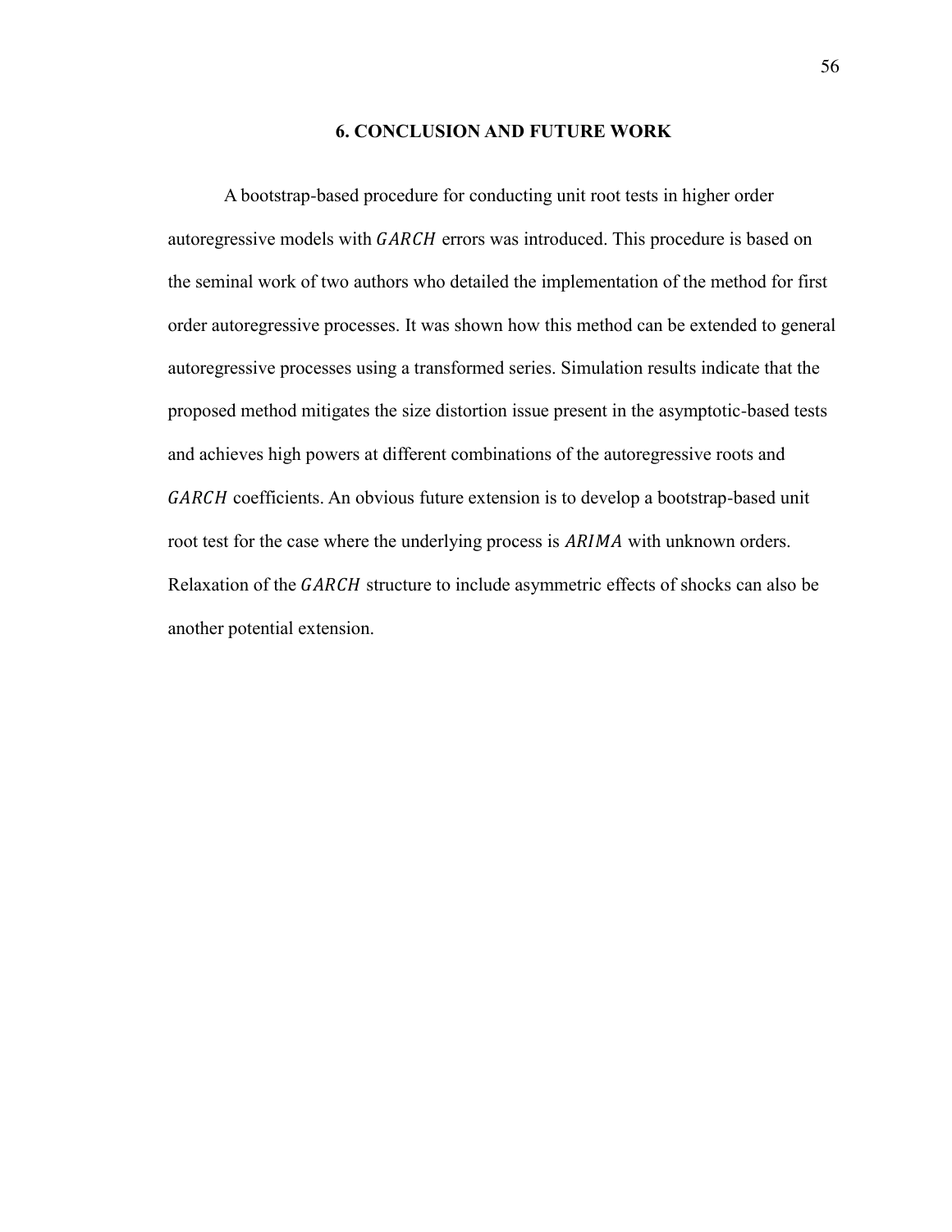# 6. CONCLUSION AND FUTURE WORK

A bootstrap-based procedure for conducting unit root tests in higher order autoregressive models with $GARCH$ errors was introduced. This procedure is based on the seminal work of two authors who detailed the implementation of the method for first order autoregressive processes. It was shown how this method can be extended to general autoregressive processes using a transformed series. Simulation results indicate that the proposed method mitigates the size distortion issue present in the asymptotic-based tests and achieves high powers at different combinations of the autoregressive roots and $GARCH$ coefficients. An obvious future extension is to develop a bootstrap-based unit root test for the case where the underlying process is $ARIMA$ with unknown orders. Relaxation of the $GARCH$ structure to include asymmetric effects of shocks can also be another potential extension.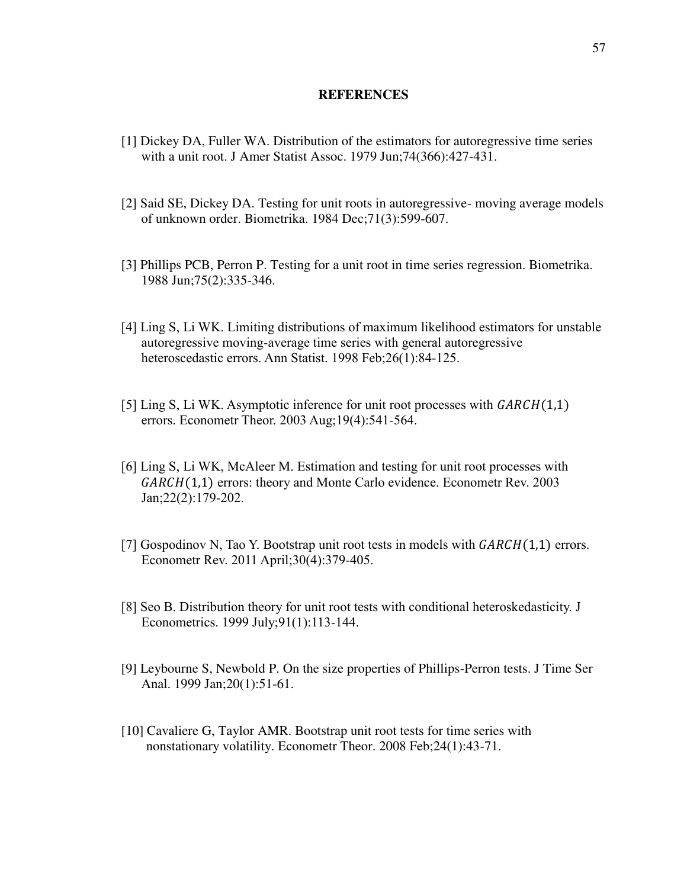## REFERENCES

[1] Dickey DA, Fuller WA. Distribution of the estimators for autoregressive time series with a unit root. J Amer Statist Assoc. 1979 Jun;74(366):427-431.

[2] Said SE, Dickey DA. Testing for unit roots in autoregressive- moving average models of unknown order. Biometrika. 1984 Dec;71(3):599-607.

[3] Phillips PCB, Perron P. Testing for a unit root in time series regression. Biometrika. 1988 Jun;75(2):335-346.

[4] Ling S, Li WK. Limiting distributions of maximum likelihood estimators for unstable autoregressive moving-average time series with general autoregressive heteroscedastic errors. Ann Statist. 1998 Feb;26(1):84-125.

[5] Ling S, Li WK. Asymptotic inference for unit root processes with $GARCH(1,1)$ errors. Econometr Theor. 2003 Aug;19(4):541-564.

[6] Ling S, Li WK, McAleer M. Estimation and testing for unit root processes with $GARCH(1,1)$ errors: theory and Monte Carlo evidence. Econometr Rev. 2003 Jan;22(2):179-202.

[7] Gospodinov N, Tao Y. Bootstrap unit root tests in models with $GARCH(1,1)$ errors. Econometr Rev. 2011 April;30(4):379-405.

[8] Seo B. Distribution theory for unit root tests with conditional heteroskedasticity. J Econometrics. 1999 July;91(1):113-144.

[9] Leybourne S, Newbold P. On the size properties of Phillips-Perron tests. J Time Ser Anal. 1999 Jan;20(1):51-61.

[10] Cavaliere G, Taylor AMR. Bootstrap unit root tests for time series with nonstationary volatility. Econometr Theor. 2008 Feb;24(1):43-71.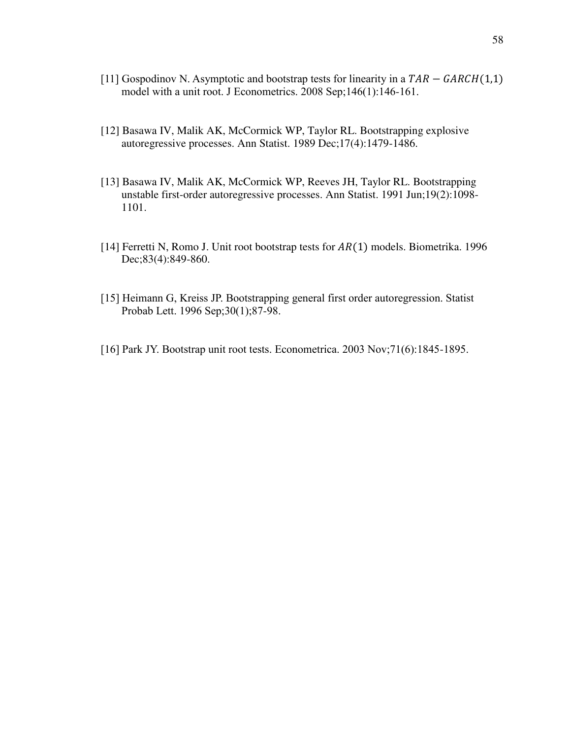[11] Gospodinov N. Asymptotic and bootstrap tests for linearity in a $TAR - GARCH(1,1)$ model with a unit root. J Econometrics. 2008 Sep;146(1):146-161.

[12] Basawa IV, Malik AK, McCormick WP, Taylor RL. Bootstrapping explosive autoregressive processes. Ann Statist. 1989 Dec;17(4):1479-1486.

[13] Basawa IV, Malik AK, McCormick WP, Reeves JH, Taylor RL. Bootstrapping unstable first-order autoregressive processes. Ann Statist. 1991 Jun;19(2):1098-1101.

[14] Ferretti N, Romo J. Unit root bootstrap tests for $AR(1)$ models. Biometrika. 1996 Dec;83(4):849-860.

[15] Heimann G, Kreiss JP. Bootstrapping general first order autoregression. Statist Probab Lett. 1996 Sep;30(1);87-98.

[16] Park JY. Bootstrap unit root tests. Econometrica. 2003 Nov;71(6):1845-1895.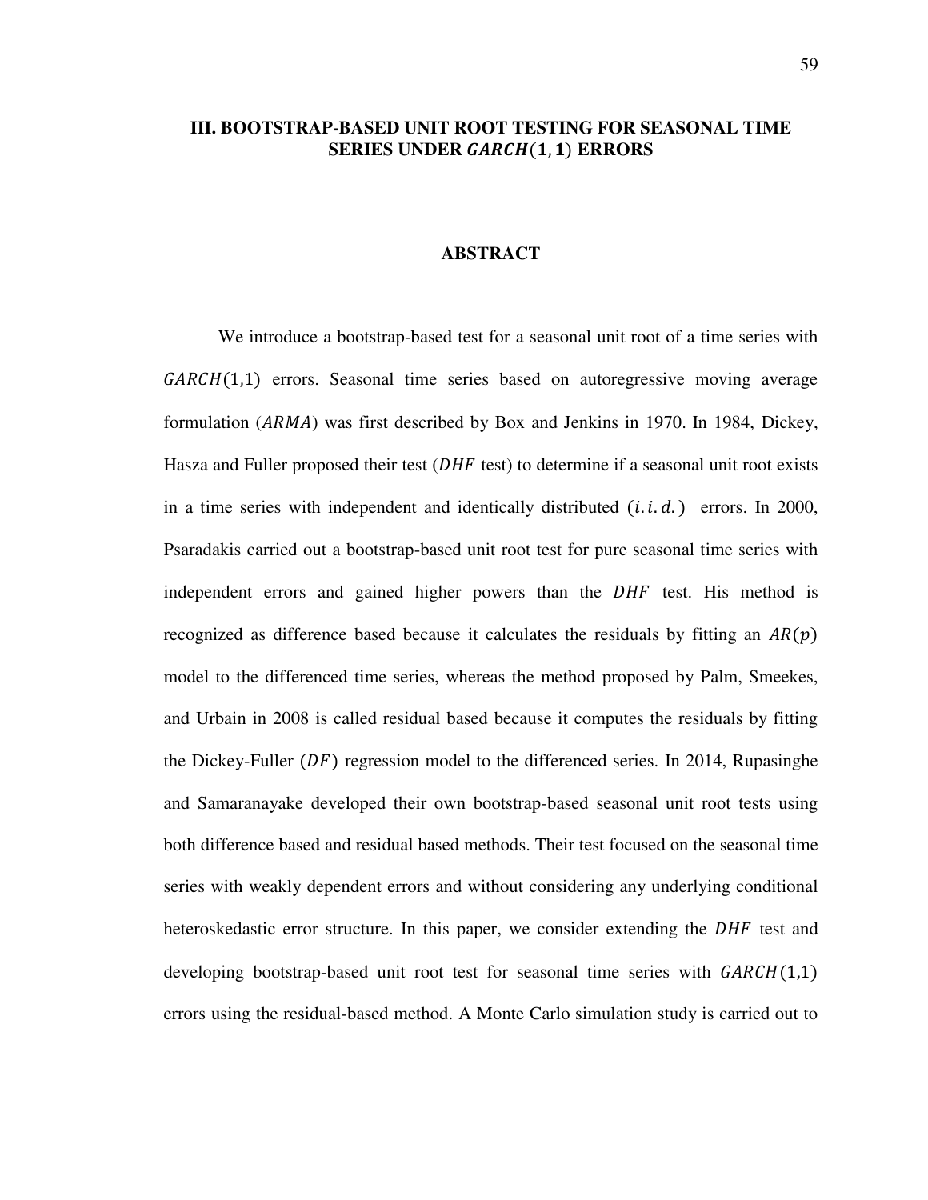# III. BOOTSTRAP-BASED UNIT ROOT TESTING FOR SEASONAL TIME SERIES UNDER $GARCH(1,1)$ ERRORS

## ABSTRACT

We introduce a bootstrap-based test for a seasonal unit root of a time series with $GARCH(1,1)$ errors. Seasonal time series based on autoregressive moving average formulation ($ARMA$) was first described by Box and Jenkins in 1970. In 1984, Dickey, Hasza and Fuller proposed their test ($DHF$ test) to determine if a seasonal unit root exists in a time series with independent and identically distributed ($i.i.d.$) errors. In 2000, Psaradakis carried out a bootstrap-based unit root test for pure seasonal time series with independent errors and gained higher powers than the $DHF$ test. His method is recognized as difference based because it calculates the residuals by fitting an $AR(p)$ model to the differenced time series, whereas the method proposed by Palm, Smeekes, and Urbain in 2008 is called residual based because it computes the residuals by fitting the Dickey-Fuller ($DF$) regression model to the differenced series. In 2014, Rupasinghe and Samaranayake developed their own bootstrap-based seasonal unit root tests using both difference based and residual based methods. Their test focused on the seasonal time series with weakly dependent errors and without considering any underlying conditional heteroskedastic error structure. In this paper, we consider extending the $DHF$ test and developing bootstrap-based unit root test for seasonal time series with $GARCH(1,1)$ errors using the residual-based method. A Monte Carlo simulation study is carried out to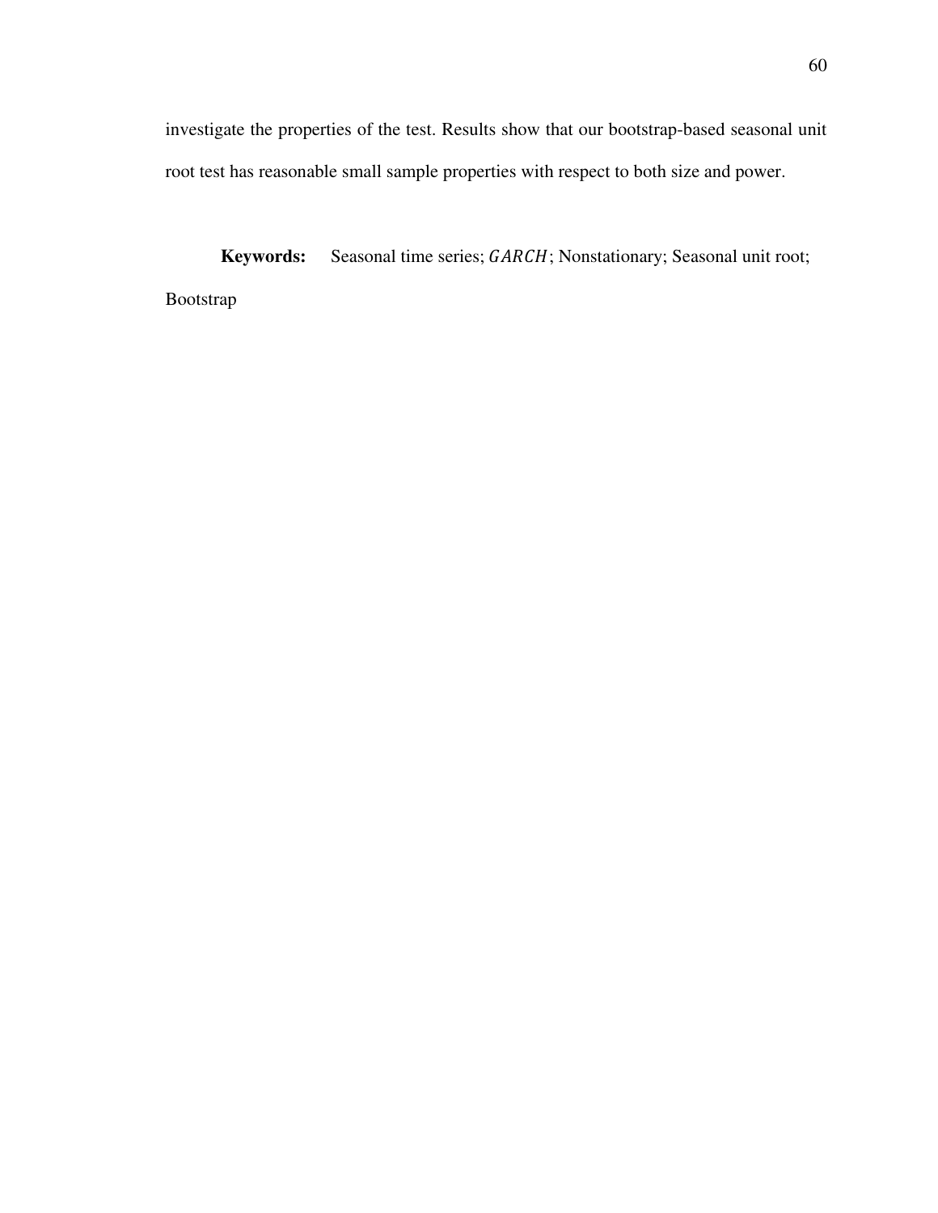investigate the properties of the test. Results show that our bootstrap-based seasonal unit root test has reasonable small sample properties with respect to both size and power.

**Keywords:** Seasonal time series; $GARCH$; Nonstationary; Seasonal unit root; Bootstrap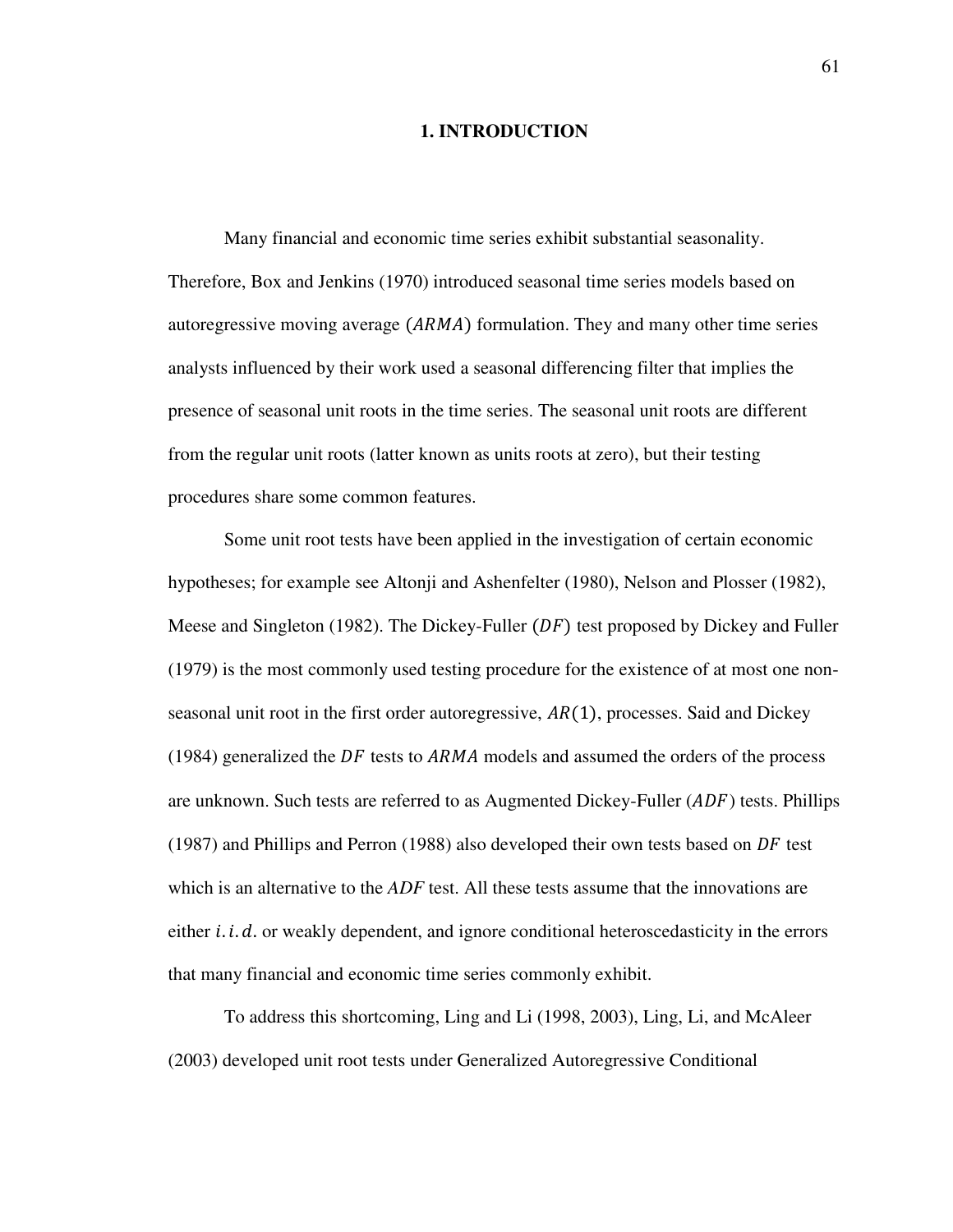# 1. INTRODUCTION

Many financial and economic time series exhibit substantial seasonality. Therefore, Box and Jenkins (1970) introduced seasonal time series models based on autoregressive moving average ($ARMA$) formulation. They and many other time series analysts influenced by their work used a seasonal differencing filter that implies the presence of seasonal unit roots in the time series. The seasonal unit roots are different from the regular unit roots (latter known as units roots at zero), but their testing procedures share some common features.

Some unit root tests have been applied in the investigation of certain economic hypotheses; for example see Altonji and Ashenfelter (1980), Nelson and Plosser (1982), Meese and Singleton (1982). The Dickey-Fuller ($DF$) test proposed by Dickey and Fuller (1979) is the most commonly used testing procedure for the existence of at most one non-seasonal unit root in the first order autoregressive, $AR(1)$, processes. Said and Dickey (1984) generalized the $DF$ tests to $ARMA$ models and assumed the orders of the process are unknown. Such tests are referred to as Augmented Dickey-Fuller ($ADF$) tests. Phillips (1987) and Phillips and Perron (1988) also developed their own tests based on $DF$ test which is an alternative to the *ADF* test. All these tests assume that the innovations are either $i.i.d.$ or weakly dependent, and ignore conditional heteroscedasticity in the errors that many financial and economic time series commonly exhibit.

To address this shortcoming, Ling and Li (1998, 2003), Ling, Li, and McAleer (2003) developed unit root tests under Generalized Autoregressive Conditional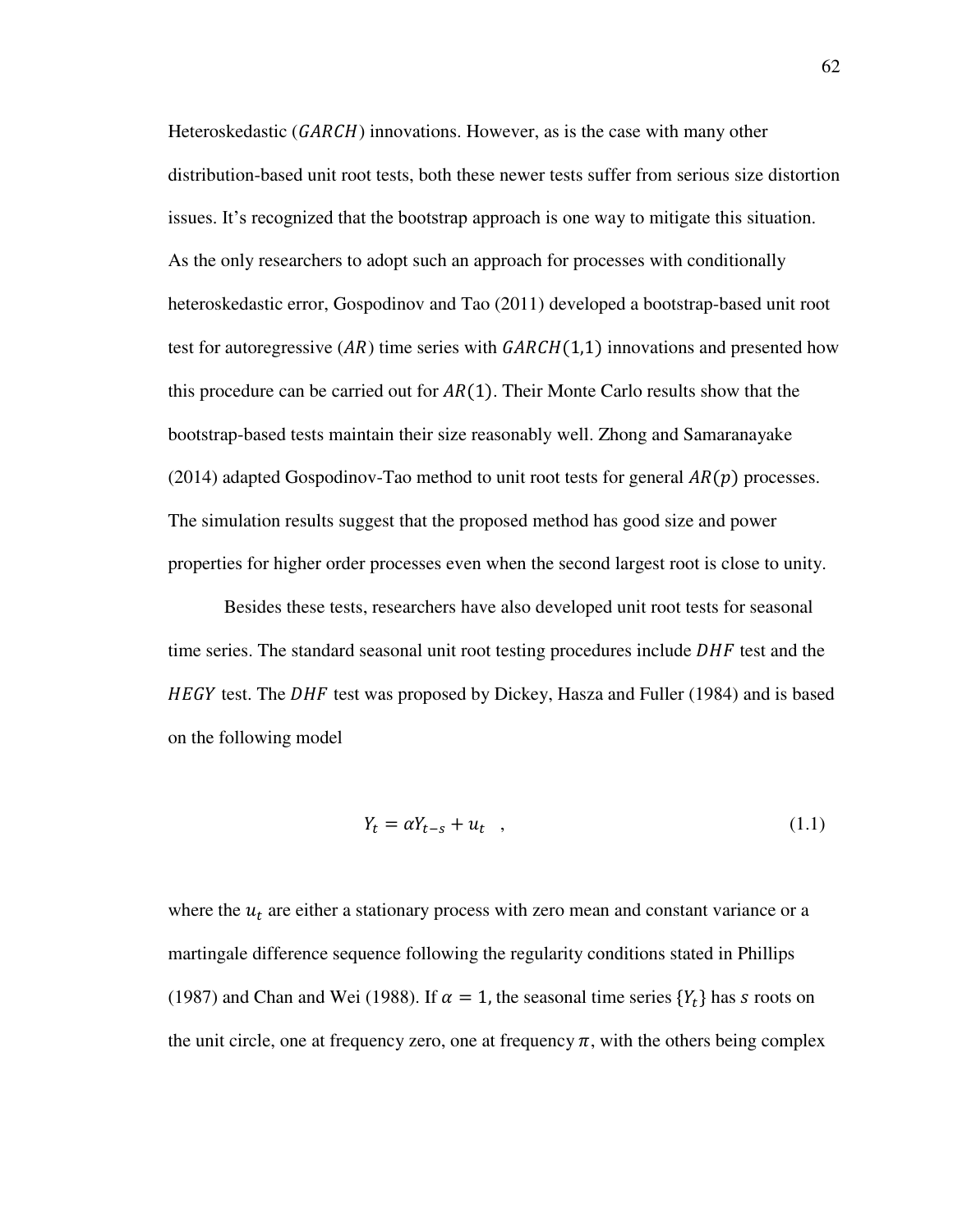Heteroskedastic ($GARCH$) innovations. However, as is the case with many other distribution-based unit root tests, both these newer tests suffer from serious size distortion issues. It's recognized that the bootstrap approach is one way to mitigate this situation. As the only researchers to adopt such an approach for processes with conditionally heteroskedastic error, Gospodinov and Tao (2011) developed a bootstrap-based unit root test for autoregressive ($AR$) time series with $GARCH(1,1)$ innovations and presented how this procedure can be carried out for $AR(1)$. Their Monte Carlo results show that the bootstrap-based tests maintain their size reasonably well. Zhong and Samaranayake (2014) adapted Gospodinov-Tao method to unit root tests for general $AR(p)$ processes. The simulation results suggest that the proposed method has good size and power properties for higher order processes even when the second largest root is close to unity.

Besides these tests, researchers have also developed unit root tests for seasonal time series. The standard seasonal unit root testing procedures include $DHF$ test and the $HEGY$ test. The $DHF$ test was proposed by Dickey, Hasza and Fuller (1984) and is based on the following model

$$Y_t = \alpha Y_{t-s} + u_t \quad , \tag{1.1}$$

where the $u_t$ are either a stationary process with zero mean and constant variance or a martingale difference sequence following the regularity conditions stated in Phillips (1987) and Chan and Wei (1988). If $\alpha = 1$, the seasonal time series $\{Y_t\}$ has $s$ roots on the unit circle, one at frequency zero, one at frequency $\pi$, with the others being complex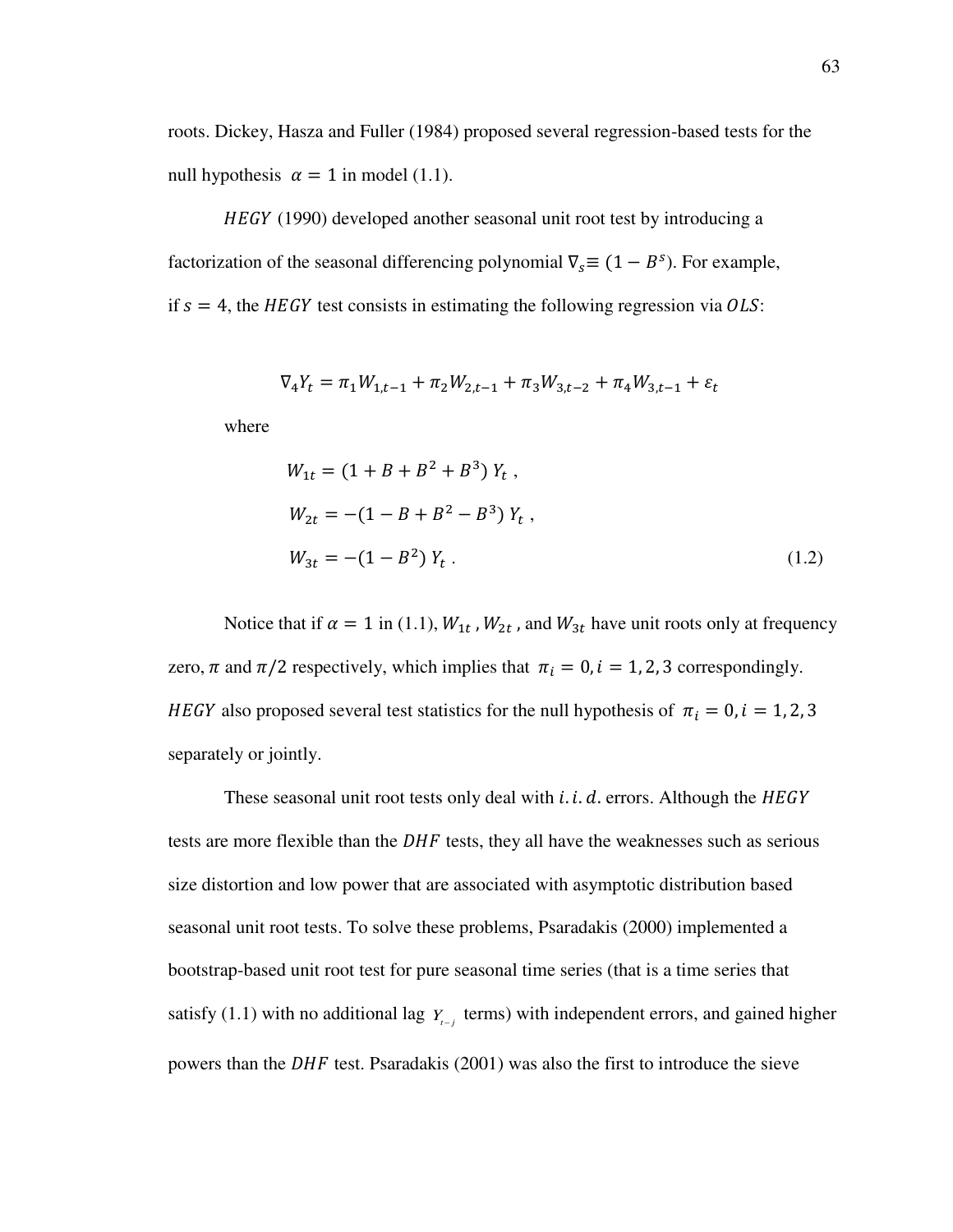roots. Dickey, Hasza and Fuller (1984) proposed several regression-based tests for the null hypothesis $\alpha = 1$ in model (1.1).

$HEGY$ (1990) developed another seasonal unit root test by introducing a factorization of the seasonal differencing polynomial $\nabla_s \equiv (1 - B^s)$. For example, if $s = 4$, the $HEGY$ test consists in estimating the following regression via $OLS$:

$$\nabla_4 Y_t = \pi_1 W_{1,t-1} + \pi_2 W_{2,t-1} + \pi_3 W_{3,t-2} + \pi_4 W_{3,t-1} + \varepsilon_t$$

where

$$W_{1t} = (1 + B + B^2 + B^3)\, Y_t \,,$$

$$W_{2t} = -(1 - B + B^2 - B^3)\, Y_t \,,$$

$$W_{3t} = -(1 - B^2)\, Y_t \,. \tag{1.2}$$

Notice that if $\alpha = 1$ in (1.1), $W_{1t}$ , $W_{2t}$ , and $W_{3t}$ have unit roots only at frequency zero, $\pi$ and $\pi/2$ respectively, which implies that $\pi_i = 0, i = 1, 2, 3$ correspondingly. $HEGY$ also proposed several test statistics for the null hypothesis of $\pi_i = 0, i = 1, 2, 3$ separately or jointly.

These seasonal unit root tests only deal with $i.i.d.$ errors. Although the $HEGY$ tests are more flexible than the $DHF$ tests, they all have the weaknesses such as serious size distortion and low power that are associated with asymptotic distribution based seasonal unit root tests. To solve these problems, Psaradakis (2000) implemented a bootstrap-based unit root test for pure seasonal time series (that is a time series that satisfy (1.1) with no additional lag $Y_{t-j}$ terms) with independent errors, and gained higher powers than the $DHF$ test. Psaradakis (2001) was also the first to introduce the sieve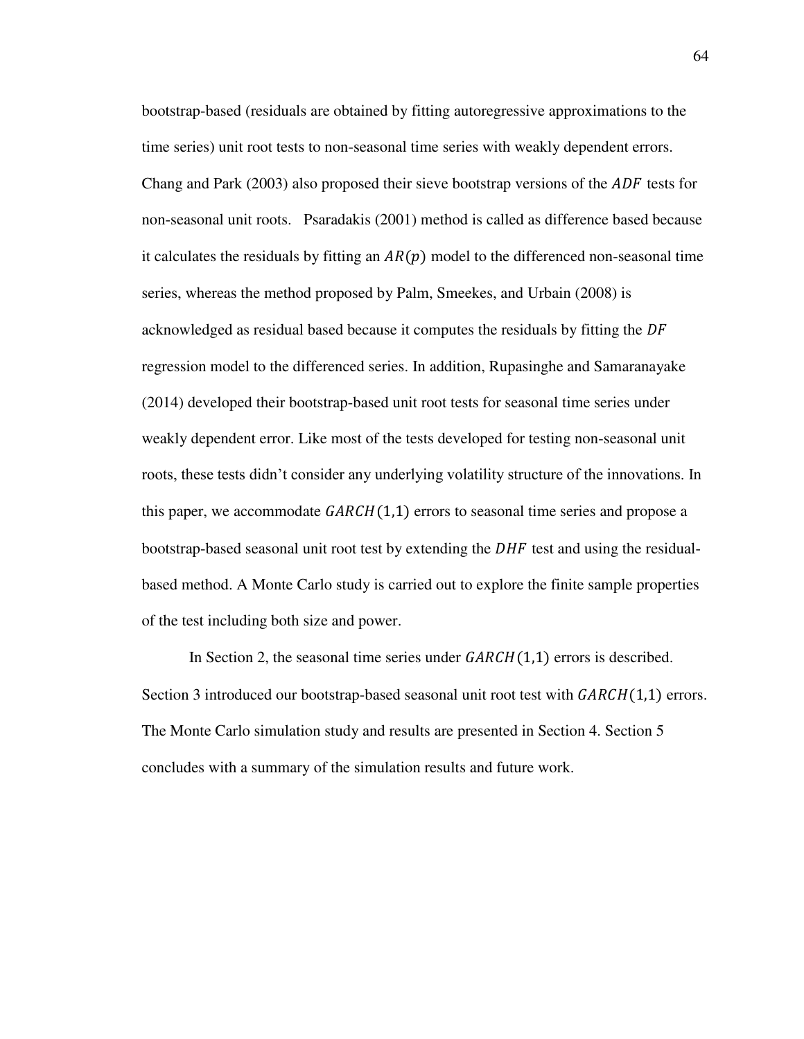bootstrap-based (residuals are obtained by fitting autoregressive approximations to the time series) unit root tests to non-seasonal time series with weakly dependent errors. Chang and Park (2003) also proposed their sieve bootstrap versions of the $ADF$ tests for non-seasonal unit roots. Psaradakis (2001) method is called as difference based because it calculates the residuals by fitting an $AR(p)$ model to the differenced non-seasonal time series, whereas the method proposed by Palm, Smeekes, and Urbain (2008) is acknowledged as residual based because it computes the residuals by fitting the $DF$ regression model to the differenced series. In addition, Rupasinghe and Samaranayake (2014) developed their bootstrap-based unit root tests for seasonal time series under weakly dependent error. Like most of the tests developed for testing non-seasonal unit roots, these tests didn't consider any underlying volatility structure of the innovations. In this paper, we accommodate $GARCH(1,1)$ errors to seasonal time series and propose a bootstrap-based seasonal unit root test by extending the $DHF$ test and using the residual-based method. A Monte Carlo study is carried out to explore the finite sample properties of the test including both size and power.

In Section 2, the seasonal time series under $GARCH(1,1)$ errors is described. Section 3 introduced our bootstrap-based seasonal unit root test with $GARCH(1,1)$ errors. The Monte Carlo simulation study and results are presented in Section 4. Section 5 concludes with a summary of the simulation results and future work.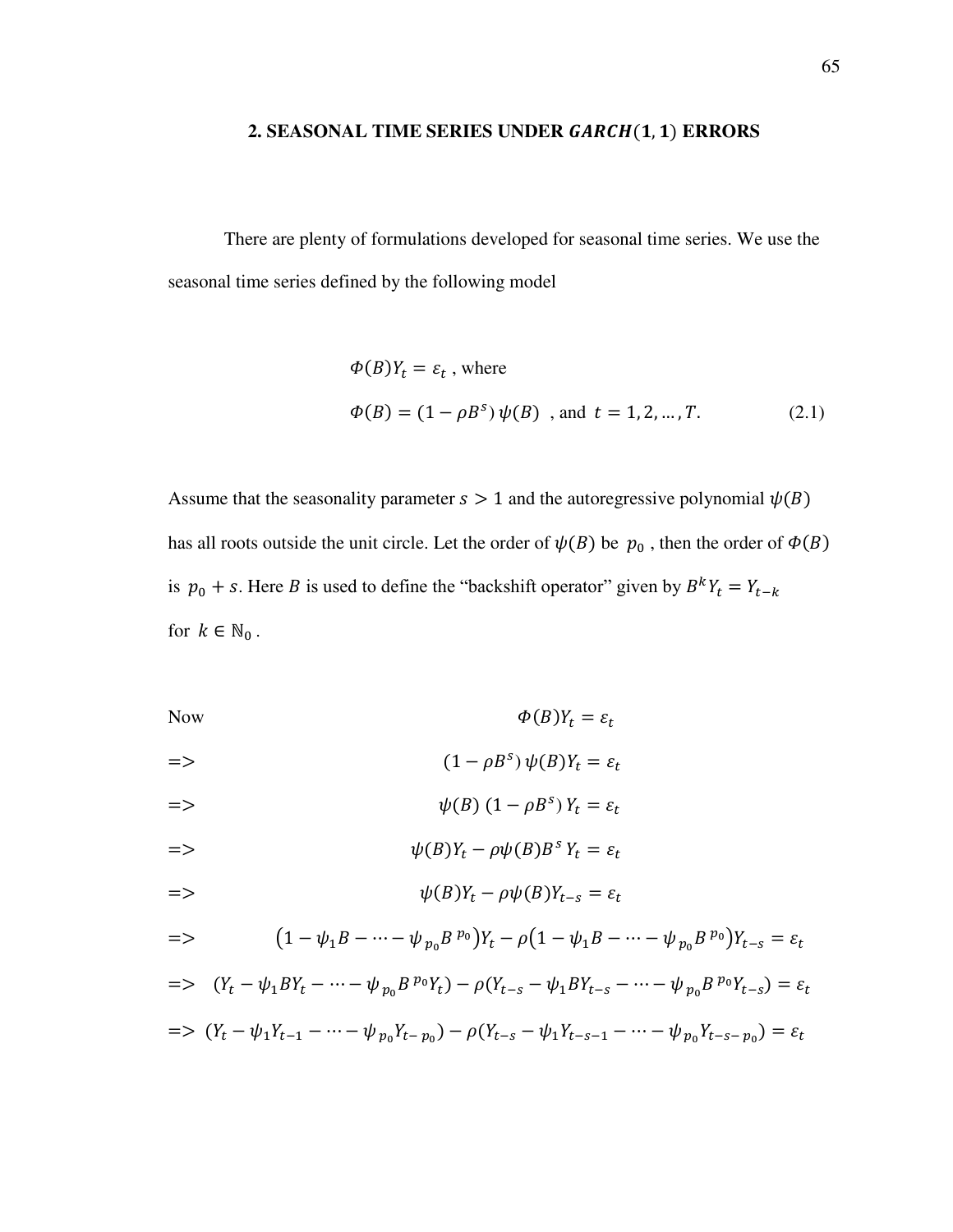## 2. SEASONAL TIME SERIES UNDER $GARCH(1, 1)$ ERRORS

There are plenty of formulations developed for seasonal time series. We use the seasonal time series defined by the following model

$$\Phi(B)Y_t = \varepsilon_t \text{ , where}$$

$$\Phi(B) = (1 - \rho B^s)\,\psi(B) \text{ , and } t = 1, 2, \ldots, T. \tag{2.1}$$

Assume that the seasonality parameter $s > 1$ and the autoregressive polynomial $\psi(B)$ has all roots outside the unit circle. Let the order of $\psi(B)$ be $p_0$ , then the order of $\Phi(B)$ is $p_0 + s$. Here $B$ is used to define the "backshift operator" given by $B^k Y_t = Y_{t-k}$ for $k \in \mathbb{N}_0$ .

Now $\quad \Phi(B)Y_t = \varepsilon_t$

$\Rightarrow \quad (1 - \rho B^s)\,\psi(B)Y_t = \varepsilon_t$

$\Rightarrow \quad \psi(B)\,(1 - \rho B^s)\,Y_t = \varepsilon_t$

$\Rightarrow \quad \psi(B)Y_t - \rho\psi(B)B^s\,Y_t = \varepsilon_t$

$\Rightarrow \quad \psi(B)Y_t - \rho\psi(B)Y_{t-s} = \varepsilon_t$

$\Rightarrow \quad \left(1 - \psi_1 B - \cdots - \psi_{p_0} B^{p_0}\right)Y_t - \rho\left(1 - \psi_1 B - \cdots - \psi_{p_0} B^{p_0}\right)Y_{t-s} = \varepsilon_t$

$\Rightarrow \quad (Y_t - \psi_1 BY_t - \cdots - \psi_{p_0} B^{p_0} Y_t) - \rho(Y_{t-s} - \psi_1 BY_{t-s} - \cdots - \psi_{p_0} B^{p_0} Y_{t-s}) = \varepsilon_t$

$\Rightarrow \quad (Y_t - \psi_1 Y_{t-1} - \cdots - \psi_{p_0} Y_{t-p_0}) - \rho(Y_{t-s} - \psi_1 Y_{t-s-1} - \cdots - \psi_{p_0} Y_{t-s-p_0}) = \varepsilon_t$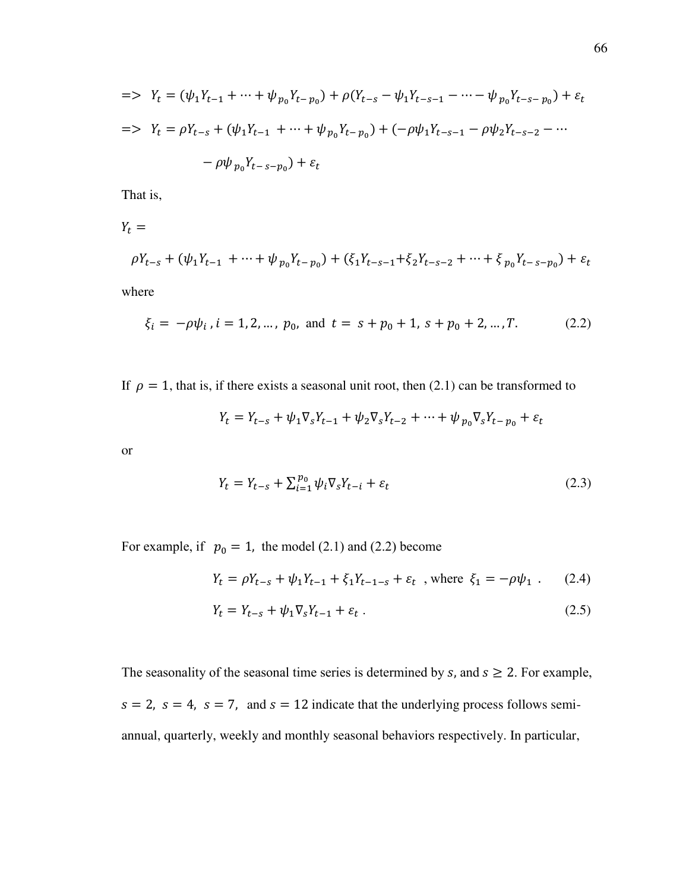$$=> \;\; Y_t = (\psi_1 Y_{t-1} + \cdots + \psi_{p_0} Y_{t-p_0}) + \rho(Y_{t-s} - \psi_1 Y_{t-s-1} - \cdots - \psi_{p_0} Y_{t-s-p_0}) + \varepsilon_t$$

$$=> \;\; Y_t = \rho Y_{t-s} + (\psi_1 Y_{t-1} + \cdots + \psi_{p_0} Y_{t-p_0}) + (-\rho\psi_1 Y_{t-s-1} - \rho\psi_2 Y_{t-s-2} - \cdots - \rho\psi_{p_0} Y_{t-s-p_0}) + \varepsilon_t$$

That is,

$$Y_t = \rho Y_{t-s} + (\psi_1 Y_{t-1} + \cdots + \psi_{p_0} Y_{t-p_0}) + (\xi_1 Y_{t-s-1} + \xi_2 Y_{t-s-2} + \cdots + \xi_{p_0} Y_{t-s-p_0}) + \varepsilon_t$$

where

$$\xi_i = -\rho\psi_i \,, i = 1, 2, \ldots, p_0, \text{ and } t = s + p_0 + 1, s + p_0 + 2, \ldots, T. \qquad (2.2)$$

If $\rho = 1$, that is, if there exists a seasonal unit root, then (2.1) can be transformed to

$$Y_t = Y_{t-s} + \psi_1 \nabla_s Y_{t-1} + \psi_2 \nabla_s Y_{t-2} + \cdots + \psi_{p_0} \nabla_s Y_{t-p_0} + \varepsilon_t$$

or

$$Y_t = Y_{t-s} + \sum_{i=1}^{p_0} \psi_i \nabla_s Y_{t-i} + \varepsilon_t \qquad (2.3)$$

For example, if $p_0 = 1$, the model (2.1) and (2.2) become

$$Y_t = \rho Y_{t-s} + \psi_1 Y_{t-1} + \xi_1 Y_{t-1-s} + \varepsilon_t \;\text{, where } \xi_1 = -\rho\psi_1 \,. \qquad (2.4)$$

$$Y_t = Y_{t-s} + \psi_1 \nabla_s Y_{t-1} + \varepsilon_t \,. \qquad (2.5)$$

The seasonality of the seasonal time series is determined by $s$, and $s \geq 2$. For example, $s = 2$, $s = 4$, $s = 7$, and $s = 12$ indicate that the underlying process follows semi-annual, quarterly, weekly and monthly seasonal behaviors respectively. In particular,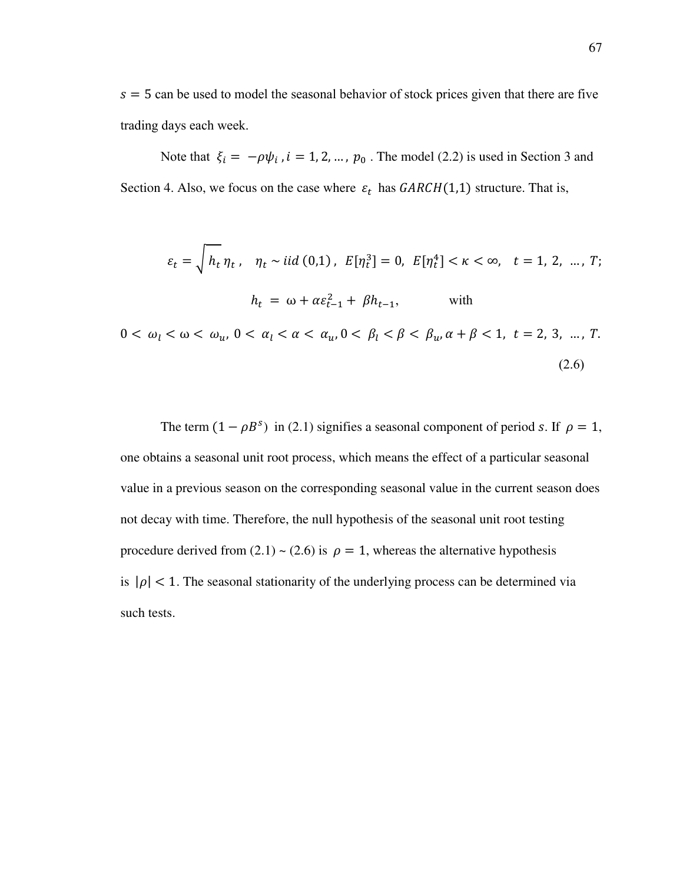$s = 5$ can be used to model the seasonal behavior of stock prices given that there are five trading days each week.

Note that $\xi_i = -\rho\psi_i, i = 1, 2, \dots, p_0$. The model (2.2) is used in Section 3 and Section 4. Also, we focus on the case where $\varepsilon_t$ has $GARCH(1,1)$ structure. That is,

$$\varepsilon_t = \sqrt{h_t}\,\eta_t, \quad \eta_t \sim iid\,(0,1), \; E[\eta_t^3] = 0, \; E[\eta_t^4] < \kappa < \infty, \quad t = 1, 2, \dots, T;$$

$$h_t = \omega + \alpha\varepsilon_{t-1}^2 + \beta h_{t-1}, \qquad \text{with}$$

$$0 < \omega_l < \omega < \omega_u, \; 0 < \alpha_l < \alpha < \alpha_u, 0 < \beta_l < \beta < \beta_u, \alpha + \beta < 1, \; t = 2, 3, \dots, T. \tag{2.6}$$

The term $(1 - \rho B^s)$ in (2.1) signifies a seasonal component of period $s$. If $\rho = 1$, one obtains a seasonal unit root process, which means the effect of a particular seasonal value in a previous season on the corresponding seasonal value in the current season does not decay with time. Therefore, the null hypothesis of the seasonal unit root testing procedure derived from (2.1) ~ (2.6) is $\rho = 1$, whereas the alternative hypothesis is $|\rho| < 1$. The seasonal stationarity of the underlying process can be determined via such tests.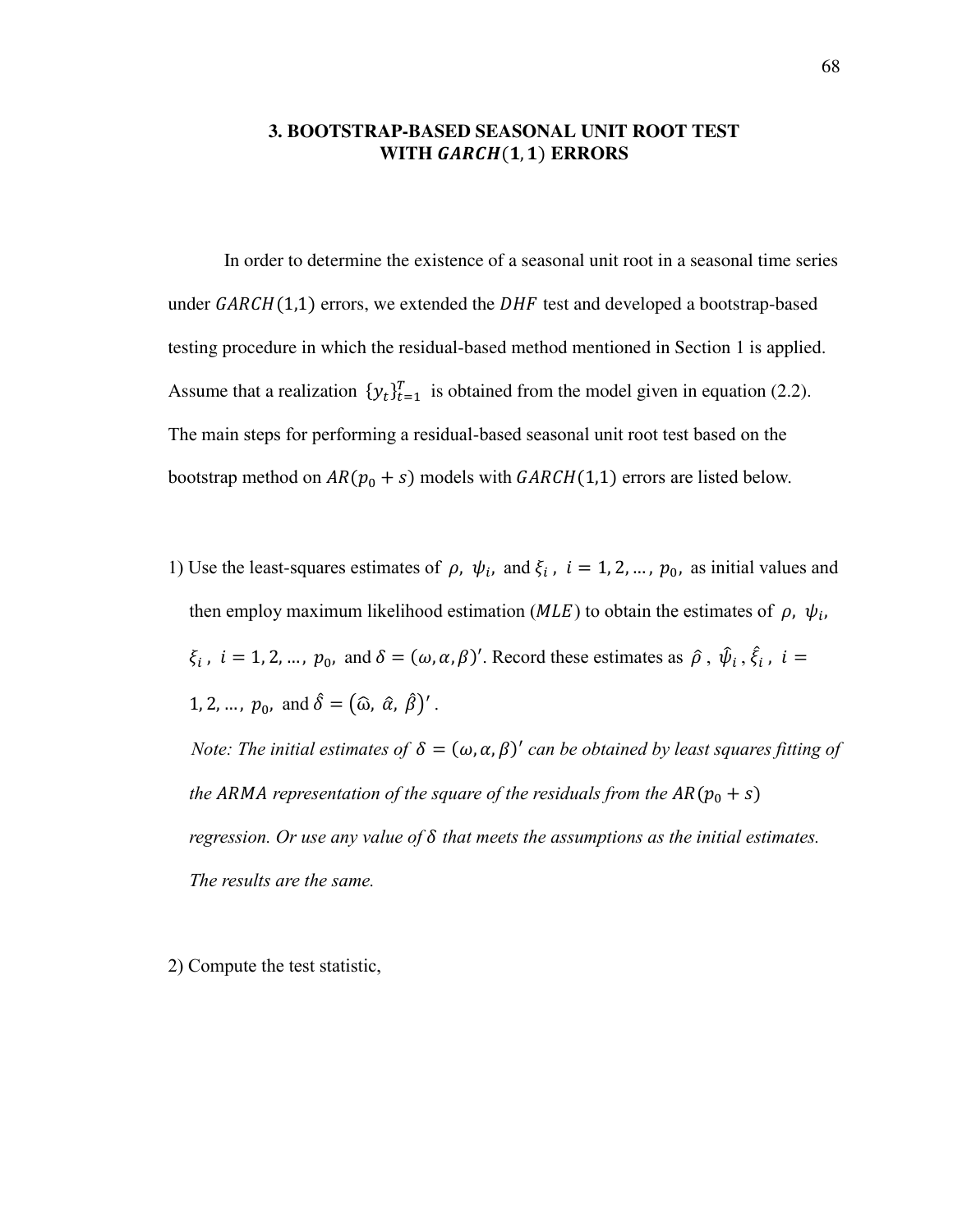# 3. BOOTSTRAP-BASED SEASONAL UNIT ROOT TEST WITH $GARCH(1,1)$ ERRORS

In order to determine the existence of a seasonal unit root in a seasonal time series under $GARCH(1,1)$ errors, we extended the $DHF$ test and developed a bootstrap-based testing procedure in which the residual-based method mentioned in Section 1 is applied. Assume that a realization $\{y_t\}_{t=1}^{T}$ is obtained from the model given in equation (2.2). The main steps for performing a residual-based seasonal unit root test based on the bootstrap method on $AR(p_0 + s)$ models with $GARCH(1,1)$ errors are listed below.

1) Use the least-squares estimates of $\rho$, $\psi_i$, and $\xi_i$, $i = 1, 2, \dots, p_0$, as initial values and then employ maximum likelihood estimation ($MLE$) to obtain the estimates of $\rho$, $\psi_i$, $\xi_i$, $i = 1, 2, \dots, p_0$, and $\delta = (\omega, \alpha, \beta)'$. Record these estimates as $\hat{\rho}$, $\hat{\psi}_i$, $\hat{\xi}_i$, $i = 1, 2, \dots, p_0$, and $\hat{\delta} = (\widehat{\omega}, \hat{\alpha}, \hat{\beta})'$.

   *Note: The initial estimates of $\delta = (\omega, \alpha, \beta)'$ can be obtained by least squares fitting of the $ARMA$ representation of the square of the residuals from the $AR(p_0 + s)$ regression. Or use any value of $\delta$ that meets the assumptions as the initial estimates. The results are the same.*

2) Compute the test statistic,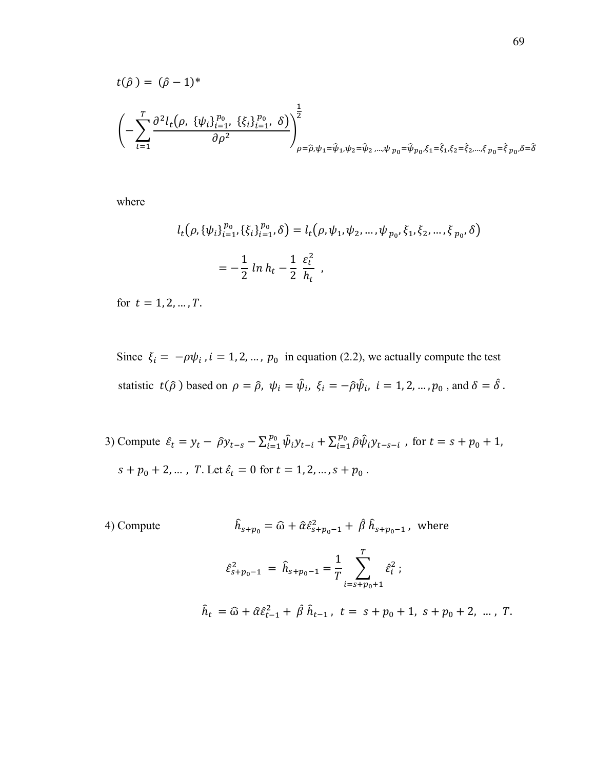$$t(\hat{\rho}) = (\hat{\rho} - 1)*$$

$$\left( -\sum_{t=1}^{T} \frac{\partial^2 l_t\left(\rho,\ \{\psi_i\}_{i=1}^{p_0},\ \{\xi_i\}_{i=1}^{p_0},\ \delta\right)}{\partial \rho^2} \right)^{\frac{1}{2}}_{\rho=\hat{\rho},\psi_1=\hat{\psi}_1,\psi_2=\hat{\psi}_2,\ldots,\psi_{p_0}=\hat{\psi}_{p_0},\xi_1=\hat{\xi}_1,\xi_2=\hat{\xi}_2,\ldots,\xi_{p_0}=\hat{\xi}_{p_0},\delta=\hat{\delta}}$$

where

$$l_t\left(\rho, \{\psi_i\}_{i=1}^{p_0}, \{\xi_i\}_{i=1}^{p_0}, \delta\right) = l_t\left(\rho, \psi_1, \psi_2, \ldots, \psi_{p_0}, \xi_1, \xi_2, \ldots, \xi_{p_0}, \delta\right)$$

$$= -\frac{1}{2}\, ln\, h_t - \frac{1}{2}\, \frac{\varepsilon_t^2}{h_t}\ ,$$

for $t = 1, 2, \ldots, T$.

Since $\xi_i = -\rho\psi_i\ , i = 1, 2, \ldots,\ p_0$ in equation (2.2), we actually compute the test statistic $t(\hat{\rho})$ based on $\rho = \hat{\rho},\ \psi_i = \hat{\psi}_i,\ \xi_i = -\hat{\rho}\hat{\psi}_i,\ i = 1, 2, \ldots, p_0$ , and $\delta = \hat{\delta}$ .

3) Compute $\hat{\varepsilon}_t = y_t - \hat{\rho} y_{t-s} - \sum_{i=1}^{p_0} \hat{\psi}_i y_{t-i} + \sum_{i=1}^{p_0} \hat{\rho}\hat{\psi}_i y_{t-s-i}$ , for $t = s + p_0 + 1$, $s + p_0 + 2, \ldots,\ T$. Let $\hat{\varepsilon}_t = 0$ for $t = 1, 2, \ldots, s + p_0$ .

4) Compute
$$\hat{h}_{s+p_0} = \hat{\omega} + \hat{\alpha}\hat{\varepsilon}_{s+p_0-1}^2 + \hat{\beta}\,\hat{h}_{s+p_0-1}\ , \text{ where}$$

$$\hat{\varepsilon}_{s+p_0-1}^2 = \hat{h}_{s+p_0-1} = \frac{1}{T}\sum_{i=s+p_0+1}^{T} \hat{\varepsilon}_i^2\ ;$$

$$\hat{h}_t = \hat{\omega} + \hat{\alpha}\hat{\varepsilon}_{t-1}^2 + \hat{\beta}\,\hat{h}_{t-1}\ ,\ t = s + p_0 + 1,\ s + p_0 + 2,\ \ldots,\ T.$$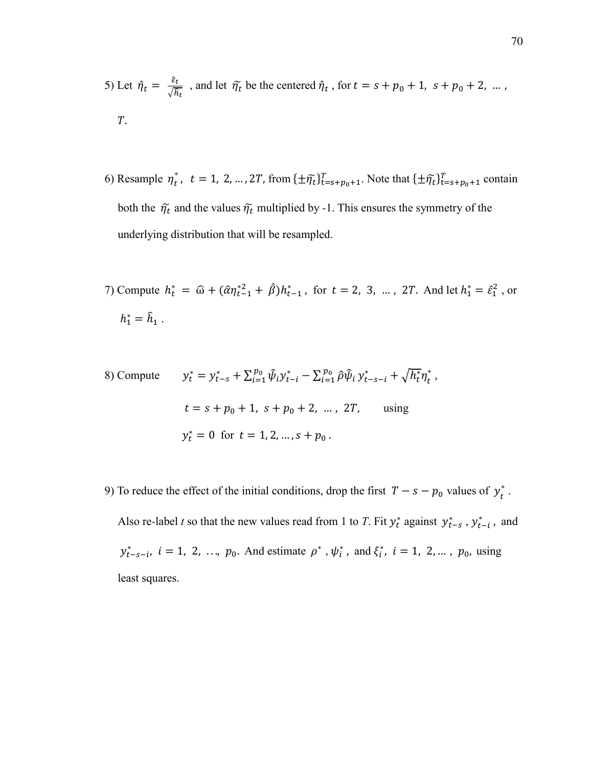5) Let $\hat{\eta}_t = \frac{\hat{\varepsilon}_t}{\sqrt{\hat{h}_t}}$ , and let $\widetilde{\eta}_t$ be the centered $\hat{\eta}_t$ , for $t = s + p_0 + 1,\ s + p_0 + 2,\ \ldots,\ T$.

6) Resample $\eta_t^*$, $t = 1,\ 2, \ldots, 2T$, from $\{\pm\widetilde{\eta}_t\}_{t=s+p_0+1}^{T}$. Note that $\{\pm\widetilde{\eta}_t\}_{t=s+p_0+1}^{T}$ contain both the $\widetilde{\eta}_t$ and the values $\widetilde{\eta}_t$ multiplied by -1. This ensures the symmetry of the underlying distribution that will be resampled.

7) Compute $h_t^* = \widehat{\omega} + (\hat{\alpha}\eta_{t-1}^{*2} + \hat{\beta})h_{t-1}^*$, for $t = 2,\ 3,\ \ldots,\ 2T$. And let $h_1^* = \hat{\varepsilon}_1^2$ , or $h_1^* = \hat{h}_1$ .

8) Compute
$$y_t^* = y_{t-s}^* + \sum_{i=1}^{p_0} \hat{\psi}_i y_{t-i}^* - \sum_{i=1}^{p_0} \hat{\rho}\hat{\psi}_i\, y_{t-s-i}^* + \sqrt{h_t^*}\eta_t^* ,$$
$t = s + p_0 + 1,\ s + p_0 + 2,\ \ldots,\ 2T,$ using
$y_t^* = 0$ for $t = 1, 2, \ldots, s + p_0$.

9) To reduce the effect of the initial conditions, drop the first $T - s - p_0$ values of $y_t^*$. Also re-label *t* so that the new values read from 1 to *T*. Fit $y_t^*$ against $y_{t-s}^*$, $y_{t-i}^*$, and $y_{t-s-i}^*$, $i = 1,\ 2,\ \ldots,\ p_0$. And estimate $\rho^*$, $\psi_i^*$, and $\xi_i^*$, $i = 1,\ 2, \ldots,\ p_0$, using least squares.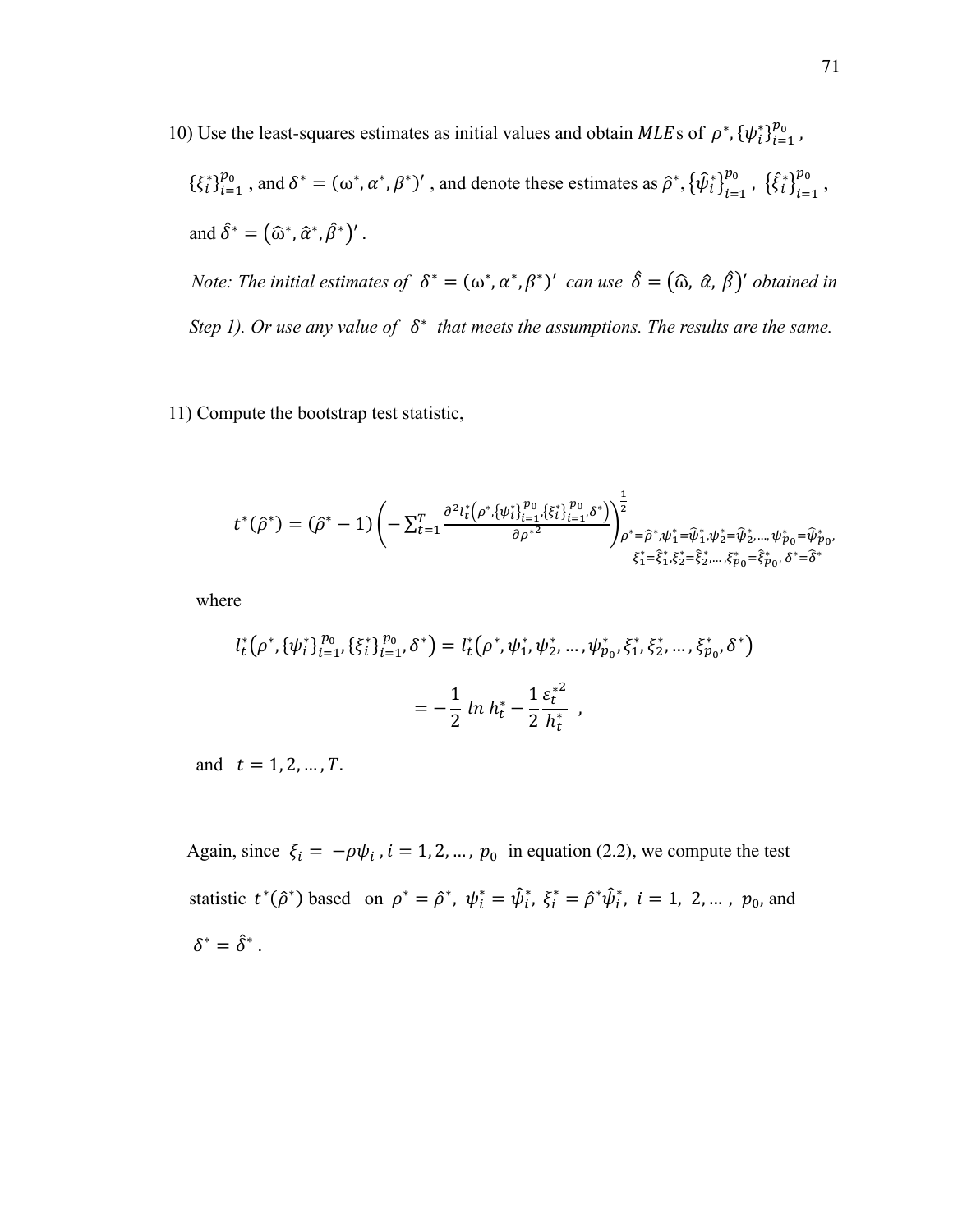10) Use the least-squares estimates as initial values and obtain $MLE$s of $\rho^*, \{\psi_i^*\}_{i=1}^{p_0}$, $\{\xi_i^*\}_{i=1}^{p_0}$, and $\delta^* = (\omega^*, \alpha^*, \beta^*)'$, and denote these estimates as $\hat{\rho}^*, \{\hat{\psi}_i^*\}_{i=1}^{p_0}$, $\{\hat{\xi}_i^*\}_{i=1}^{p_0}$, and $\hat{\delta}^* = (\widehat{\omega}^*, \hat{\alpha}^*, \hat{\beta}^*)'$.

*Note: The initial estimates of* $\delta^* = (\omega^*, \alpha^*, \beta^*)'$ *can use* $\hat{\delta} = (\widehat{\omega},\ \hat{\alpha},\ \hat{\beta})'$ *obtained in Step 1). Or use any value of* $\delta^*$ *that meets the assumptions. The results are the same.*

11) Compute the bootstrap test statistic,

$$t^*(\hat{\rho}^*) = (\hat{\rho}^* - 1)\left(-\sum_{t=1}^{T} \frac{\partial^2 l_t^*\left(\rho^*, \{\psi_i^*\}_{i=1}^{p_0}, \{\xi_i^*\}_{i=1}^{p_0}, \delta^*\right)}{\partial \rho^{*2}}\right)^{\frac{1}{2}}_{\substack{\rho^*=\hat{\rho}^*, \psi_1^*=\hat{\psi}_1^*, \psi_2^*=\hat{\psi}_2^*, \ldots, \psi_{p_0}^*=\hat{\psi}_{p_0}^*, \\ \xi_1^*=\hat{\xi}_1^*, \xi_2^*=\hat{\xi}_2^*, \ldots, \xi_{p_0}^*=\hat{\xi}_{p_0}^*, \delta^*=\hat{\delta}^*}}$$

where

$$l_t^*\left(\rho^*, \{\psi_i^*\}_{i=1}^{p_0}, \{\xi_i^*\}_{i=1}^{p_0}, \delta^*\right) = l_t^*\left(\rho^*, \psi_1^*, \psi_2^*, \ldots, \psi_{p_0}^*, \xi_1^*, \xi_2^*, \ldots, \xi_{p_0}^*, \delta^*\right)$$

$$= -\frac{1}{2}\ ln\ h_t^* - \frac{1}{2}\frac{\varepsilon_t^{*2}}{h_t^*}\ ,$$

and $t = 1, 2, \ldots, T$.

Again, since $\xi_i = -\rho\psi_i$, $i = 1, 2, \ldots, p_0$ in equation (2.2), we compute the test statistic $t^*(\hat{\rho}^*)$ based on $\rho^* = \hat{\rho}^*,\ \psi_i^* = \hat{\psi}_i^*,\ \xi_i^* = \hat{\rho}^*\hat{\psi}_i^*,\ i = 1,\ 2, \ldots,\ p_0$, and $\delta^* = \hat{\delta}^*$.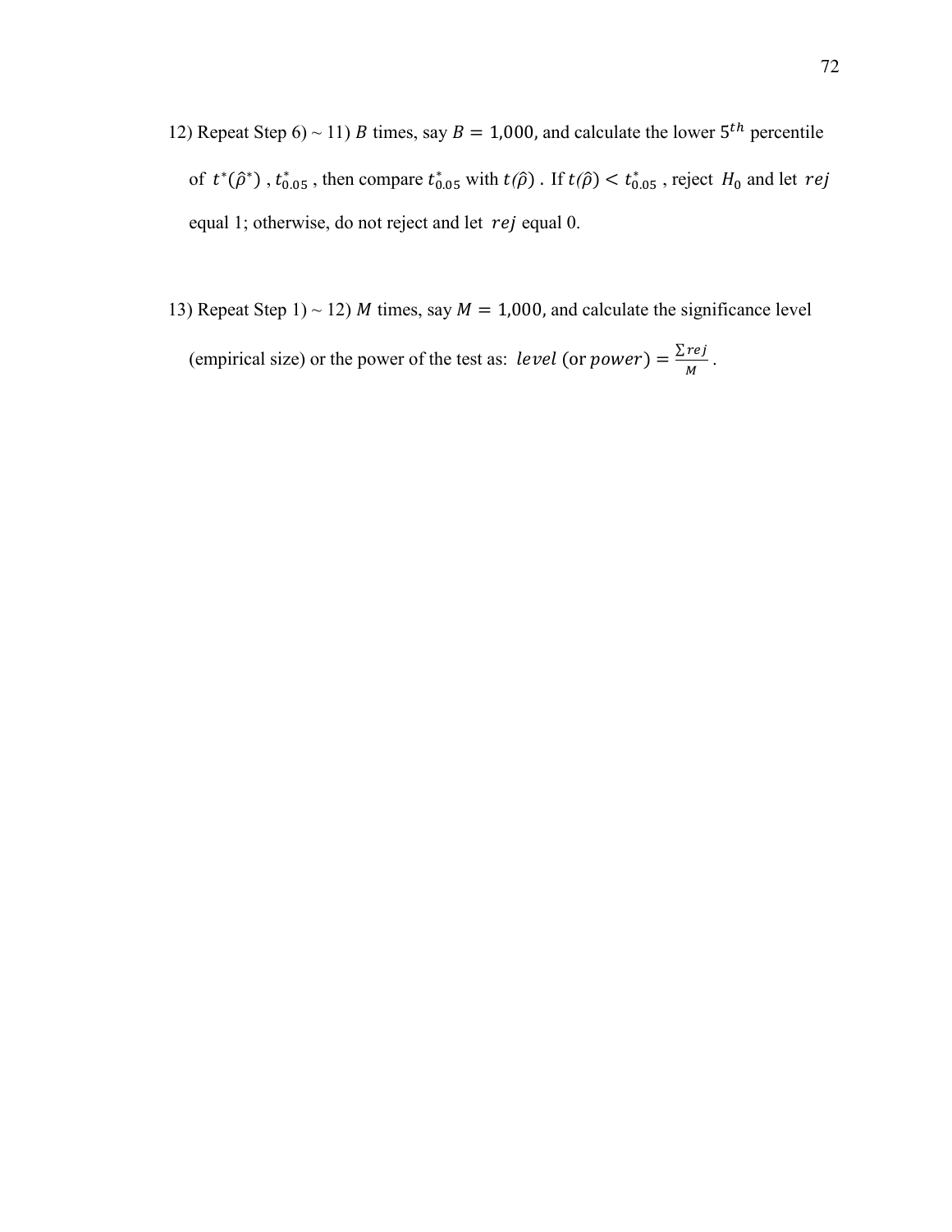12) Repeat Step 6) ~ 11) $B$ times, say $B = 1{,}000$, and calculate the lower $5^{th}$ percentile of $t^*(\hat{\rho}^*)$ , $t^*_{0.05}$ , then compare $t^*_{0.05}$ with $t(\hat{\rho})$ . If $t(\hat{\rho}) < t^*_{0.05}$ , reject $H_0$ and let $rej$ equal 1; otherwise, do not reject and let $rej$ equal 0.

13) Repeat Step 1) ~ 12) $M$ times, say $M = 1{,}000$, and calculate the significance level (empirical size) or the power of the test as: $level\ (\text{or}\ power) = \frac{\sum rej}{M}$ .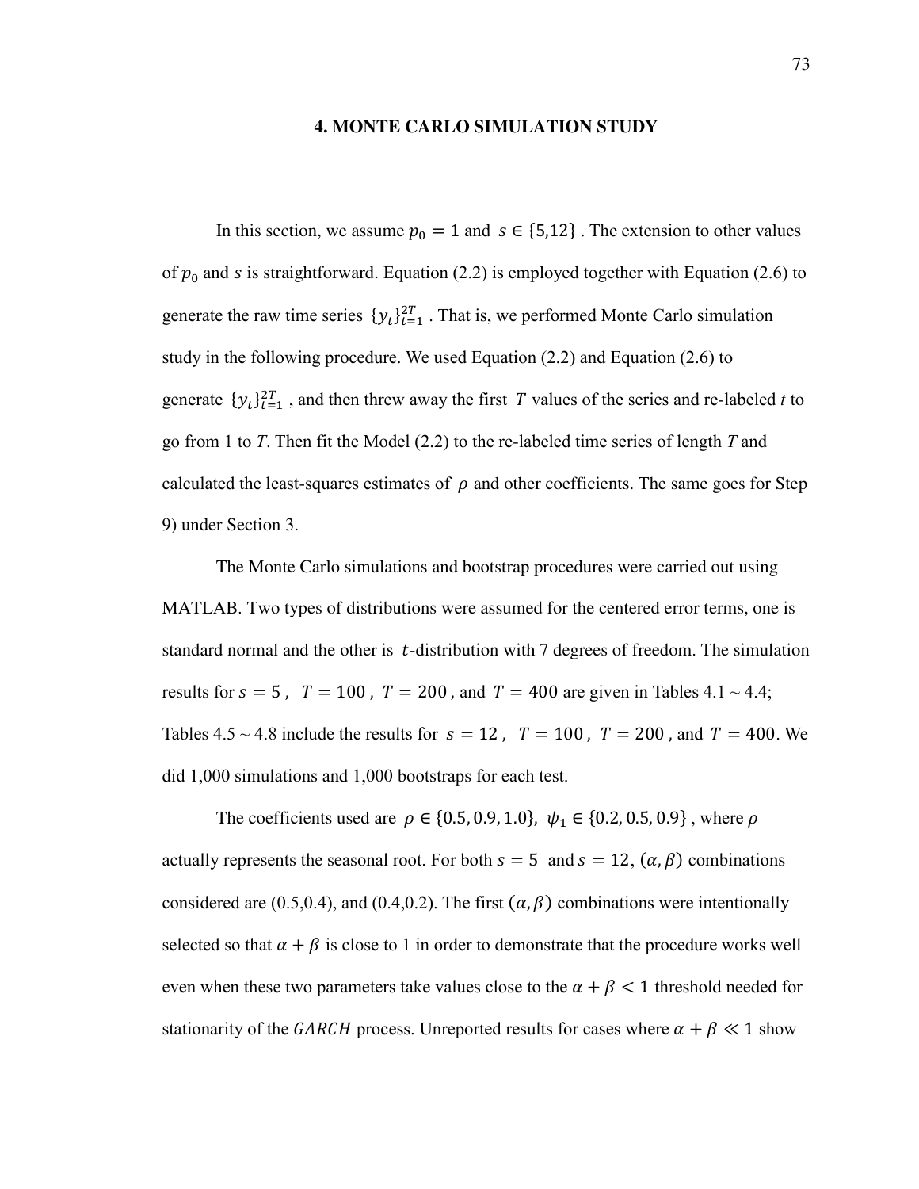# 4. MONTE CARLO SIMULATION STUDY

In this section, we assume $p_0 = 1$ and $s \in \{5,12\}$. The extension to other values of $p_0$ and $s$ is straightforward. Equation (2.2) is employed together with Equation (2.6) to generate the raw time series $\{y_t\}_{t=1}^{2T}$. That is, we performed Monte Carlo simulation study in the following procedure. We used Equation (2.2) and Equation (2.6) to generate $\{y_t\}_{t=1}^{2T}$, and then threw away the first $T$ values of the series and re-labeled *t* to go from 1 to *T*. Then fit the Model (2.2) to the re-labeled time series of length *T* and calculated the least-squares estimates of $\rho$ and other coefficients. The same goes for Step 9) under Section 3.

The Monte Carlo simulations and bootstrap procedures were carried out using MATLAB. Two types of distributions were assumed for the centered error terms, one is standard normal and the other is $t$-distribution with 7 degrees of freedom. The simulation results for $s = 5$, $T = 100$, $T = 200$, and $T = 400$ are given in Tables 4.1 ~ 4.4; Tables 4.5 ~ 4.8 include the results for $s = 12$, $T = 100$, $T = 200$, and $T = 400$. We did 1,000 simulations and 1,000 bootstraps for each test.

The coefficients used are $\rho \in \{0.5, 0.9, 1.0\}$, $\psi_1 \in \{0.2, 0.5, 0.9\}$, where $\rho$ actually represents the seasonal root. For both $s = 5$ and $s = 12$, $(\alpha, \beta)$ combinations considered are (0.5,0.4), and (0.4,0.2). The first $(\alpha, \beta)$ combinations were intentionally selected so that $\alpha + \beta$ is close to 1 in order to demonstrate that the procedure works well even when these two parameters take values close to the $\alpha + \beta < 1$ threshold needed for stationarity of the $GARCH$ process. Unreported results for cases where $\alpha + \beta \ll 1$ show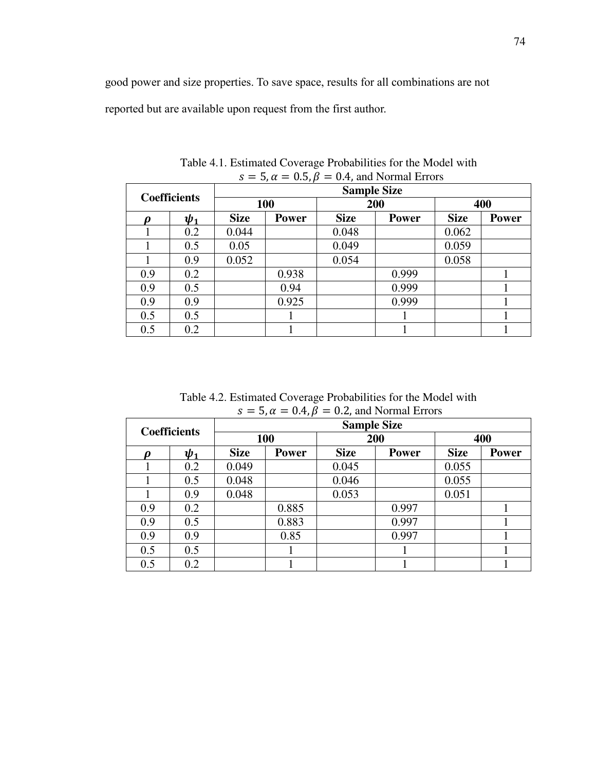good power and size properties. To save space, results for all combinations are not reported but are available upon request from the first author.

Table 4.1. Estimated Coverage Probabilities for the Model with $s = 5, \alpha = 0.5, \beta = 0.4$, and Normal Errors

| **Coefficients** | | **Sample Size** | | | | | |
|---|---|---|---|---|---|---|---|
| | | **100** | | **200** | | **400** | |
| $\boldsymbol{\rho}$ | $\boldsymbol{\psi_1}$ | **Size** | **Power** | **Size** | **Power** | **Size** | **Power** |
| 1 | 0.2 | 0.044 | | 0.048 | | 0.062 | |
| 1 | 0.5 | 0.05 | | 0.049 | | 0.059 | |
| 1 | 0.9 | 0.052 | | 0.054 | | 0.058 | |
| 0.9 | 0.2 | | 0.938 | | 0.999 | | 1 |
| 0.9 | 0.5 | | 0.94 | | 0.999 | | 1 |
| 0.9 | 0.9 | | 0.925 | | 0.999 | | 1 |
| 0.5 | 0.5 | | 1 | | 1 | | 1 |
| 0.5 | 0.2 | | 1 | | 1 | | 1 |

Table 4.2. Estimated Coverage Probabilities for the Model with $s = 5, \alpha = 0.4, \beta = 0.2$, and Normal Errors

| **Coefficients** | | **Sample Size** | | | | | |
|---|---|---|---|---|---|---|---|
| | | **100** | | **200** | | **400** | |
| $\boldsymbol{\rho}$ | $\boldsymbol{\psi_1}$ | **Size** | **Power** | **Size** | **Power** | **Size** | **Power** |
| 1 | 0.2 | 0.049 | | 0.045 | | 0.055 | |
| 1 | 0.5 | 0.048 | | 0.046 | | 0.055 | |
| 1 | 0.9 | 0.048 | | 0.053 | | 0.051 | |
| 0.9 | 0.2 | | 0.885 | | 0.997 | | 1 |
| 0.9 | 0.5 | | 0.883 | | 0.997 | | 1 |
| 0.9 | 0.9 | | 0.85 | | 0.997 | | 1 |
| 0.5 | 0.5 | | 1 | | 1 | | 1 |
| 0.5 | 0.2 | | 1 | | 1 | | 1 |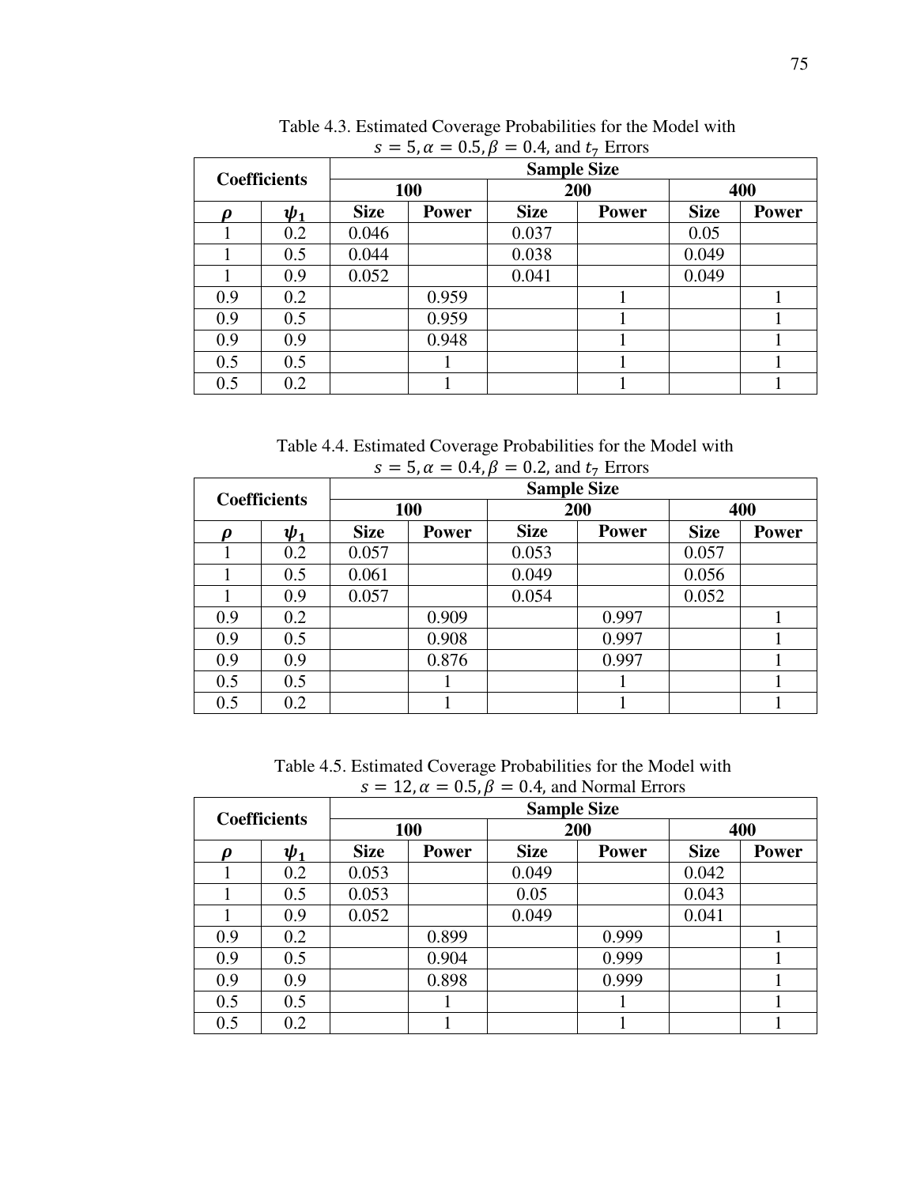Table 4.3. Estimated Coverage Probabilities for the Model with $s = 5, \alpha = 0.5, \beta = 0.4$, and $t_7$ Errors

| Coefficients | | Sample Size | | | | | |
|---|---|---|---|---|---|---|---|
| | | 100 | | 200 | | 400 | |
| $\boldsymbol{\rho}$ | $\boldsymbol{\psi_1}$ | **Size** | **Power** | **Size** | **Power** | **Size** | **Power** |
| 1 | 0.2 | 0.046 | | 0.037 | | 0.05 | |
| 1 | 0.5 | 0.044 | | 0.038 | | 0.049 | |
| 1 | 0.9 | 0.052 | | 0.041 | | 0.049 | |
| 0.9 | 0.2 | | 0.959 | | 1 | | 1 |
| 0.9 | 0.5 | | 0.959 | | 1 | | 1 |
| 0.9 | 0.9 | | 0.948 | | 1 | | 1 |
| 0.5 | 0.5 | | 1 | | 1 | | 1 |
| 0.5 | 0.2 | | 1 | | 1 | | 1 |

Table 4.4. Estimated Coverage Probabilities for the Model with $s = 5, \alpha = 0.4, \beta = 0.2$, and $t_7$ Errors

| Coefficients | | Sample Size | | | | | |
|---|---|---|---|---|---|---|---|
| | | 100 | | 200 | | 400 | |
| $\boldsymbol{\rho}$ | $\boldsymbol{\psi_1}$ | **Size** | **Power** | **Size** | **Power** | **Size** | **Power** |
| 1 | 0.2 | 0.057 | | 0.053 | | 0.057 | |
| 1 | 0.5 | 0.061 | | 0.049 | | 0.056 | |
| 1 | 0.9 | 0.057 | | 0.054 | | 0.052 | |
| 0.9 | 0.2 | | 0.909 | | 0.997 | | 1 |
| 0.9 | 0.5 | | 0.908 | | 0.997 | | 1 |
| 0.9 | 0.9 | | 0.876 | | 0.997 | | 1 |
| 0.5 | 0.5 | | 1 | | 1 | | 1 |
| 0.5 | 0.2 | | 1 | | 1 | | 1 |

Table 4.5. Estimated Coverage Probabilities for the Model with $s = 12, \alpha = 0.5, \beta = 0.4$, and Normal Errors

| Coefficients | | Sample Size | | | | | |
|---|---|---|---|---|---|---|---|
| | | 100 | | 200 | | 400 | |
| $\boldsymbol{\rho}$ | $\boldsymbol{\psi_1}$ | **Size** | **Power** | **Size** | **Power** | **Size** | **Power** |
| 1 | 0.2 | 0.053 | | 0.049 | | 0.042 | |
| 1 | 0.5 | 0.053 | | 0.05 | | 0.043 | |
| 1 | 0.9 | 0.052 | | 0.049 | | 0.041 | |
| 0.9 | 0.2 | | 0.899 | | 0.999 | | 1 |
| 0.9 | 0.5 | | 0.904 | | 0.999 | | 1 |
| 0.9 | 0.9 | | 0.898 | | 0.999 | | 1 |
| 0.5 | 0.5 | | 1 | | 1 | | 1 |
| 0.5 | 0.2 | | 1 | | 1 | | 1 |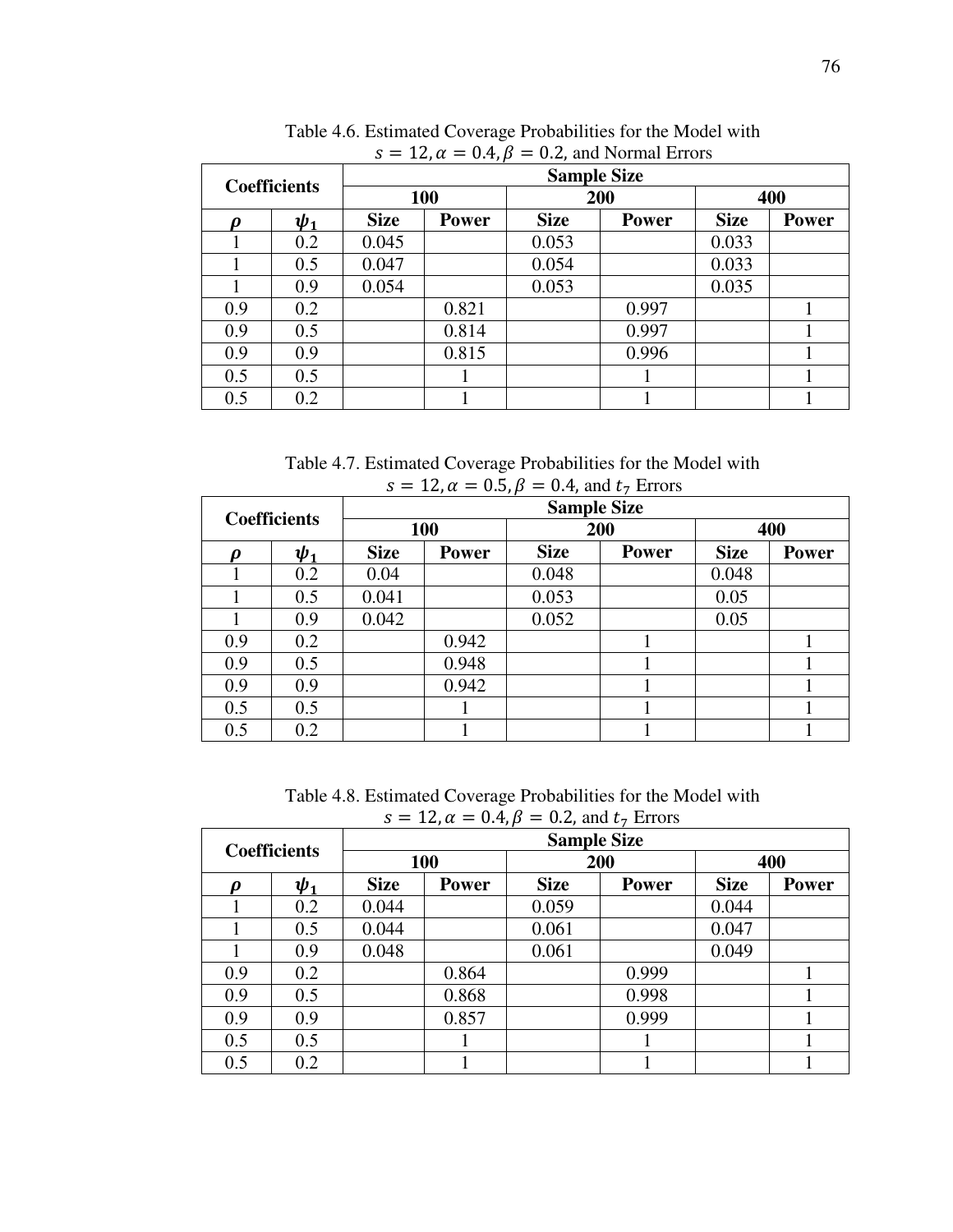Table 4.6. Estimated Coverage Probabilities for the Model with $s = 12, \alpha = 0.4, \beta = 0.2$, and Normal Errors

| **Coefficients** | | **Sample Size** | | | | | |
|---|---|---|---|---|---|---|---|
| | | **100** | | **200** | | **400** | |
| $\boldsymbol{\rho}$ | $\boldsymbol{\psi_1}$ | **Size** | **Power** | **Size** | **Power** | **Size** | **Power** |
| 1 | 0.2 | 0.045 | | 0.053 | | 0.033 | |
| 1 | 0.5 | 0.047 | | 0.054 | | 0.033 | |
| 1 | 0.9 | 0.054 | | 0.053 | | 0.035 | |
| 0.9 | 0.2 | | 0.821 | | 0.997 | | 1 |
| 0.9 | 0.5 | | 0.814 | | 0.997 | | 1 |
| 0.9 | 0.9 | | 0.815 | | 0.996 | | 1 |
| 0.5 | 0.5 | | 1 | | 1 | | 1 |
| 0.5 | 0.2 | | 1 | | 1 | | 1 |

Table 4.7. Estimated Coverage Probabilities for the Model with $s = 12, \alpha = 0.5, \beta = 0.4$, and $t_7$ Errors

| **Coefficients** | | **Sample Size** | | | | | |
|---|---|---|---|---|---|---|---|
| | | **100** | | **200** | | **400** | |
| $\boldsymbol{\rho}$ | $\boldsymbol{\psi_1}$ | **Size** | **Power** | **Size** | **Power** | **Size** | **Power** |
| 1 | 0.2 | 0.04 | | 0.048 | | 0.048 | |
| 1 | 0.5 | 0.041 | | 0.053 | | 0.05 | |
| 1 | 0.9 | 0.042 | | 0.052 | | 0.05 | |
| 0.9 | 0.2 | | 0.942 | | 1 | | 1 |
| 0.9 | 0.5 | | 0.948 | | 1 | | 1 |
| 0.9 | 0.9 | | 0.942 | | 1 | | 1 |
| 0.5 | 0.5 | | 1 | | 1 | | 1 |
| 0.5 | 0.2 | | 1 | | 1 | | 1 |

Table 4.8. Estimated Coverage Probabilities for the Model with $s = 12, \alpha = 0.4, \beta = 0.2$, and $t_7$ Errors

| **Coefficients** | | **Sample Size** | | | | | |
|---|---|---|---|---|---|---|---|
| | | **100** | | **200** | | **400** | |
| $\boldsymbol{\rho}$ | $\boldsymbol{\psi_1}$ | **Size** | **Power** | **Size** | **Power** | **Size** | **Power** |
| 1 | 0.2 | 0.044 | | 0.059 | | 0.044 | |
| 1 | 0.5 | 0.044 | | 0.061 | | 0.047 | |
| 1 | 0.9 | 0.048 | | 0.061 | | 0.049 | |
| 0.9 | 0.2 | | 0.864 | | 0.999 | | 1 |
| 0.9 | 0.5 | | 0.868 | | 0.998 | | 1 |
| 0.9 | 0.9 | | 0.857 | | 0.999 | | 1 |
| 0.5 | 0.5 | | 1 | | 1 | | 1 |
| 0.5 | 0.2 | | 1 | | 1 | | 1 |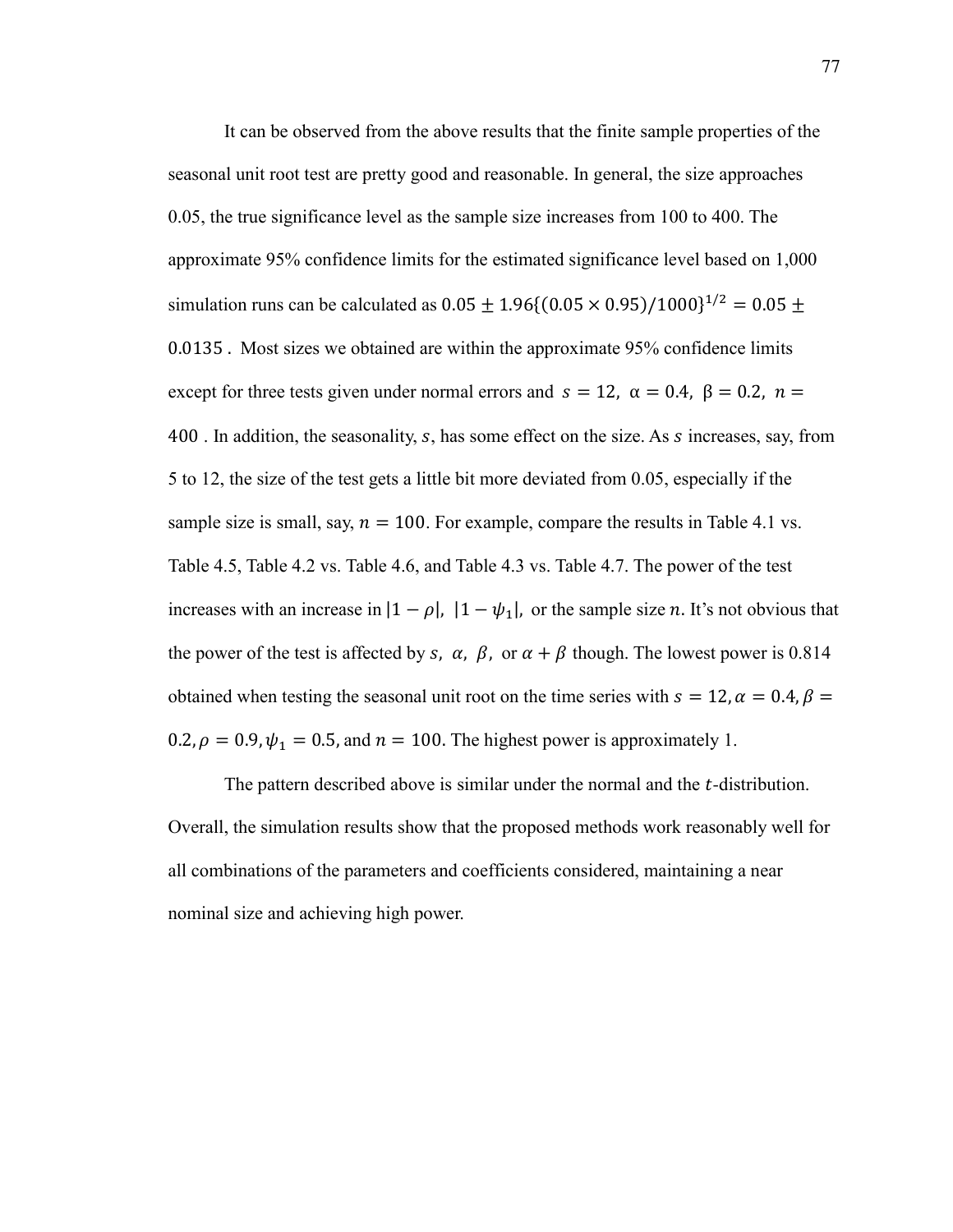It can be observed from the above results that the finite sample properties of the seasonal unit root test are pretty good and reasonable. In general, the size approaches 0.05, the true significance level as the sample size increases from 100 to 400. The approximate 95% confidence limits for the estimated significance level based on 1,000 simulation runs can be calculated as $0.05 \pm 1.96\{(0.05 \times 0.95)/1000\}^{1/2} = 0.05 \pm 0.0135$. Most sizes we obtained are within the approximate 95% confidence limits except for three tests given under normal errors and $s = 12,\ \alpha = 0.4,\ \beta = 0.2,\ n = 400$. In addition, the seasonality, $s$, has some effect on the size. As $s$ increases, say, from 5 to 12, the size of the test gets a little bit more deviated from 0.05, especially if the sample size is small, say, $n = 100$. For example, compare the results in Table 4.1 vs. Table 4.5, Table 4.2 vs. Table 4.6, and Table 4.3 vs. Table 4.7. The power of the test increases with an increase in $|1 - \rho|$, $|1 - \psi_1|$, or the sample size $n$. It's not obvious that the power of the test is affected by $s$, $\alpha$, $\beta$, or $\alpha + \beta$ though. The lowest power is 0.814 obtained when testing the seasonal unit root on the time series with $s = 12, \alpha = 0.4, \beta = 0.2, \rho = 0.9, \psi_1 = 0.5$, and $n = 100$. The highest power is approximately 1.

The pattern described above is similar under the normal and the $t$-distribution. Overall, the simulation results show that the proposed methods work reasonably well for all combinations of the parameters and coefficients considered, maintaining a near nominal size and achieving high power.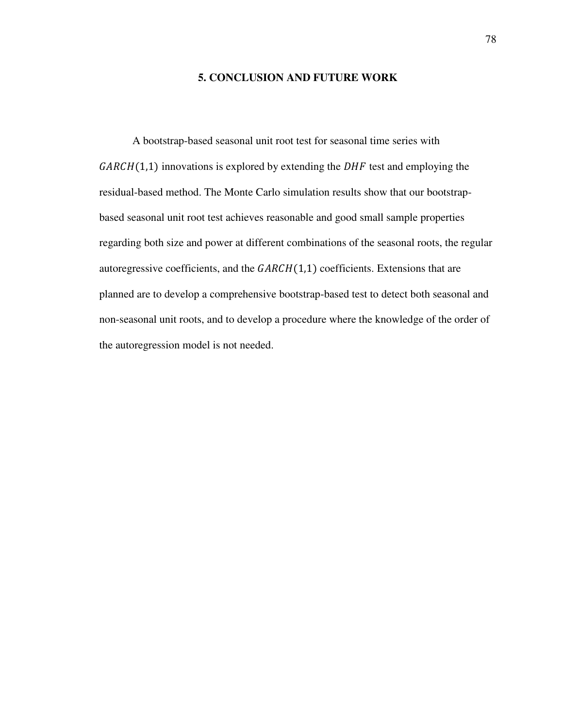# 5. CONCLUSION AND FUTURE WORK

A bootstrap-based seasonal unit root test for seasonal time series with $GARCH(1,1)$ innovations is explored by extending the $DHF$ test and employing the residual-based method. The Monte Carlo simulation results show that our bootstrap-based seasonal unit root test achieves reasonable and good small sample properties regarding both size and power at different combinations of the seasonal roots, the regular autoregressive coefficients, and the $GARCH(1,1)$ coefficients. Extensions that are planned are to develop a comprehensive bootstrap-based test to detect both seasonal and non-seasonal unit roots, and to develop a procedure where the knowledge of the order of the autoregression model is not needed.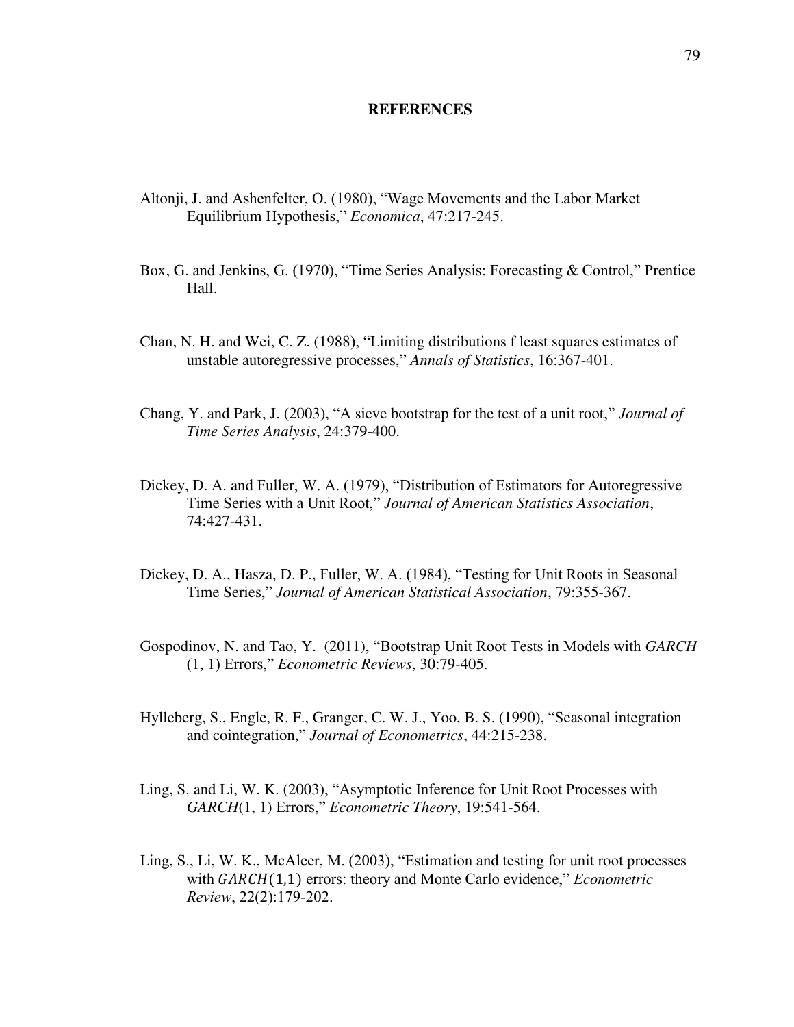# REFERENCES

Altonji, J. and Ashenfelter, O. (1980), "Wage Movements and the Labor Market Equilibrium Hypothesis," *Economica*, 47:217-245.

Box, G. and Jenkins, G. (1970), "Time Series Analysis: Forecasting & Control," Prentice Hall.

Chan, N. H. and Wei, C. Z. (1988), "Limiting distributions f least squares estimates of unstable autoregressive processes," *Annals of Statistics*, 16:367-401.

Chang, Y. and Park, J. (2003), "A sieve bootstrap for the test of a unit root," *Journal of Time Series Analysis*, 24:379-400.

Dickey, D. A. and Fuller, W. A. (1979), "Distribution of Estimators for Autoregressive Time Series with a Unit Root," *Journal of American Statistics Association*, 74:427-431.

Dickey, D. A., Hasza, D. P., Fuller, W. A. (1984), "Testing for Unit Roots in Seasonal Time Series," *Journal of American Statistical Association*, 79:355-367.

Gospodinov, N. and Tao, Y. (2011), "Bootstrap Unit Root Tests in Models with *GARCH* (1, 1) Errors," *Econometric Reviews*, 30:79-405.

Hylleberg, S., Engle, R. F., Granger, C. W. J., Yoo, B. S. (1990), "Seasonal integration and cointegration," *Journal of Econometrics*, 44:215-238.

Ling, S. and Li, W. K. (2003), "Asymptotic Inference for Unit Root Processes with *GARCH*(1, 1) Errors," *Econometric Theory*, 19:541-564.

Ling, S., Li, W. K., McAleer, M. (2003), "Estimation and testing for unit root processes with $GARCH(1,1)$ errors: theory and Monte Carlo evidence," *Econometric Review*, 22(2):179-202.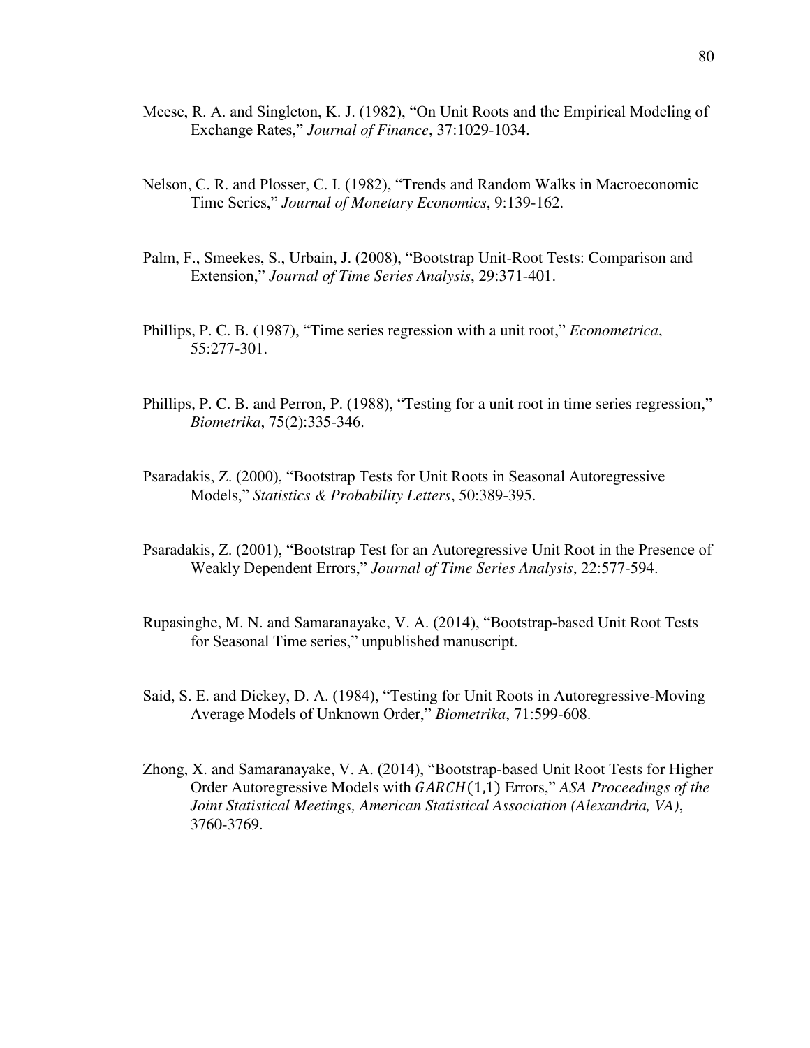Meese, R. A. and Singleton, K. J. (1982), "On Unit Roots and the Empirical Modeling of Exchange Rates," *Journal of Finance*, 37:1029-1034.

Nelson, C. R. and Plosser, C. I. (1982), "Trends and Random Walks in Macroeconomic Time Series," *Journal of Monetary Economics*, 9:139-162.

Palm, F., Smeekes, S., Urbain, J. (2008), "Bootstrap Unit-Root Tests: Comparison and Extension," *Journal of Time Series Analysis*, 29:371-401.

Phillips, P. C. B. (1987), "Time series regression with a unit root," *Econometrica*, 55:277-301.

Phillips, P. C. B. and Perron, P. (1988), "Testing for a unit root in time series regression," *Biometrika*, 75(2):335-346.

Psaradakis, Z. (2000), "Bootstrap Tests for Unit Roots in Seasonal Autoregressive Models," *Statistics & Probability Letters*, 50:389-395.

Psaradakis, Z. (2001), "Bootstrap Test for an Autoregressive Unit Root in the Presence of Weakly Dependent Errors," *Journal of Time Series Analysis*, 22:577-594.

Rupasinghe, M. N. and Samaranayake, V. A. (2014), "Bootstrap-based Unit Root Tests for Seasonal Time series," unpublished manuscript.

Said, S. E. and Dickey, D. A. (1984), "Testing for Unit Roots in Autoregressive-Moving Average Models of Unknown Order," *Biometrika*, 71:599-608.

Zhong, X. and Samaranayake, V. A. (2014), "Bootstrap-based Unit Root Tests for Higher Order Autoregressive Models with $GARCH(1,1)$ Errors," *ASA Proceedings of the Joint Statistical Meetings, American Statistical Association (Alexandria, VA)*, 3760-3769.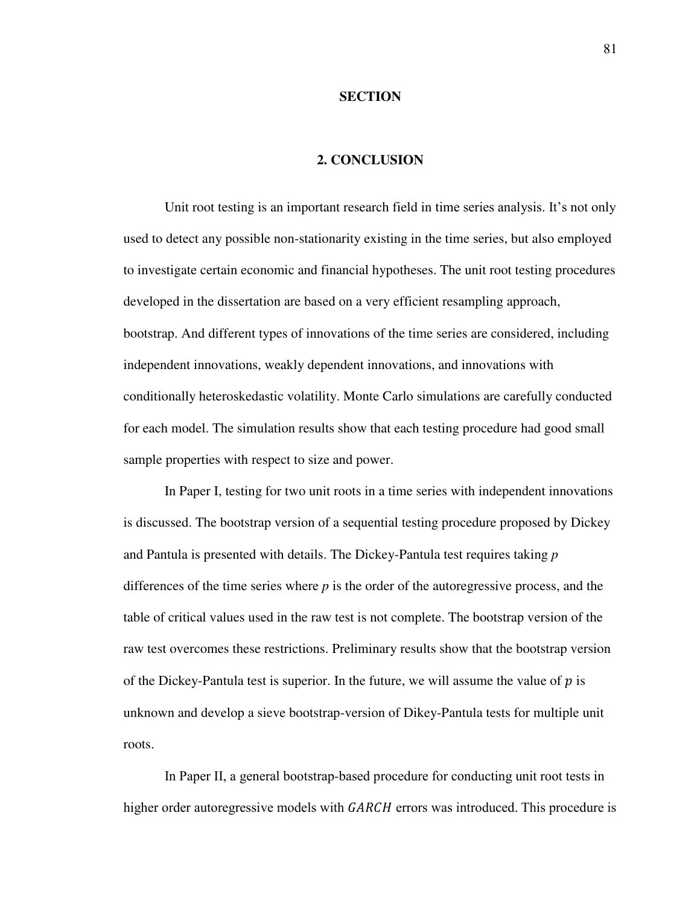# SECTION

## 2. CONCLUSION

Unit root testing is an important research field in time series analysis. It's not only used to detect any possible non-stationarity existing in the time series, but also employed to investigate certain economic and financial hypotheses. The unit root testing procedures developed in the dissertation are based on a very efficient resampling approach, bootstrap. And different types of innovations of the time series are considered, including independent innovations, weakly dependent innovations, and innovations with conditionally heteroskedastic volatility. Monte Carlo simulations are carefully conducted for each model. The simulation results show that each testing procedure had good small sample properties with respect to size and power.

In Paper I, testing for two unit roots in a time series with independent innovations is discussed. The bootstrap version of a sequential testing procedure proposed by Dickey and Pantula is presented with details. The Dickey-Pantula test requires taking $p$ differences of the time series where $p$ is the order of the autoregressive process, and the table of critical values used in the raw test is not complete. The bootstrap version of the raw test overcomes these restrictions. Preliminary results show that the bootstrap version of the Dickey-Pantula test is superior. In the future, we will assume the value of $p$ is unknown and develop a sieve bootstrap-version of Dikey-Pantula tests for multiple unit roots.

In Paper II, a general bootstrap-based procedure for conducting unit root tests in higher order autoregressive models with $GARCH$ errors was introduced. This procedure is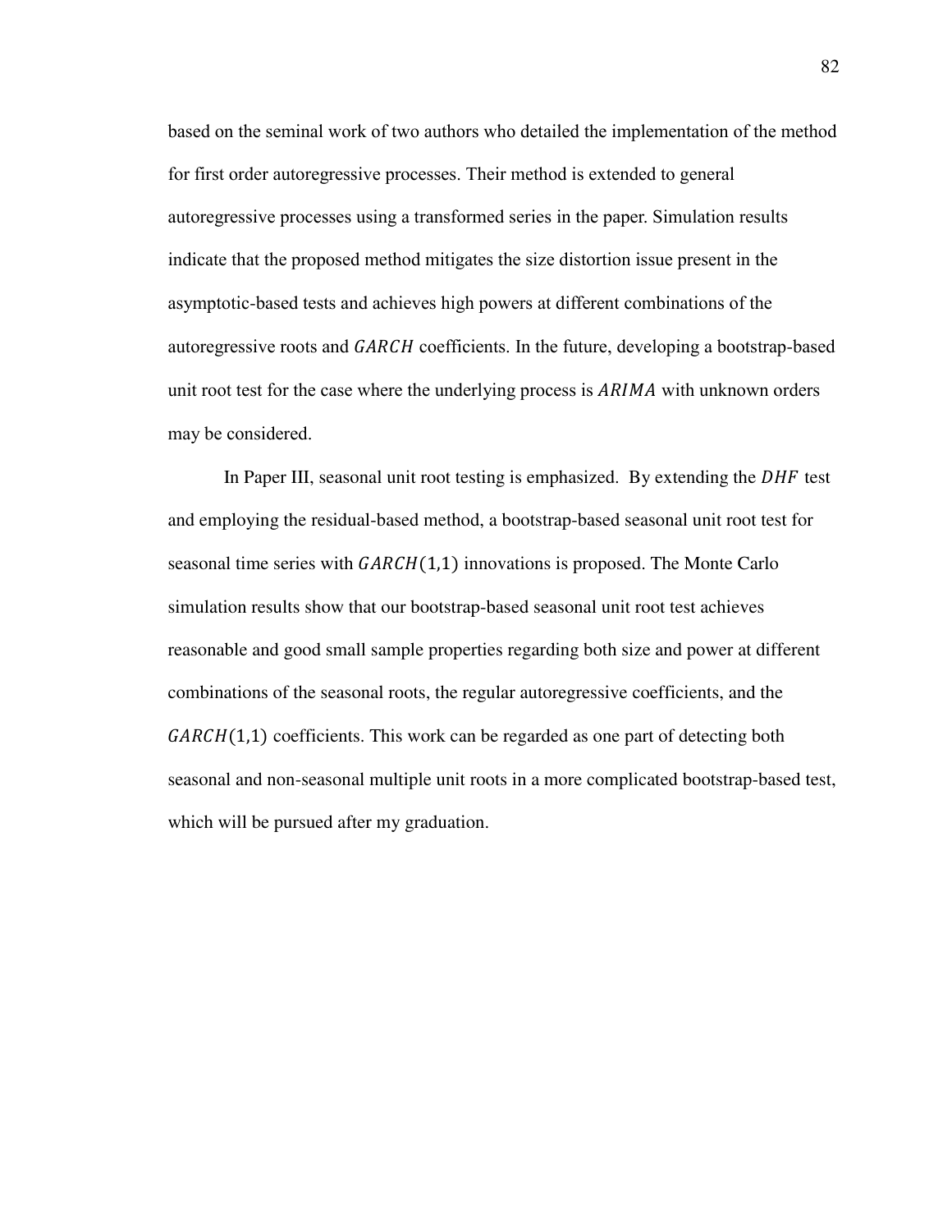based on the seminal work of two authors who detailed the implementation of the method for first order autoregressive processes. Their method is extended to general autoregressive processes using a transformed series in the paper. Simulation results indicate that the proposed method mitigates the size distortion issue present in the asymptotic-based tests and achieves high powers at different combinations of the autoregressive roots and $GARCH$ coefficients. In the future, developing a bootstrap-based unit root test for the case where the underlying process is $ARIMA$ with unknown orders may be considered.

In Paper III, seasonal unit root testing is emphasized. By extending the $DHF$ test and employing the residual-based method, a bootstrap-based seasonal unit root test for seasonal time series with $GARCH(1,1)$ innovations is proposed. The Monte Carlo simulation results show that our bootstrap-based seasonal unit root test achieves reasonable and good small sample properties regarding both size and power at different combinations of the seasonal roots, the regular autoregressive coefficients, and the $GARCH(1,1)$ coefficients. This work can be regarded as one part of detecting both seasonal and non-seasonal multiple unit roots in a more complicated bootstrap-based test, which will be pursued after my graduation.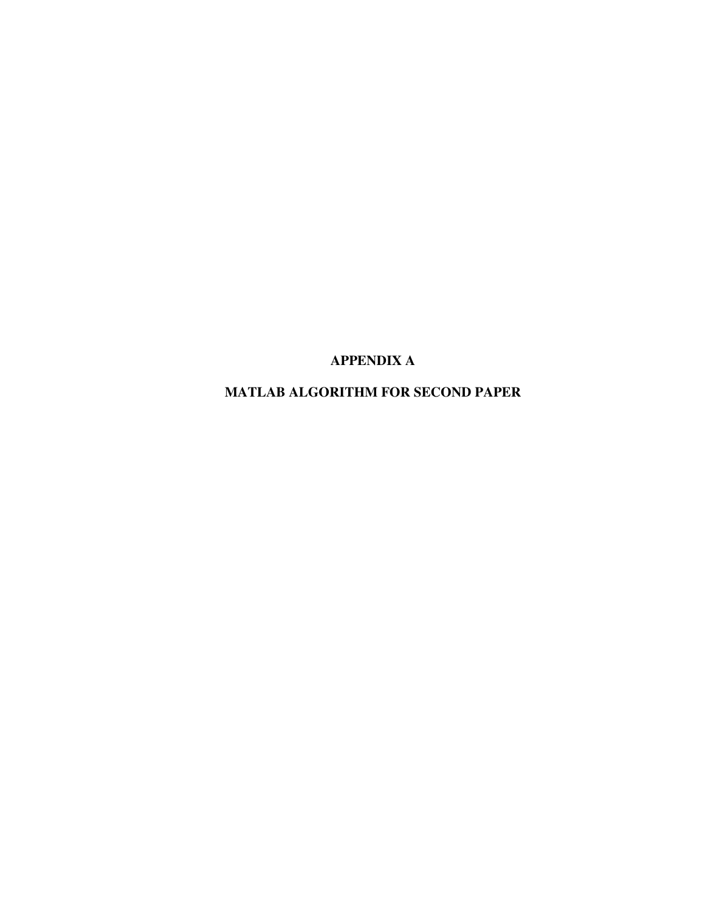# APPENDIX A

# MATLAB ALGORITHM FOR SECOND PAPER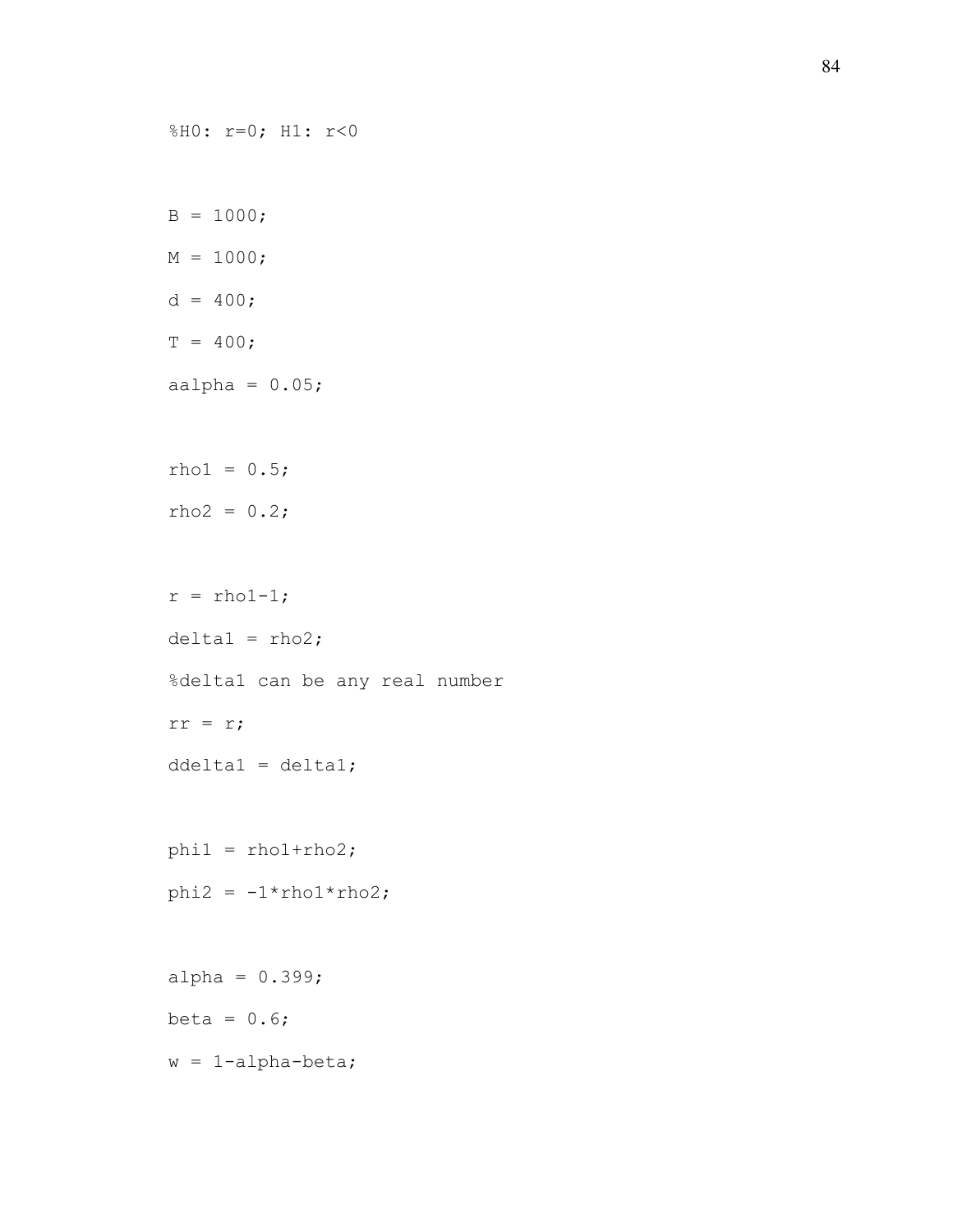```
%H0: r=0; H1: r<0

B = 1000;
M = 1000;
d = 400;
T = 400;
aalpha = 0.05;

rho1 = 0.5;
rho2 = 0.2;

r = rho1-1;
delta1 = rho2;
%delta1 can be any real number
rr = r;
ddelta1 = delta1;

phi1 = rho1+rho2;
phi2 = -1*rho1*rho2;

alpha = 0.399;
beta = 0.6;
w = 1-alpha-beta;
```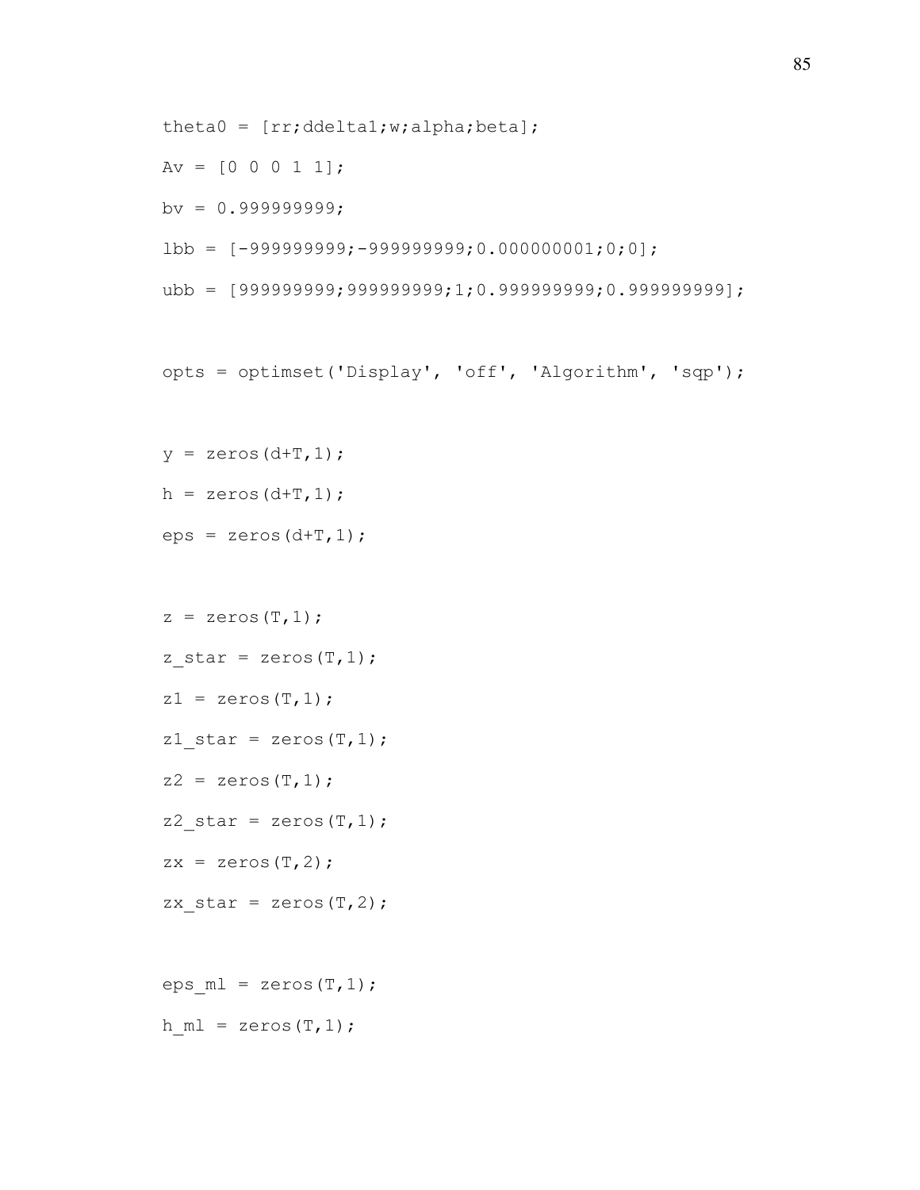```
theta0 = [rr;ddelta1;w;alpha;beta];

Av = [0 0 0 1 1];

bv = 0.999999999;

lbb = [-999999999;-999999999;0.000000001;0;0];

ubb = [999999999;999999999;1;0.999999999;0.999999999];


opts = optimset('Display', 'off', 'Algorithm', 'sqp');


y = zeros(d+T,1);

h = zeros(d+T,1);

eps = zeros(d+T,1);


z = zeros(T,1);

z_star = zeros(T,1);

z1 = zeros(T,1);

z1_star = zeros(T,1);

z2 = zeros(T,1);

z2_star = zeros(T,1);

zx = zeros(T,2);

zx_star = zeros(T,2);


eps_ml = zeros(T,1);

h_ml = zeros(T,1);
```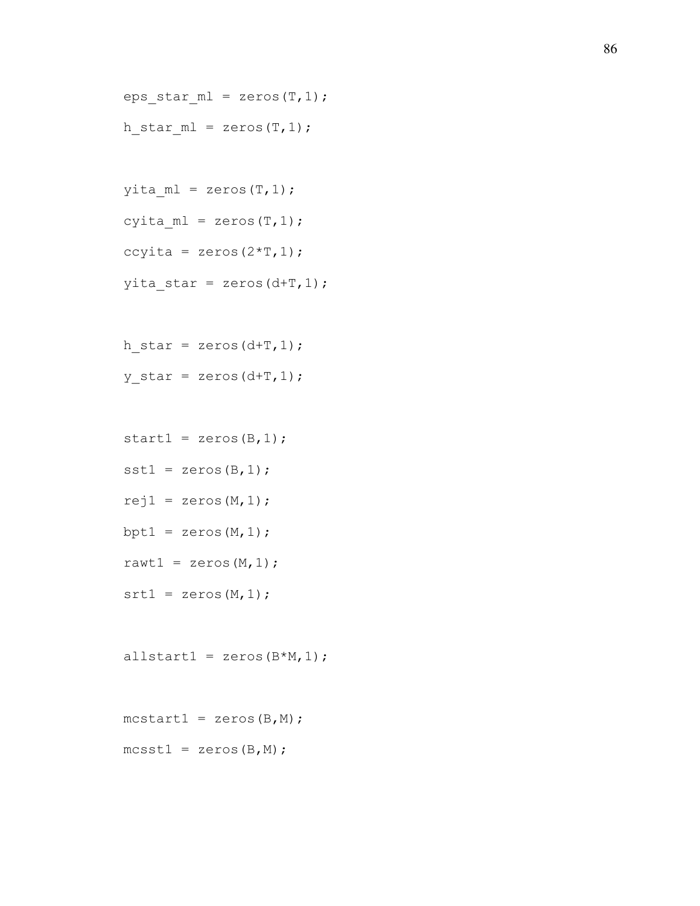```
eps_star_ml = zeros(T,1);
h_star_ml = zeros(T,1);

yita_ml = zeros(T,1);
cyita_ml = zeros(T,1);
ccyita = zeros(2*T,1);
yita_star = zeros(d+T,1);

h_star = zeros(d+T,1);
y_star = zeros(d+T,1);

start1 = zeros(B,1);
sst1 = zeros(B,1);
rej1 = zeros(M,1);
bpt1 = zeros(M,1);
rawt1 = zeros(M,1);
srt1 = zeros(M,1);

allstart1 = zeros(B*M,1);

mcstart1 = zeros(B,M);
mcsst1 = zeros(B,M);
```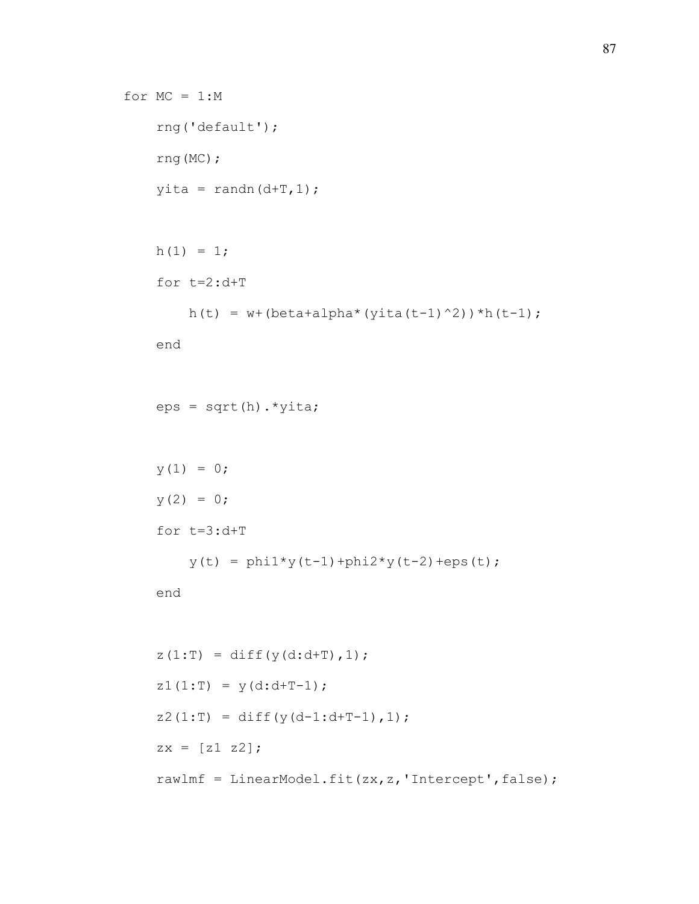```
for MC = 1:M
    rng('default');
    rng(MC);
    yita = randn(d+T,1);

    h(1) = 1;
    for t=2:d+T
        h(t) = w+(beta+alpha*(yita(t-1)^2))*h(t-1);
    end

    eps = sqrt(h).*yita;

    y(1) = 0;
    y(2) = 0;
    for t=3:d+T
        y(t) = phi1*y(t-1)+phi2*y(t-2)+eps(t);
    end

    z(1:T) = diff(y(d:d+T),1);
    z1(1:T) = y(d:d+T-1);
    z2(1:T) = diff(y(d-1:d+T-1),1);
    zx = [z1 z2];
    rawlmf = LinearModel.fit(zx,z,'Intercept',false);
```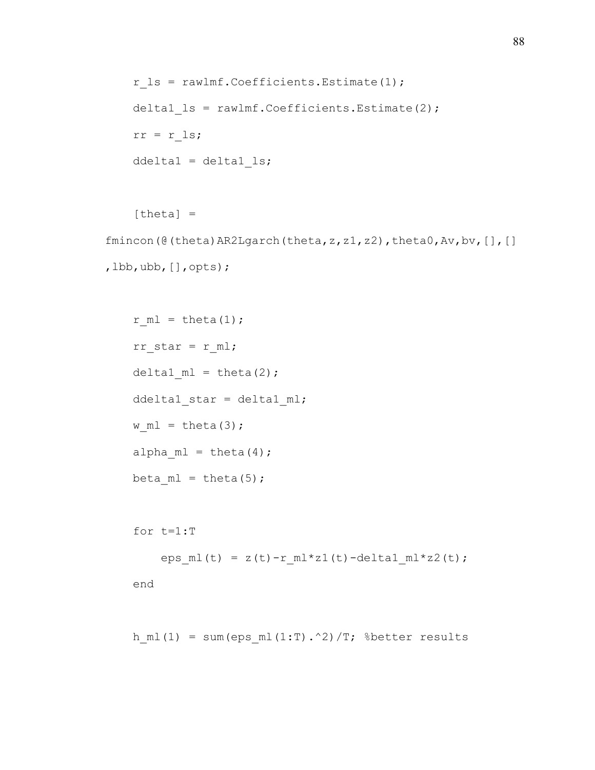```
    r_ls = rawlmf.Coefficients.Estimate(1);
    delta1_ls = rawlmf.Coefficients.Estimate(2);
    rr = r_ls;
    ddelta1 = delta1_ls;

    [theta] =
fmincon(@(theta)AR2Lgarch(theta,z,z1,z2),theta0,Av,bv,[],[]
,lbb,ubb,[],opts);

    r_ml = theta(1);
    rr_star = r_ml;
    delta1_ml = theta(2);
    ddelta1_star = delta1_ml;
    w_ml = theta(3);
    alpha_ml = theta(4);
    beta_ml = theta(5);

    for t=1:T
        eps_ml(t) = z(t)-r_ml*z1(t)-delta1_ml*z2(t);
    end

    h_ml(1) = sum(eps_ml(1:T).^2)/T; %better results
```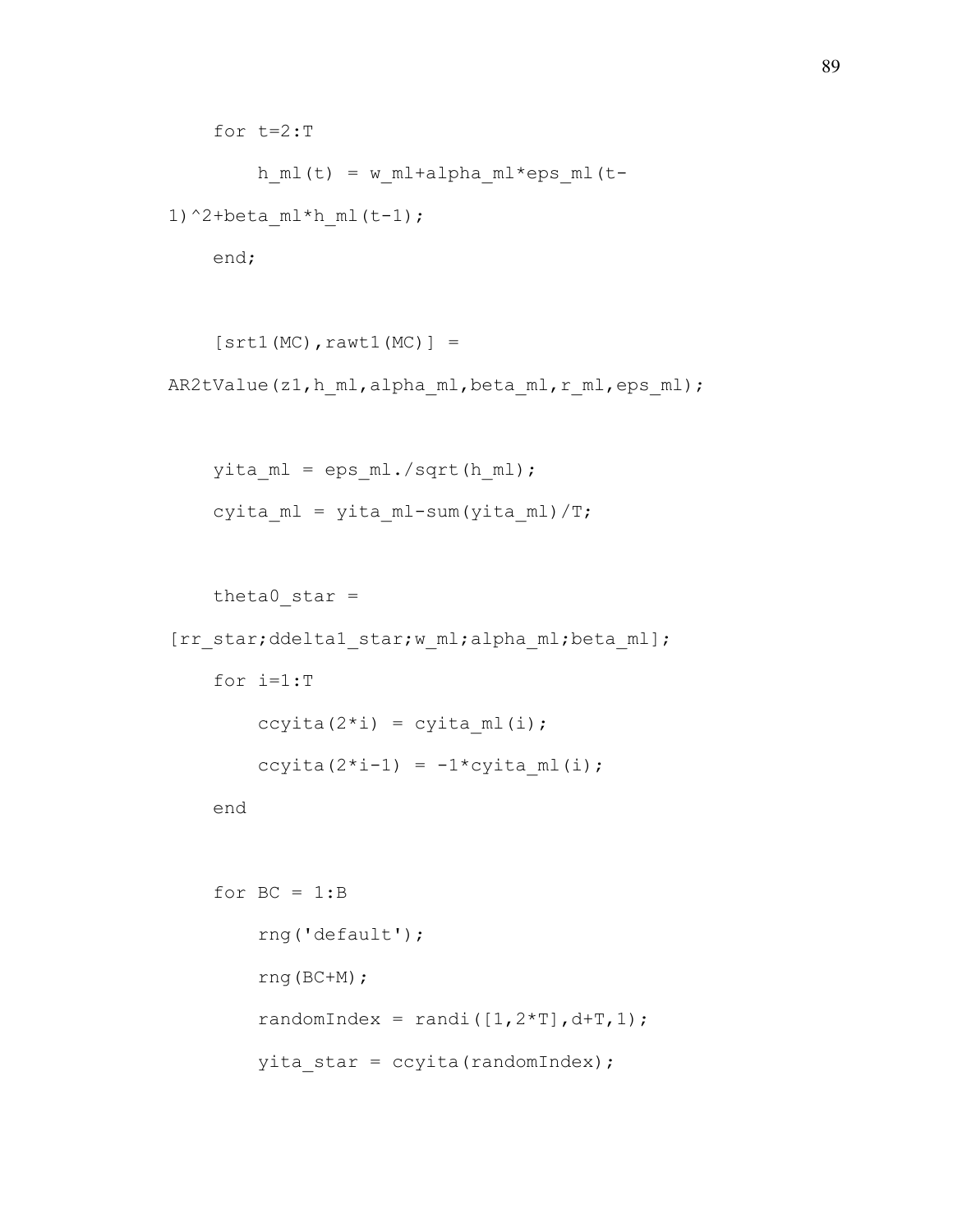```
    for t=2:T
        h_ml(t) = w_ml+alpha_ml*eps_ml(t-
1)^2+beta_ml*h_ml(t-1);
    end;

    [srt1(MC),rawt1(MC)] =
AR2tValue(z1,h_ml,alpha_ml,beta_ml,r_ml,eps_ml);

    yita_ml = eps_ml./sqrt(h_ml);
    cyita_ml = yita_ml-sum(yita_ml)/T;

    theta0_star =
[rr_star;ddelta1_star;w_ml;alpha_ml;beta_ml];
    for i=1:T
        ccyita(2*i) = cyita_ml(i);
        ccyita(2*i-1) = -1*cyita_ml(i);
    end

    for BC = 1:B
        rng('default');
        rng(BC+M);
        randomIndex = randi([1,2*T],d+T,1);
        yita_star = ccyita(randomIndex);
```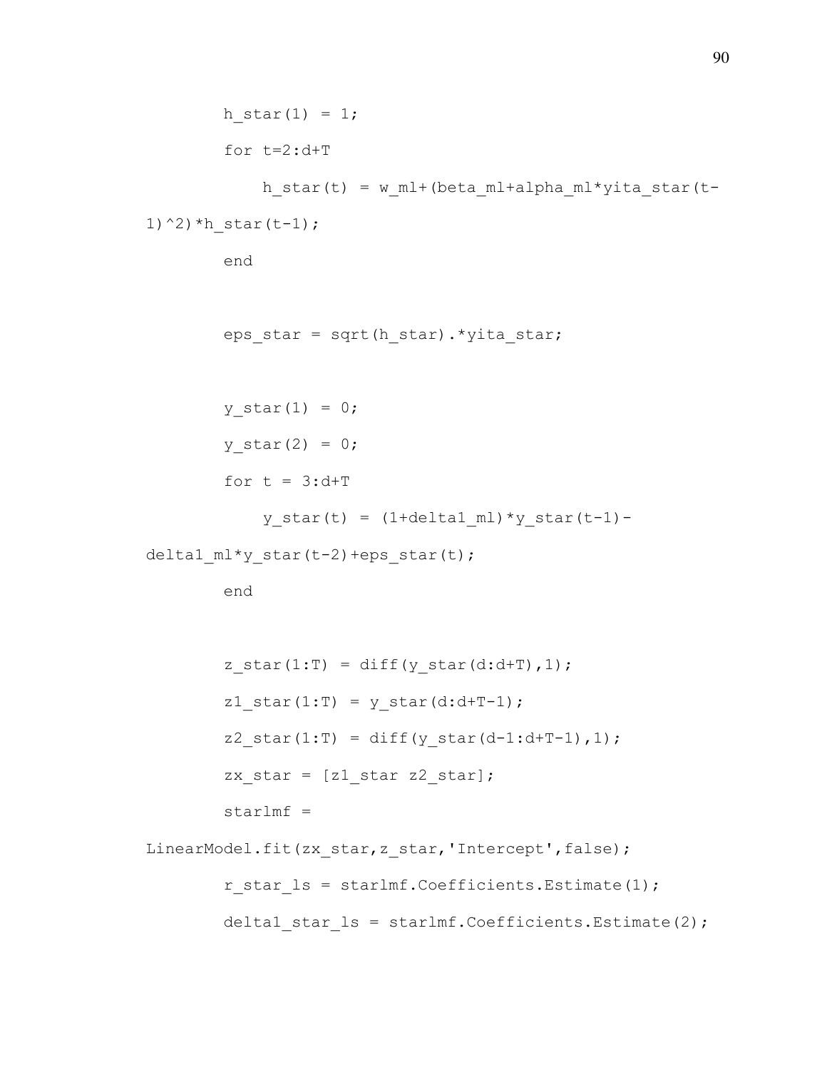```
        h_star(1) = 1;
        for t=2:d+T
            h_star(t) = w_ml+(beta_ml+alpha_ml*yita_star(t-1)^2)*h_star(t-1);
        end

        eps_star = sqrt(h_star).*yita_star;

        y_star(1) = 0;
        y_star(2) = 0;
        for t = 3:d+T
            y_star(t) = (1+delta1_ml)*y_star(t-1)-delta1_ml*y_star(t-2)+eps_star(t);
        end

        z_star(1:T) = diff(y_star(d:d+T),1);
        z1_star(1:T) = y_star(d:d+T-1);
        z2_star(1:T) = diff(y_star(d-1:d+T-1),1);
        zx_star = [z1_star z2_star];
        starlmf = LinearModel.fit(zx_star,z_star,'Intercept',false);
        r_star_ls = starlmf.Coefficients.Estimate(1);
        delta1_star_ls = starlmf.Coefficients.Estimate(2);
```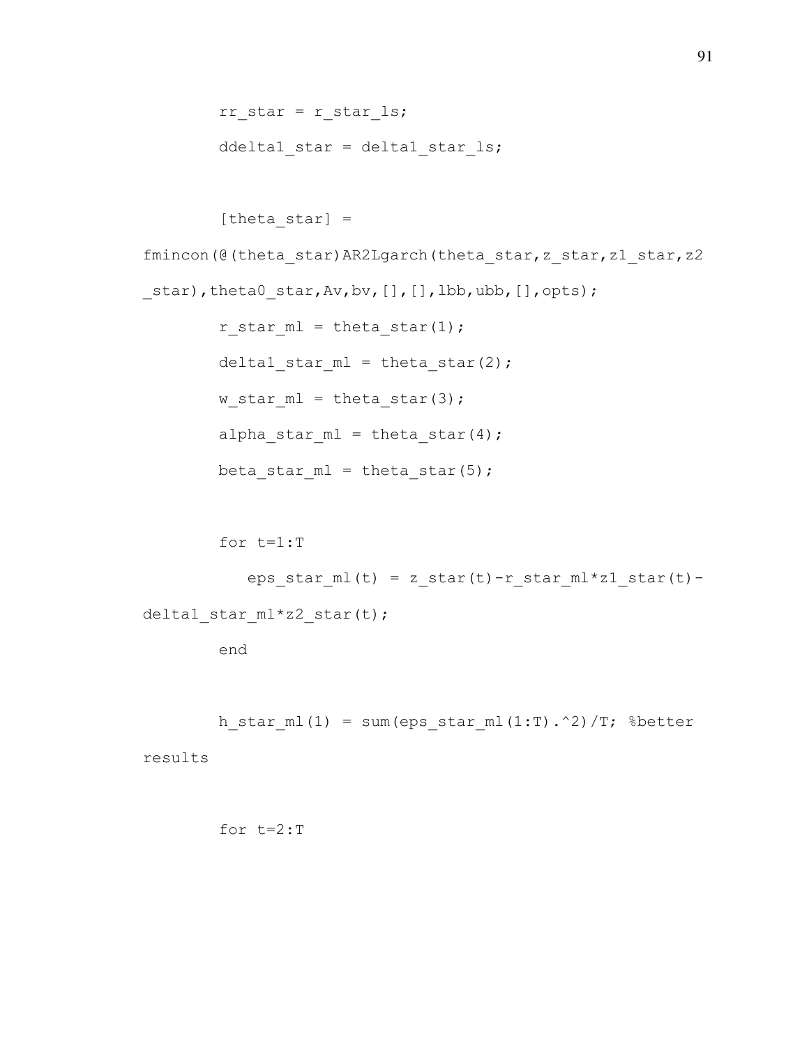```
        rr_star = r_star_ls;
        ddelta1_star = delta1_star_ls;

        [theta_star] =
fmincon(@(theta_star)AR2Lgarch(theta_star,z_star,z1_star,z2
_star),theta0_star,Av,bv,[],[],lbb,ubb,[],opts);
        r_star_ml = theta_star(1);
        delta1_star_ml = theta_star(2);
        w_star_ml = theta_star(3);
        alpha_star_ml = theta_star(4);
        beta_star_ml = theta_star(5);

        for t=1:T
           eps_star_ml(t) = z_star(t)-r_star_ml*z1_star(t)-
delta1_star_ml*z2_star(t);
        end

        h_star_ml(1) = sum(eps_star_ml(1:T).^2)/T; %better
results

        for t=2:T
```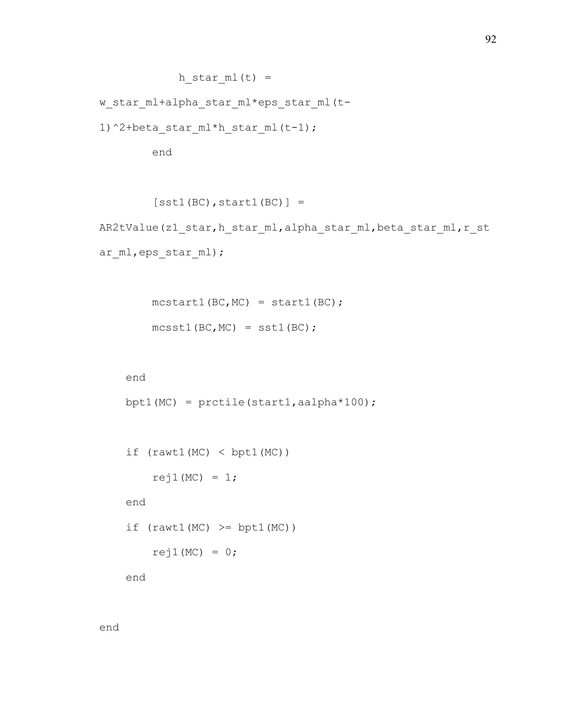```
            h_star_ml(t) =
w_star_ml+alpha_star_ml*eps_star_ml(t-
1)^2+beta_star_ml*h_star_ml(t-1);
        end

        [sst1(BC),start1(BC)] =
AR2tValue(z1_star,h_star_ml,alpha_star_ml,beta_star_ml,r_st
ar_ml,eps_star_ml);

        mcstart1(BC,MC) = start1(BC);
        mcsst1(BC,MC) = sst1(BC);

    end
    bpt1(MC) = prctile(start1,aalpha*100);

    if (rawt1(MC) < bpt1(MC))
        rej1(MC) = 1;
    end
    if (rawt1(MC) >= bpt1(MC))
        rej1(MC) = 0;
    end

end
```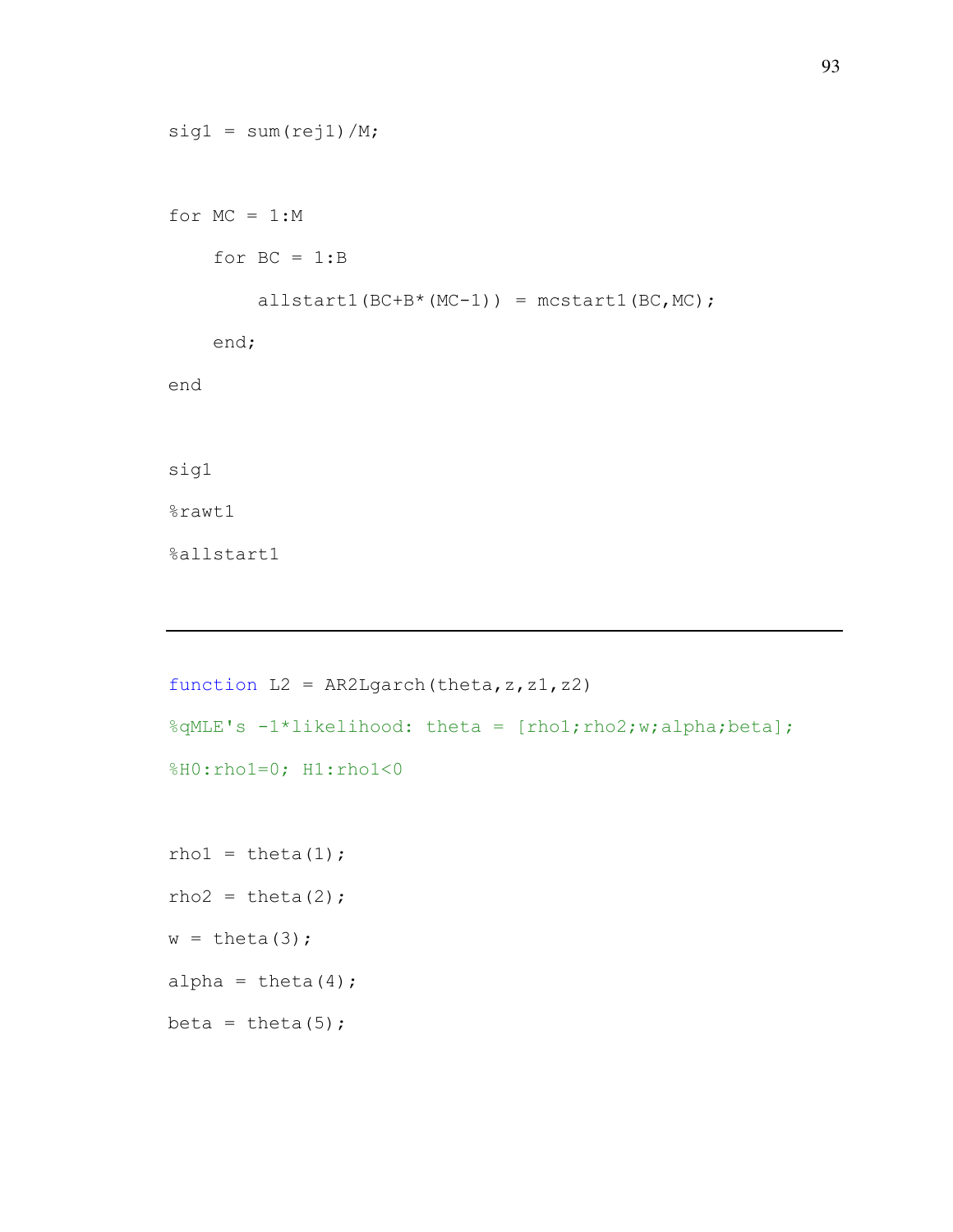```
sig1 = sum(rej1)/M;


for MC = 1:M

    for BC = 1:B

        allstart1(BC+B*(MC-1)) = mcstart1(BC,MC);

    end;

end


sig1

%rawt1

%allstart1
```

---

```
function L2 = AR2Lgarch(theta,z,z1,z2)

%qMLE's -1*likelihood: theta = [rho1;rho2;w;alpha;beta];

%H0:rho1=0; H1:rho1<0


rho1 = theta(1);

rho2 = theta(2);

w = theta(3);

alpha = theta(4);

beta = theta(5);
```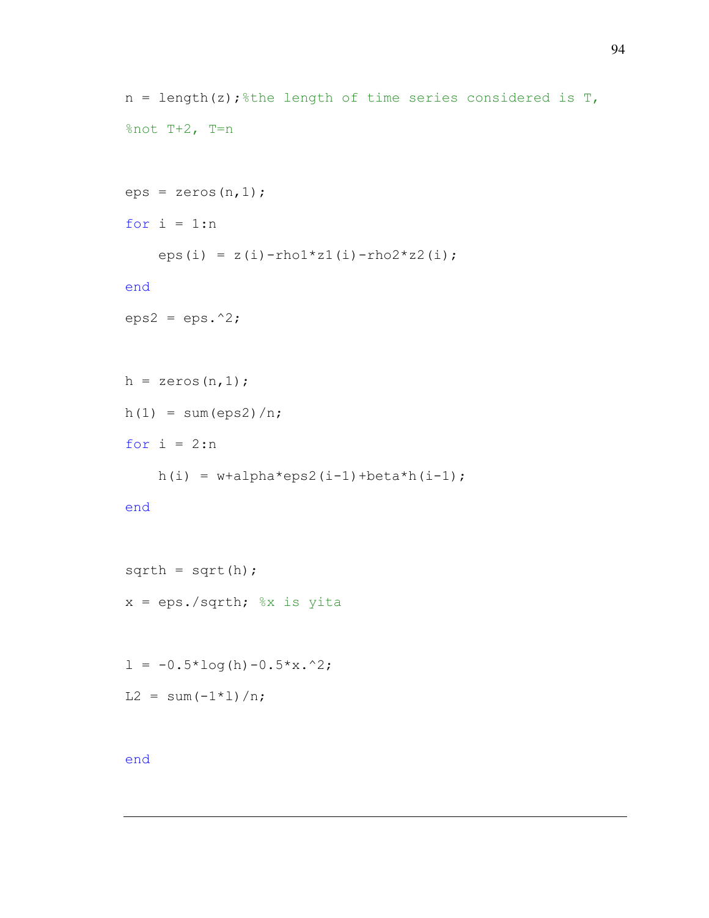```
n = length(z);%the length of time series considered is T,
%not T+2, T=n

eps = zeros(n,1);
for i = 1:n
    eps(i) = z(i)-rho1*z1(i)-rho2*z2(i);
end
eps2 = eps.^2;

h = zeros(n,1);
h(1) = sum(eps2)/n;
for i = 2:n
    h(i) = w+alpha*eps2(i-1)+beta*h(i-1);
end

sqrth = sqrt(h);
x = eps./sqrth; %x is yita

l = -0.5*log(h)-0.5*x.^2;
L2 = sum(-1*l)/n;

end
```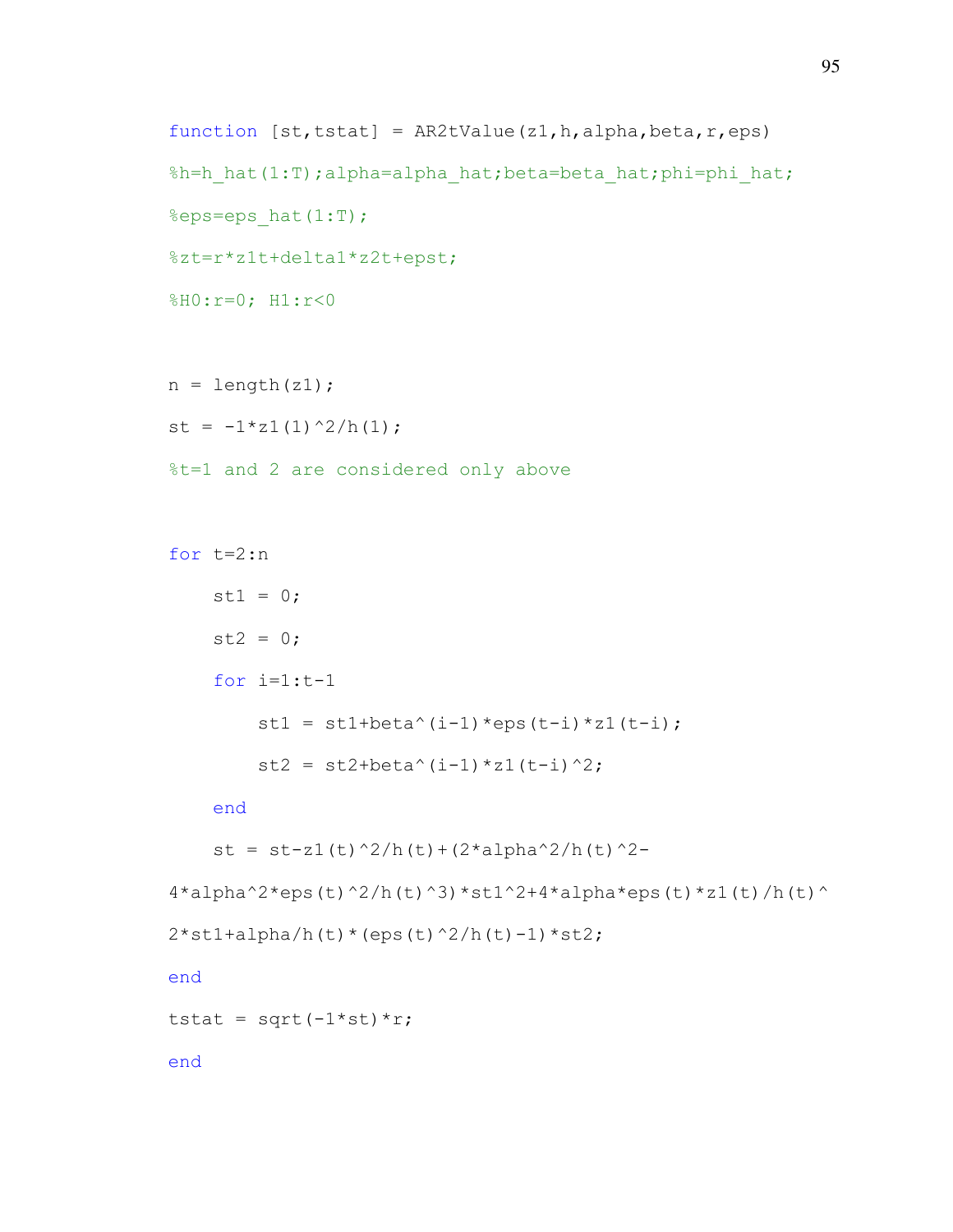```
function [st,tstat] = AR2tValue(z1,h,alpha,beta,r,eps)
%h=h_hat(1:T);alpha=alpha_hat;beta=beta_hat;phi=phi_hat;
%eps=eps_hat(1:T);
%zt=r*z1t+delta1*z2t+epst;
%H0:r=0; H1:r<0

n = length(z1);
st = -1*z1(1)^2/h(1);
%t=1 and 2 are considered only above

for t=2:n
    st1 = 0;
    st2 = 0;
    for i=1:t-1
        st1 = st1+beta^(i-1)*eps(t-i)*z1(t-i);
        st2 = st2+beta^(i-1)*z1(t-i)^2;
    end
    st = st-z1(t)^2/h(t)+(2*alpha^2/h(t)^2-
4*alpha^2*eps(t)^2/h(t)^3)*st1^2+4*alpha*eps(t)*z1(t)/h(t)^
2*st1+alpha/h(t)*(eps(t)^2/h(t)-1)*st2;
end
tstat = sqrt(-1*st)*r;
end
```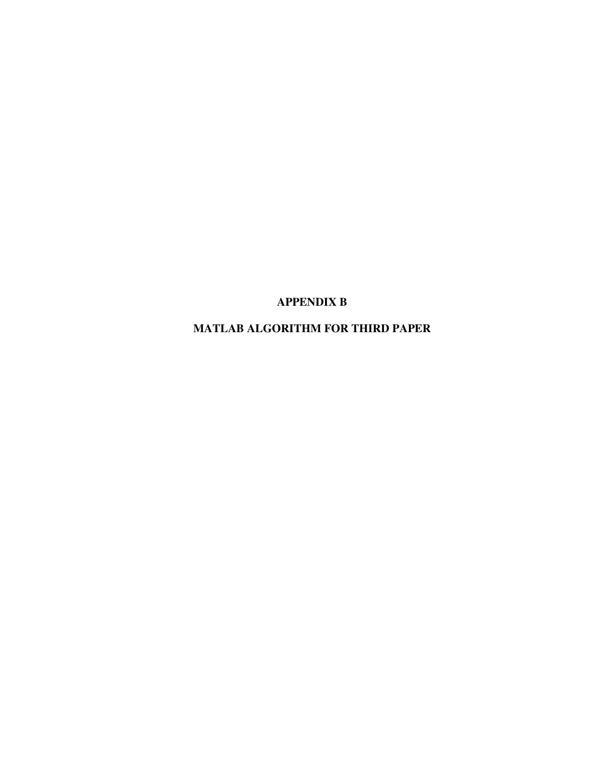# APPENDIX B

# MATLAB ALGORITHM FOR THIRD PAPER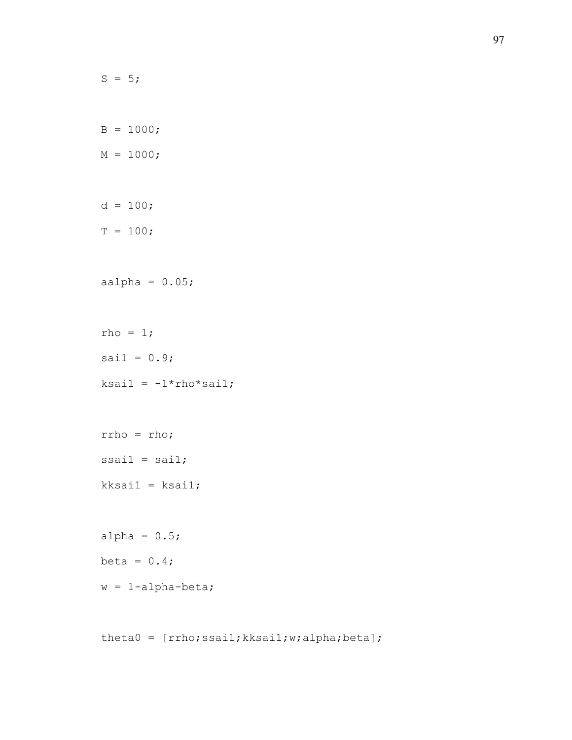```
S = 5;

B = 1000;
M = 1000;

d = 100;
T = 100;

aalpha = 0.05;

rho = 1;
sai1 = 0.9;
ksai1 = -1*rho*sai1;

rrho = rho;
ssai1 = sai1;
kksai1 = ksai1;

alpha = 0.5;
beta = 0.4;
w = 1-alpha-beta;

theta0 = [rrho;ssai1;kksai1;w;alpha;beta];
```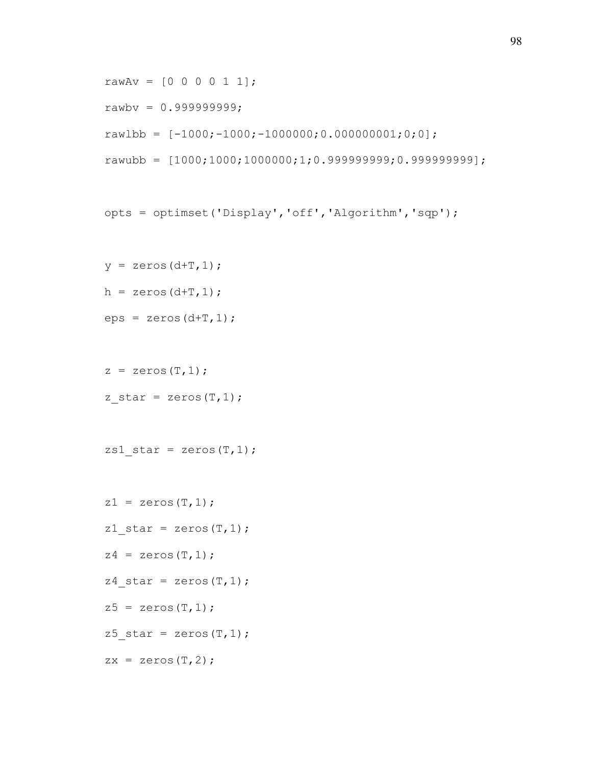```
rawAv = [0 0 0 0 1 1];
rawbv = 0.999999999;
rawlbb = [-1000;-1000;-1000000;0.000000001;0;0];
rawubb = [1000;1000;1000000;1;0.999999999;0.999999999];

opts = optimset('Display','off','Algorithm','sqp');

y = zeros(d+T,1);
h = zeros(d+T,1);
eps = zeros(d+T,1);

z = zeros(T,1);
z_star = zeros(T,1);

zs1_star = zeros(T,1);

z1 = zeros(T,1);
z1_star = zeros(T,1);
z4 = zeros(T,1);
z4_star = zeros(T,1);
z5 = zeros(T,1);
z5_star = zeros(T,1);
zx = zeros(T,2);
```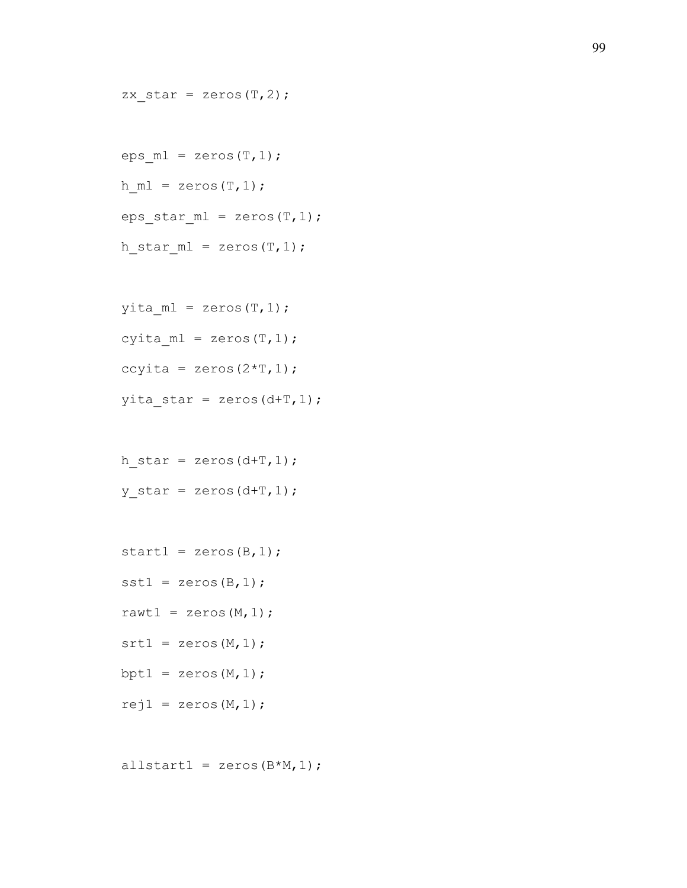```
zx_star = zeros(T,2);

eps_ml = zeros(T,1);
h_ml = zeros(T,1);
eps_star_ml = zeros(T,1);
h_star_ml = zeros(T,1);

yita_ml = zeros(T,1);
cyita_ml = zeros(T,1);
ccyita = zeros(2*T,1);
yita_star = zeros(d+T,1);

h_star = zeros(d+T,1);
y_star = zeros(d+T,1);

start1 = zeros(B,1);
sst1 = zeros(B,1);
rawt1 = zeros(M,1);
srt1 = zeros(M,1);
bpt1 = zeros(M,1);
rej1 = zeros(M,1);

allstart1 = zeros(B*M,1);
```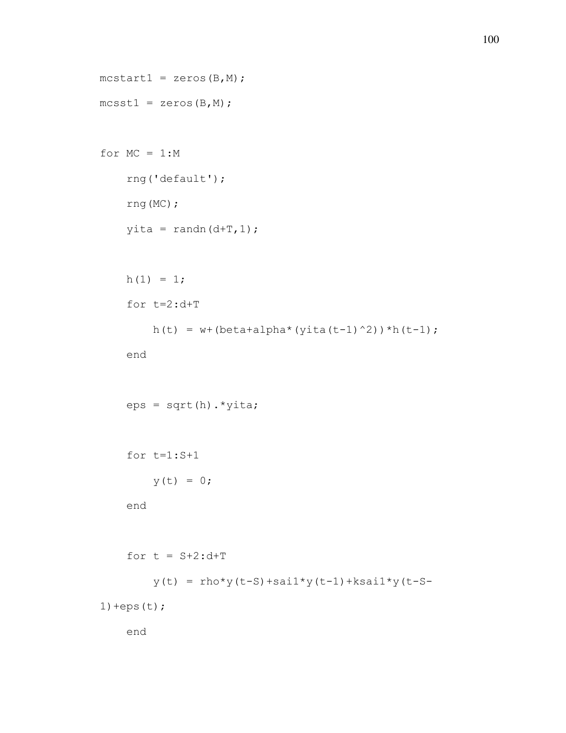```
mcstart1 = zeros(B,M);

mcsst1 = zeros(B,M);


for MC = 1:M

    rng('default');

    rng(MC);

    yita = randn(d+T,1);


    h(1) = 1;

    for t=2:d+T

        h(t) = w+(beta+alpha*(yita(t-1)^2))*h(t-1);

    end


    eps = sqrt(h).*yita;


    for t=1:S+1

        y(t) = 0;

    end


    for t = S+2:d+T

        y(t) = rho*y(t-S)+sai1*y(t-1)+ksai1*y(t-S-
1)+eps(t);

    end
```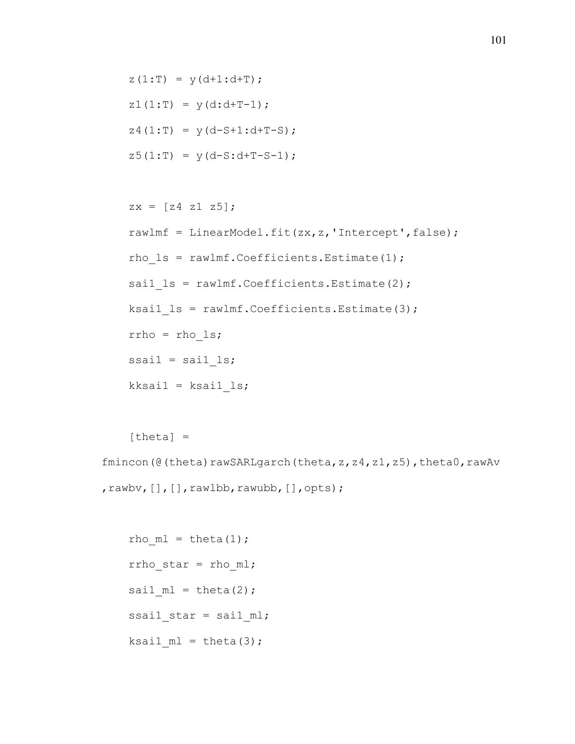```
    z(1:T) = y(d+1:d+T);

    z1(1:T) = y(d:d+T-1);

    z4(1:T) = y(d-S+1:d+T-S);

    z5(1:T) = y(d-S:d+T-S-1);


    zx = [z4 z1 z5];

    rawlmf = LinearModel.fit(zx,z,'Intercept',false);

    rho_ls = rawlmf.Coefficients.Estimate(1);

    sai1_ls = rawlmf.Coefficients.Estimate(2);

    ksai1_ls = rawlmf.Coefficients.Estimate(3);

    rrho = rho_ls;

    ssai1 = sai1_ls;

    kksai1 = ksai1_ls;


    [theta] =
fmincon(@(theta)rawSARLgarch(theta,z,z4,z1,z5),theta0,rawAv
,rawbv,[],[],rawlbb,rawubb,[],opts);


    rho_ml = theta(1);

    rrho_star = rho_ml;

    sai1_ml = theta(2);

    ssai1_star = sai1_ml;

    ksai1_ml = theta(3);
```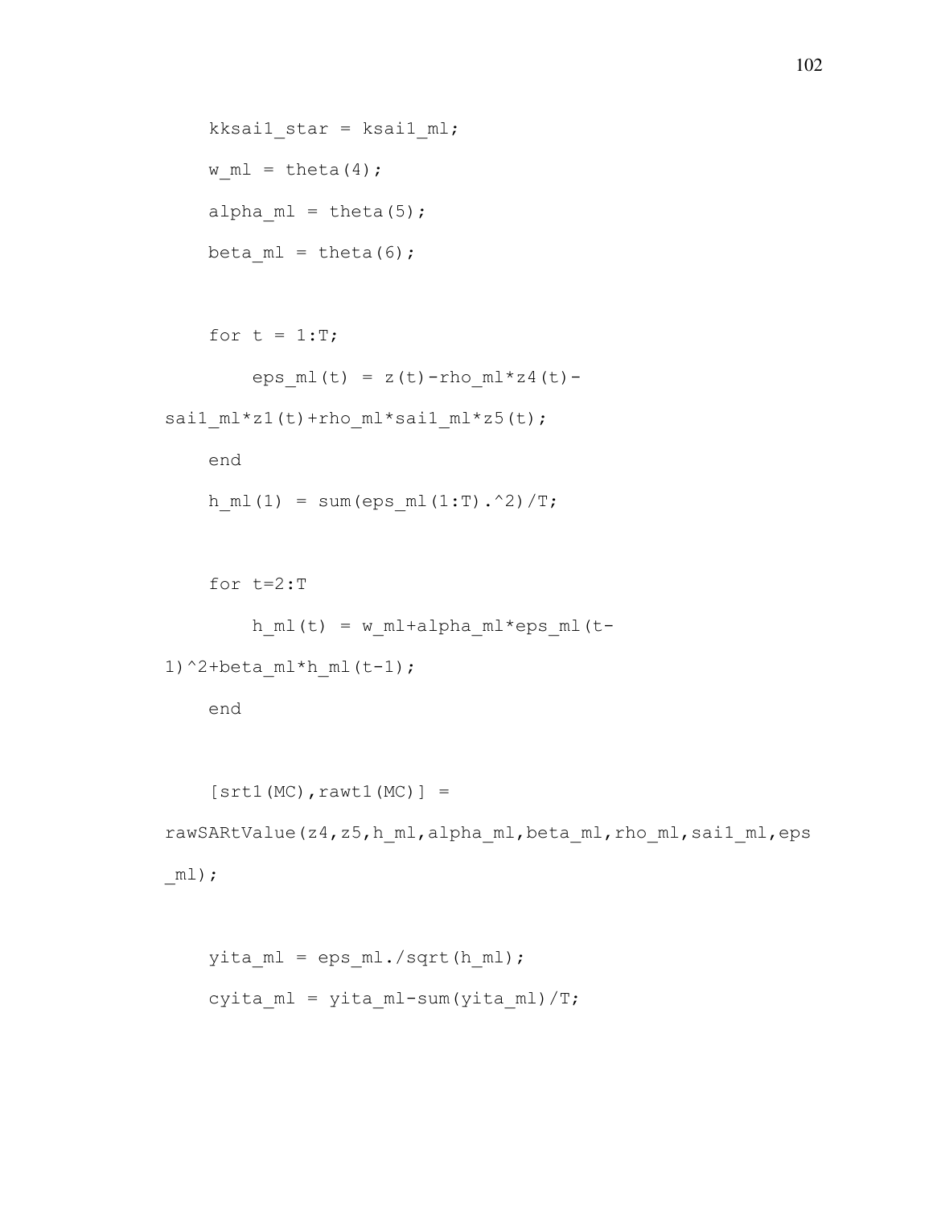```
    kksai1_star = ksai1_ml;
    w_ml = theta(4);
    alpha_ml = theta(5);
    beta_ml = theta(6);

    for t = 1:T;
        eps_ml(t) = z(t)-rho_ml*z4(t)-
sai1_ml*z1(t)+rho_ml*sai1_ml*z5(t);
    end
    h_ml(1) = sum(eps_ml(1:T).^2)/T;

    for t=2:T
        h_ml(t) = w_ml+alpha_ml*eps_ml(t-
1)^2+beta_ml*h_ml(t-1);
    end

    [srt1(MC),rawt1(MC)] =
rawSARtValue(z4,z5,h_ml,alpha_ml,beta_ml,rho_ml,sai1_ml,eps
_ml);

    yita_ml = eps_ml./sqrt(h_ml);
    cyita_ml = yita_ml-sum(yita_ml)/T;
```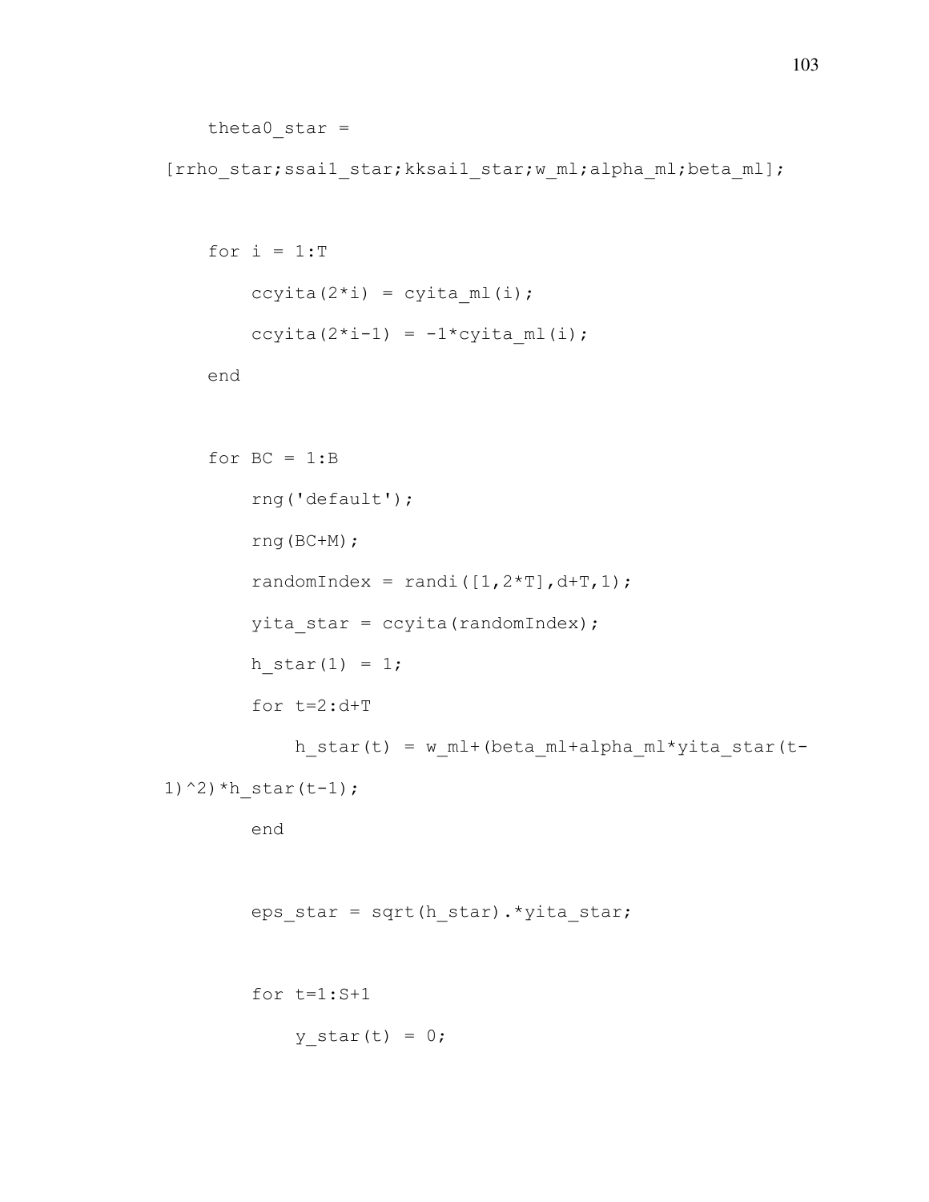```
    theta0_star =
[rrho_star;ssai1_star;kksai1_star;w_ml;alpha_ml;beta_ml];

    for i = 1:T
        ccyita(2*i) = cyita_ml(i);
        ccyita(2*i-1) = -1*cyita_ml(i);
    end

    for BC = 1:B
        rng('default');
        rng(BC+M);
        randomIndex = randi([1,2*T],d+T,1);
        yita_star = ccyita(randomIndex);
        h_star(1) = 1;
        for t=2:d+T
            h_star(t) = w_ml+(beta_ml+alpha_ml*yita_star(t-
1)^2)*h_star(t-1);
        end

        eps_star = sqrt(h_star).*yita_star;

        for t=1:S+1
            y_star(t) = 0;
```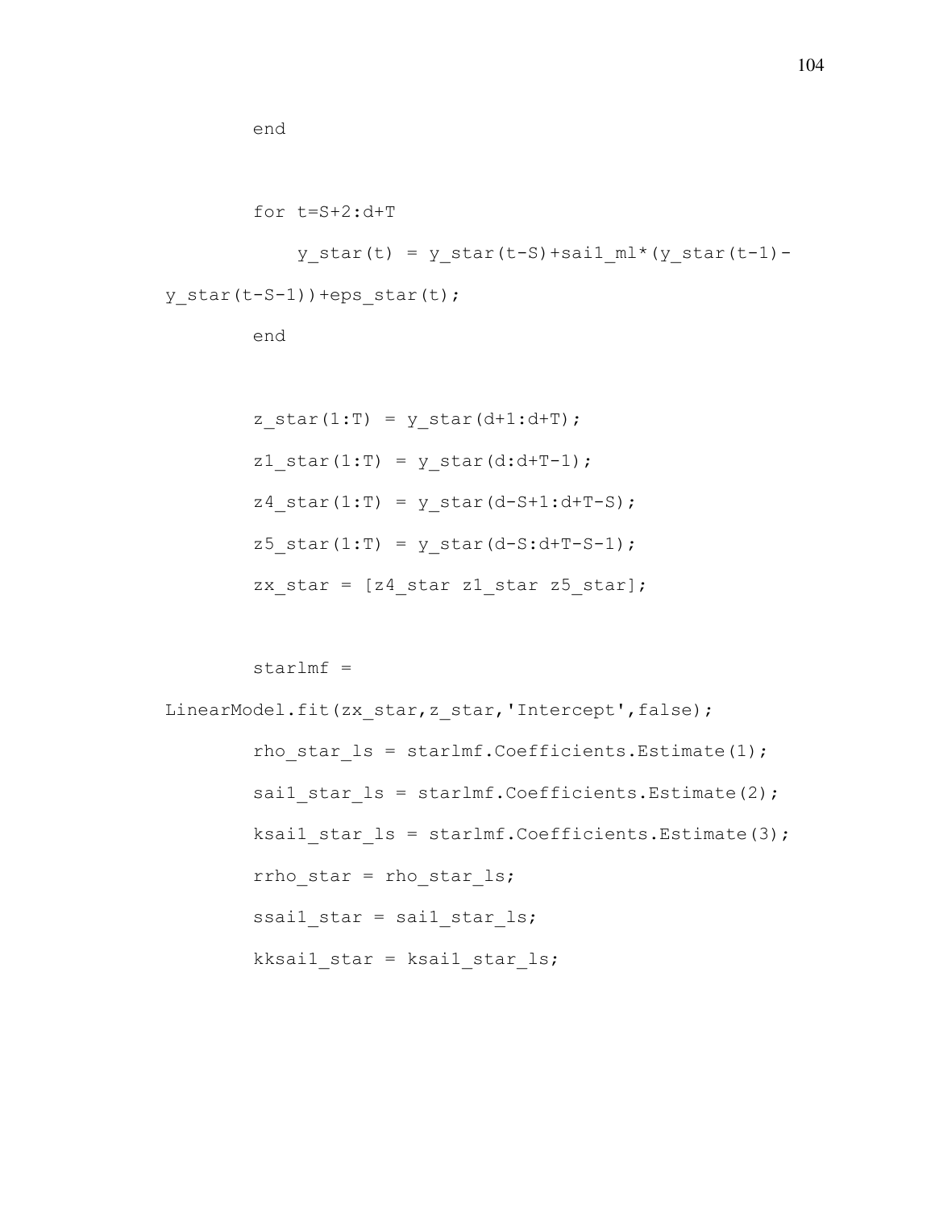```
        end

        for t=S+2:d+T
            y_star(t) = y_star(t-S)+sai1_ml*(y_star(t-1)-
y_star(t-S-1))+eps_star(t);
        end

        z_star(1:T) = y_star(d+1:d+T);
        z1_star(1:T) = y_star(d:d+T-1);
        z4_star(1:T) = y_star(d-S+1:d+T-S);
        z5_star(1:T) = y_star(d-S:d+T-S-1);
        zx_star = [z4_star z1_star z5_star];

        starlmf =
LinearModel.fit(zx_star,z_star,'Intercept',false);
        rho_star_ls = starlmf.Coefficients.Estimate(1);
        sai1_star_ls = starlmf.Coefficients.Estimate(2);
        ksai1_star_ls = starlmf.Coefficients.Estimate(3);
        rrho_star = rho_star_ls;
        ssai1_star = sai1_star_ls;
        kksai1_star = ksai1_star_ls;
```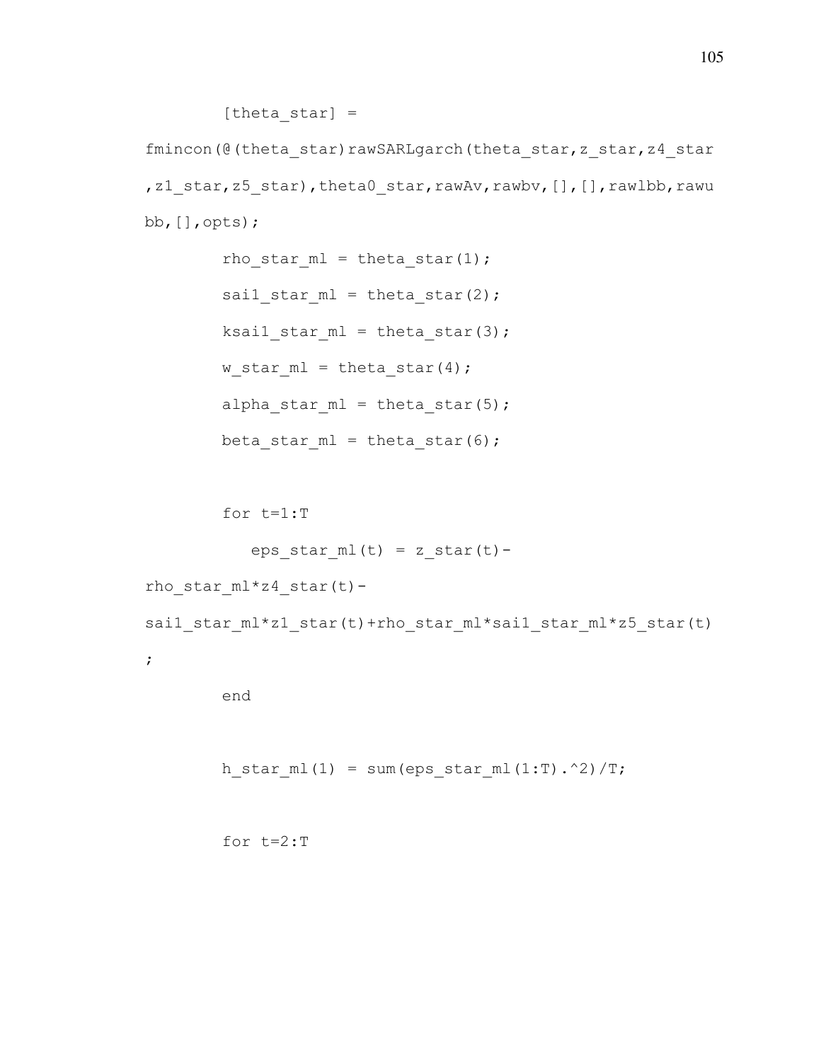```
        [theta_star] =
fmincon(@(theta_star)rawSARLgarch(theta_star,z_star,z4_star
,z1_star,z5_star),theta0_star,rawAv,rawbv,[],[],rawlbb,rawu
bb,[],opts);
        rho_star_ml = theta_star(1);
        sai1_star_ml = theta_star(2);
        ksai1_star_ml = theta_star(3);
        w_star_ml = theta_star(4);
        alpha_star_ml = theta_star(5);
        beta_star_ml = theta_star(6);

        for t=1:T
           eps_star_ml(t) = z_star(t)-
rho_star_ml*z4_star(t)-
sai1_star_ml*z1_star(t)+rho_star_ml*sai1_star_ml*z5_star(t)
;
        end

        h_star_ml(1) = sum(eps_star_ml(1:T).^2)/T;

        for t=2:T
```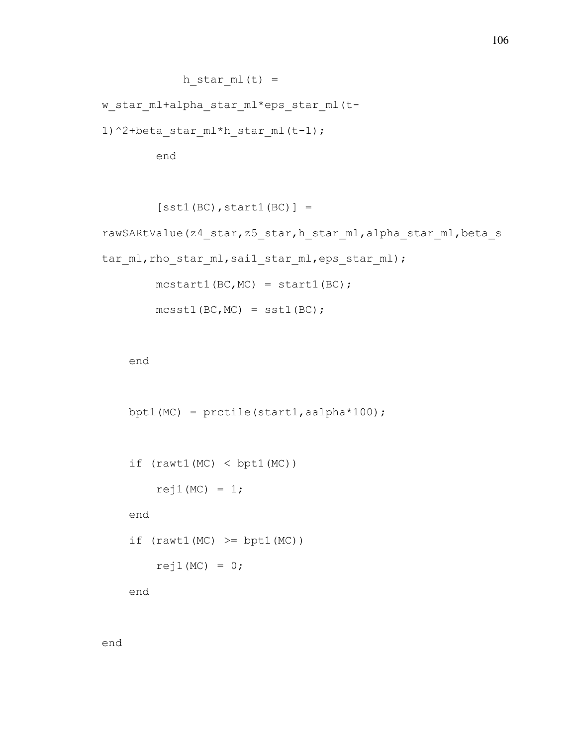```
            h_star_ml(t) = 
w_star_ml+alpha_star_ml*eps_star_ml(t-
1)^2+beta_star_ml*h_star_ml(t-1);
        end

        [sst1(BC),start1(BC)] = 
rawSARtValue(z4_star,z5_star,h_star_ml,alpha_star_ml,beta_s
tar_ml,rho_star_ml,sai1_star_ml,eps_star_ml);
        mcstart1(BC,MC) = start1(BC);
        mcsst1(BC,MC) = sst1(BC);

    end

    bpt1(MC) = prctile(start1,aalpha*100);

    if (rawt1(MC) < bpt1(MC))
        rej1(MC) = 1;
    end
    if (rawt1(MC) >= bpt1(MC))
        rej1(MC) = 0;
    end

end
```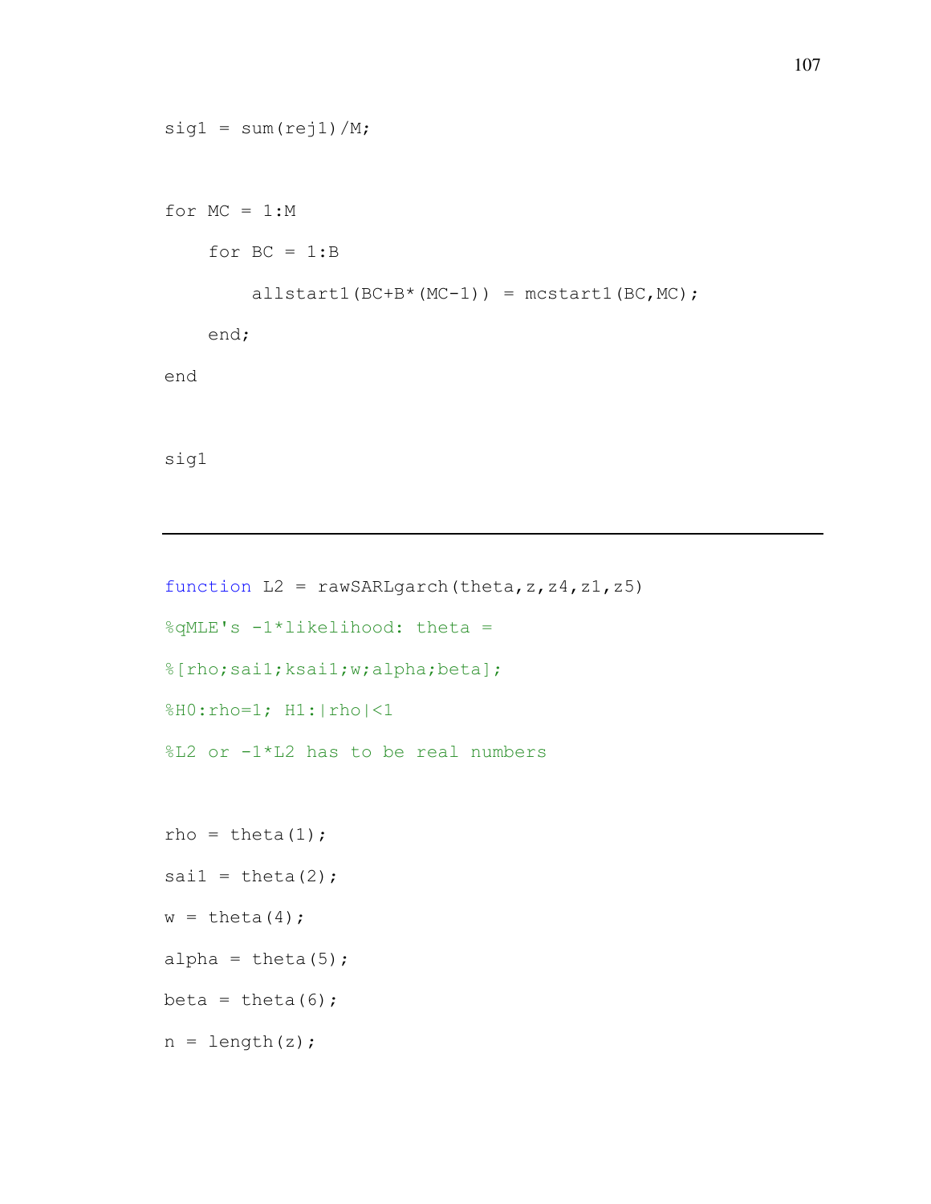```
sig1 = sum(rej1)/M;

for MC = 1:M
    for BC = 1:B
        allstart1(BC+B*(MC-1)) = mcstart1(BC,MC);
    end;
end

sig1
```

---

```
function L2 = rawSARLgarch(theta,z,z4,z1,z5)
%qMLE's -1*likelihood: theta =
%[rho;sai1;ksai1;w;alpha;beta];
%H0:rho=1; H1:|rho|<1
%L2 or -1*L2 has to be real numbers

rho = theta(1);
sai1 = theta(2);
w = theta(4);
alpha = theta(5);
beta = theta(6);
n = length(z);
```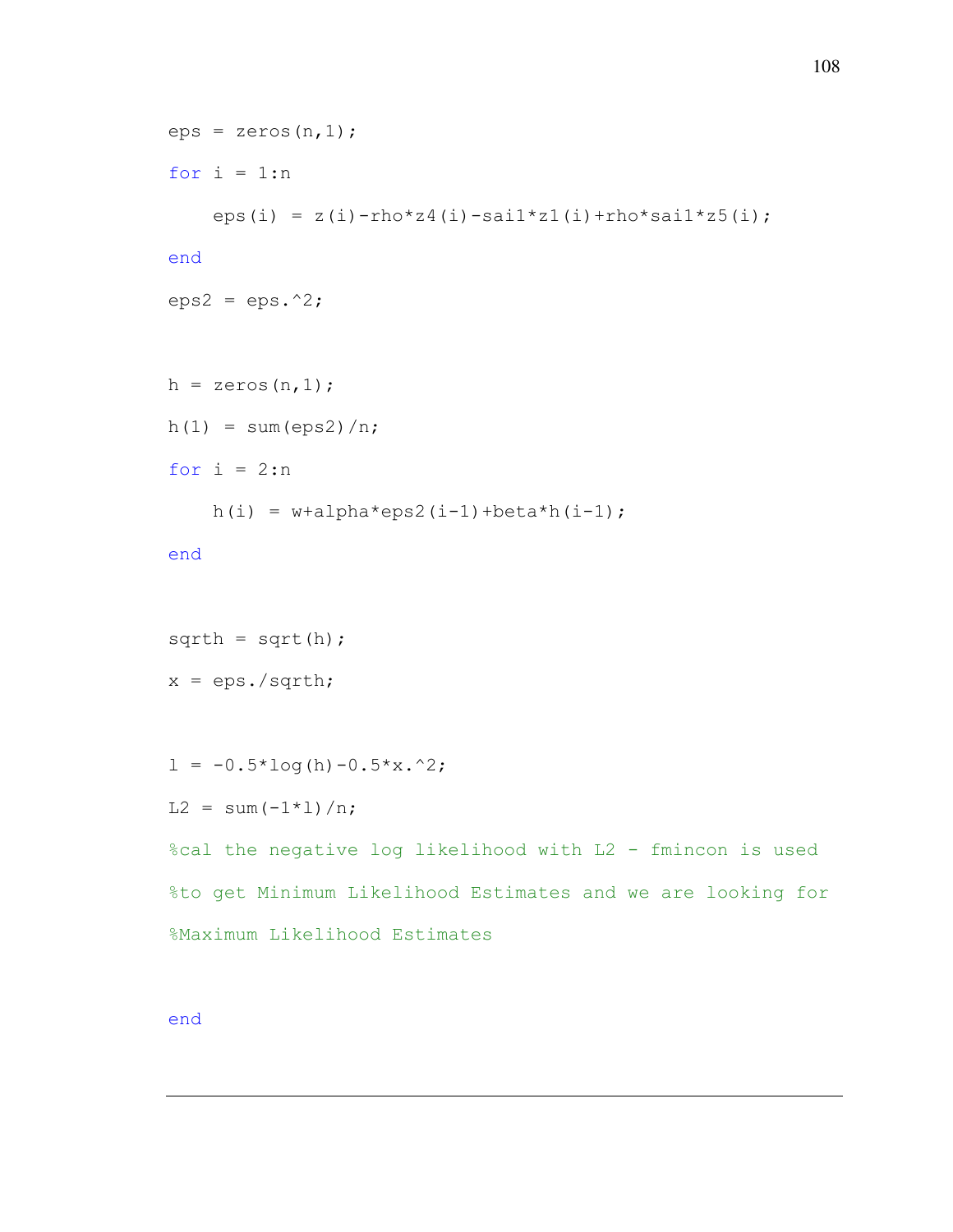```
eps = zeros(n,1);
for i = 1:n
    eps(i) = z(i)-rho*z4(i)-sai1*z1(i)+rho*sai1*z5(i);
end
eps2 = eps.^2;

h = zeros(n,1);
h(1) = sum(eps2)/n;
for i = 2:n
    h(i) = w+alpha*eps2(i-1)+beta*h(i-1);
end

sqrth = sqrt(h);
x = eps./sqrth;

l = -0.5*log(h)-0.5*x.^2;
L2 = sum(-1*l)/n;
%cal the negative log likelihood with L2 - fmincon is used
%to get Minimum Likelihood Estimates and we are looking for
%Maximum Likelihood Estimates

end
```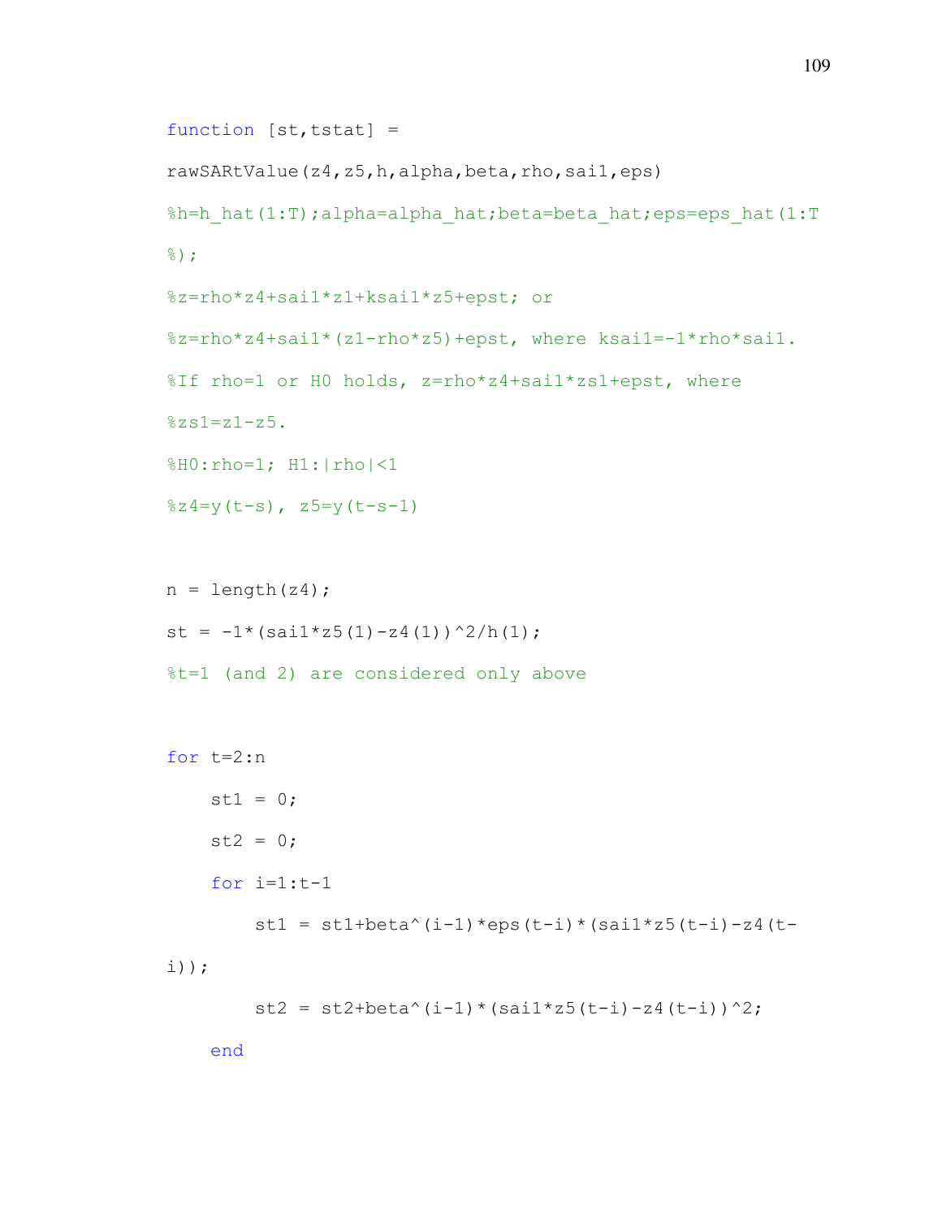```
function [st,tstat] =
rawSARtValue(z4,z5,h,alpha,beta,rho,sai1,eps)
%h=h_hat(1:T);alpha=alpha_hat;beta=beta_hat;eps=eps_hat(1:T
%);
%z=rho*z4+sai1*z1+ksai1*z5+epst; or
%z=rho*z4+sai1*(z1-rho*z5)+epst, where ksai1=-1*rho*sai1.
%If rho=1 or H0 holds, z=rho*z4+sai1*zs1+epst, where
%zs1=z1-z5.
%H0:rho=1; H1:|rho|<1
%z4=y(t-s), z5=y(t-s-1)

n = length(z4);
st = -1*(sai1*z5(1)-z4(1))^2/h(1);
%t=1 (and 2) are considered only above

for t=2:n
    st1 = 0;
    st2 = 0;
    for i=1:t-1
        st1 = st1+beta^(i-1)*eps(t-i)*(sai1*z5(t-i)-z4(t-
i));
        st2 = st2+beta^(i-1)*(sai1*z5(t-i)-z4(t-i))^2;
    end
```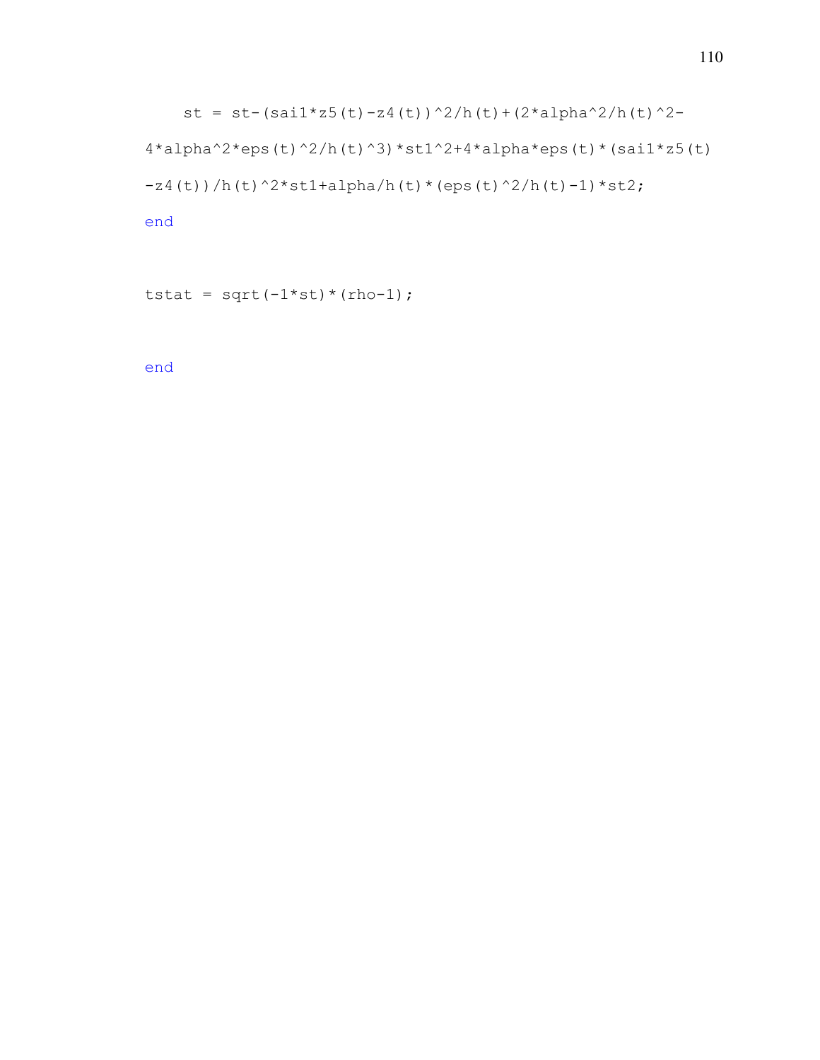```
    st = st-(sai1*z5(t)-z4(t))^2/h(t)+(2*alpha^2/h(t)^2-
4*alpha^2*eps(t)^2/h(t)^3)*st1^2+4*alpha*eps(t)*(sai1*z5(t)
-z4(t))/h(t)^2*st1+alpha/h(t)*(eps(t)^2/h(t)-1)*st2;
end

tstat = sqrt(-1*st)*(rho-1);

end
```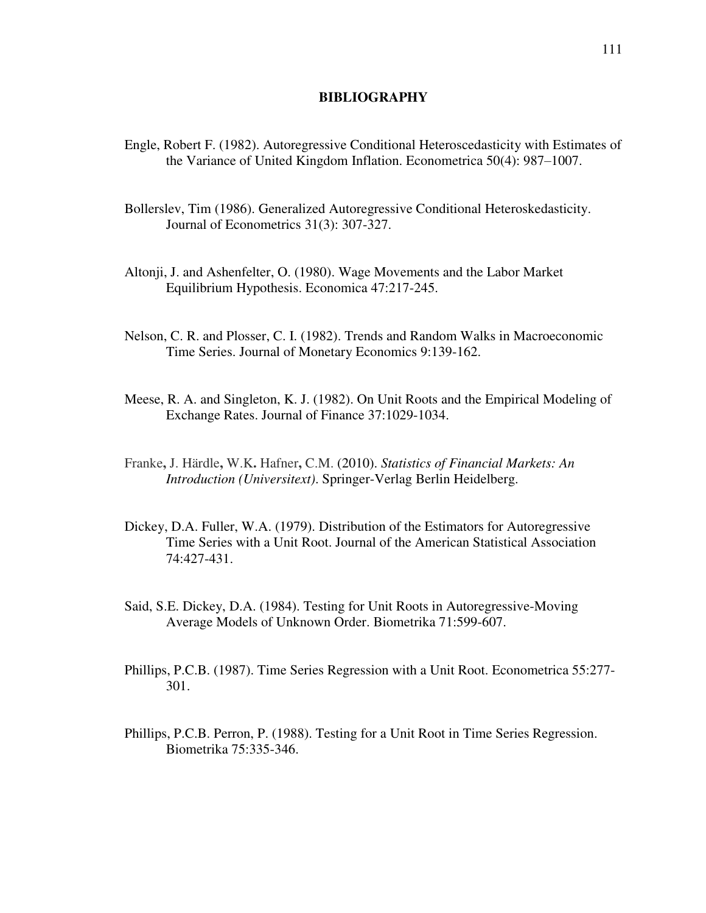# BIBLIOGRAPHY

Engle, Robert F. (1982). Autoregressive Conditional Heteroscedasticity with Estimates of the Variance of United Kingdom Inflation. Econometrica 50(4): 987–1007.

Bollerslev, Tim (1986). Generalized Autoregressive Conditional Heteroskedasticity. Journal of Econometrics 31(3): 307-327.

Altonji, J. and Ashenfelter, O. (1980). Wage Movements and the Labor Market Equilibrium Hypothesis. Economica 47:217-245.

Nelson, C. R. and Plosser, C. I. (1982). Trends and Random Walks in Macroeconomic Time Series. Journal of Monetary Economics 9:139-162.

Meese, R. A. and Singleton, K. J. (1982). On Unit Roots and the Empirical Modeling of Exchange Rates. Journal of Finance 37:1029-1034.

Franke**,** J. Härdle**,** W.K**.** Hafner**,** C.M. (2010). *Statistics of Financial Markets: An Introduction (Universitext)*. Springer-Verlag Berlin Heidelberg.

Dickey, D.A. Fuller, W.A. (1979). Distribution of the Estimators for Autoregressive Time Series with a Unit Root. Journal of the American Statistical Association 74:427-431.

Said, S.E. Dickey, D.A. (1984). Testing for Unit Roots in Autoregressive-Moving Average Models of Unknown Order. Biometrika 71:599-607.

Phillips, P.C.B. (1987). Time Series Regression with a Unit Root. Econometrica 55:277-301.

Phillips, P.C.B. Perron, P. (1988). Testing for a Unit Root in Time Series Regression. Biometrika 75:335-346.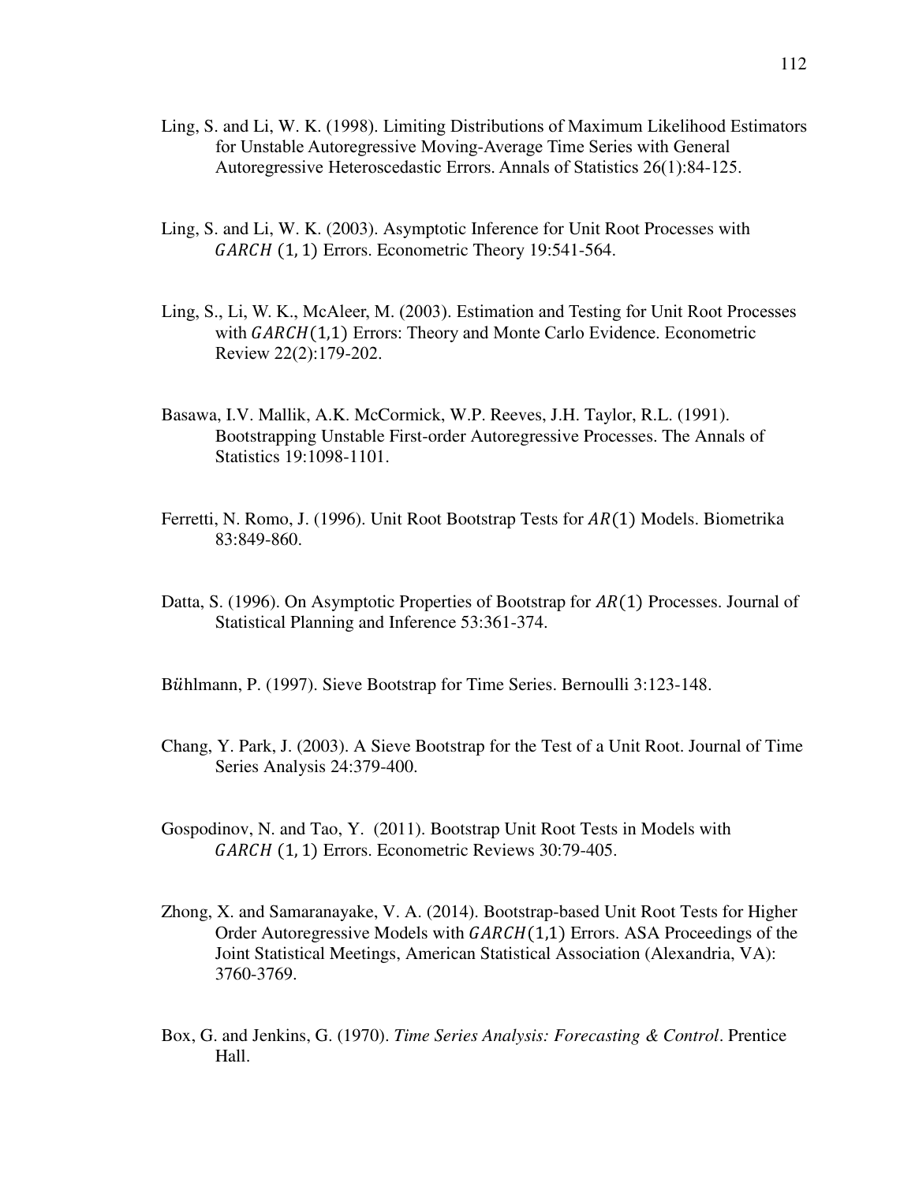Ling, S. and Li, W. K. (1998). Limiting Distributions of Maximum Likelihood Estimators for Unstable Autoregressive Moving-Average Time Series with General Autoregressive Heteroscedastic Errors. Annals of Statistics 26(1):84-125.

Ling, S. and Li, W. K. (2003). Asymptotic Inference for Unit Root Processes with $GARCH\ (1,1)$ Errors. Econometric Theory 19:541-564.

Ling, S., Li, W. K., McAleer, M. (2003). Estimation and Testing for Unit Root Processes with $GARCH(1,1)$ Errors: Theory and Monte Carlo Evidence. Econometric Review 22(2):179-202.

Basawa, I.V. Mallik, A.K. McCormick, W.P. Reeves, J.H. Taylor, R.L. (1991). Bootstrapping Unstable First-order Autoregressive Processes. The Annals of Statistics 19:1098-1101.

Ferretti, N. Romo, J. (1996). Unit Root Bootstrap Tests for $AR(1)$ Models. Biometrika 83:849-860.

Datta, S. (1996). On Asymptotic Properties of Bootstrap for $AR(1)$ Processes. Journal of Statistical Planning and Inference 53:361-374.

Bühlmann, P. (1997). Sieve Bootstrap for Time Series. Bernoulli 3:123-148.

Chang, Y. Park, J. (2003). A Sieve Bootstrap for the Test of a Unit Root. Journal of Time Series Analysis 24:379-400.

Gospodinov, N. and Tao, Y. (2011). Bootstrap Unit Root Tests in Models with $GARCH\ (1,1)$ Errors. Econometric Reviews 30:79-405.

Zhong, X. and Samaranayake, V. A. (2014). Bootstrap-based Unit Root Tests for Higher Order Autoregressive Models with $GARCH(1,1)$ Errors. ASA Proceedings of the Joint Statistical Meetings, American Statistical Association (Alexandria, VA): 3760-3769.

Box, G. and Jenkins, G. (1970). *Time Series Analysis: Forecasting & Control*. Prentice Hall.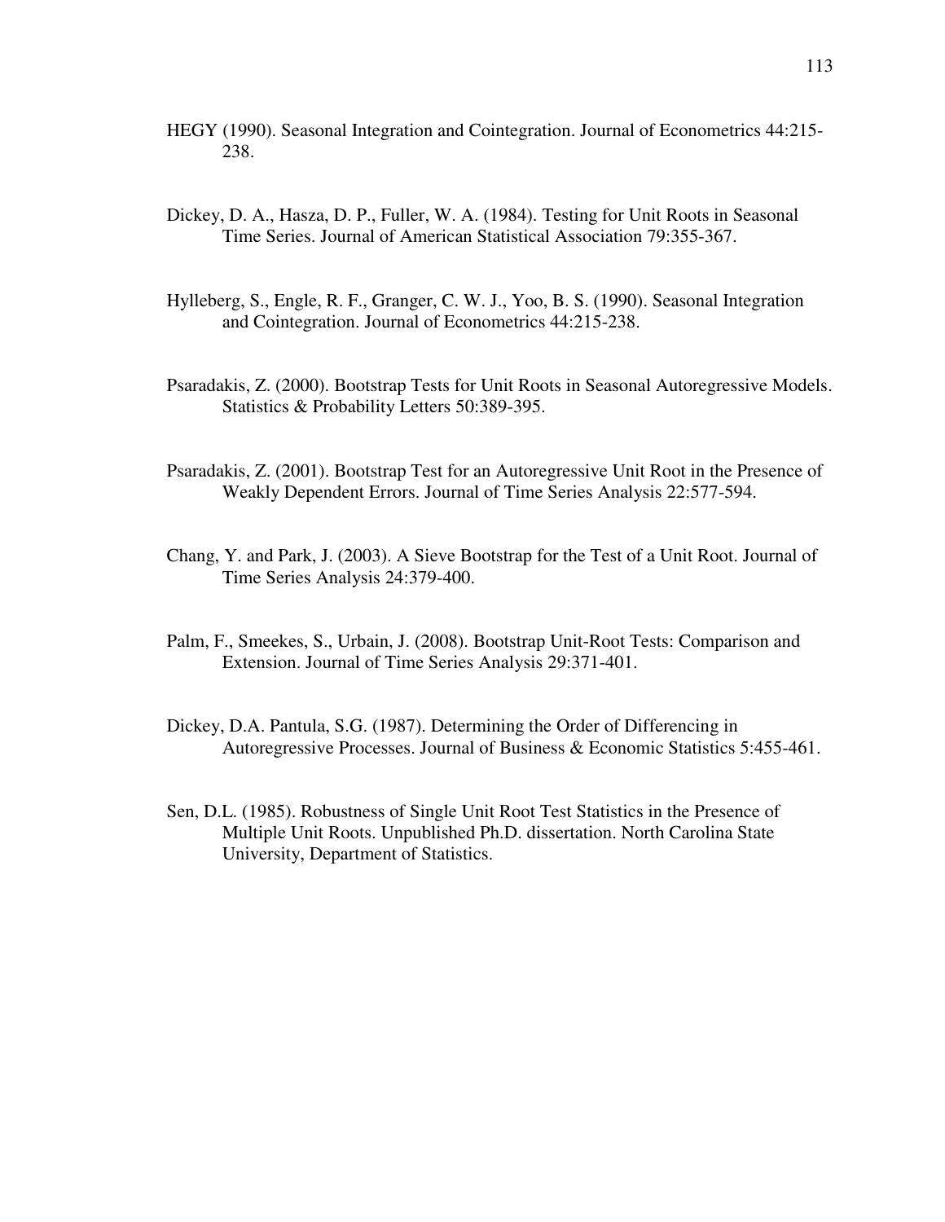HEGY (1990). Seasonal Integration and Cointegration. Journal of Econometrics 44:215-238.

Dickey, D. A., Hasza, D. P., Fuller, W. A. (1984). Testing for Unit Roots in Seasonal Time Series. Journal of American Statistical Association 79:355-367.

Hylleberg, S., Engle, R. F., Granger, C. W. J., Yoo, B. S. (1990). Seasonal Integration and Cointegration. Journal of Econometrics 44:215-238.

Psaradakis, Z. (2000). Bootstrap Tests for Unit Roots in Seasonal Autoregressive Models. Statistics & Probability Letters 50:389-395.

Psaradakis, Z. (2001). Bootstrap Test for an Autoregressive Unit Root in the Presence of Weakly Dependent Errors. Journal of Time Series Analysis 22:577-594.

Chang, Y. and Park, J. (2003). A Sieve Bootstrap for the Test of a Unit Root. Journal of Time Series Analysis 24:379-400.

Palm, F., Smeekes, S., Urbain, J. (2008). Bootstrap Unit-Root Tests: Comparison and Extension. Journal of Time Series Analysis 29:371-401.

Dickey, D.A. Pantula, S.G. (1987). Determining the Order of Differencing in Autoregressive Processes. Journal of Business & Economic Statistics 5:455-461.

Sen, D.L. (1985). Robustness of Single Unit Root Test Statistics in the Presence of Multiple Unit Roots. Unpublished Ph.D. dissertation. North Carolina State University, Department of Statistics.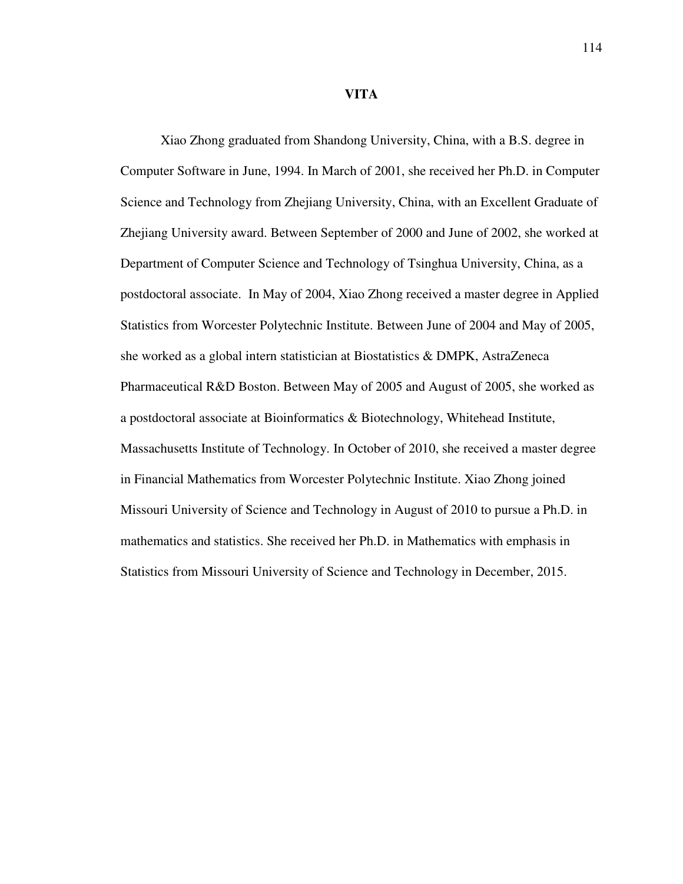# VITA

Xiao Zhong graduated from Shandong University, China, with a B.S. degree in Computer Software in June, 1994. In March of 2001, she received her Ph.D. in Computer Science and Technology from Zhejiang University, China, with an Excellent Graduate of Zhejiang University award. Between September of 2000 and June of 2002, she worked at Department of Computer Science and Technology of Tsinghua University, China, as a postdoctoral associate. In May of 2004, Xiao Zhong received a master degree in Applied Statistics from Worcester Polytechnic Institute. Between June of 2004 and May of 2005, she worked as a global intern statistician at Biostatistics & DMPK, AstraZeneca Pharmaceutical R&D Boston. Between May of 2005 and August of 2005, she worked as a postdoctoral associate at Bioinformatics & Biotechnology, Whitehead Institute, Massachusetts Institute of Technology. In October of 2010, she received a master degree in Financial Mathematics from Worcester Polytechnic Institute. Xiao Zhong joined Missouri University of Science and Technology in August of 2010 to pursue a Ph.D. in mathematics and statistics. She received her Ph.D. in Mathematics with emphasis in Statistics from Missouri University of Science and Technology in December, 2015.